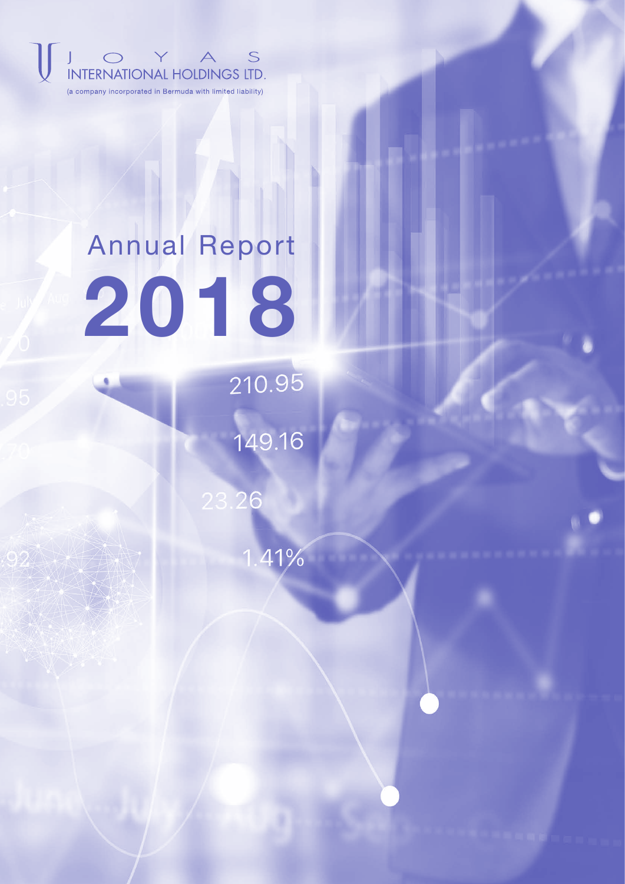JOYAS INTERNATIONAL HOLDINGS LTD.

(a company incorporated in Bermuda with limited liability)

# Annual Report 2018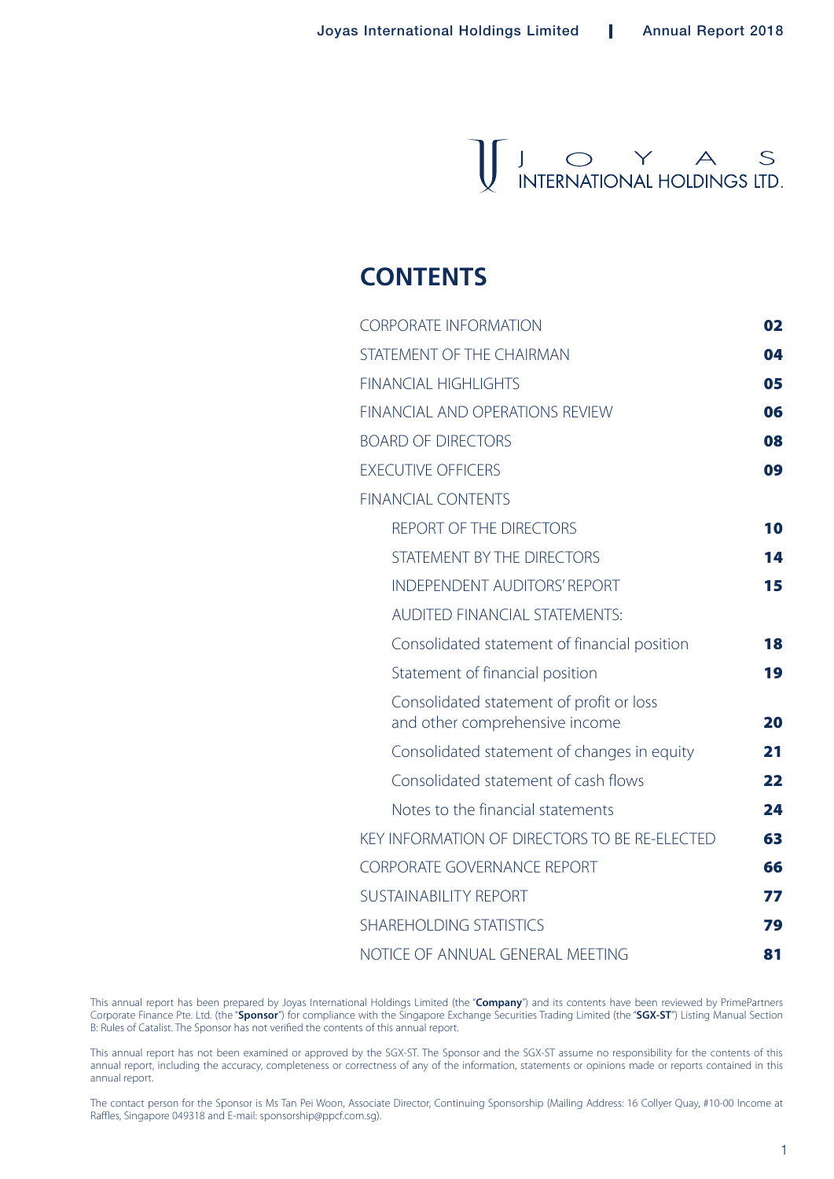JOYAS INTERNATIONAL HOLDINGS LTD.

# CONTENTS

| | |
|---|---|
| CORPORATE INFORMATION | 02 |
| STATEMENT OF THE CHAIRMAN | 04 |
| FINANCIAL HIGHLIGHTS | 05 |
| FINANCIAL AND OPERATIONS REVIEW | 06 |
| BOARD OF DIRECTORS | 08 |
| EXECUTIVE OFFICERS | 09 |
| FINANCIAL CONTENTS | |
| REPORT OF THE DIRECTORS | 10 |
| STATEMENT BY THE DIRECTORS | 14 |
| INDEPENDENT AUDITORS' REPORT | 15 |
| AUDITED FINANCIAL STATEMENTS: | |
| Consolidated statement of financial position | 18 |
| Statement of financial position | 19 |
| Consolidated statement of profit or loss and other comprehensive income | 20 |
| Consolidated statement of changes in equity | 21 |
| Consolidated statement of cash flows | 22 |
| Notes to the financial statements | 24 |
| KEY INFORMATION OF DIRECTORS TO BE RE-ELECTED | 63 |
| CORPORATE GOVERNANCE REPORT | 66 |
| SUSTAINABILITY REPORT | 77 |
| SHAREHOLDING STATISTICS | 79 |
| NOTICE OF ANNUAL GENERAL MEETING | 81 |

This annual report has been prepared by Joyas International Holdings Limited (the "**Company**") and its contents have been reviewed by PrimePartners Corporate Finance Pte. Ltd. (the "**Sponsor**") for compliance with the Singapore Exchange Securities Trading Limited (the "**SGX-ST**") Listing Manual Section B: Rules of Catalist. The Sponsor has not verified the contents of this annual report.

This annual report has not been examined or approved by the SGX-ST. The Sponsor and the SGX-ST assume no responsibility for the contents of this annual report, including the accuracy, completeness or correctness of any of the information, statements or opinions made or reports contained in this annual report.

The contact person for the Sponsor is Ms Tan Pei Woon, Associate Director, Continuing Sponsorship (Mailing Address: 16 Collyer Quay, #10-00 Income at Raffles, Singapore 049318 and E-mail: sponsorship@ppcf.com.sg).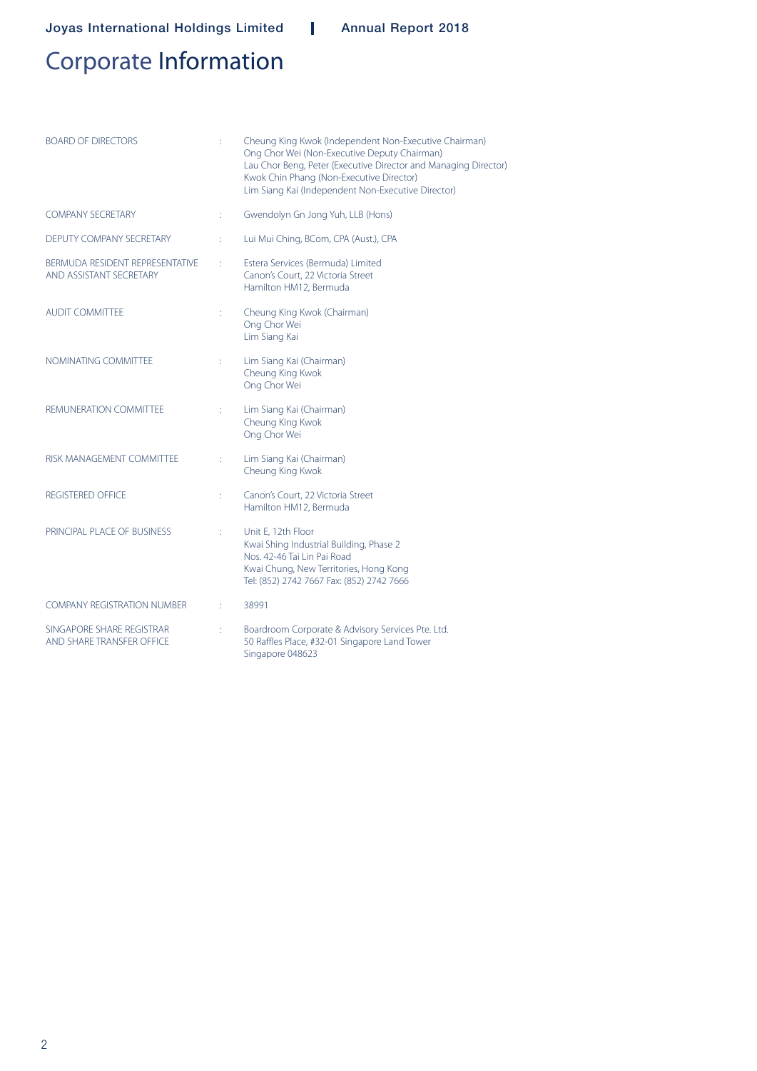# Corporate Information

| | | |
|---|---|---|
| BOARD OF DIRECTORS | : | Cheung King Kwok (Independent Non-Executive Chairman)<br>Ong Chor Wei (Non-Executive Deputy Chairman)<br>Lau Chor Beng, Peter (Executive Director and Managing Director)<br>Kwok Chin Phang (Non-Executive Director)<br>Lim Siang Kai (Independent Non-Executive Director) |
| COMPANY SECRETARY | : | Gwendolyn Gn Jong Yuh, LLB (Hons) |
| DEPUTY COMPANY SECRETARY | : | Lui Mui Ching, BCom, CPA (Aust.), CPA |
| BERMUDA RESIDENT REPRESENTATIVE AND ASSISTANT SECRETARY | : | Estera Services (Bermuda) Limited<br>Canon's Court, 22 Victoria Street<br>Hamilton HM12, Bermuda |
| AUDIT COMMITTEE | : | Cheung King Kwok (Chairman)<br>Ong Chor Wei<br>Lim Siang Kai |
| NOMINATING COMMITTEE | : | Lim Siang Kai (Chairman)<br>Cheung King Kwok<br>Ong Chor Wei |
| REMUNERATION COMMITTEE | : | Lim Siang Kai (Chairman)<br>Cheung King Kwok<br>Ong Chor Wei |
| RISK MANAGEMENT COMMITTEE | : | Lim Siang Kai (Chairman)<br>Cheung King Kwok |
| REGISTERED OFFICE | : | Canon's Court, 22 Victoria Street<br>Hamilton HM12, Bermuda |
| PRINCIPAL PLACE OF BUSINESS | : | Unit E, 12th Floor<br>Kwai Shing Industrial Building, Phase 2<br>Nos. 42-46 Tai Lin Pai Road<br>Kwai Chung, New Territories, Hong Kong<br>Tel: (852) 2742 7667 Fax: (852) 2742 7666 |
| COMPANY REGISTRATION NUMBER | : | 38991 |
| SINGAPORE SHARE REGISTRAR AND SHARE TRANSFER OFFICE | : | Boardroom Corporate & Advisory Services Pte. Ltd.<br>50 Raffles Place, #32-01 Singapore Land Tower<br>Singapore 048623 |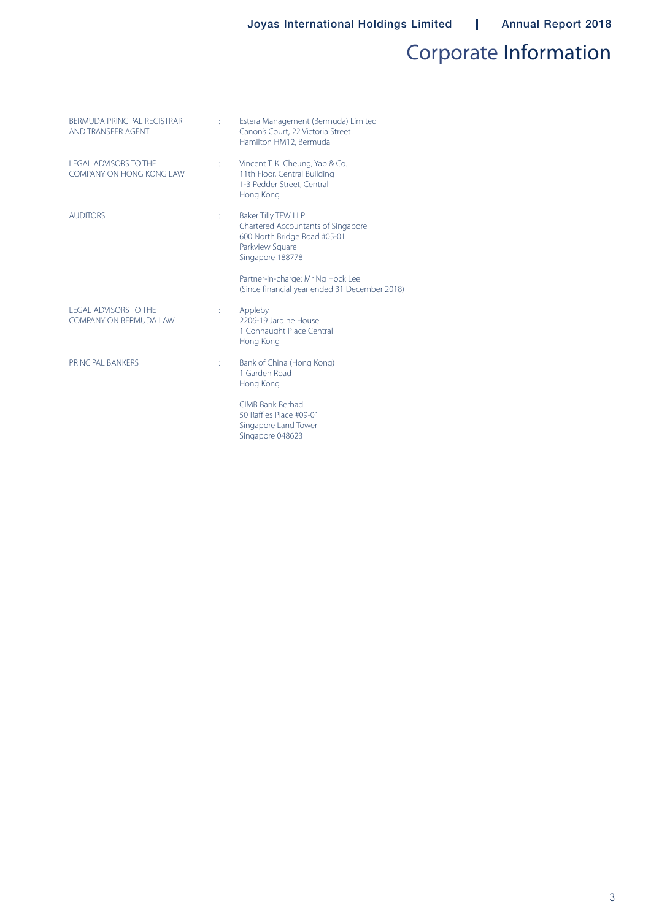# Corporate Information

| | | |
|---|---|---|
| BERMUDA PRINCIPAL REGISTRAR AND TRANSFER AGENT | : | Estera Management (Bermuda) Limited<br>Canon's Court, 22 Victoria Street<br>Hamilton HM12, Bermuda |
| LEGAL ADVISORS TO THE COMPANY ON HONG KONG LAW | : | Vincent T. K. Cheung, Yap & Co.<br>11th Floor, Central Building<br>1-3 Pedder Street, Central<br>Hong Kong |
| AUDITORS | : | Baker Tilly TFW LLP<br>Chartered Accountants of Singapore<br>600 North Bridge Road #05-01<br>Parkview Square<br>Singapore 188778<br><br>Partner-in-charge: Mr Ng Hock Lee<br>(Since financial year ended 31 December 2018) |
| LEGAL ADVISORS TO THE COMPANY ON BERMUDA LAW | : | Appleby<br>2206-19 Jardine House<br>1 Connaught Place Central<br>Hong Kong |
| PRINCIPAL BANKERS | : | Bank of China (Hong Kong)<br>1 Garden Road<br>Hong Kong<br><br>CIMB Bank Berhad<br>50 Raffles Place #09-01<br>Singapore Land Tower<br>Singapore 048623 |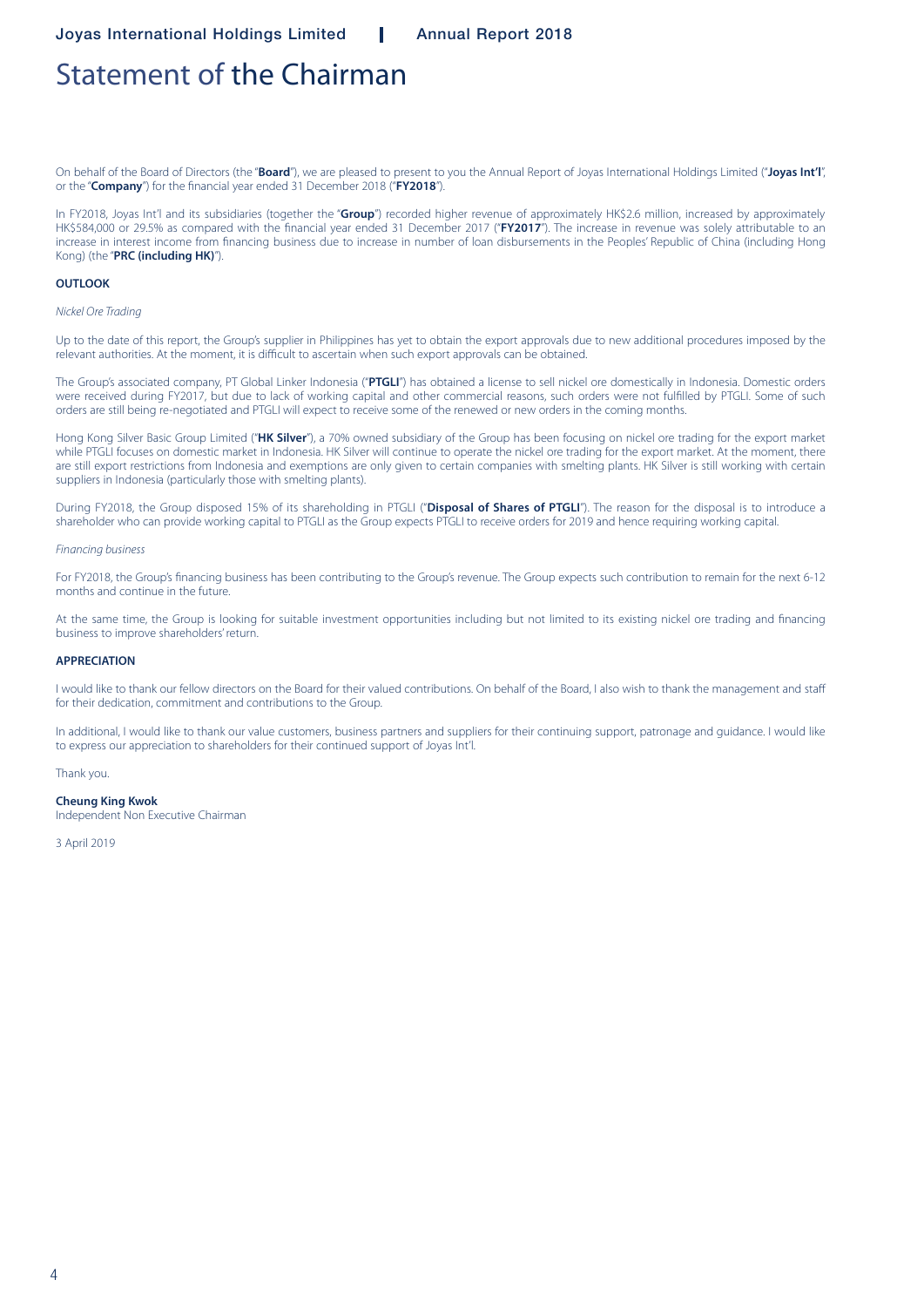# Statement of the Chairman

On behalf of the Board of Directors (the "**Board**"), we are pleased to present to you the Annual Report of Joyas International Holdings Limited ("**Joyas Int'l**", or the "**Company**") for the financial year ended 31 December 2018 ("**FY2018**").

In FY2018, Joyas Int'l and its subsidiaries (together the "**Group**") recorded higher revenue of approximately HK$2.6 million, increased by approximately HK$584,000 or 29.5% as compared with the financial year ended 31 December 2017 ("**FY2017**"). The increase in revenue was solely attributable to an increase in interest income from financing business due to increase in number of loan disbursements in the Peoples' Republic of China (including Hong Kong) (the "**PRC (including HK)**").

**OUTLOOK**

*Nickel Ore Trading*

Up to the date of this report, the Group's supplier in Philippines has yet to obtain the export approvals due to new additional procedures imposed by the relevant authorities. At the moment, it is difficult to ascertain when such export approvals can be obtained.

The Group's associated company, PT Global Linker Indonesia ("**PTGLI**") has obtained a license to sell nickel ore domestically in Indonesia. Domestic orders were received during FY2017, but due to lack of working capital and other commercial reasons, such orders were not fulfilled by PTGLI. Some of such orders are still being re-negotiated and PTGLI will expect to receive some of the renewed or new orders in the coming months.

Hong Kong Silver Basic Group Limited ("**HK Silver**"), a 70% owned subsidiary of the Group has been focusing on nickel ore trading for the export market while PTGLI focuses on domestic market in Indonesia. HK Silver will continue to operate the nickel ore trading for the export market. At the moment, there are still export restrictions from Indonesia and exemptions are only given to certain companies with smelting plants. HK Silver is still working with certain suppliers in Indonesia (particularly those with smelting plants).

During FY2018, the Group disposed 15% of its shareholding in PTGLI ("**Disposal of Shares of PTGLI**"). The reason for the disposal is to introduce a shareholder who can provide working capital to PTGLI as the Group expects PTGLI to receive orders for 2019 and hence requiring working capital.

*Financing business*

For FY2018, the Group's financing business has been contributing to the Group's revenue. The Group expects such contribution to remain for the next 6-12 months and continue in the future.

At the same time, the Group is looking for suitable investment opportunities including but not limited to its existing nickel ore trading and financing business to improve shareholders' return.

**APPRECIATION**

I would like to thank our fellow directors on the Board for their valued contributions. On behalf of the Board, I also wish to thank the management and staff for their dedication, commitment and contributions to the Group.

In additional, I would like to thank our value customers, business partners and suppliers for their continuing support, patronage and guidance. I would like to express our appreciation to shareholders for their continued support of Joyas Int'l.

Thank you.

**Cheung King Kwok**
Independent Non Executive Chairman

3 April 2019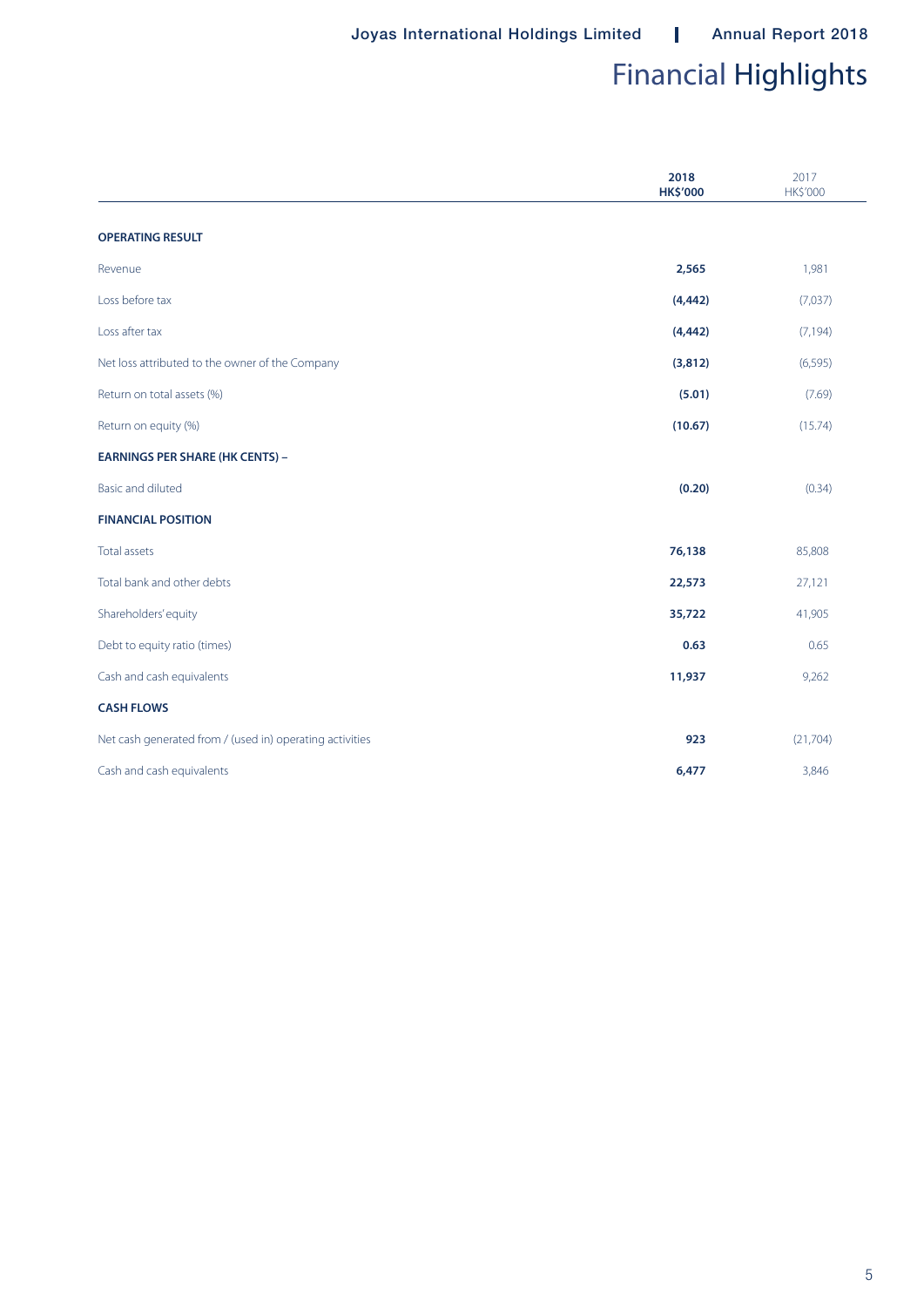# Financial Highlights

| | 2018 HK$'000 | 2017 HK$'000 |
|---|---|---|
| **OPERATING RESULT** | | |
| Revenue | **2,565** | 1,981 |
| Loss before tax | **(4,442)** | (7,037) |
| Loss after tax | **(4,442)** | (7,194) |
| Net loss attributed to the owner of the Company | **(3,812)** | (6,595) |
| Return on total assets (%) | **(5.01)** | (7.69) |
| Return on equity (%) | **(10.67)** | (15.74) |
| **EARNINGS PER SHARE (HK CENTS) –** | | |
| Basic and diluted | **(0.20)** | (0.34) |
| **FINANCIAL POSITION** | | |
| Total assets | **76,138** | 85,808 |
| Total bank and other debts | **22,573** | 27,121 |
| Shareholders' equity | **35,722** | 41,905 |
| Debt to equity ratio (times) | **0.63** | 0.65 |
| Cash and cash equivalents | **11,937** | 9,262 |
| **CASH FLOWS** | | |
| Net cash generated from / (used in) operating activities | **923** | (21,704) |
| Cash and cash equivalents | **6,477** | 3,846 |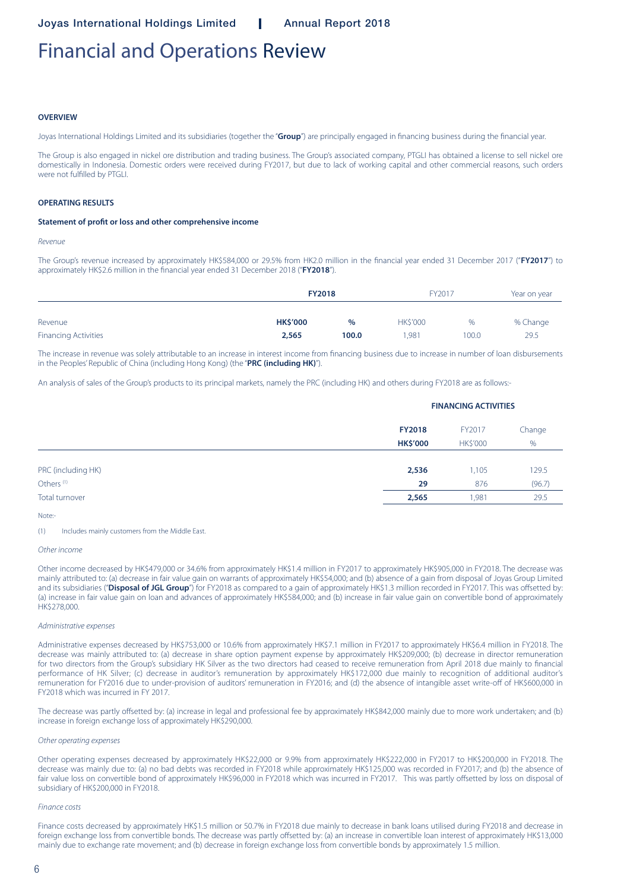# Financial and Operations Review

## OVERVIEW

Joyas International Holdings Limited and its subsidiaries (together the "**Group**") are principally engaged in financing business during the financial year.

The Group is also engaged in nickel ore distribution and trading business. The Group's associated company, PTGLI has obtained a license to sell nickel ore domestically in Indonesia. Domestic orders were received during FY2017, but due to lack of working capital and other commercial reasons, such orders were not fulfilled by PTGLI.

## OPERATING RESULTS

### Statement of profit or loss and other comprehensive income

*Revenue*

The Group's revenue increased by approximately HK$584,000 or 29.5% from HK2.0 million in the financial year ended 31 December 2017 ("**FY2017**") to approximately HK$2.6 million in the financial year ended 31 December 2018 ("**FY2018**").

| | **FY2018** | | FY2017 | | Year on year |
|---|---|---|---|---|---|
| Revenue | **HK$'000** | **%** | HK$'000 | % | % Change |
| Financing Activities | **2,565** | **100.0** | 1,981 | 100.0 | 29.5 |

The increase in revenue was solely attributable to an increase in interest income from financing business due to increase in number of loan disbursements in the Peoples' Republic of China (including Hong Kong) (the "**PRC (including HK)**").

An analysis of sales of the Group's products to its principal markets, namely the PRC (including HK) and others during FY2018 are as follows:-

| | **FINANCING ACTIVITIES** | | |
|---|---|---|---|
| | **FY2018** | FY2017 | Change |
| | **HK$'000** | HK$'000 | % |
| PRC (including HK) | **2,536** | 1,105 | 129.5 |
| Others [1] | **29** | 876 | (96.7) |
| Total turnover | **2,565** | 1,981 | 29.5 |

Note:-

(1) Includes mainly customers from the Middle East.

*Other income*

Other income decreased by HK$479,000 or 34.6% from approximately HK$1.4 million in FY2017 to approximately HK$905,000 in FY2018. The decrease was mainly attributed to: (a) decrease in fair value gain on warrants of approximately HK$54,000; and (b) absence of a gain from disposal of Joyas Group Limited and its subsidiaries ("**Disposal of JGL Group**") for FY2018 as compared to a gain of approximately HK$1.3 million recorded in FY2017. This was offsetted by: (a) increase in fair value gain on loan and advances of approximately HK$584,000; and (b) increase in fair value gain on convertible bond of approximately HK$278,000.

*Administrative expenses*

Administrative expenses decreased by HK$753,000 or 10.6% from approximately HK$7.1 million in FY2017 to approximately HK$6.4 million in FY2018. The decrease was mainly attributed to: (a) decrease in share option payment expense by approximately HK$209,000; (b) decrease in director remuneration for two directors from the Group's subsidiary HK Silver as the two directors had ceased to receive remuneration from April 2018 due mainly to financial performance of HK Silver; (c) decrease in auditor's remuneration by approximately HK$172,000 due mainly to recognition of additional auditor's remuneration for FY2016 due to under-provision of auditors' remuneration in FY2016; and (d) the absence of intangible asset write-off of HK$600,000 in FY2018 which was incurred in FY 2017.

The decrease was partly offsetted by: (a) increase in legal and professional fee by approximately HK$842,000 mainly due to more work undertaken; and (b) increase in foreign exchange loss of approximately HK$290,000.

*Other operating expenses*

Other operating expenses decreased by approximately HK$22,000 or 9.9% from approximately HK$222,000 in FY2017 to HK$200,000 in FY2018. The decrease was mainly due to: (a) no bad debts was recorded in FY2018 while approximately HK$125,000 was recorded in FY2017; and (b) the absence of fair value loss on convertible bond of approximately HK$96,000 in FY2018 which was incurred in FY2017. This was partly offsetted by loss on disposal of subsidiary of HK$200,000 in FY2018.

*Finance costs*

Finance costs decreased by approximately HK$1.5 million or 50.7% in FY2018 due mainly to decrease in bank loans utilised during FY2018 and decrease in foreign exchange loss from convertible bonds. The decrease was partly offsetted by: (a) an increase in convertible loan interest of approximately HK$13,000 mainly due to exchange rate movement; and (b) decrease in foreign exchange loss from convertible bonds by approximately 1.5 million.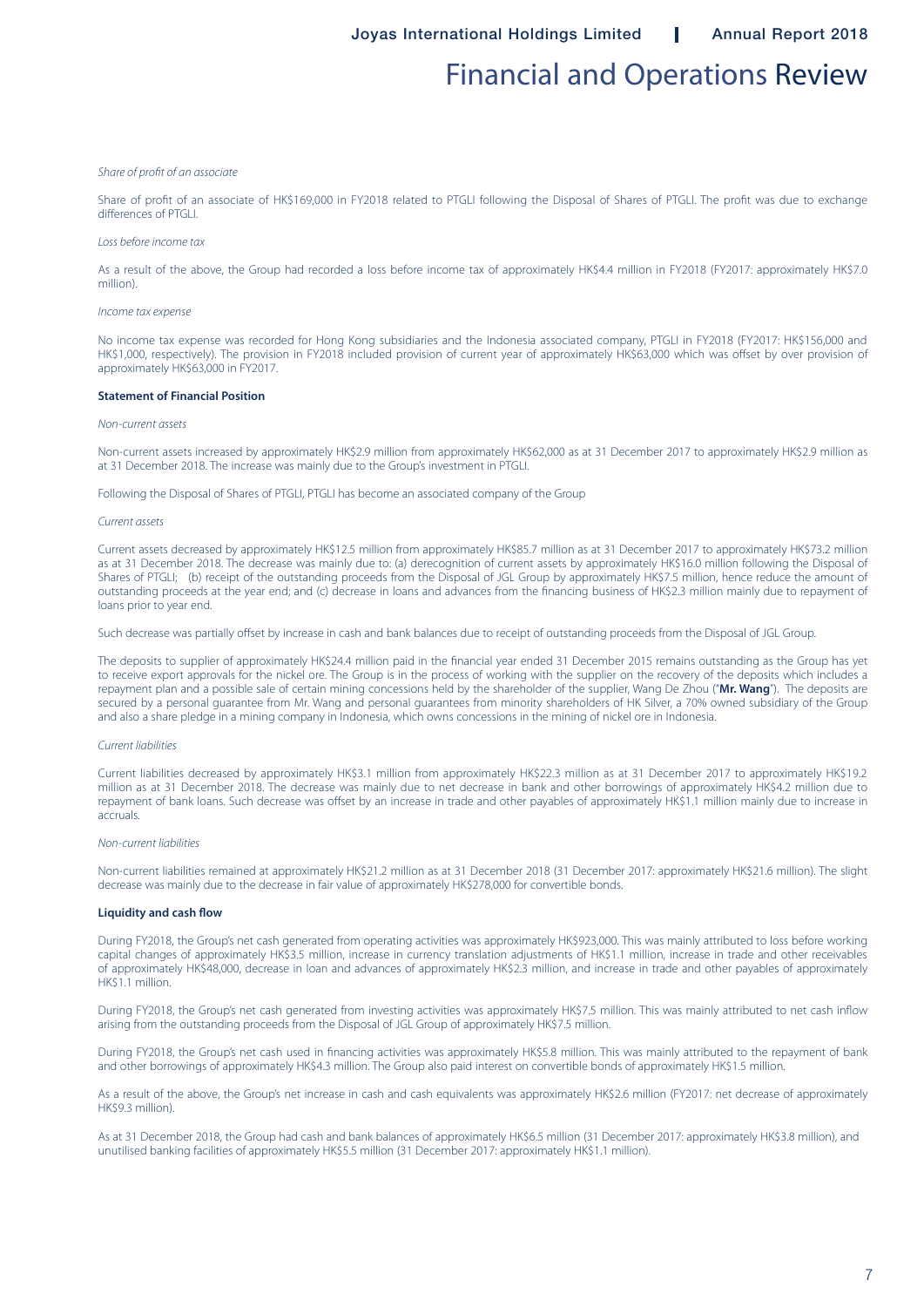# Financial and Operations Review

*Share of profit of an associate*

Share of profit of an associate of HK$169,000 in FY2018 related to PTGLI following the Disposal of Shares of PTGLI. The profit was due to exchange differences of PTGLI.

*Loss before income tax*

As a result of the above, the Group had recorded a loss before income tax of approximately HK$4.4 million in FY2018 (FY2017: approximately HK$7.0 million).

*Income tax expense*

No income tax expense was recorded for Hong Kong subsidiaries and the Indonesia associated company, PTGLI in FY2018 (FY2017: HK$156,000 and HK$1,000, respectively). The provision in FY2018 included provision of current year of approximately HK$63,000 which was offset by over provision of approximately HK$63,000 in FY2017.

**Statement of Financial Position**

*Non-current assets*

Non-current assets increased by approximately HK$2.9 million from approximately HK$62,000 as at 31 December 2017 to approximately HK$2.9 million as at 31 December 2018. The increase was mainly due to the Group's investment in PTGLI.

Following the Disposal of Shares of PTGLI, PTGLI has become an associated company of the Group

*Current assets*

Current assets decreased by approximately HK$12.5 million from approximately HK$85.7 million as at 31 December 2017 to approximately HK$73.2 million as at 31 December 2018. The decrease was mainly due to: (a) derecognition of current assets by approximately HK$16.0 million following the Disposal of Shares of PTGLI; (b) receipt of the outstanding proceeds from the Disposal of JGL Group by approximately HK$7.5 million, hence reduce the amount of outstanding proceeds at the year end; and (c) decrease in loans and advances from the financing business of HK$2.3 million mainly due to repayment of loans prior to year end.

Such decrease was partially offset by increase in cash and bank balances due to receipt of outstanding proceeds from the Disposal of JGL Group.

The deposits to supplier of approximately HK$24.4 million paid in the financial year ended 31 December 2015 remains outstanding as the Group has yet to receive export approvals for the nickel ore. The Group is in the process of working with the supplier on the recovery of the deposits which includes a repayment plan and a possible sale of certain mining concessions held by the shareholder of the supplier, Wang De Zhou ("**Mr. Wang**"). The deposits are secured by a personal guarantee from Mr. Wang and personal guarantees from minority shareholders of HK Silver, a 70% owned subsidiary of the Group and also a share pledge in a mining company in Indonesia, which owns concessions in the mining of nickel ore in Indonesia.

*Current liabilities*

Current liabilities decreased by approximately HK$3.1 million from approximately HK$22.3 million as at 31 December 2017 to approximately HK$19.2 million as at 31 December 2018. The decrease was mainly due to net decrease in bank and other borrowings of approximately HK$4.2 million due to repayment of bank loans. Such decrease was offset by an increase in trade and other payables of approximately HK$1.1 million mainly due to increase in accruals.

*Non-current liabilities*

Non-current liabilities remained at approximately HK$21.2 million as at 31 December 2018 (31 December 2017: approximately HK$21.6 million). The slight decrease was mainly due to the decrease in fair value of approximately HK$278,000 for convertible bonds.

**Liquidity and cash flow**

During FY2018, the Group's net cash generated from operating activities was approximately HK$923,000. This was mainly attributed to loss before working capital changes of approximately HK$3.5 million, increase in currency translation adjustments of HK$1.1 million, increase in trade and other receivables of approximately HK$48,000, decrease in loan and advances of approximately HK$2.3 million, and increase in trade and other payables of approximately HK$1.1 million.

During FY2018, the Group's net cash generated from investing activities was approximately HK$7.5 million. This was mainly attributed to net cash inflow arising from the outstanding proceeds from the Disposal of JGL Group of approximately HK$7.5 million.

During FY2018, the Group's net cash used in financing activities was approximately HK$5.8 million. This was mainly attributed to the repayment of bank and other borrowings of approximately HK$4.3 million. The Group also paid interest on convertible bonds of approximately HK$1.5 million.

As a result of the above, the Group's net increase in cash and cash equivalents was approximately HK$2.6 million (FY2017: net decrease of approximately HK$9.3 million).

As at 31 December 2018, the Group had cash and bank balances of approximately HK$6.5 million (31 December 2017: approximately HK$3.8 million), and unutilised banking facilities of approximately HK$5.5 million (31 December 2017: approximately HK$1.1 million).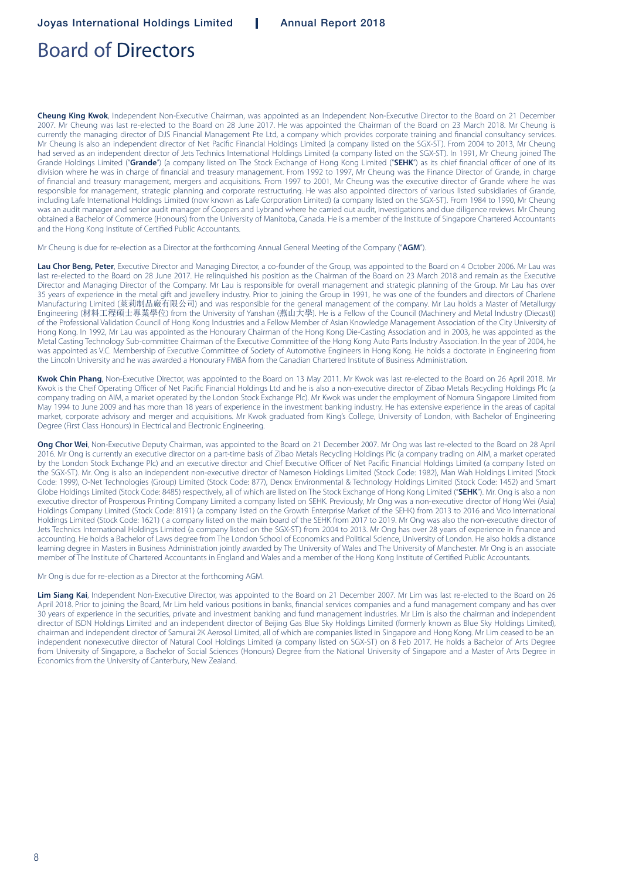# Board of Directors

**Cheung King Kwok**, Independent Non-Executive Chairman, was appointed as an Independent Non-Executive Director to the Board on 21 December 2007. Mr Cheung was last re-elected to the Board on 28 June 2017. He was appointed the Chairman of the Board on 23 March 2018. Mr Cheung is currently the managing director of DJS Financial Management Pte Ltd, a company which provides corporate training and financial consultancy services. Mr Cheung is also an independent director of Net Pacific Financial Holdings Limited (a company listed on the SGX-ST). From 2004 to 2013, Mr Cheung had served as an independent director of Jets Technics International Holdings Limited (a company listed on the SGX-ST). In 1991, Mr Cheung joined The Grande Holdings Limited ("**Grande**") (a company listed on The Stock Exchange of Hong Kong Limited ("**SEHK**") as its chief financial officer of one of its division where he was in charge of financial and treasury management. From 1992 to 1997, Mr Cheung was the Finance Director of Grande, in charge of financial and treasury management, mergers and acquisitions. From 1997 to 2001, Mr Cheung was the executive director of Grande where he was responsible for management, strategic planning and corporate restructuring. He was also appointed directors of various listed subsidiaries of Grande, including Lafe International Holdings Limited (now known as Lafe Corporation Limited) (a company listed on the SGX-ST). From 1984 to 1990, Mr Cheung was an audit manager and senior audit manager of Coopers and Lybrand where he carried out audit, investigations and due diligence reviews. Mr Cheung obtained a Bachelor of Commerce (Honours) from the University of Manitoba, Canada. He is a member of the Institute of Singapore Chartered Accountants and the Hong Kong Institute of Certified Public Accountants.

Mr Cheung is due for re-election as a Director at the forthcoming Annual General Meeting of the Company ("**AGM**").

**Lau Chor Beng, Peter**, Executive Director and Managing Director, a co-founder of the Group, was appointed to the Board on 4 October 2006. Mr Lau was last re-elected to the Board on 28 June 2017. He relinquished his position as the Chairman of the Board on 23 March 2018 and remain as the Executive Director and Managing Director of the Company. Mr Lau is responsible for overall management and strategic planning of the Group. Mr Lau has over 35 years of experience in the metal gift and jewellery industry. Prior to joining the Group in 1991, he was one of the founders and directors of Charlene Manufacturing Limited (茱莉制品廠有限公司) and was responsible for the general management of the company. Mr Lau holds a Master of Metallurgy Engineering (材料工程碩士專業學位) from the University of Yanshan (燕山大學). He is a Fellow of the Council (Machinery and Metal Industry (Diecast)) of the Professional Validation Council of Hong Kong Industries and a Fellow Member of Asian Knowledge Management Association of the City University of Hong Kong. In 1992, Mr Lau was appointed as the Honourary Chairman of the Hong Kong Die-Casting Association and in 2003, he was appointed as the Metal Casting Technology Sub-committee Chairman of the Executive Committee of the Hong Kong Auto Parts Industry Association. In the year of 2004, he was appointed as V.C. Membership of Executive Committee of Society of Automotive Engineers in Hong Kong. He holds a doctorate in Engineering from the Lincoln University and he was awarded a Honourary FMBA from the Canadian Chartered Institute of Business Administration.

**Kwok Chin Phang**, Non-Executive Director, was appointed to the Board on 13 May 2011. Mr Kwok was last re-elected to the Board on 26 April 2018. Mr Kwok is the Cheif Operating Officer of Net Pacific Financial Holdings Ltd and he is also a non-executive director of Zibao Metals Recycling Holdings Plc (a company trading on AIM, a market operated by the London Stock Exchange Plc). Mr Kwok was under the employment of Nomura Singapore Limited from May 1994 to June 2009 and has more than 18 years of experience in the investment banking industry. He has extensive experience in the areas of capital market, corporate advisory and merger and acquisitions. Mr Kwok graduated from King's College, University of London, with Bachelor of Engineering Degree (First Class Honours) in Electrical and Electronic Engineering.

**Ong Chor Wei**, Non-Executive Deputy Chairman, was appointed to the Board on 21 December 2007. Mr Ong was last re-elected to the Board on 28 April 2016. Mr Ong is currently an executive director on a part-time basis of Zibao Metals Recycling Holdings Plc (a company trading on AIM, a market operated by the London Stock Exchange Plc) and an executive director and Chief Executive Officer of Net Pacific Financial Holdings Limited (a company listed on the SGX-ST). Mr. Ong is also an independent non-executive director of Nameson Holdings Limited (Stock Code: 1982), Man Wah Holdings Limited (Stock Code: 1999), O-Net Technologies (Group) Limited (Stock Code: 877), Denox Environmental & Technology Holdings Limited (Stock Code: 1452) and Smart Globe Holdings Limited (Stock Code: 8485) respectively, all of which are listed on The Stock Exchange of Hong Kong Limited ("**SEHK**"). Mr. Ong is also a non executive director of Prosperous Printing Company Limited a company listed on SEHK. Previously, Mr Ong was a non-executive director of Hong Wei (Asia) Holdings Company Limited (Stock Code: 8191) (a company listed on the Growth Enterprise Market of the SEHK) from 2013 to 2016 and Vico International Holdings Limited (Stock Code: 1621) ( a company listed on the main board of the SEHK from 2017 to 2019. Mr Ong was also the non-executive director of Jets Technics International Holdings Limited (a company listed on the SGX-ST) from 2004 to 2013. Mr Ong has over 28 years of experience in finance and accounting. He holds a Bachelor of Laws degree from The London School of Economics and Political Science, University of London. He also holds a distance learning degree in Masters in Business Administration jointly awarded by The University of Wales and The University of Manchester. Mr Ong is an associate member of The Institute of Chartered Accountants in England and Wales and a member of the Hong Kong Institute of Certified Public Accountants.

Mr Ong is due for re-election as a Director at the forthcoming AGM.

**Lim Siang Kai**, Independent Non-Executive Director, was appointed to the Board on 21 December 2007. Mr Lim was last re-elected to the Board on 26 April 2018. Prior to joining the Board, Mr Lim held various positions in banks, financial services companies and a fund management company and has over 30 years of experience in the securities, private and investment banking and fund management industries. Mr Lim is also the chairman and independent director of ISDN Holdings Limited and an independent director of Beijing Gas Blue Sky Holdings Limited (formerly known as Blue Sky Holdings Limited), chairman and independent director of Samurai 2K Aerosol Limited, all of which are companies listed in Singapore and Hong Kong. Mr Lim ceased to be an independent nonexecutive director of Natural Cool Holdings Limited (a company listed on SGX-ST) on 8 Feb 2017. He holds a Bachelor of Arts Degree from University of Singapore, a Bachelor of Social Sciences (Honours) Degree from the National University of Singapore and a Master of Arts Degree in Economics from the University of Canterbury, New Zealand.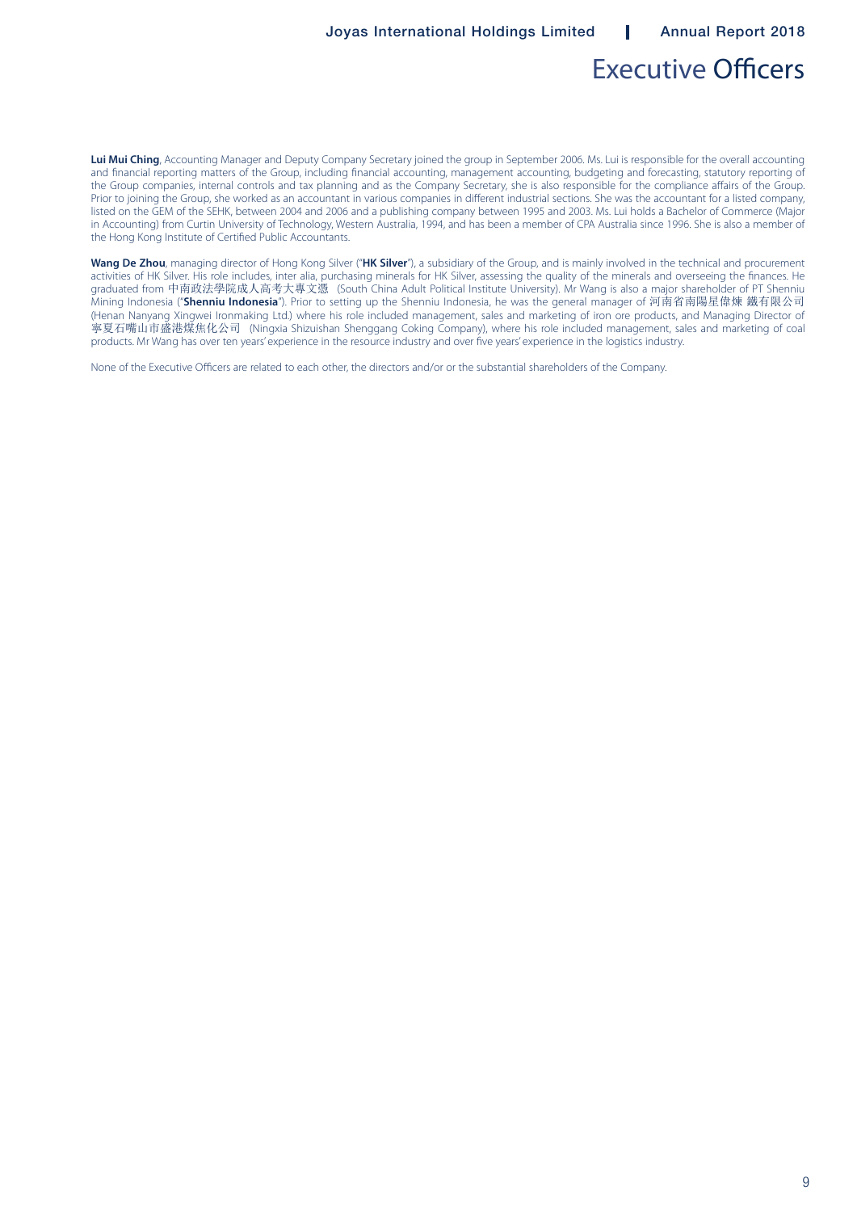# Executive Officers

**Lui Mui Ching**, Accounting Manager and Deputy Company Secretary joined the group in September 2006. Ms. Lui is responsible for the overall accounting and financial reporting matters of the Group, including financial accounting, management accounting, budgeting and forecasting, statutory reporting of the Group companies, internal controls and tax planning and as the Company Secretary, she is also responsible for the compliance affairs of the Group. Prior to joining the Group, she worked as an accountant in various companies in different industrial sections. She was the accountant for a listed company, listed on the GEM of the SEHK, between 2004 and 2006 and a publishing company between 1995 and 2003. Ms. Lui holds a Bachelor of Commerce (Major in Accounting) from Curtin University of Technology, Western Australia, 1994, and has been a member of CPA Australia since 1996. She is also a member of the Hong Kong Institute of Certified Public Accountants.

**Wang De Zhou**, managing director of Hong Kong Silver ("**HK Silver**"), a subsidiary of the Group, and is mainly involved in the technical and procurement activities of HK Silver. His role includes, inter alia, purchasing minerals for HK Silver, assessing the quality of the minerals and overseeing the finances. He graduated from 中南政法學院成人高考大專文憑 (South China Adult Political Institute University). Mr Wang is also a major shareholder of PT Shenniu Mining Indonesia ("**Shenniu Indonesia**"). Prior to setting up the Shenniu Indonesia, he was the general manager of 河南省南陽星偉煉 鐵有限公司 (Henan Nanyang Xingwei Ironmaking Ltd.) where his role included management, sales and marketing of iron ore products, and Managing Director of 寧夏石嘴山市盛港煤焦化公司 (Ningxia Shizuishan Shenggang Coking Company), where his role included management, sales and marketing of coal products. Mr Wang has over ten years' experience in the resource industry and over five years' experience in the logistics industry.

None of the Executive Officers are related to each other, the directors and/or or the substantial shareholders of the Company.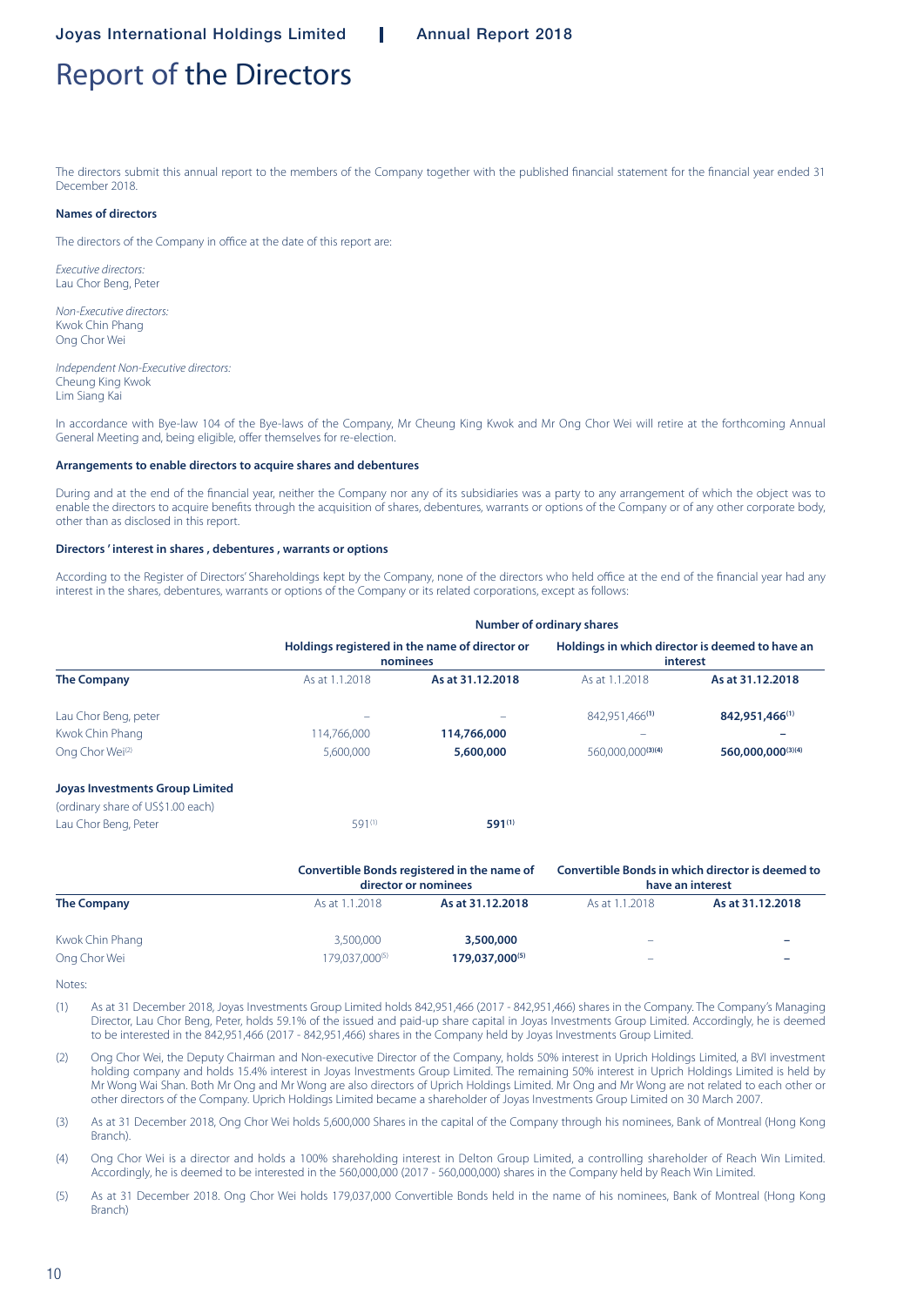# Report of the Directors

The directors submit this annual report to the members of the Company together with the published financial statement for the financial year ended 31 December 2018.

**Names of directors**

The directors of the Company in office at the date of this report are:

*Executive directors:*
Lau Chor Beng, Peter

*Non-Executive directors:*
Kwok Chin Phang
Ong Chor Wei

*Independent Non-Executive directors:*
Cheung King Kwok
Lim Siang Kai

In accordance with Bye-law 104 of the Bye-laws of the Company, Mr Cheung King Kwok and Mr Ong Chor Wei will retire at the forthcoming Annual General Meeting and, being eligible, offer themselves for re-election.

**Arrangements to enable directors to acquire shares and debentures**

During and at the end of the financial year, neither the Company nor any of its subsidiaries was a party to any arrangement of which the object was to enable the directors to acquire benefits through the acquisition of shares, debentures, warrants or options of the Company or of any other corporate body, other than as disclosed in this report.

**Directors ' interest in shares , debentures , warrants or options**

According to the Register of Directors' Shareholdings kept by the Company, none of the directors who held office at the end of the financial year had any interest in the shares, debentures, warrants or options of the Company or its related corporations, except as follows:

| | **Number of ordinary shares** | | | |
|---|---|---|---|---|
| | **Holdings registered in the name of director or nominees** | | **Holdings in which director is deemed to have an interest** | |
| **The Company** | As at 1.1.2018 | **As at 31.12.2018** | As at 1.1.2018 | **As at 31.12.2018** |
| Lau Chor Beng, peter | – | – | 842,951,466[1] | **842,951,466**[1] |
| Kwok Chin Phang | 114,766,000 | **114,766,000** | – | – |
| Ong Chor Wei[2] | 5,600,000 | **5,600,000** | 560,000,000[3][4] | **560,000,000**[3][4] |
| **Joyas Investments Group Limited** | | | | |
| (ordinary share of US$1.00 each) | | | | |
| Lau Chor Beng, Peter | 591[1] | **591**[1] | | |

| | **Convertible Bonds registered in the name of director or nominees** | | **Convertible Bonds in which director is deemed to have an interest** | |
|---|---|---|---|---|
| **The Company** | As at 1.1.2018 | **As at 31.12.2018** | As at 1.1.2018 | **As at 31.12.2018** |
| Kwok Chin Phang | 3,500,000 | **3,500,000** | – | – |
| Ong Chor Wei | 179,037,000[5] | **179,037,000**[5] | – | – |

Notes:

(1) As at 31 December 2018, Joyas Investments Group Limited holds 842,951,466 (2017 - 842,951,466) shares in the Company. The Company's Managing Director, Lau Chor Beng, Peter, holds 59.1% of the issued and paid-up share capital in Joyas Investments Group Limited. Accordingly, he is deemed to be interested in the 842,951,466 (2017 - 842,951,466) shares in the Company held by Joyas Investments Group Limited.

(2) Ong Chor Wei, the Deputy Chairman and Non-executive Director of the Company, holds 50% interest in Uprich Holdings Limited, a BVI investment holding company and holds 15.4% interest in Joyas Investments Group Limited. The remaining 50% interest in Uprich Holdings Limited is held by Mr Wong Wai Shan. Both Mr Ong and Mr Wong are also directors of Uprich Holdings Limited. Mr Ong and Mr Wong are not related to each other or other directors of the Company. Uprich Holdings Limited became a shareholder of Joyas Investments Group Limited on 30 March 2007.

(3) As at 31 December 2018, Ong Chor Wei holds 5,600,000 Shares in the capital of the Company through his nominees, Bank of Montreal (Hong Kong Branch).

(4) Ong Chor Wei is a director and holds a 100% shareholding interest in Delton Group Limited, a controlling shareholder of Reach Win Limited. Accordingly, he is deemed to be interested in the 560,000,000 (2017 - 560,000,000) shares in the Company held by Reach Win Limited.

(5) As at 31 December 2018. Ong Chor Wei holds 179,037,000 Convertible Bonds held in the name of his nominees, Bank of Montreal (Hong Kong Branch)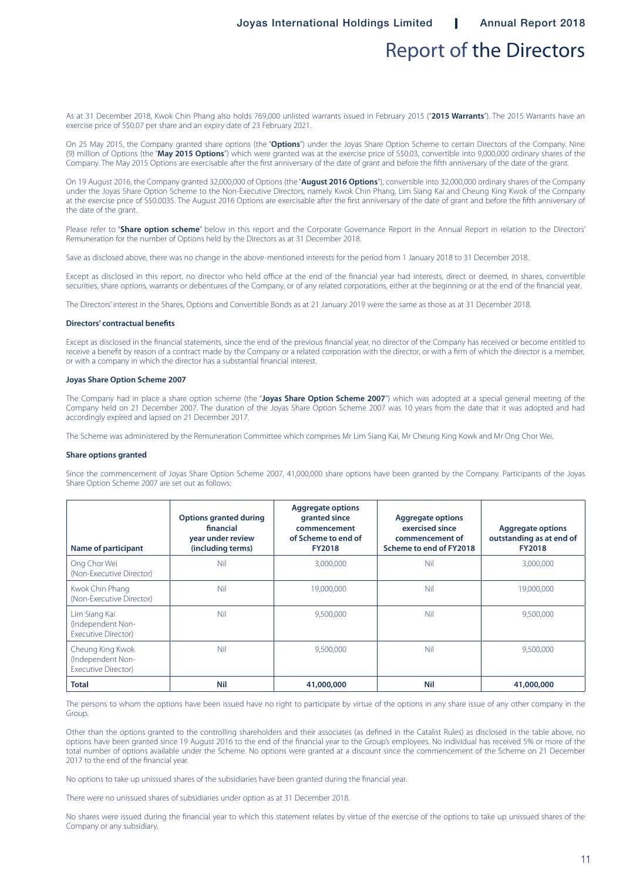As at 31 December 2018, Kwok Chin Phang also holds 769,000 unlisted warrants issued in February 2015 ("**2015 Warrants**"). The 2015 Warrants have an exercise price of S$0.07 per share and an expiry date of 23 February 2021.

On 25 May 2015, the Company granted share options (the "**Options**") under the Joyas Share Option Scheme to certain Directors of the Company. Nine (9) million of Options (the "**May 2015 Options**") which were granted was at the exercise price of S$0.03, convertible into 9,000,000 ordinary shares of the Company. The May 2015 Options are exercisable after the first anniversary of the date of grant and before the fifth anniversary of the date of the grant.

On 19 August 2016, the Company granted 32,000,000 of Options (the "**August 2016 Options**"), convertible into 32,000,000 ordinary shares of the Company under the Joyas Share Option Scheme to the Non-Executive Directors, namely Kwok Chin Phang, Lim Siang Kai and Cheung King Kwok of the Company at the exercise price of S$0.0035. The August 2016 Options are exercisable after the first anniversary of the date of grant and before the fifth anniversary of the date of the grant.

Please refer to "**Share option scheme**" below in this report and the Corporate Governance Report in the Annual Report in relation to the Directors' Remuneration for the number of Options held by the Directors as at 31 December 2018.

Save as disclosed above, there was no change in the above-mentioned interests for the period from 1 January 2018 to 31 December 2018.

Except as disclosed in this report, no director who held office at the end of the financial year had interests, direct or deemed, in shares, convertible securities, share options, warrants or debentures of the Company, or of any related corporations, either at the beginning or at the end of the financial year.

The Directors' interest in the Shares, Options and Convertible Bonds as at 21 January 2019 were the same as those as at 31 December 2018.

**Directors' contractual benefits**

Except as disclosed in the financial statements, since the end of the previous financial year, no director of the Company has received or become entitled to receive a benefit by reason of a contract made by the Company or a related corporation with the director, or with a firm of which the director is a member, or with a company in which the director has a substantial financial interest.

**Joyas Share Option Scheme 2007**

The Company had in place a share option scheme (the "**Joyas Share Option Scheme 2007**") which was adopted at a special general meeting of the Company held on 21 December 2007. The duration of the Joyas Share Option Scheme 2007 was 10 years from the date that it was adopted and had accordingly expired and lapsed on 21 December 2017.

The Scheme was administered by the Remuneration Committee which comprises Mr Lim Siang Kai, Mr Cheung King Kowk and Mr Ong Chor Wei.

**Share options granted**

Since the commencement of Joyas Share Option Scheme 2007, 41,000,000 share options have been granted by the Company. Participants of the Joyas Share Option Scheme 2007 are set out as follows:

| Name of participant | Options granted during financial year under review (including terms) | Aggregate options granted since commencement of Scheme to end of FY2018 | Aggregate options exercised since commencement of Scheme to end of FY2018 | Aggregate options outstanding as at end of FY2018 |
|---|---|---|---|---|
| Ong Chor Wei (Non-Executive Director) | Nil | 3,000,000 | Nil | 3,000,000 |
| Kwok Chin Phang (Non-Executive Director) | Nil | 19,000,000 | Nil | 19,000,000 |
| Lim Siang Kai (Independent Non-Executive Director) | Nil | 9,500,000 | Nil | 9,500,000 |
| Cheung King Kwok (Independent Non-Executive Director) | Nil | 9,500,000 | Nil | 9,500,000 |
| **Total** | **Nil** | **41,000,000** | **Nil** | **41,000,000** |

The persons to whom the options have been issued have no right to participate by virtue of the options in any share issue of any other company in the Group.

Other than the options granted to the controlling shareholders and their associates (as defined in the Catalist Rules) as disclosed in the table above, no options have been granted since 19 August 2016 to the end of the financial year to the Group's employees. No individual has received 5% or more of the total number of options available under the Scheme. No options were granted at a discount since the commencement of the Scheme on 21 December 2017 to the end of the financial year.

No options to take up unissued shares of the subsidiaries have been granted during the financial year.

There were no unissued shares of subsidiaries under option as at 31 December 2018.

No shares were issued during the financial year to which this statement relates by virtue of the exercise of the options to take up unissued shares of the Company or any subsidiary.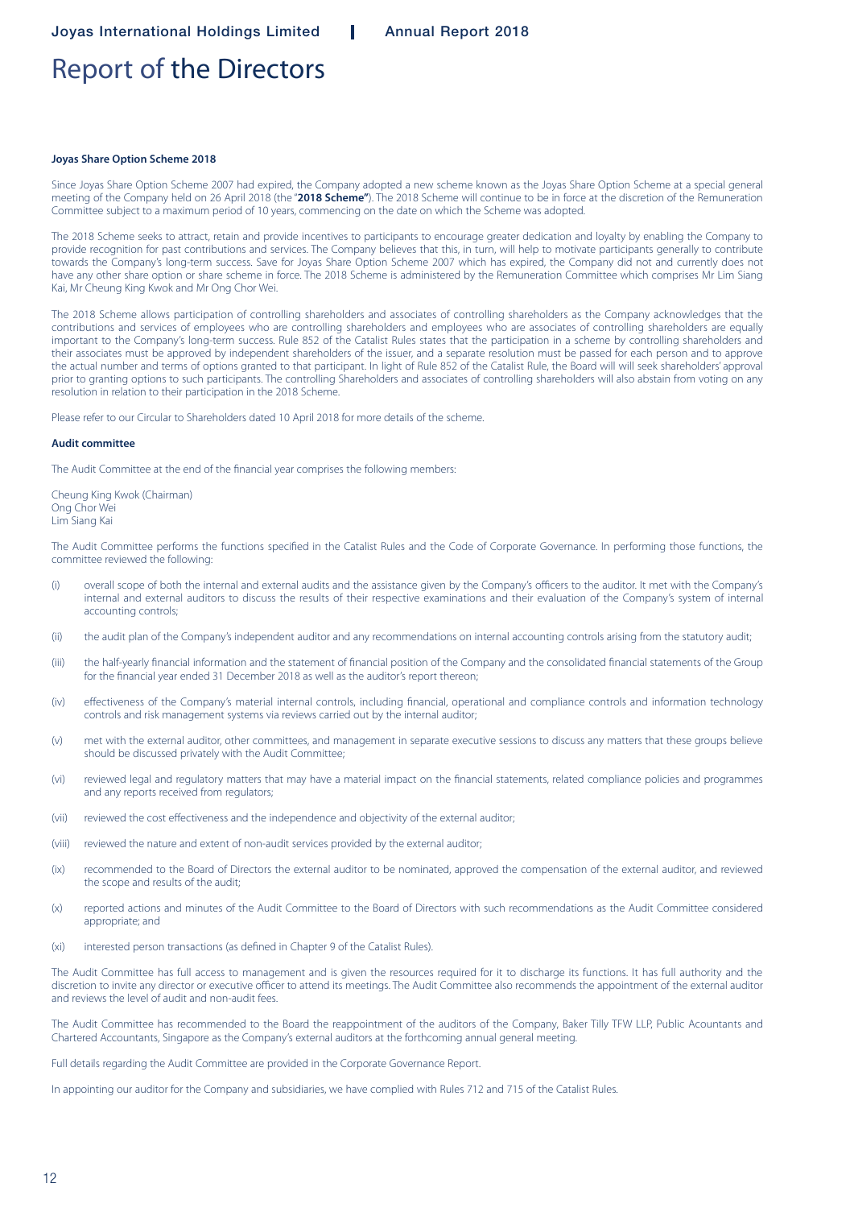## Report of the Directors

### Joyas Share Option Scheme 2018

Since Joyas Share Option Scheme 2007 had expired, the Company adopted a new scheme known as the Joyas Share Option Scheme at a special general meeting of the Company held on 26 April 2018 (the "**2018 Scheme"**). The 2018 Scheme will continue to be in force at the discretion of the Remuneration Committee subject to a maximum period of 10 years, commencing on the date on which the Scheme was adopted.

The 2018 Scheme seeks to attract, retain and provide incentives to participants to encourage greater dedication and loyalty by enabling the Company to provide recognition for past contributions and services. The Company believes that this, in turn, will help to motivate participants generally to contribute towards the Company's long-term success. Save for Joyas Share Option Scheme 2007 which has expired, the Company did not and currently does not have any other share option or share scheme in force. The 2018 Scheme is administered by the Remuneration Committee which comprises Mr Lim Siang Kai, Mr Cheung King Kwok and Mr Ong Chor Wei.

The 2018 Scheme allows participation of controlling shareholders and associates of controlling shareholders as the Company acknowledges that the contributions and services of employees who are controlling shareholders and employees who are associates of controlling shareholders are equally important to the Company's long-term success. Rule 852 of the Catalist Rules states that the participation in a scheme by controlling shareholders and their associates must be approved by independent shareholders of the issuer, and a separate resolution must be passed for each person and to approve the actual number and terms of options granted to that participant. In light of Rule 852 of the Catalist Rule, the Board will will seek shareholders' approval prior to granting options to such participants. The controlling Shareholders and associates of controlling shareholders will also abstain from voting on any resolution in relation to their participation in the 2018 Scheme.

Please refer to our Circular to Shareholders dated 10 April 2018 for more details of the scheme.

### Audit committee

The Audit Committee at the end of the financial year comprises the following members:

Cheung King Kwok (Chairman)
Ong Chor Wei
Lim Siang Kai

The Audit Committee performs the functions specified in the Catalist Rules and the Code of Corporate Governance. In performing those functions, the committee reviewed the following:

(i) overall scope of both the internal and external audits and the assistance given by the Company's officers to the auditor. It met with the Company's internal and external auditors to discuss the results of their respective examinations and their evaluation of the Company's system of internal accounting controls;

(ii) the audit plan of the Company's independent auditor and any recommendations on internal accounting controls arising from the statutory audit;

(iii) the half-yearly financial information and the statement of financial position of the Company and the consolidated financial statements of the Group for the financial year ended 31 December 2018 as well as the auditor's report thereon;

(iv) effectiveness of the Company's material internal controls, including financial, operational and compliance controls and information technology controls and risk management systems via reviews carried out by the internal auditor;

(v) met with the external auditor, other committees, and management in separate executive sessions to discuss any matters that these groups believe should be discussed privately with the Audit Committee;

(vi) reviewed legal and regulatory matters that may have a material impact on the financial statements, related compliance policies and programmes and any reports received from regulators;

(vii) reviewed the cost effectiveness and the independence and objectivity of the external auditor;

(viii) reviewed the nature and extent of non-audit services provided by the external auditor;

(ix) recommended to the Board of Directors the external auditor to be nominated, approved the compensation of the external auditor, and reviewed the scope and results of the audit;

(x) reported actions and minutes of the Audit Committee to the Board of Directors with such recommendations as the Audit Committee considered appropriate; and

(xi) interested person transactions (as defined in Chapter 9 of the Catalist Rules).

The Audit Committee has full access to management and is given the resources required for it to discharge its functions. It has full authority and the discretion to invite any director or executive officer to attend its meetings. The Audit Committee also recommends the appointment of the external auditor and reviews the level of audit and non-audit fees.

The Audit Committee has recommended to the Board the reappointment of the auditors of the Company, Baker Tilly TFW LLP, Public Accountants and Chartered Accountants, Singapore as the Company's external auditors at the forthcoming annual general meeting.

Full details regarding the Audit Committee are provided in the Corporate Governance Report.

In appointing our auditor for the Company and subsidiaries, we have complied with Rules 712 and 715 of the Catalist Rules.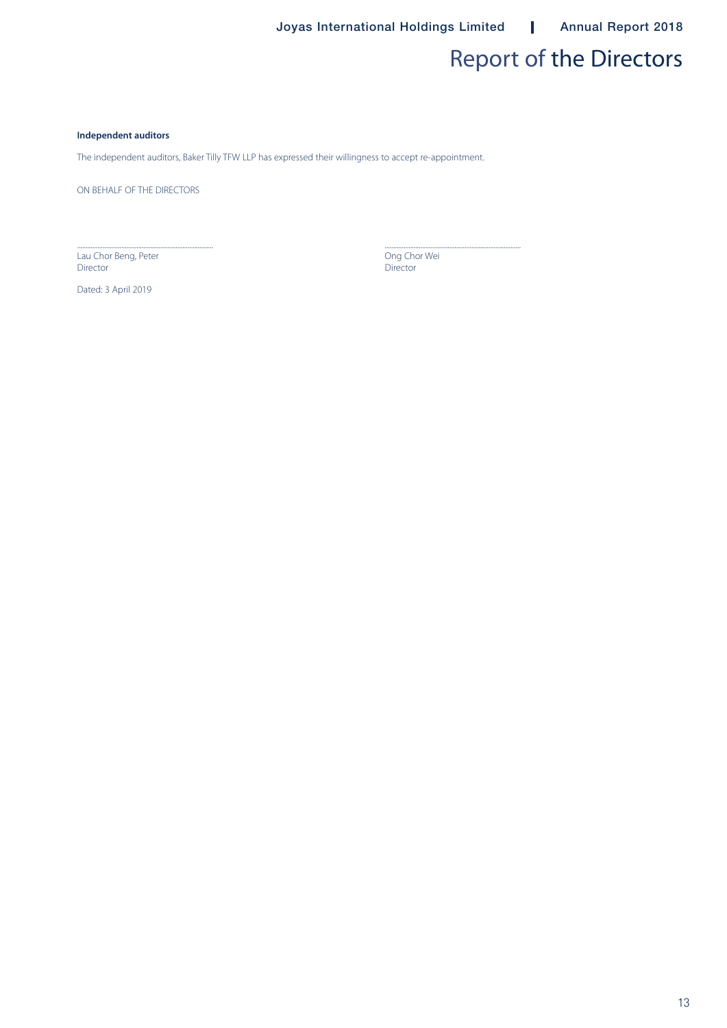# Report of the Directors

**Independent auditors**

The independent auditors, Baker Tilly TFW LLP has expressed their willingness to accept re-appointment.

ON BEHALF OF THE DIRECTORS

| ..................................... | ..................................... |
|---|---|
| Lau Chor Beng, Peter<br>Director | Ong Chor Wei<br>Director |

Dated: 3 April 2019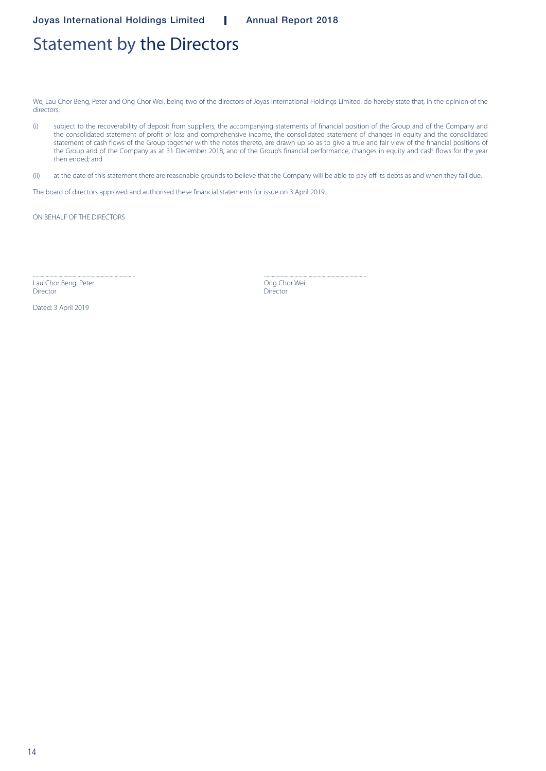# Statement by the Directors

We, Lau Chor Beng, Peter and Ong Chor Wei, being two of the directors of Joyas International Holdings Limited, do hereby state that, in the opinion of the directors,

(i) subject to the recoverability of deposit from suppliers, the accompanying statements of financial position of the Group and of the Company and the consolidated statement of profit or loss and comprehensive income, the consolidated statement of changes in equity and the consolidated statement of cash flows of the Group together with the notes thereto, are drawn up so as to give a true and fair view of the financial positions of the Group and of the Company as at 31 December 2018, and of the Group's financial performance, changes in equity and cash flows for the year then ended; and

(ii) at the date of this statement there are reasonable grounds to believe that the Company will be able to pay off its debts as and when they fall due.

The board of directors approved and authorised these financial statements for issue on 3 April 2019.

ON BEHALF OF THE DIRECTORS

.......................................................
Lau Chor Beng, Peter
Director

.......................................................
Ong Chor Wei
Director

Dated: 3 April 2019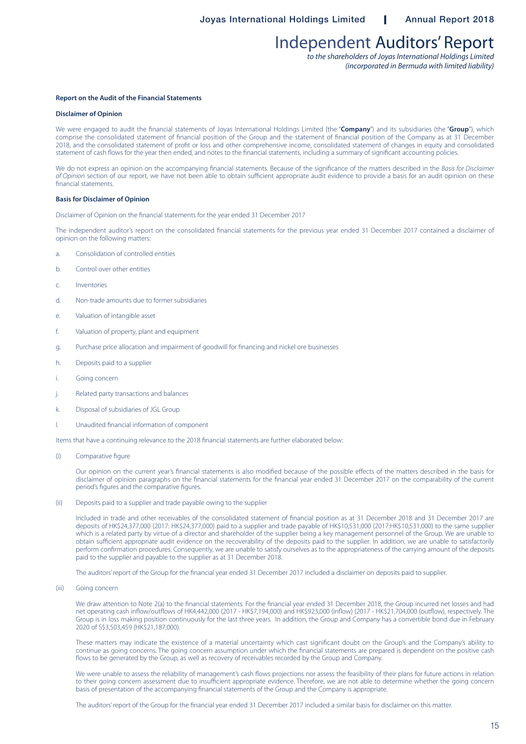# Independent Auditors' Report

*to the shareholders of Joyas International Holdings Limited*
*(incorporated in Bermuda with limited liability)*

**Report on the Audit of the Financial Statements**

**Disclaimer of Opinion**

We were engaged to audit the financial statements of Joyas International Holdings Limited (the "**Company**") and its subsidiaries (the "**Group**"), which comprise the consolidated statement of financial position of the Group and the statement of financial position of the Company as at 31 December 2018, and the consolidated statement of profit or loss and other comprehensive income, consolidated statement of changes in equity and consolidated statement of cash flows for the year then ended, and notes to the financial statements, including a summary of significant accounting policies.

We do not express an opinion on the accompanying financial statements. Because of the significance of the matters described in the *Basis for Disclaimer of Opinion* section of our report, we have not been able to obtain sufficient appropriate audit evidence to provide a basis for an audit opinion on these financial statements.

**Basis for Disclaimer of Opinion**

Disclaimer of Opinion on the financial statements for the year ended 31 December 2017

The independent auditor's report on the consolidated financial statements for the previous year ended 31 December 2017 contained a disclaimer of opinion on the following matters:

a. Consolidation of controlled entities

b. Control over other entities

c. Inventories

d. Non-trade amounts due to former subsidiaries

e. Valuation of intangible asset

f. Valuation of property, plant and equipment

g. Purchase price allocation and impairment of goodwill for financing and nickel ore businesses

h. Deposits paid to a supplier

i. Going concern

j. Related party transactions and balances

k. Disposal of subsidiaries of JGL Group

l. Unaudited financial information of component

Items that have a continuing relevance to the 2018 financial statements are further elaborated below:

(i) Comparative figure

Our opinion on the current year's financial statements is also modified because of the possible effects of the matters described in the basis for disclaimer of opinion paragraphs on the financial statements for the financial year ended 31 December 2017 on the comparability of the current period's figures and the comparative figures.

(ii) Deposits paid to a supplier and trade payable owing to the supplier

Included in trade and other receivables of the consolidated statement of financial position as at 31 December 2018 and 31 December 2017 are deposits of HK$24,377,000 (2017: HK$24,377,000) paid to a supplier and trade payable of HK$10,531,000 (2017:HK$10,531,000) to the same supplier which is a related party by virtue of a director and shareholder of the supplier being a key management personnel of the Group. We are unable to obtain sufficient appropriate audit evidence on the recoverability of the deposits paid to the supplier. In addition, we are unable to satisfactorily perform confirmation procedures. Consequently, we are unable to satisfy ourselves as to the appropriateness of the carrying amount of the deposits paid to the supplier and payable to the supplier as at 31 December 2018.

The auditors' report of the Group for the financial year ended 31 December 2017 included a disclaimer on deposits paid to supplier.

(iii) Going concern

We draw attention to Note 2(a) to the financial statements. For the financial year ended 31 December 2018, the Group incurred net losses and had net operating cash inflow/outflows of HK4,442,000 (2017 - HK$7,194,000) and HK$923,000 (inflow) (2017 - HK$21,704,000 (outflow), respectively. The Group is in loss making position continuously for the last three years. In addition, the Group and Company has a convertible bond due in February 2020 of S$3,503,459 (HK$21,187,000).

These matters may indicate the existence of a material uncertainty which cast significant doubt on the Group's and the Company's ability to continue as going concerns. The going concern assumption under which the financial statements are prepared is dependent on the positive cash flows to be generated by the Group, as well as recovery of receivables recorded by the Group and Company.

We were unable to assess the reliability of management's cash flows projections nor assess the feasibility of their plans for future actions in relation to their going concern assessment due to insufficient appropriate evidence. Therefore, we are not able to determine whether the going concern basis of presentation of the accompanying financial statements of the Group and the Company is appropriate.

The auditors' report of the Group for the financial year ended 31 December 2017 included a similar basis for disclaimer on this matter.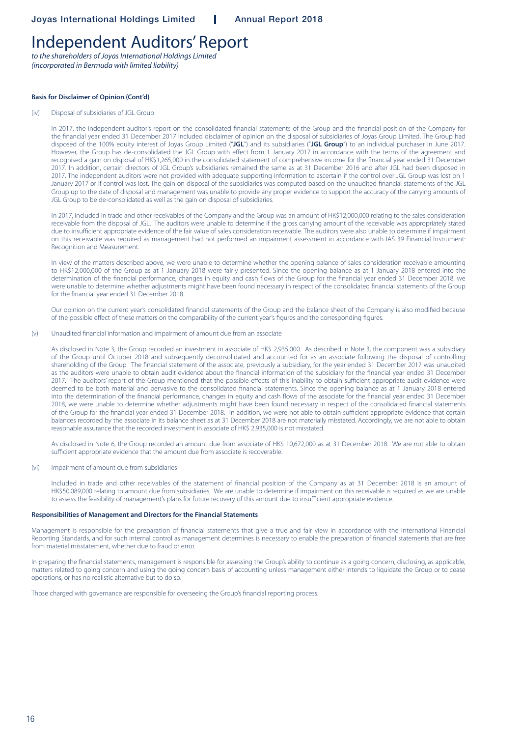# Independent Auditors' Report

*to the shareholders of Joyas International Holdings Limited*
*(incorporated in Bermuda with limited liability)*

**Basis for Disclaimer of Opinion (Cont'd)**

(iv) Disposal of subsidiaries of JGL Group

In 2017, the independent auditor's report on the consolidated financial statements of the Group and the financial position of the Company for the financial year ended 31 December 2017 included disclaimer of opinion on the disposal of subsidiaries of Joyas Group Limited. The Group had disposed of the 100% equity interest of Joyas Group Limited ("**JGL**") and its subsidiaries ("**JGL Group**") to an individual purchaser in June 2017. However, the Group has de-consolidated the JGL Group with effect from 1 January 2017 in accordance with the terms of the agreement and recognised a gain on disposal of HK$1,265,000 in the consolidated statement of comprehensive income for the financial year ended 31 December 2017. In addition, certain directors of JGL Group's subsidiaries remained the same as at 31 December 2016 and after JGL had been disposed in 2017. The independent auditors were not provided with adequate supporting information to ascertain if the control over JGL Group was lost on 1 January 2017 or if control was lost. The gain on disposal of the subsidiaries was computed based on the unaudited financial statements of the JGL Group up to the date of disposal and management was unable to provide any proper evidence to support the accuracy of the carrying amounts of JGL Group to be de-consolidated as well as the gain on disposal of subsidiaries.

In 2017, included in trade and other receivables of the Company and the Group was an amount of HK$12,000,000 relating to the sales consideration receivable from the disposal of JGL. The auditors were unable to determine if the gross carrying amount of the receivable was appropriately stated due to insufficient appropriate evidence of the fair value of sales consideration receivable. The auditors were also unable to determine if impairment on this receivable was required as management had not performed an impairment assessment in accordance with IAS 39 Financial Instrument: Recognition and Measurement.

In view of the matters described above, we were unable to determine whether the opening balance of sales consideration receivable amounting to HK$12,000,000 of the Group as at 1 January 2018 were fairly presented. Since the opening balance as at 1 January 2018 entered into the determination of the financial performance, changes in equity and cash flows of the Group for the financial year ended 31 December 2018, we were unable to determine whether adjustments might have been found necessary in respect of the consolidated financial statements of the Group for the financial year ended 31 December 2018.

Our opinion on the current year's consolidated financial statements of the Group and the balance sheet of the Company is also modified because of the possible effect of these matters on the comparability of the current year's figures and the corresponding figures.

(v) Unaudited financial information and impairment of amount due from an associate

As disclosed in Note 3, the Group recorded an investment in associate of HK$ 2,935,000. As described in Note 3, the component was a subsidiary of the Group until October 2018 and subsequently deconsolidated and accounted for as an associate following the disposal of controlling shareholding of the Group. The financial statement of the associate, previously a subsidiary, for the year ended 31 December 2017 was unaudited as the auditors were unable to obtain audit evidence about the financial information of the subsidiary for the financial year ended 31 December 2017. The auditors' report of the Group mentioned that the possible effects of this inability to obtain sufficient appropriate audit evidence were deemed to be both material and pervasive to the consolidated financial statements. Since the opening balance as at 1 January 2018 entered into the determination of the financial performance, changes in equity and cash flows of the associate for the financial year ended 31 December 2018, we were unable to determine whether adjustments might have been found necessary in respect of the consolidated financial statements of the Group for the financial year ended 31 December 2018. In addition, we were not able to obtain sufficient appropriate evidence that certain balances recorded by the associate in its balance sheet as at 31 December 2018 are not materially misstated. Accordingly, we are not able to obtain reasonable assurance that the recorded investment in associate of HK$ 2,935,000 is not misstated.

As disclosed in Note 6, the Group recorded an amount due from associate of HK$ 10,672,000 as at 31 December 2018. We are not able to obtain sufficient appropriate evidence that the amount due from associate is recoverable.

(vi) Impairment of amount due from subsidiaries

Included in trade and other receivables of the statement of financial position of the Company as at 31 December 2018 is an amount of HK$50,089,000 relating to amount due from subsidiaries. We are unable to determine if impairment on this receivable is required as we are unable to assess the feasibility of management's plans for future recovery of this amount due to insufficient appropriate evidence.

**Responsibilities of Management and Directors for the Financial Statements**

Management is responsible for the preparation of financial statements that give a true and fair view in accordance with the International Financial Reporting Standards, and for such internal control as management determines is necessary to enable the preparation of financial statements that are free from material misstatement, whether due to fraud or error.

In preparing the financial statements, management is responsible for assessing the Group's ability to continue as a going concern, disclosing, as applicable, matters related to going concern and using the going concern basis of accounting unless management either intends to liquidate the Group or to cease operations, or has no realistic alternative but to do so.

Those charged with governance are responsible for overseeing the Group's financial reporting process.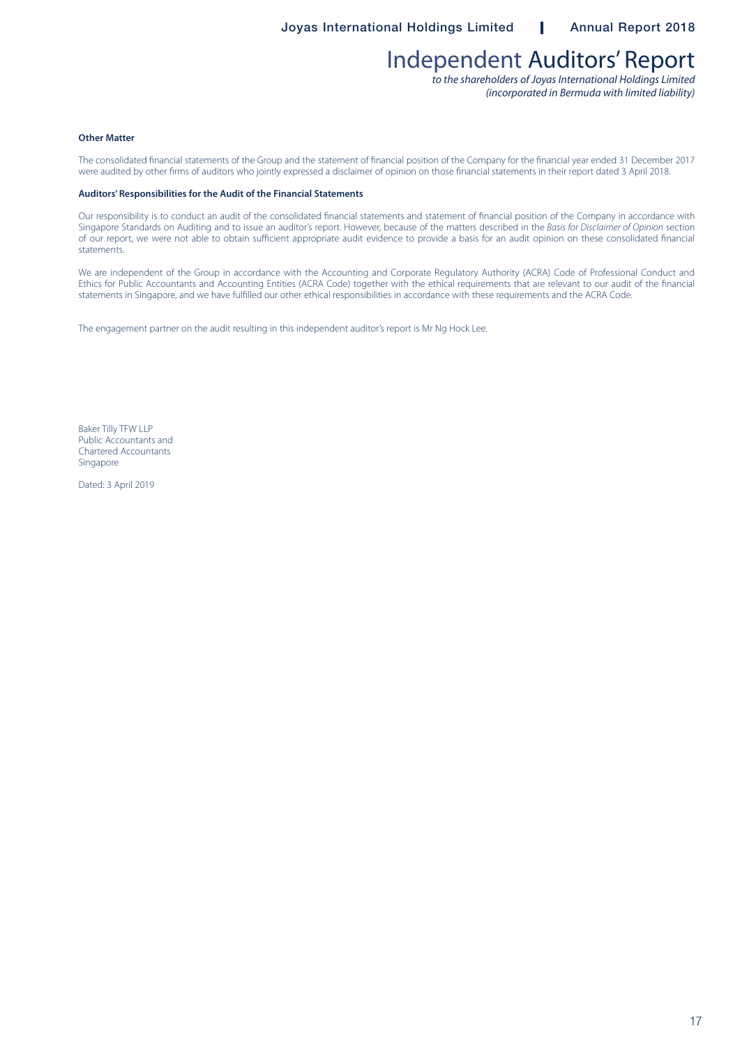# Independent Auditors' Report

*to the shareholders of Joyas International Holdings Limited*
*(incorporated in Bermuda with limited liability)*

**Other Matter**

The consolidated financial statements of the Group and the statement of financial position of the Company for the financial year ended 31 December 2017 were audited by other firms of auditors who jointly expressed a disclaimer of opinion on those financial statements in their report dated 3 April 2018.

**Auditors' Responsibilities for the Audit of the Financial Statements**

Our responsibility is to conduct an audit of the consolidated financial statements and statement of financial position of the Company in accordance with Singapore Standards on Auditing and to issue an auditor's report. However, because of the matters described in the *Basis for Disclaimer of Opinion* section of our report, we were not able to obtain sufficient appropriate audit evidence to provide a basis for an audit opinion on these consolidated financial statements.

We are independent of the Group in accordance with the Accounting and Corporate Regulatory Authority (ACRA) Code of Professional Conduct and Ethics for Public Accountants and Accounting Entities (ACRA Code) together with the ethical requirements that are relevant to our audit of the financial statements in Singapore, and we have fulfilled our other ethical responsibilities in accordance with these requirements and the ACRA Code.

The engagement partner on the audit resulting in this independent auditor's report is Mr Ng Hock Lee.

Baker Tilly TFW LLP
Public Accountants and
Chartered Accountants
Singapore

Dated: 3 April 2019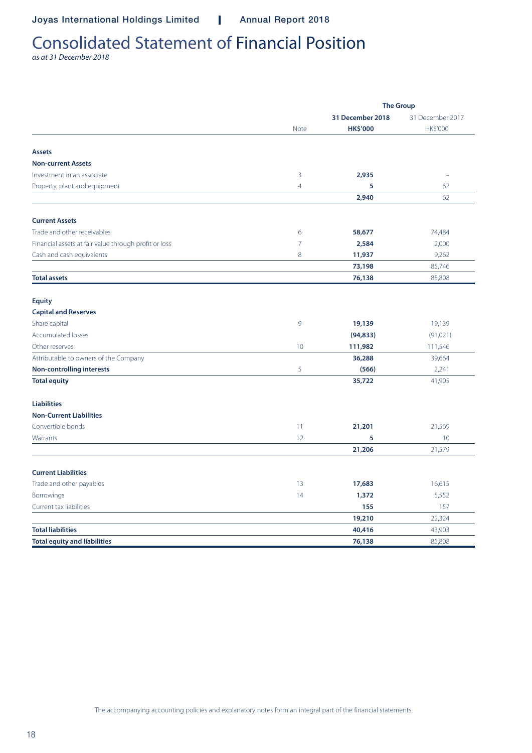# Consolidated Statement of Financial Position

*as at 31 December 2018*

| | | The Group | |
|---|---|---|---|
| | | **31 December 2018** | 31 December 2017 |
| | Note | **HK$'000** | HK$'000 |
| **Assets** | | | |
| **Non-current Assets** | | | |
| Investment in an associate | 3 | **2,935** | – |
| Property, plant and equipment | 4 | **5** | 62 |
| | | **2,940** | 62 |
| **Current Assets** | | | |
| Trade and other receivables | 6 | **58,677** | 74,484 |
| Financial assets at fair value through profit or loss | 7 | **2,584** | 2,000 |
| Cash and cash equivalents | 8 | **11,937** | 9,262 |
| | | **73,198** | 85,746 |
| **Total assets** | | **76,138** | 85,808 |
| **Equity** | | | |
| **Capital and Reserves** | | | |
| Share capital | 9 | **19,139** | 19,139 |
| Accumulated losses | | **(94,833)** | (91,021) |
| Other reserves | 10 | **111,982** | 111,546 |
| Attributable to owners of the Company | | **36,288** | 39,664 |
| **Non-controlling interests** | 5 | **(566)** | 2,241 |
| **Total equity** | | **35,722** | 41,905 |
| **Liabilities** | | | |
| **Non-Current Liabilities** | | | |
| Convertible bonds | 11 | **21,201** | 21,569 |
| Warrants | 12 | **5** | 10 |
| | | **21,206** | 21,579 |
| **Current Liabilities** | | | |
| Trade and other payables | 13 | **17,683** | 16,615 |
| Borrowings | 14 | **1,372** | 5,552 |
| Current tax liabilities | | **155** | 157 |
| | | **19,210** | 22,324 |
| **Total liabilities** | | **40,416** | 43,903 |
| **Total equity and liabilities** | | **76,138** | 85,808 |

The accompanying accounting policies and explanatory notes form an integral part of the financial statements.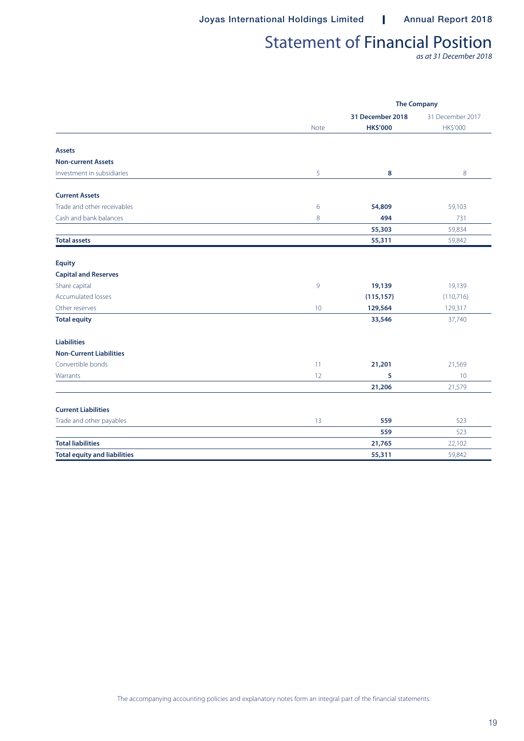# Statement of Financial Position

*as at 31 December 2018*

| | | The Company | |
|---|---|---|---|
| | | **31 December 2018** | 31 December 2017 |
| | Note | **HK$'000** | HK$'000 |
| **Assets** | | | |
| **Non-current Assets** | | | |
| Investment in subsidiaries | 5 | **8** | 8 |
| **Current Assets** | | | |
| Trade and other receivables | 6 | **54,809** | 59,103 |
| Cash and bank balances | 8 | **494** | 731 |
| | | **55,303** | 59,834 |
| **Total assets** | | **55,311** | 59,842 |
| **Equity** | | | |
| **Capital and Reserves** | | | |
| Share capital | 9 | **19,139** | 19,139 |
| Accumulated losses | | **(115,157)** | (110,716) |
| Other reserves | 10 | **129,564** | 129,317 |
| **Total equity** | | **33,546** | 37,740 |
| **Liabilities** | | | |
| **Non-Current Liabilities** | | | |
| Convertible bonds | 11 | **21,201** | 21,569 |
| Warrants | 12 | **5** | 10 |
| | | **21,206** | 21,579 |
| **Current Liabilities** | | | |
| Trade and other payables | 13 | **559** | 523 |
| | | **559** | 523 |
| **Total liabilities** | | **21,765** | 22,102 |
| **Total equity and liabilities** | | **55,311** | 59,842 |

The accompanying accounting policies and explanatory notes form an integral part of the financial statements.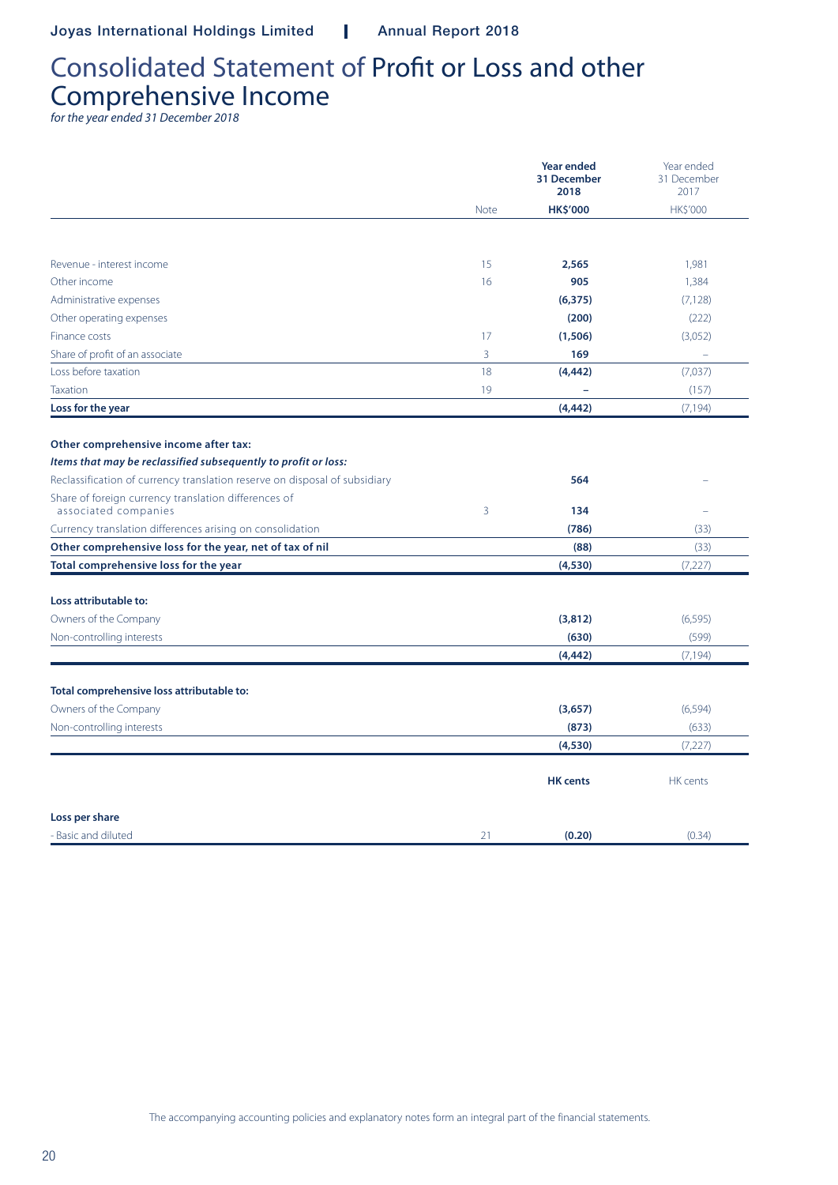# Consolidated Statement of Profit or Loss and other Comprehensive Income

*for the year ended 31 December 2018*

| | Note | **Year ended 31 December 2018** | Year ended 31 December 2017 |
|---|---|---|---|
| | | **HK$'000** | HK$'000 |
| Revenue - interest income | 15 | **2,565** | 1,981 |
| Other income | 16 | **905** | 1,384 |
| Administrative expenses | | **(6,375)** | (7,128) |
| Other operating expenses | | **(200)** | (222) |
| Finance costs | 17 | **(1,506)** | (3,052) |
| Share of profit of an associate | 3 | **169** | – |
| Loss before taxation | 18 | **(4,442)** | (7,037) |
| Taxation | 19 | **–** | (157) |
| **Loss for the year** | | **(4,442)** | (7,194) |
| **Other comprehensive income after tax:** | | | |
| ***Items that may be reclassified subsequently to profit or loss:*** | | | |
| Reclassification of currency translation reserve on disposal of subsidiary | | **564** | – |
| Share of foreign currency translation differences of associated companies | 3 | **134** | – |
| Currency translation differences arising on consolidation | | **(786)** | (33) |
| **Other comprehensive loss for the year, net of tax of nil** | | **(88)** | (33) |
| **Total comprehensive loss for the year** | | **(4,530)** | (7,227) |
| **Loss attributable to:** | | | |
| Owners of the Company | | **(3,812)** | (6,595) |
| Non-controlling interests | | **(630)** | (599) |
| | | **(4,442)** | (7,194) |
| **Total comprehensive loss attributable to:** | | | |
| Owners of the Company | | **(3,657)** | (6,594) |
| Non-controlling interests | | **(873)** | (633) |
| | | **(4,530)** | (7,227) |
| | | **HK cents** | HK cents |
| **Loss per share** | | | |
| - Basic and diluted | 21 | **(0.20)** | (0.34) |

The accompanying accounting policies and explanatory notes form an integral part of the financial statements.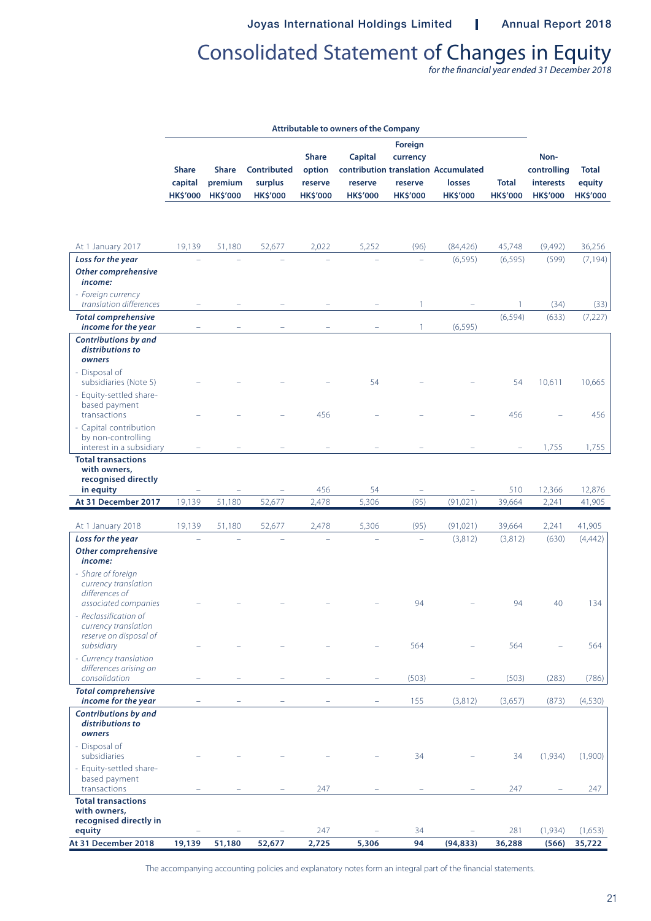# Consolidated Statement of Changes in Equity

*for the financial year ended 31 December 2018*

| | Attributable to owners of the Company | | | | | | | | | |
|---|---|---|---|---|---|---|---|---|---|---|
| | Share capital HK$'000 | Share premium HK$'000 | Contributed surplus HK$'000 | Share option reserve HK$'000 | Capital contribution reserve HK$'000 | Foreign currency translation reserve HK$'000 | Accumulated losses HK$'000 | Total HK$'000 | Non-controlling interests HK$'000 | Total equity HK$'000 |
| At 1 January 2017 | 19,139 | 51,180 | 52,677 | 2,022 | 5,252 | (96) | (84,426) | 45,748 | (9,492) | 36,256 |
| ***Loss for the year*** | – | – | – | – | – | – | (6,595) | (6,595) | (599) | (7,194) |
| ***Other comprehensive income:*** | | | | | | | | | | |
| *- Foreign currency translation differences* | – | – | – | – | – | 1 | – | 1 | (34) | (33) |
| ***Total comprehensive income for the year*** | – | – | – | – | – | 1 | (6,595) | (6,594) | (633) | (7,227) |
| ***Contributions by and distributions to owners*** | | | | | | | | | | |
| - Disposal of subsidiaries (Note 5) | – | – | – | – | 54 | – | – | 54 | 10,611 | 10,665 |
| - Equity-settled share-based payment transactions | – | – | – | 456 | – | – | – | 456 | – | 456 |
| - Capital contribution by non-controlling interest in a subsidiary | – | – | – | – | – | – | – | – | 1,755 | 1,755 |
| **Total transactions with owners, recognised directly in equity** | – | – | – | 456 | 54 | – | – | 510 | 12,366 | 12,876 |
| **At 31 December 2017** | 19,139 | 51,180 | 52,677 | 2,478 | 5,306 | (95) | (91,021) | 39,664 | 2,241 | 41,905 |
| At 1 January 2018 | 19,139 | 51,180 | 52,677 | 2,478 | 5,306 | (95) | (91,021) | 39,664 | 2,241 | 41,905 |
| ***Loss for the year*** | – | – | – | – | – | – | (3,812) | (3,812) | (630) | (4,442) |
| ***Other comprehensive income:*** | | | | | | | | | | |
| *- Share of foreign currency translation differences of associated companies* | – | – | – | – | – | 94 | – | 94 | 40 | 134 |
| *- Reclassification of currency translation reserve on disposal of subsidiary* | – | – | – | – | – | 564 | – | 564 | – | 564 |
| *- Currency translation differences arising on consolidation* | – | – | – | – | – | (503) | – | (503) | (283) | (786) |
| ***Total comprehensive income for the year*** | – | – | – | – | – | 155 | (3,812) | (3,657) | (873) | (4,530) |
| ***Contributions by and distributions to owners*** | | | | | | | | | | |
| - Disposal of subsidiaries | – | – | – | – | – | 34 | – | 34 | (1,934) | (1,900) |
| - Equity-settled share-based payment transactions | – | – | – | 247 | – | – | – | 247 | – | 247 |
| **Total transactions with owners, recognised directly in equity** | – | – | – | 247 | – | 34 | – | 281 | (1,934) | (1,653) |
| **At 31 December 2018** | **19,139** | **51,180** | **52,677** | **2,725** | **5,306** | **94** | **(94,833)** | **36,288** | **(566)** | **35,722** |

The accompanying accounting policies and explanatory notes form an integral part of the financial statements.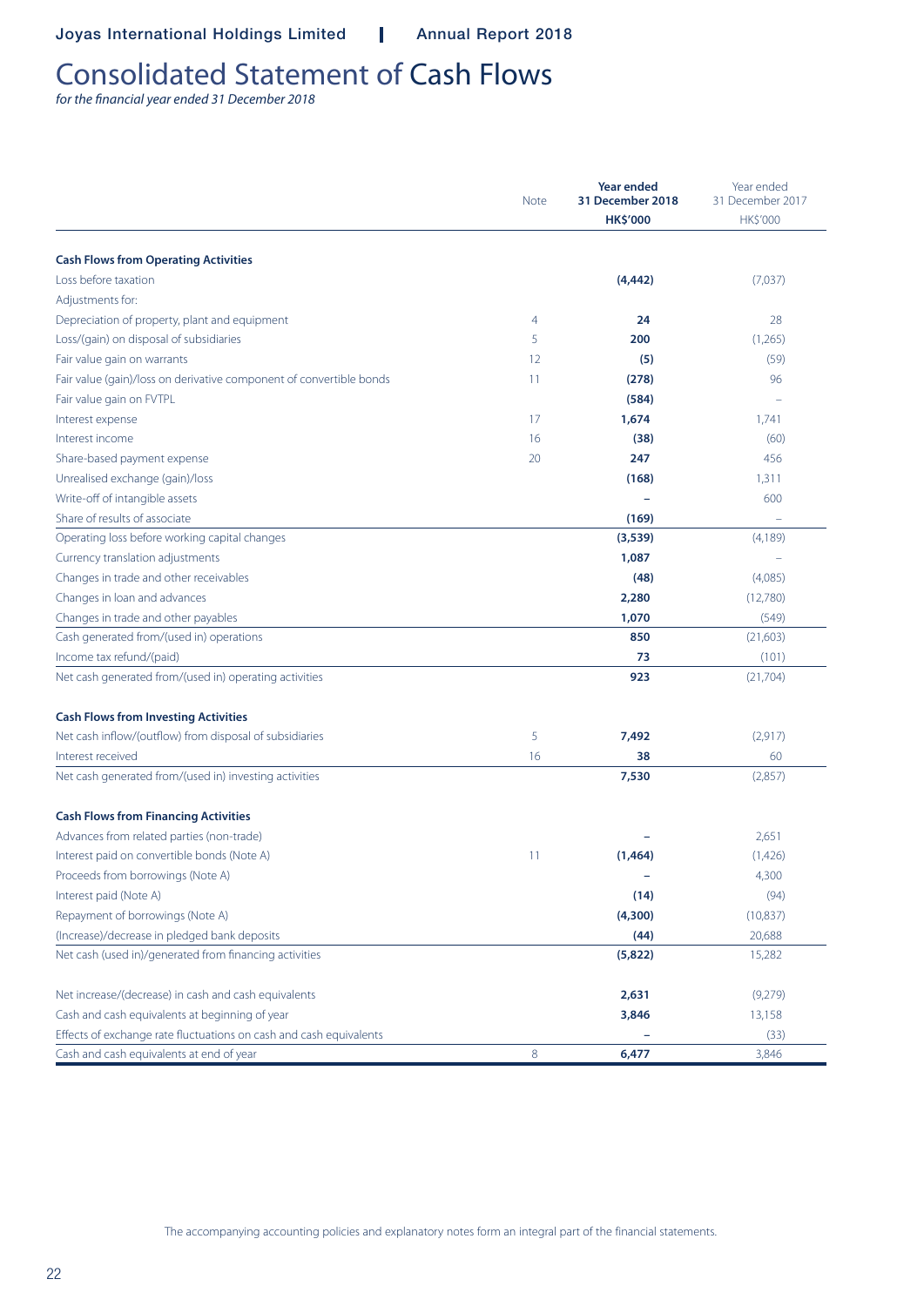# Consolidated Statement of Cash Flows

*for the financial year ended 31 December 2018*

| | Note | Year ended 31 December 2018 HK$'000 | Year ended 31 December 2017 HK$'000 |
|---|---|---|---|
| **Cash Flows from Operating Activities** | | | |
| Loss before taxation | | **(4,442)** | (7,037) |
| Adjustments for: | | | |
| Depreciation of property, plant and equipment | 4 | **24** | 28 |
| Loss/(gain) on disposal of subsidiaries | 5 | **200** | (1,265) |
| Fair value gain on warrants | 12 | **(5)** | (59) |
| Fair value (gain)/loss on derivative component of convertible bonds | 11 | **(278)** | 96 |
| Fair value gain on FVTPL | | **(584)** | – |
| Interest expense | 17 | **1,674** | 1,741 |
| Interest income | 16 | **(38)** | (60) |
| Share-based payment expense | 20 | **247** | 456 |
| Unrealised exchange (gain)/loss | | **(168)** | 1,311 |
| Write-off of intangible assets | | **–** | 600 |
| Share of results of associate | | **(169)** | – |
| Operating loss before working capital changes | | **(3,539)** | (4,189) |
| Currency translation adjustments | | **1,087** | – |
| Changes in trade and other receivables | | **(48)** | (4,085) |
| Changes in loan and advances | | **2,280** | (12,780) |
| Changes in trade and other payables | | **1,070** | (549) |
| Cash generated from/(used in) operations | | **850** | (21,603) |
| Income tax refund/(paid) | | **73** | (101) |
| Net cash generated from/(used in) operating activities | | **923** | (21,704) |
| **Cash Flows from Investing Activities** | | | |
| Net cash inflow/(outflow) from disposal of subsidiaries | 5 | **7,492** | (2,917) |
| Interest received | 16 | **38** | 60 |
| Net cash generated from/(used in) investing activities | | **7,530** | (2,857) |
| **Cash Flows from Financing Activities** | | | |
| Advances from related parties (non-trade) | | **–** | 2,651 |
| Interest paid on convertible bonds (Note A) | 11 | **(1,464)** | (1,426) |
| Proceeds from borrowings (Note A) | | **–** | 4,300 |
| Interest paid (Note A) | | **(14)** | (94) |
| Repayment of borrowings (Note A) | | **(4,300)** | (10,837) |
| (Increase)/decrease in pledged bank deposits | | **(44)** | 20,688 |
| Net cash (used in)/generated from financing activities | | **(5,822)** | 15,282 |
| Net increase/(decrease) in cash and cash equivalents | | **2,631** | (9,279) |
| Cash and cash equivalents at beginning of year | | **3,846** | 13,158 |
| Effects of exchange rate fluctuations on cash and cash equivalents | | **–** | (33) |
| Cash and cash equivalents at end of year | 8 | **6,477** | 3,846 |

The accompanying accounting policies and explanatory notes form an integral part of the financial statements.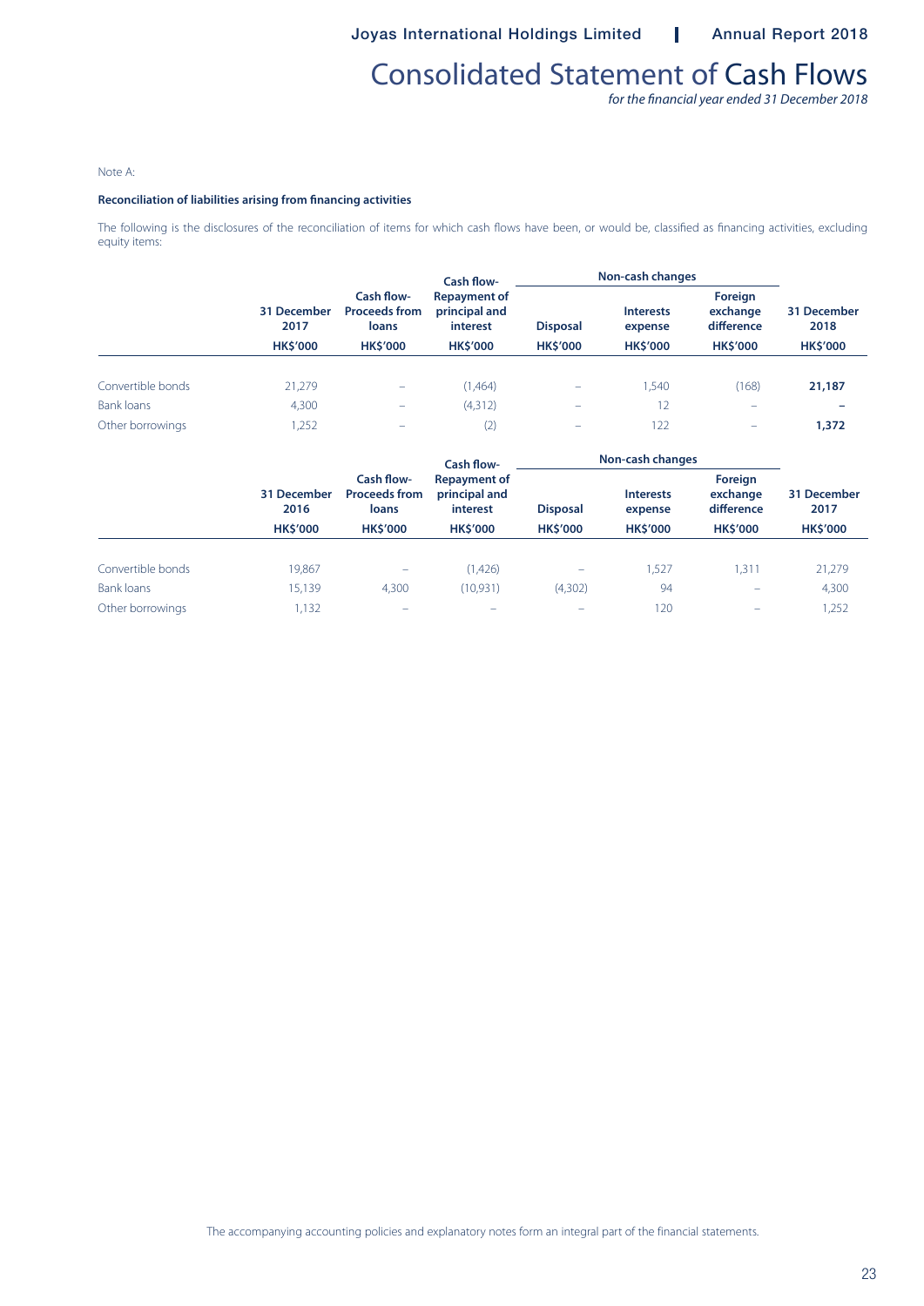# Consolidated Statement of Cash Flows

*for the financial year ended 31 December 2018*

Note A:

**Reconciliation of liabilities arising from financing activities**

The following is the disclosures of the reconciliation of items for which cash flows have been, or would be, classified as financing activities, excluding equity items:

| | 31 December 2017 | Cash flow- Proceeds from loans | Cash flow- Repayment of principal and interest | Non-cash changes | | | 31 December 2018 |
|---|---|---|---|---|---|---|---|
| | | | | Disposal | Interests expense | Foreign exchange difference | |
| | HK$'000 | HK$'000 | HK$'000 | HK$'000 | HK$'000 | HK$'000 | HK$'000 |
| Convertible bonds | 21,279 | – | (1,464) | – | 1,540 | (168) | **21,187** |
| Bank loans | 4,300 | – | (4,312) | – | 12 | – | **–** |
| Other borrowings | 1,252 | – | (2) | – | 122 | – | **1,372** |

| | 31 December 2016 | Cash flow- Proceeds from loans | Cash flow- Repayment of principal and interest | Non-cash changes | | | 31 December 2017 |
|---|---|---|---|---|---|---|---|
| | | | | Disposal | Interests expense | Foreign exchange difference | |
| | HK$'000 | HK$'000 | HK$'000 | HK$'000 | HK$'000 | HK$'000 | HK$'000 |
| Convertible bonds | 19,867 | – | (1,426) | – | 1,527 | 1,311 | 21,279 |
| Bank loans | 15,139 | 4,300 | (10,931) | (4,302) | 94 | – | 4,300 |
| Other borrowings | 1,132 | – | – | – | 120 | – | 1,252 |

The accompanying accounting policies and explanatory notes form an integral part of the financial statements.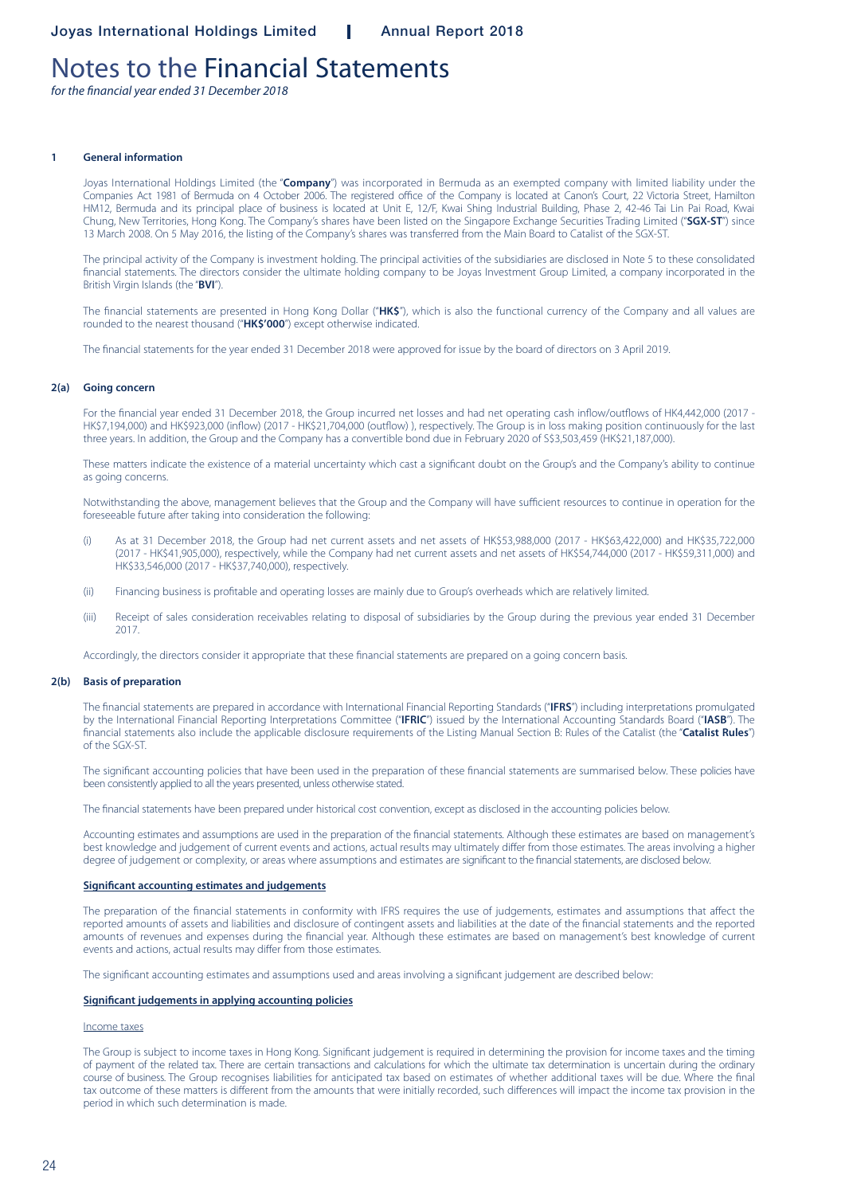# Notes to the Financial Statements

*for the financial year ended 31 December 2018*

## 1 General information

Joyas International Holdings Limited (the "**Company**") was incorporated in Bermuda as an exempted company with limited liability under the Companies Act 1981 of Bermuda on 4 October 2006. The registered office of the Company is located at Canon's Court, 22 Victoria Street, Hamilton HM12, Bermuda and its principal place of business is located at Unit E, 12/F, Kwai Shing Industrial Building, Phase 2, 42-46 Tai Lin Pai Road, Kwai Chung, New Territories, Hong Kong. The Company's shares have been listed on the Singapore Exchange Securities Trading Limited ("**SGX-ST**") since 13 March 2008. On 5 May 2016, the listing of the Company's shares was transferred from the Main Board to Catalist of the SGX-ST.

The principal activity of the Company is investment holding. The principal activities of the subsidiaries are disclosed in Note 5 to these consolidated financial statements. The directors consider the ultimate holding company to be Joyas Investment Group Limited, a company incorporated in the British Virgin Islands (the "**BVI**").

The financial statements are presented in Hong Kong Dollar ("**HK$**"), which is also the functional currency of the Company and all values are rounded to the nearest thousand ("**HK$'000**") except otherwise indicated.

The financial statements for the year ended 31 December 2018 were approved for issue by the board of directors on 3 April 2019.

## 2(a) Going concern

For the financial year ended 31 December 2018, the Group incurred net losses and had net operating cash inflow/outflows of HK4,442,000 (2017 - HK$7,194,000) and HK$923,000 (inflow) (2017 - HK$21,704,000 (outflow) ), respectively. The Group is in loss making position continuously for the last three years. In addition, the Group and the Company has a convertible bond due in February 2020 of S$3,503,459 (HK$21,187,000).

These matters indicate the existence of a material uncertainty which cast a significant doubt on the Group's and the Company's ability to continue as going concerns.

Notwithstanding the above, management believes that the Group and the Company will have sufficient resources to continue in operation for the foreseeable future after taking into consideration the following:

(i) As at 31 December 2018, the Group had net current assets and net assets of HK$53,988,000 (2017 - HK$63,422,000) and HK$35,722,000 (2017 - HK$41,905,000), respectively, while the Company had net current assets and net assets of HK$54,744,000 (2017 - HK$59,311,000) and HK$33,546,000 (2017 - HK$37,740,000), respectively.

(ii) Financing business is profitable and operating losses are mainly due to Group's overheads which are relatively limited.

(iii) Receipt of sales consideration receivables relating to disposal of subsidiaries by the Group during the previous year ended 31 December 2017.

Accordingly, the directors consider it appropriate that these financial statements are prepared on a going concern basis.

## 2(b) Basis of preparation

The financial statements are prepared in accordance with International Financial Reporting Standards ("**IFRS**") including interpretations promulgated by the International Financial Reporting Interpretations Committee ("**IFRIC**") issued by the International Accounting Standards Board ("**IASB**"). The financial statements also include the applicable disclosure requirements of the Listing Manual Section B: Rules of the Catalist (the "**Catalist Rules**") of the SGX-ST.

The significant accounting policies that have been used in the preparation of these financial statements are summarised below. These policies have been consistently applied to all the years presented, unless otherwise stated.

The financial statements have been prepared under historical cost convention, except as disclosed in the accounting policies below.

Accounting estimates and assumptions are used in the preparation of the financial statements. Although these estimates are based on management's best knowledge and judgement of current events and actions, actual results may ultimately differ from those estimates. The areas involving a higher degree of judgement or complexity, or areas where assumptions and estimates are significant to the financial statements, are disclosed below.

**Significant accounting estimates and judgements**

The preparation of the financial statements in conformity with IFRS requires the use of judgements, estimates and assumptions that affect the reported amounts of assets and liabilities and disclosure of contingent assets and liabilities at the date of the financial statements and the reported amounts of revenues and expenses during the financial year. Although these estimates are based on management's best knowledge of current events and actions, actual results may differ from those estimates.

The significant accounting estimates and assumptions used and areas involving a significant judgement are described below:

**Significant judgements in applying accounting policies**

Income taxes

The Group is subject to income taxes in Hong Kong. Significant judgement is required in determining the provision for income taxes and the timing of payment of the related tax. There are certain transactions and calculations for which the ultimate tax determination is uncertain during the ordinary course of business. The Group recognises liabilities for anticipated tax based on estimates of whether additional taxes will be due. Where the final tax outcome of these matters is different from the amounts that were initially recorded, such differences will impact the income tax provision in the period in which such determination is made.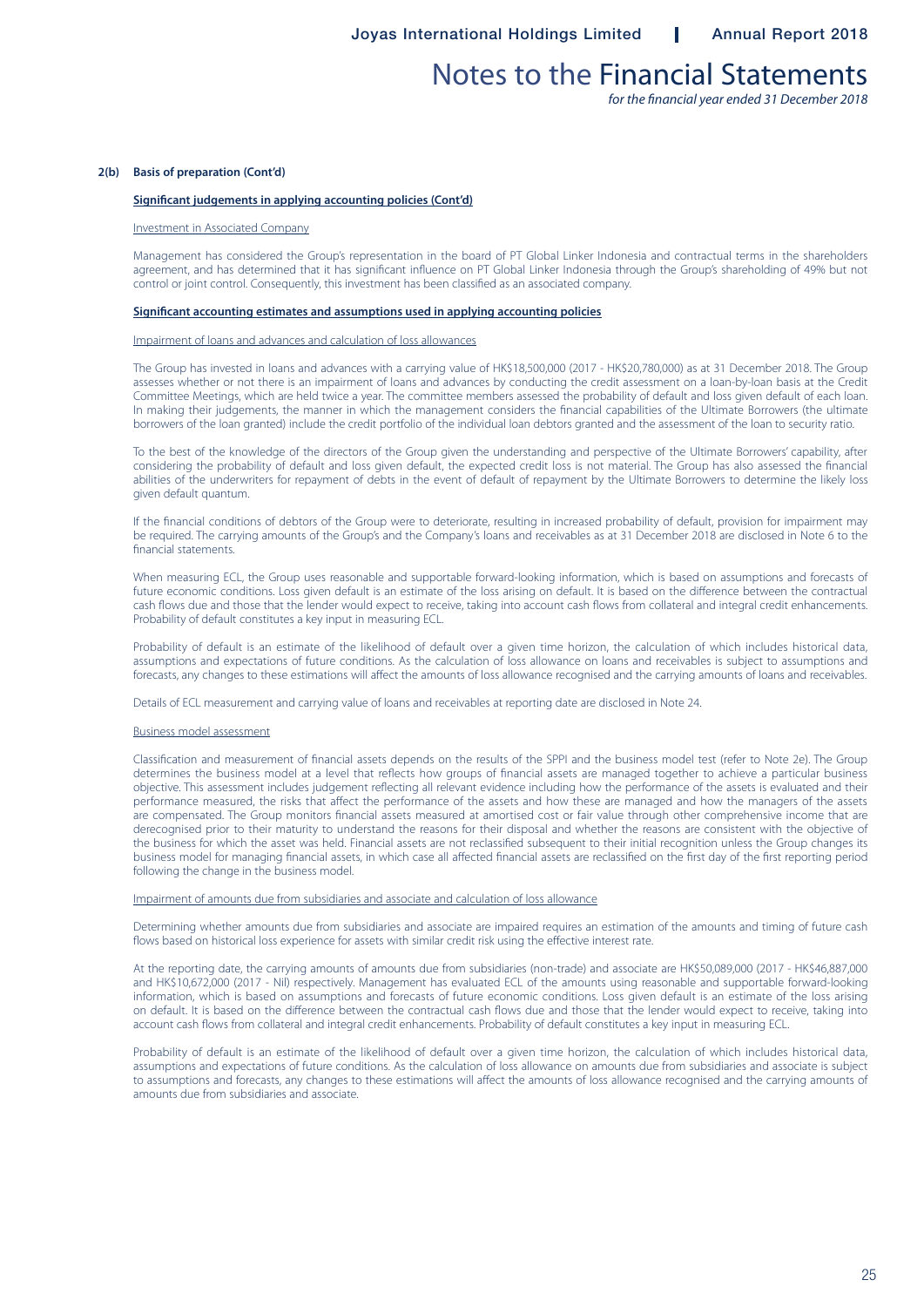**2(b) Basis of preparation (Cont'd)**

**Significant judgements in applying accounting policies (Cont'd)**

Investment in Associated Company

Management has considered the Group's representation in the board of PT Global Linker Indonesia and contractual terms in the shareholders agreement, and has determined that it has significant influence on PT Global Linker Indonesia through the Group's shareholding of 49% but not control or joint control. Consequently, this investment has been classified as an associated company.

**Significant accounting estimates and assumptions used in applying accounting policies**

Impairment of loans and advances and calculation of loss allowances

The Group has invested in loans and advances with a carrying value of HK$18,500,000 (2017 - HK$20,780,000) as at 31 December 2018. The Group assesses whether or not there is an impairment of loans and advances by conducting the credit assessment on a loan-by-loan basis at the Credit Committee Meetings, which are held twice a year. The committee members assessed the probability of default and loss given default of each loan. In making their judgements, the manner in which the management considers the financial capabilities of the Ultimate Borrowers (the ultimate borrowers of the loan granted) include the credit portfolio of the individual loan debtors granted and the assessment of the loan to security ratio.

To the best of the knowledge of the directors of the Group given the understanding and perspective of the Ultimate Borrowers' capability, after considering the probability of default and loss given default, the expected credit loss is not material. The Group has also assessed the financial abilities of the underwriters for repayment of debts in the event of default of repayment by the Ultimate Borrowers to determine the likely loss given default quantum.

If the financial conditions of debtors of the Group were to deteriorate, resulting in increased probability of default, provision for impairment may be required. The carrying amounts of the Group's and the Company's loans and receivables as at 31 December 2018 are disclosed in Note 6 to the financial statements.

When measuring ECL, the Group uses reasonable and supportable forward-looking information, which is based on assumptions and forecasts of future economic conditions. Loss given default is an estimate of the loss arising on default. It is based on the difference between the contractual cash flows due and those that the lender would expect to receive, taking into account cash flows from collateral and integral credit enhancements. Probability of default constitutes a key input in measuring ECL.

Probability of default is an estimate of the likelihood of default over a given time horizon, the calculation of which includes historical data, assumptions and expectations of future conditions. As the calculation of loss allowance on loans and receivables is subject to assumptions and forecasts, any changes to these estimations will affect the amounts of loss allowance recognised and the carrying amounts of loans and receivables.

Details of ECL measurement and carrying value of loans and receivables at reporting date are disclosed in Note 24.

Business model assessment

Classification and measurement of financial assets depends on the results of the SPPI and the business model test (refer to Note 2e). The Group determines the business model at a level that reflects how groups of financial assets are managed together to achieve a particular business objective. This assessment includes judgement reflecting all relevant evidence including how the performance of the assets is evaluated and their performance measured, the risks that affect the performance of the assets and how these are managed and how the managers of the assets are compensated. The Group monitors financial assets measured at amortised cost or fair value through other comprehensive income that are derecognised prior to their maturity to understand the reasons for their disposal and whether the reasons are consistent with the objective of the business for which the asset was held. Financial assets are not reclassified subsequent to their initial recognition unless the Group changes its business model for managing financial assets, in which case all affected financial assets are reclassified on the first day of the first reporting period following the change in the business model.

Impairment of amounts due from subsidiaries and associate and calculation of loss allowance

Determining whether amounts due from subsidiaries and associate are impaired requires an estimation of the amounts and timing of future cash flows based on historical loss experience for assets with similar credit risk using the effective interest rate.

At the reporting date, the carrying amounts of amounts due from subsidiaries (non-trade) and associate are HK$50,089,000 (2017 - HK$46,887,000 and HK$10,672,000 (2017 - Nil) respectively. Management has evaluated ECL of the amounts using reasonable and supportable forward-looking information, which is based on assumptions and forecasts of future economic conditions. Loss given default is an estimate of the loss arising on default. It is based on the difference between the contractual cash flows due and those that the lender would expect to receive, taking into account cash flows from collateral and integral credit enhancements. Probability of default constitutes a key input in measuring ECL.

Probability of default is an estimate of the likelihood of default over a given time horizon, the calculation of which includes historical data, assumptions and expectations of future conditions. As the calculation of loss allowance on amounts due from subsidiaries and associate is subject to assumptions and forecasts, any changes to these estimations will affect the amounts of loss allowance recognised and the carrying amounts of amounts due from subsidiaries and associate.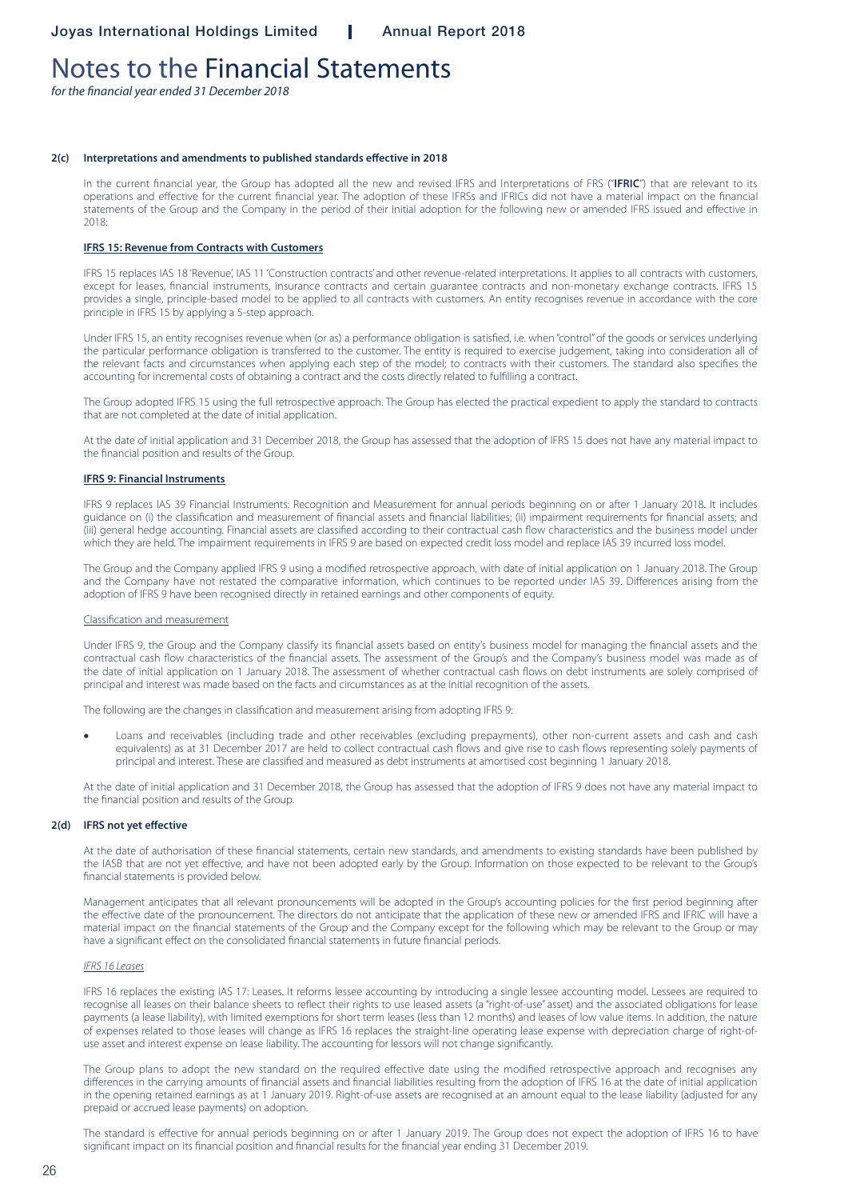# Notes to the Financial Statements

*for the financial year ended 31 December 2018*

### 2(c) Interpretations and amendments to published standards effective in 2018

In the current financial year, the Group has adopted all the new and revised IFRS and Interpretations of FRS ("**IFRIC**") that are relevant to its operations and effective for the current financial year. The adoption of these IFRSs and IFRICs did not have a material impact on the financial statements of the Group and the Company in the period of their initial adoption for the following new or amended IFRS issued and effective in 2018:

**IFRS 15: Revenue from Contracts with Customers**

IFRS 15 replaces IAS 18 'Revenue', IAS 11 'Construction contracts' and other revenue-related interpretations. It applies to all contracts with customers, except for leases, financial instruments, insurance contracts and certain guarantee contracts and non-monetary exchange contracts. IFRS 15 provides a single, principle-based model to be applied to all contracts with customers. An entity recognises revenue in accordance with the core principle in IFRS 15 by applying a 5-step approach.

Under IFRS 15, an entity recognises revenue when (or as) a performance obligation is satisfied, i.e. when "control" of the goods or services underlying the particular performance obligation is transferred to the customer. The entity is required to exercise judgement, taking into consideration all of the relevant facts and circumstances when applying each step of the model; to contracts with their customers. The standard also specifies the accounting for incremental costs of obtaining a contract and the costs directly related to fulfilling a contract.

The Group adopted IFRS 15 using the full retrospective approach. The Group has elected the practical expedient to apply the standard to contracts that are not completed at the date of initial application.

At the date of initial application and 31 December 2018, the Group has assessed that the adoption of IFRS 15 does not have any material impact to the financial position and results of the Group.

**IFRS 9: Financial Instruments**

IFRS 9 replaces IAS 39 Financial Instruments: Recognition and Measurement for annual periods beginning on or after 1 January 2018. It includes guidance on (i) the classification and measurement of financial assets and financial liabilities; (ii) impairment requirements for financial assets; and (iii) general hedge accounting. Financial assets are classified according to their contractual cash flow characteristics and the business model under which they are held. The impairment requirements in IFRS 9 are based on expected credit loss model and replace IAS 39 incurred loss model.

The Group and the Company applied IFRS 9 using a modified retrospective approach, with date of initial application on 1 January 2018. The Group and the Company have not restated the comparative information, which continues to be reported under IAS 39. Differences arising from the adoption of IFRS 9 have been recognised directly in retained earnings and other components of equity.

Classification and measurement

Under IFRS 9, the Group and the Company classify its financial assets based on entity's business model for managing the financial assets and the contractual cash flow characteristics of the financial assets. The assessment of the Group's and the Company's business model was made as of the date of initial application on 1 January 2018. The assessment of whether contractual cash flows on debt instruments are solely comprised of principal and interest was made based on the facts and circumstances as at the initial recognition of the assets.

The following are the changes in classification and measurement arising from adopting IFRS 9:

- Loans and receivables (including trade and other receivables (excluding prepayments), other non-current assets and cash and cash equivalents) as at 31 December 2017 are held to collect contractual cash flows and give rise to cash flows representing solely payments of principal and interest. These are classified and measured as debt instruments at amortised cost beginning 1 January 2018.

At the date of initial application and 31 December 2018, the Group has assessed that the adoption of IFRS 9 does not have any material impact to the financial position and results of the Group.

### 2(d) IFRS not yet effective

At the date of authorisation of these financial statements, certain new standards, and amendments to existing standards have been published by the IASB that are not yet effective, and have not been adopted early by the Group. Information on those expected to be relevant to the Group's financial statements is provided below.

Management anticipates that all relevant pronouncements will be adopted in the Group's accounting policies for the first period beginning after the effective date of the pronouncement. The directors do not anticipate that the application of these new or amended IFRS and IFRIC will have a material impact on the financial statements of the Group and the Company except for the following which may be relevant to the Group or may have a significant effect on the consolidated financial statements in future financial periods.

*IFRS 16 Leases*

IFRS 16 replaces the existing IAS 17: Leases. It reforms lessee accounting by introducing a single lessee accounting model. Lessees are required to recognise all leases on their balance sheets to reflect their rights to use leased assets (a "right-of-use" asset) and the associated obligations for lease payments (a lease liability), with limited exemptions for short term leases (less than 12 months) and leases of low value items. In addition, the nature of expenses related to those leases will change as IFRS 16 replaces the straight-line operating lease expense with depreciation charge of right-of-use asset and interest expense on lease liability. The accounting for lessors will not change significantly.

The Group plans to adopt the new standard on the required effective date using the modified retrospective approach and recognises any differences in the carrying amounts of financial assets and financial liabilities resulting from the adoption of IFRS 16 at the date of initial application in the opening retained earnings as at 1 January 2019. Right-of-use assets are recognised at an amount equal to the lease liability (adjusted for any prepaid or accrued lease payments) on adoption.

The standard is effective for annual periods beginning on or after 1 January 2019. The Group does not expect the adoption of IFRS 16 to have significant impact on its financial position and financial results for the financial year ending 31 December 2019.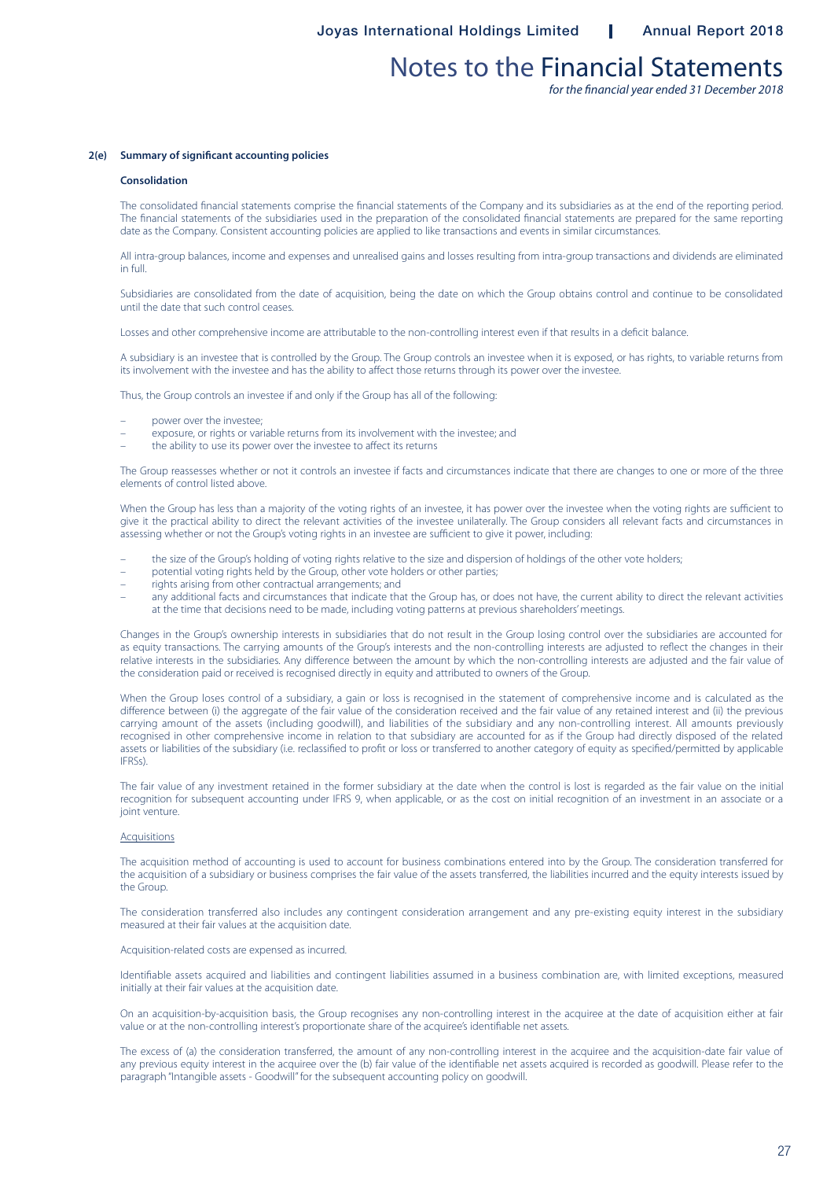#### 2(e) Summary of significant accounting policies

**Consolidation**

The consolidated financial statements comprise the financial statements of the Company and its subsidiaries as at the end of the reporting period. The financial statements of the subsidiaries used in the preparation of the consolidated financial statements are prepared for the same reporting date as the Company. Consistent accounting policies are applied to like transactions and events in similar circumstances.

All intra-group balances, income and expenses and unrealised gains and losses resulting from intra-group transactions and dividends are eliminated in full.

Subsidiaries are consolidated from the date of acquisition, being the date on which the Group obtains control and continue to be consolidated until the date that such control ceases.

Losses and other comprehensive income are attributable to the non-controlling interest even if that results in a deficit balance.

A subsidiary is an investee that is controlled by the Group. The Group controls an investee when it is exposed, or has rights, to variable returns from its involvement with the investee and has the ability to affect those returns through its power over the investee.

Thus, the Group controls an investee if and only if the Group has all of the following:

- power over the investee;
- exposure, or rights or variable returns from its involvement with the investee; and
- the ability to use its power over the investee to affect its returns

The Group reassesses whether or not it controls an investee if facts and circumstances indicate that there are changes to one or more of the three elements of control listed above.

When the Group has less than a majority of the voting rights of an investee, it has power over the investee when the voting rights are sufficient to give it the practical ability to direct the relevant activities of the investee unilaterally. The Group considers all relevant facts and circumstances in assessing whether or not the Group's voting rights in an investee are sufficient to give it power, including:

- the size of the Group's holding of voting rights relative to the size and dispersion of holdings of the other vote holders;
- potential voting rights held by the Group, other vote holders or other parties;
- rights arising from other contractual arrangements; and
- any additional facts and circumstances that indicate that the Group has, or does not have, the current ability to direct the relevant activities at the time that decisions need to be made, including voting patterns at previous shareholders' meetings.

Changes in the Group's ownership interests in subsidiaries that do not result in the Group losing control over the subsidiaries are accounted for as equity transactions. The carrying amounts of the Group's interests and the non-controlling interests are adjusted to reflect the changes in their relative interests in the subsidiaries. Any difference between the amount by which the non-controlling interests are adjusted and the fair value of the consideration paid or received is recognised directly in equity and attributed to owners of the Group.

When the Group loses control of a subsidiary, a gain or loss is recognised in the statement of comprehensive income and is calculated as the difference between (i) the aggregate of the fair value of the consideration received and the fair value of any retained interest and (ii) the previous carrying amount of the assets (including goodwill), and liabilities of the subsidiary and any non-controlling interest. All amounts previously recognised in other comprehensive income in relation to that subsidiary are accounted for as if the Group had directly disposed of the related assets or liabilities of the subsidiary (i.e. reclassified to profit or loss or transferred to another category of equity as specified/permitted by applicable IFRSs).

The fair value of any investment retained in the former subsidiary at the date when the control is lost is regarded as the fair value on the initial recognition for subsequent accounting under IFRS 9, when applicable, or as the cost on initial recognition of an investment in an associate or a joint venture.

Acquisitions

The acquisition method of accounting is used to account for business combinations entered into by the Group. The consideration transferred for the acquisition of a subsidiary or business comprises the fair value of the assets transferred, the liabilities incurred and the equity interests issued by the Group.

The consideration transferred also includes any contingent consideration arrangement and any pre-existing equity interest in the subsidiary measured at their fair values at the acquisition date.

Acquisition-related costs are expensed as incurred.

Identifiable assets acquired and liabilities and contingent liabilities assumed in a business combination are, with limited exceptions, measured initially at their fair values at the acquisition date.

On an acquisition-by-acquisition basis, the Group recognises any non-controlling interest in the acquiree at the date of acquisition either at fair value or at the non-controlling interest's proportionate share of the acquiree's identifiable net assets.

The excess of (a) the consideration transferred, the amount of any non-controlling interest in the acquiree and the acquisition-date fair value of any previous equity interest in the acquiree over the (b) fair value of the identifiable net assets acquired is recorded as goodwill. Please refer to the paragraph "Intangible assets - Goodwill" for the subsequent accounting policy on goodwill.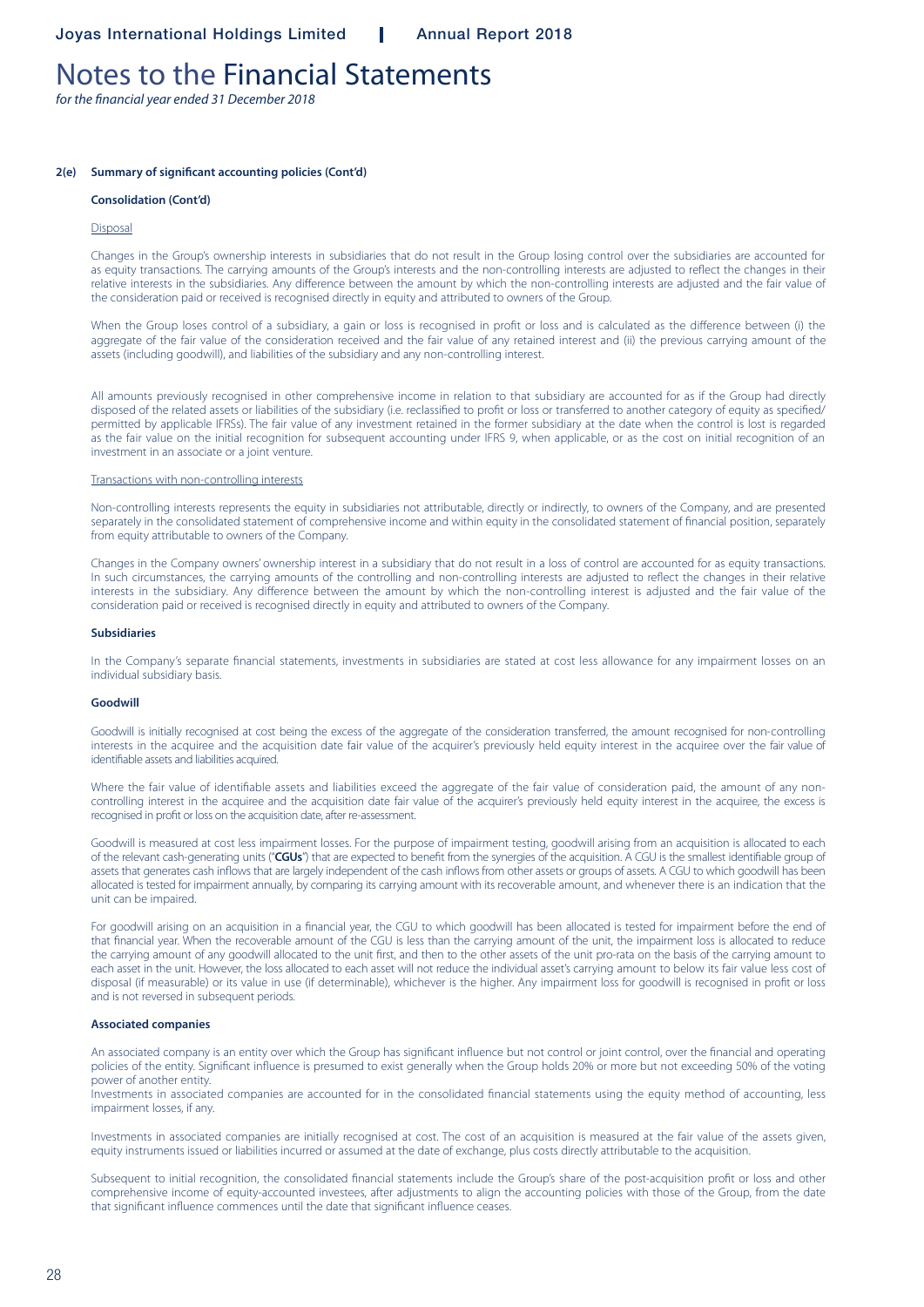## 2(e) Summary of significant accounting policies (Cont'd)

### Consolidation (Cont'd)

Disposal

Changes in the Group's ownership interests in subsidiaries that do not result in the Group losing control over the subsidiaries are accounted for as equity transactions. The carrying amounts of the Group's interests and the non-controlling interests are adjusted to reflect the changes in their relative interests in the subsidiaries. Any difference between the amount by which the non-controlling interests are adjusted and the fair value of the consideration paid or received is recognised directly in equity and attributed to owners of the Group.

When the Group loses control of a subsidiary, a gain or loss is recognised in profit or loss and is calculated as the difference between (i) the aggregate of the fair value of the consideration received and the fair value of any retained interest and (ii) the previous carrying amount of the assets (including goodwill), and liabilities of the subsidiary and any non-controlling interest.

All amounts previously recognised in other comprehensive income in relation to that subsidiary are accounted for as if the Group had directly disposed of the related assets or liabilities of the subsidiary (i.e. reclassified to profit or loss or transferred to another category of equity as specified/ permitted by applicable IFRSs). The fair value of any investment retained in the former subsidiary at the date when the control is lost is regarded as the fair value on the initial recognition for subsequent accounting under IFRS 9, when applicable, or as the cost on initial recognition of an investment in an associate or a joint venture.

Transactions with non-controlling interests

Non-controlling interests represents the equity in subsidiaries not attributable, directly or indirectly, to owners of the Company, and are presented separately in the consolidated statement of comprehensive income and within equity in the consolidated statement of financial position, separately from equity attributable to owners of the Company.

Changes in the Company owners' ownership interest in a subsidiary that do not result in a loss of control are accounted for as equity transactions. In such circumstances, the carrying amounts of the controlling and non-controlling interests are adjusted to reflect the changes in their relative interests in the subsidiary. Any difference between the amount by which the non-controlling interest is adjusted and the fair value of the consideration paid or received is recognised directly in equity and attributed to owners of the Company.

### Subsidiaries

In the Company's separate financial statements, investments in subsidiaries are stated at cost less allowance for any impairment losses on an individual subsidiary basis.

### Goodwill

Goodwill is initially recognised at cost being the excess of the aggregate of the consideration transferred, the amount recognised for non-controlling interests in the acquiree and the acquisition date fair value of the acquirer's previously held equity interest in the acquiree over the fair value of identifiable assets and liabilities acquired.

Where the fair value of identifiable assets and liabilities exceed the aggregate of the fair value of consideration paid, the amount of any non-controlling interest in the acquiree and the acquisition date fair value of the acquirer's previously held equity interest in the acquiree, the excess is recognised in profit or loss on the acquisition date, after re-assessment.

Goodwill is measured at cost less impairment losses. For the purpose of impairment testing, goodwill arising from an acquisition is allocated to each of the relevant cash-generating units ("**CGUs**") that are expected to benefit from the synergies of the acquisition. A CGU is the smallest identifiable group of assets that generates cash inflows that are largely independent of the cash inflows from other assets or groups of assets. A CGU to which goodwill has been allocated is tested for impairment annually, by comparing its carrying amount with its recoverable amount, and whenever there is an indication that the unit can be impaired.

For goodwill arising on an acquisition in a financial year, the CGU to which goodwill has been allocated is tested for impairment before the end of that financial year. When the recoverable amount of the CGU is less than the carrying amount of the unit, the impairment loss is allocated to reduce the carrying amount of any goodwill allocated to the unit first, and then to the other assets of the unit pro-rata on the basis of the carrying amount to each asset in the unit. However, the loss allocated to each asset will not reduce the individual asset's carrying amount to below its fair value less cost of disposal (if measurable) or its value in use (if determinable), whichever is the higher. Any impairment loss for goodwill is recognised in profit or loss and is not reversed in subsequent periods.

### Associated companies

An associated company is an entity over which the Group has significant influence but not control or joint control, over the financial and operating policies of the entity. Significant influence is presumed to exist generally when the Group holds 20% or more but not exceeding 50% of the voting power of another entity.
Investments in associated companies are accounted for in the consolidated financial statements using the equity method of accounting, less impairment losses, if any.

Investments in associated companies are initially recognised at cost. The cost of an acquisition is measured at the fair value of the assets given, equity instruments issued or liabilities incurred or assumed at the date of exchange, plus costs directly attributable to the acquisition.

Subsequent to initial recognition, the consolidated financial statements include the Group's share of the post-acquisition profit or loss and other comprehensive income of equity-accounted investees, after adjustments to align the accounting policies with those of the Group, from the date that significant influence commences until the date that significant influence ceases.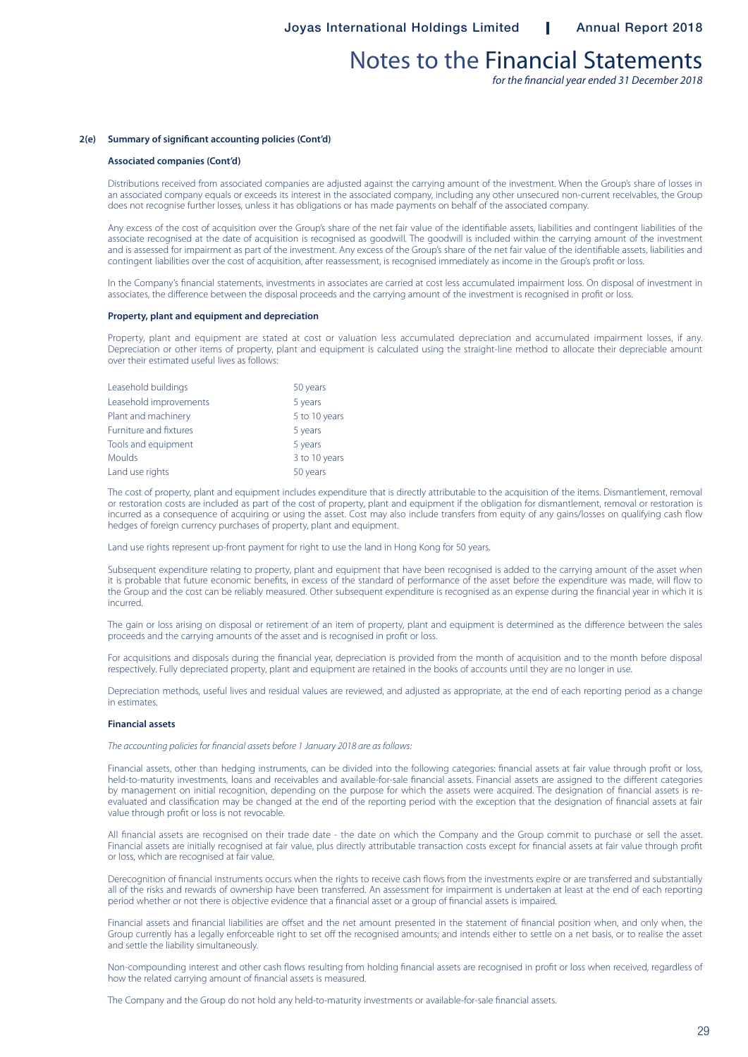## 2(e) Summary of significant accounting policies (Cont'd)

### Associated companies (Cont'd)

Distributions received from associated companies are adjusted against the carrying amount of the investment. When the Group's share of losses in an associated company equals or exceeds its interest in the associated company, including any other unsecured non-current receivables, the Group does not recognise further losses, unless it has obligations or has made payments on behalf of the associated company.

Any excess of the cost of acquisition over the Group's share of the net fair value of the identifiable assets, liabilities and contingent liabilities of the associate recognised at the date of acquisition is recognised as goodwill. The goodwill is included within the carrying amount of the investment and is assessed for impairment as part of the investment. Any excess of the Group's share of the net fair value of the identifiable assets, liabilities and contingent liabilities over the cost of acquisition, after reassessment, is recognised immediately as income in the Group's profit or loss.

In the Company's financial statements, investments in associates are carried at cost less accumulated impairment loss. On disposal of investment in associates, the difference between the disposal proceeds and the carrying amount of the investment is recognised in profit or loss.

### Property, plant and equipment and depreciation

Property, plant and equipment are stated at cost or valuation less accumulated depreciation and accumulated impairment losses, if any. Depreciation or other items of property, plant and equipment is calculated using the straight-line method to allocate their depreciable amount over their estimated useful lives as follows:

| | |
|---|---|
| Leasehold buildings | 50 years |
| Leasehold improvements | 5 years |
| Plant and machinery | 5 to 10 years |
| Furniture and fixtures | 5 years |
| Tools and equipment | 5 years |
| Moulds | 3 to 10 years |
| Land use rights | 50 years |

The cost of property, plant and equipment includes expenditure that is directly attributable to the acquisition of the items. Dismantlement, removal or restoration costs are included as part of the cost of property, plant and equipment if the obligation for dismantlement, removal or restoration is incurred as a consequence of acquiring or using the asset. Cost may also include transfers from equity of any gains/losses on qualifying cash flow hedges of foreign currency purchases of property, plant and equipment.

Land use rights represent up-front payment for right to use the land in Hong Kong for 50 years.

Subsequent expenditure relating to property, plant and equipment that have been recognised is added to the carrying amount of the asset when it is probable that future economic benefits, in excess of the standard of performance of the asset before the expenditure was made, will flow to the Group and the cost can be reliably measured. Other subsequent expenditure is recognised as an expense during the financial year in which it is incurred.

The gain or loss arising on disposal or retirement of an item of property, plant and equipment is determined as the difference between the sales proceeds and the carrying amounts of the asset and is recognised in profit or loss.

For acquisitions and disposals during the financial year, depreciation is provided from the month of acquisition and to the month before disposal respectively. Fully depreciated property, plant and equipment are retained in the books of accounts until they are no longer in use.

Depreciation methods, useful lives and residual values are reviewed, and adjusted as appropriate, at the end of each reporting period as a change in estimates.

### Financial assets

*The accounting policies for financial assets before 1 January 2018 are as follows:*

Financial assets, other than hedging instruments, can be divided into the following categories: financial assets at fair value through profit or loss, held-to-maturity investments, loans and receivables and available-for-sale financial assets. Financial assets are assigned to the different categories by management on initial recognition, depending on the purpose for which the assets were acquired. The designation of financial assets is re-evaluated and classification may be changed at the end of the reporting period with the exception that the designation of financial assets at fair value through profit or loss is not revocable.

All financial assets are recognised on their trade date - the date on which the Company and the Group commit to purchase or sell the asset. Financial assets are initially recognised at fair value, plus directly attributable transaction costs except for financial assets at fair value through profit or loss, which are recognised at fair value.

Derecognition of financial instruments occurs when the rights to receive cash flows from the investments expire or are transferred and substantially all of the risks and rewards of ownership have been transferred. An assessment for impairment is undertaken at least at the end of each reporting period whether or not there is objective evidence that a financial asset or a group of financial assets is impaired.

Financial assets and financial liabilities are offset and the net amount presented in the statement of financial position when, and only when, the Group currently has a legally enforceable right to set off the recognised amounts; and intends either to settle on a net basis, or to realise the asset and settle the liability simultaneously.

Non-compounding interest and other cash flows resulting from holding financial assets are recognised in profit or loss when received, regardless of how the related carrying amount of financial assets is measured.

The Company and the Group do not hold any held-to-maturity investments or available-for-sale financial assets.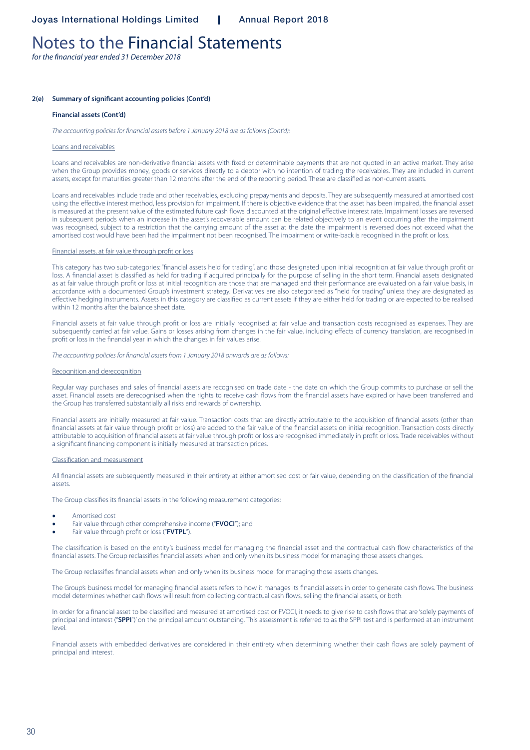# Notes to the Financial Statements

*for the financial year ended 31 December 2018*

**2(e) Summary of significant accounting policies (Cont'd)**

**Financial assets (Cont'd)**

*The accounting policies for financial assets before 1 January 2018 are as follows (Cont'd):*

Loans and receivables

Loans and receivables are non-derivative financial assets with fixed or determinable payments that are not quoted in an active market. They arise when the Group provides money, goods or services directly to a debtor with no intention of trading the receivables. They are included in current assets, except for maturities greater than 12 months after the end of the reporting period. These are classified as non-current assets.

Loans and receivables include trade and other receivables, excluding prepayments and deposits. They are subsequently measured at amortised cost using the effective interest method, less provision for impairment. If there is objective evidence that the asset has been impaired, the financial asset is measured at the present value of the estimated future cash flows discounted at the original effective interest rate. Impairment losses are reversed in subsequent periods when an increase in the asset's recoverable amount can be related objectively to an event occurring after the impairment was recognised, subject to a restriction that the carrying amount of the asset at the date the impairment is reversed does not exceed what the amortised cost would have been had the impairment not been recognised. The impairment or write-back is recognised in the profit or loss.

Financial assets, at fair value through profit or loss

This category has two sub-categories: "financial assets held for trading", and those designated upon initial recognition at fair value through profit or loss. A financial asset is classified as held for trading if acquired principally for the purpose of selling in the short term. Financial assets designated as at fair value through profit or loss at initial recognition are those that are managed and their performance are evaluated on a fair value basis, in accordance with a documented Group's investment strategy. Derivatives are also categorised as "held for trading" unless they are designated as effective hedging instruments. Assets in this category are classified as current assets if they are either held for trading or are expected to be realised within 12 months after the balance sheet date.

Financial assets at fair value through profit or loss are initially recognised at fair value and transaction costs recognised as expenses. They are subsequently carried at fair value. Gains or losses arising from changes in the fair value, including effects of currency translation, are recognised in profit or loss in the financial year in which the changes in fair values arise.

*The accounting policies for financial assets from 1 January 2018 onwards are as follows:*

Recognition and derecognition

Regular way purchases and sales of financial assets are recognised on trade date - the date on which the Group commits to purchase or sell the asset. Financial assets are derecognised when the rights to receive cash flows from the financial assets have expired or have been transferred and the Group has transferred substantially all risks and rewards of ownership.

Financial assets are initially measured at fair value. Transaction costs that are directly attributable to the acquisition of financial assets (other than financial assets at fair value through profit or loss) are added to the fair value of the financial assets on initial recognition. Transaction costs directly attributable to acquisition of financial assets at fair value through profit or loss are recognised immediately in profit or loss. Trade receivables without a significant financing component is initially measured at transaction prices.

Classification and measurement

All financial assets are subsequently measured in their entirety at either amortised cost or fair value, depending on the classification of the financial assets.

The Group classifies its financial assets in the following measurement categories:

- Amortised cost
- Fair value through other comprehensive income ("**FVOCI**"); and
- Fair value through profit or loss ("**FVTPL**").

The classification is based on the entity's business model for managing the financial asset and the contractual cash flow characteristics of the financial assets. The Group reclassifies financial assets when and only when its business model for managing those assets changes.

The Group reclassifies financial assets when and only when its business model for managing those assets changes.

The Group's business model for managing financial assets refers to how it manages its financial assets in order to generate cash flows. The business model determines whether cash flows will result from collecting contractual cash flows, selling the financial assets, or both.

In order for a financial asset to be classified and measured at amortised cost or FVOCI, it needs to give rise to cash flows that are 'solely payments of principal and interest ("**SPPI**")' on the principal amount outstanding. This assessment is referred to as the SPPI test and is performed at an instrument level.

Financial assets with embedded derivatives are considered in their entirety when determining whether their cash flows are solely payment of principal and interest.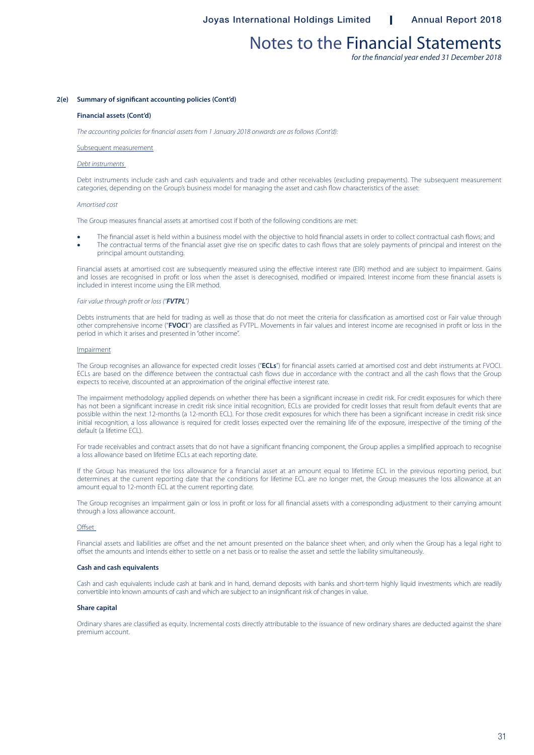## 2(e) Summary of significant accounting policies (Cont'd)

### Financial assets (Cont'd)

*The accounting policies for financial assets from 1 January 2018 onwards are as follows (Cont'd):*

Subsequent measurement

*Debt instruments*

Debt instruments include cash and cash equivalents and trade and other receivables (excluding prepayments). The subsequent measurement categories, depending on the Group's business model for managing the asset and cash flow characteristics of the asset:

*Amortised cost*

The Group measures financial assets at amortised cost if both of the following conditions are met:

- The financial asset is held within a business model with the objective to hold financial assets in order to collect contractual cash flows; and
- The contractual terms of the financial asset give rise on specific dates to cash flows that are solely payments of principal and interest on the principal amount outstanding.

Financial assets at amortised cost are subsequently measured using the effective interest rate (EIR) method and are subject to impairment. Gains and losses are recognised in profit or loss when the asset is derecognised, modified or impaired. Interest income from these financial assets is included in interest income using the EIR method.

*Fair value through profit or loss ("**FVTPL**")*

Debts instruments that are held for trading as well as those that do not meet the criteria for classification as amortised cost or Fair value through other comprehensive income ("**FVOCI**") are classified as FVTPL. Movements in fair values and interest income are recognised in profit or loss in the period in which it arises and presented in "other income".

Impairment

The Group recognises an allowance for expected credit losses ("**ECLs**") for financial assets carried at amortised cost and debt instruments at FVOCI. ECLs are based on the difference between the contractual cash flows due in accordance with the contract and all the cash flows that the Group expects to receive, discounted at an approximation of the original effective interest rate.

The impairment methodology applied depends on whether there has been a significant increase in credit risk. For credit exposures for which there has not been a significant increase in credit risk since initial recognition, ECLs are provided for credit losses that result from default events that are possible within the next 12-months (a 12-month ECL). For those credit exposures for which there has been a significant increase in credit risk since initial recognition, a loss allowance is required for credit losses expected over the remaining life of the exposure, irrespective of the timing of the default (a lifetime ECL).

For trade receivables and contract assets that do not have a significant financing component, the Group applies a simplified approach to recognise a loss allowance based on lifetime ECLs at each reporting date.

If the Group has measured the loss allowance for a financial asset at an amount equal to lifetime ECL in the previous reporting period, but determines at the current reporting date that the conditions for lifetime ECL are no longer met, the Group measures the loss allowance at an amount equal to 12-month ECL at the current reporting date.

The Group recognises an impairment gain or loss in profit or loss for all financial assets with a corresponding adjustment to their carrying amount through a loss allowance account.

Offset

Financial assets and liabilities are offset and the net amount presented on the balance sheet when, and only when the Group has a legal right to offset the amounts and intends either to settle on a net basis or to realise the asset and settle the liability simultaneously.

### Cash and cash equivalents

Cash and cash equivalents include cash at bank and in hand, demand deposits with banks and short-term highly liquid investments which are readily convertible into known amounts of cash and which are subject to an insignificant risk of changes in value.

### Share capital

Ordinary shares are classified as equity. Incremental costs directly attributable to the issuance of new ordinary shares are deducted against the share premium account.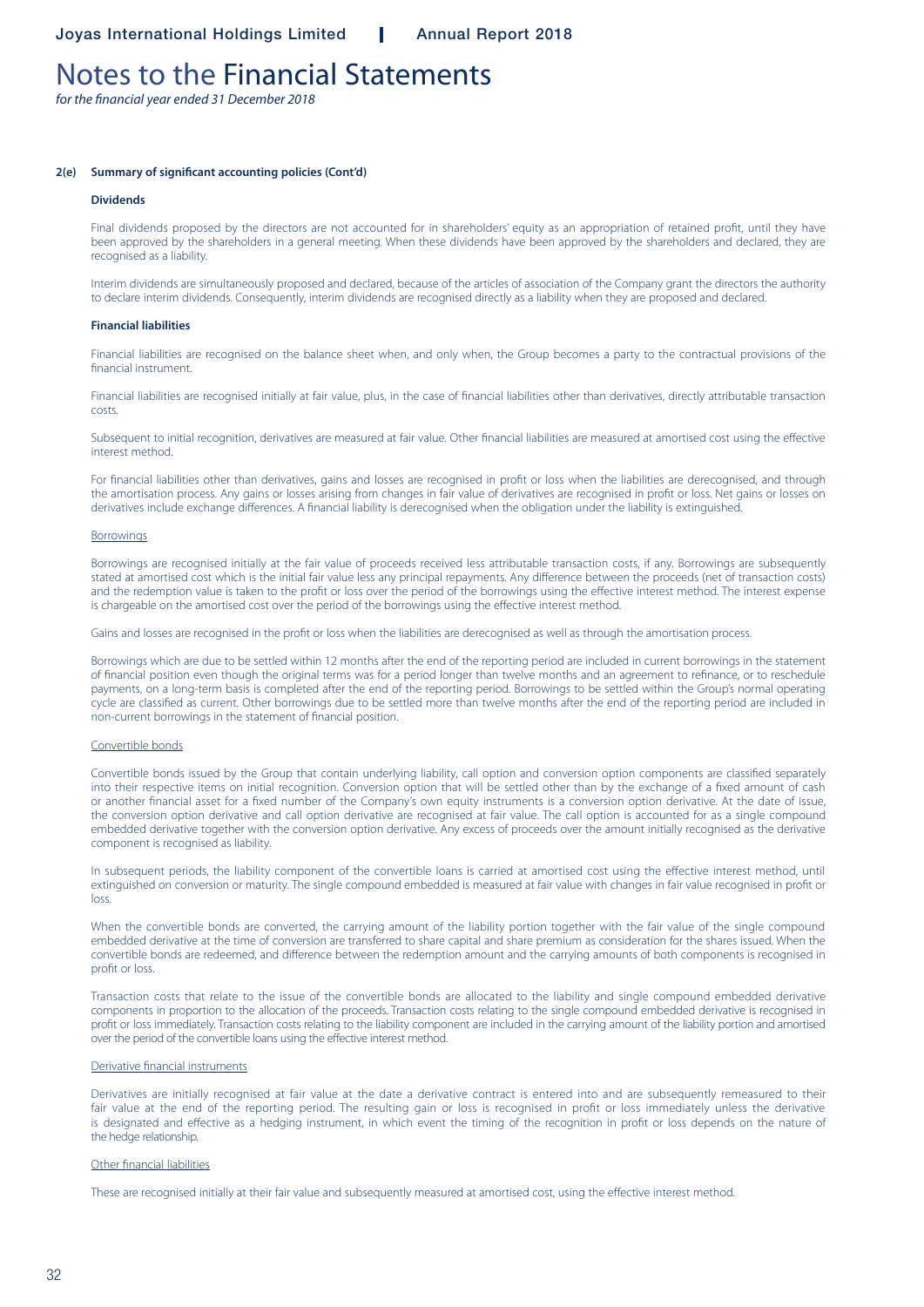# Notes to the Financial Statements

*for the financial year ended 31 December 2018*

**2(e) Summary of significant accounting policies (Cont'd)**

**Dividends**

Final dividends proposed by the directors are not accounted for in shareholders' equity as an appropriation of retained profit, until they have been approved by the shareholders in a general meeting. When these dividends have been approved by the shareholders and declared, they are recognised as a liability.

Interim dividends are simultaneously proposed and declared, because of the articles of association of the Company grant the directors the authority to declare interim dividends. Consequently, interim dividends are recognised directly as a liability when they are proposed and declared.

**Financial liabilities**

Financial liabilities are recognised on the balance sheet when, and only when, the Group becomes a party to the contractual provisions of the financial instrument.

Financial liabilities are recognised initially at fair value, plus, in the case of financial liabilities other than derivatives, directly attributable transaction costs.

Subsequent to initial recognition, derivatives are measured at fair value. Other financial liabilities are measured at amortised cost using the effective interest method.

For financial liabilities other than derivatives, gains and losses are recognised in profit or loss when the liabilities are derecognised, and through the amortisation process. Any gains or losses arising from changes in fair value of derivatives are recognised in profit or loss. Net gains or losses on derivatives include exchange differences. A financial liability is derecognised when the obligation under the liability is extinguished.

Borrowings

Borrowings are recognised initially at the fair value of proceeds received less attributable transaction costs, if any. Borrowings are subsequently stated at amortised cost which is the initial fair value less any principal repayments. Any difference between the proceeds (net of transaction costs) and the redemption value is taken to the profit or loss over the period of the borrowings using the effective interest method. The interest expense is chargeable on the amortised cost over the period of the borrowings using the effective interest method.

Gains and losses are recognised in the profit or loss when the liabilities are derecognised as well as through the amortisation process.

Borrowings which are due to be settled within 12 months after the end of the reporting period are included in current borrowings in the statement of financial position even though the original terms was for a period longer than twelve months and an agreement to refinance, or to reschedule payments, on a long-term basis is completed after the end of the reporting period. Borrowings to be settled within the Group's normal operating cycle are classified as current. Other borrowings due to be settled more than twelve months after the end of the reporting period are included in non-current borrowings in the statement of financial position.

Convertible bonds

Convertible bonds issued by the Group that contain underlying liability, call option and conversion option components are classified separately into their respective items on initial recognition. Conversion option that will be settled other than by the exchange of a fixed amount of cash or another financial asset for a fixed number of the Company's own equity instruments is a conversion option derivative. At the date of issue, the conversion option derivative and call option derivative are recognised at fair value. The call option is accounted for as a single compound embedded derivative together with the conversion option derivative. Any excess of proceeds over the amount initially recognised as the derivative component is recognised as liability.

In subsequent periods, the liability component of the convertible loans is carried at amortised cost using the effective interest method, until extinguished on conversion or maturity. The single compound embedded is measured at fair value with changes in fair value recognised in profit or loss.

When the convertible bonds are converted, the carrying amount of the liability portion together with the fair value of the single compound embedded derivative at the time of conversion are transferred to share capital and share premium as consideration for the shares issued. When the convertible bonds are redeemed, and difference between the redemption amount and the carrying amounts of both components is recognised in profit or loss.

Transaction costs that relate to the issue of the convertible bonds are allocated to the liability and single compound embedded derivative components in proportion to the allocation of the proceeds. Transaction costs relating to the single compound embedded derivative is recognised in profit or loss immediately. Transaction costs relating to the liability component are included in the carrying amount of the liability portion and amortised over the period of the convertible loans using the effective interest method.

Derivative financial instruments

Derivatives are initially recognised at fair value at the date a derivative contract is entered into and are subsequently remeasured to their fair value at the end of the reporting period. The resulting gain or loss is recognised in profit or loss immediately unless the derivative is designated and effective as a hedging instrument, in which event the timing of the recognition in profit or loss depends on the nature of the hedge relationship.

Other financial liabilities

These are recognised initially at their fair value and subsequently measured at amortised cost, using the effective interest method.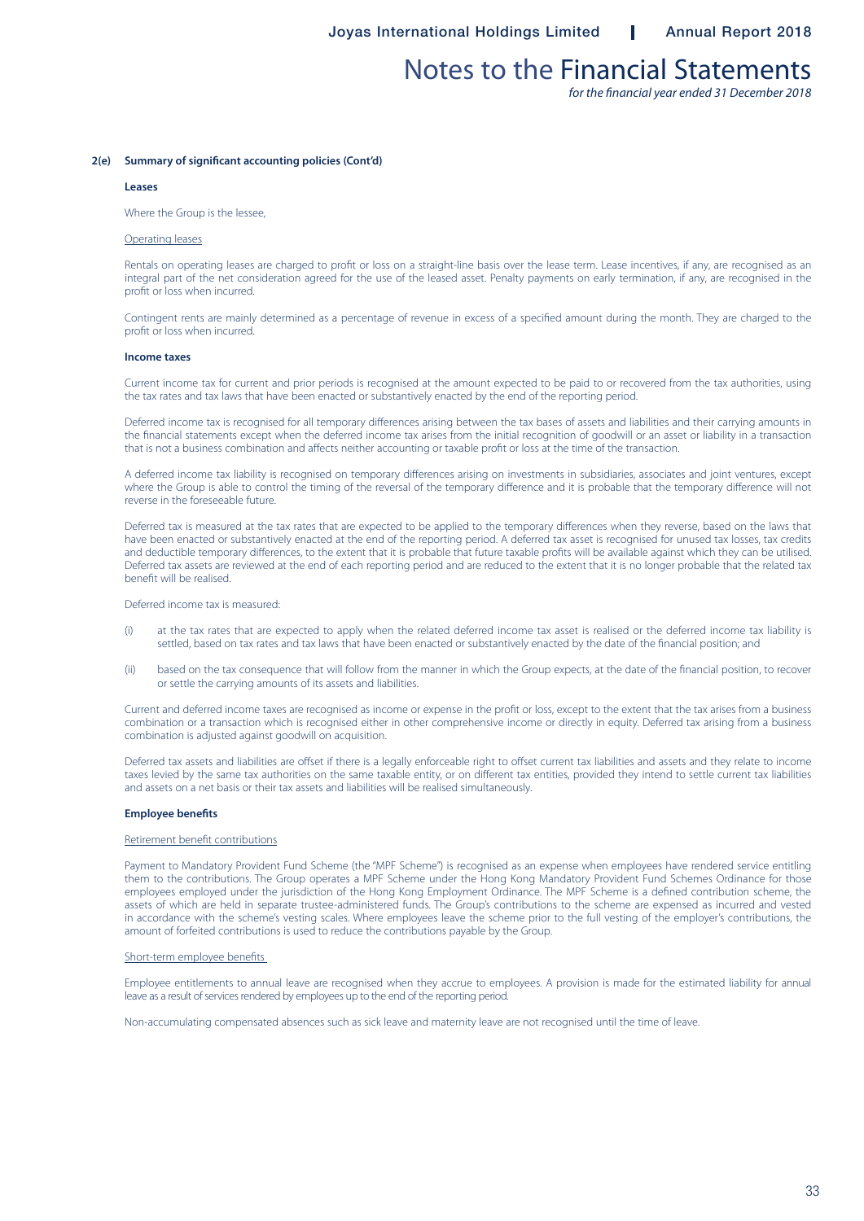## 2(e) Summary of significant accounting policies (Cont'd)

**Leases**

Where the Group is the lessee,

Operating leases

Rentals on operating leases are charged to profit or loss on a straight-line basis over the lease term. Lease incentives, if any, are recognised as an integral part of the net consideration agreed for the use of the leased asset. Penalty payments on early termination, if any, are recognised in the profit or loss when incurred.

Contingent rents are mainly determined as a percentage of revenue in excess of a specified amount during the month. They are charged to the profit or loss when incurred.

**Income taxes**

Current income tax for current and prior periods is recognised at the amount expected to be paid to or recovered from the tax authorities, using the tax rates and tax laws that have been enacted or substantively enacted by the end of the reporting period.

Deferred income tax is recognised for all temporary differences arising between the tax bases of assets and liabilities and their carrying amounts in the financial statements except when the deferred income tax arises from the initial recognition of goodwill or an asset or liability in a transaction that is not a business combination and affects neither accounting or taxable profit or loss at the time of the transaction.

A deferred income tax liability is recognised on temporary differences arising on investments in subsidiaries, associates and joint ventures, except where the Group is able to control the timing of the reversal of the temporary difference and it is probable that the temporary difference will not reverse in the foreseeable future.

Deferred tax is measured at the tax rates that are expected to be applied to the temporary differences when they reverse, based on the laws that have been enacted or substantively enacted at the end of the reporting period. A deferred tax asset is recognised for unused tax losses, tax credits and deductible temporary differences, to the extent that it is probable that future taxable profits will be available against which they can be utilised. Deferred tax assets are reviewed at the end of each reporting period and are reduced to the extent that it is no longer probable that the related tax benefit will be realised.

Deferred income tax is measured:

(i) at the tax rates that are expected to apply when the related deferred income tax asset is realised or the deferred income tax liability is settled, based on tax rates and tax laws that have been enacted or substantively enacted by the date of the financial position; and

(ii) based on the tax consequence that will follow from the manner in which the Group expects, at the date of the financial position, to recover or settle the carrying amounts of its assets and liabilities.

Current and deferred income taxes are recognised as income or expense in the profit or loss, except to the extent that the tax arises from a business combination or a transaction which is recognised either in other comprehensive income or directly in equity. Deferred tax arising from a business combination is adjusted against goodwill on acquisition.

Deferred tax assets and liabilities are offset if there is a legally enforceable right to offset current tax liabilities and assets and they relate to income taxes levied by the same tax authorities on the same taxable entity, or on different tax entities, provided they intend to settle current tax liabilities and assets on a net basis or their tax assets and liabilities will be realised simultaneously.

**Employee benefits**

Retirement benefit contributions

Payment to Mandatory Provident Fund Scheme (the "MPF Scheme") is recognised as an expense when employees have rendered service entitling them to the contributions. The Group operates a MPF Scheme under the Hong Kong Mandatory Provident Fund Schemes Ordinance for those employees employed under the jurisdiction of the Hong Kong Employment Ordinance. The MPF Scheme is a defined contribution scheme, the assets of which are held in separate trustee-administered funds. The Group's contributions to the scheme are expensed as incurred and vested in accordance with the scheme's vesting scales. Where employees leave the scheme prior to the full vesting of the employer's contributions, the amount of forfeited contributions is used to reduce the contributions payable by the Group.

Short-term employee benefits

Employee entitlements to annual leave are recognised when they accrue to employees. A provision is made for the estimated liability for annual leave as a result of services rendered by employees up to the end of the reporting period.

Non-accumulating compensated absences such as sick leave and maternity leave are not recognised until the time of leave.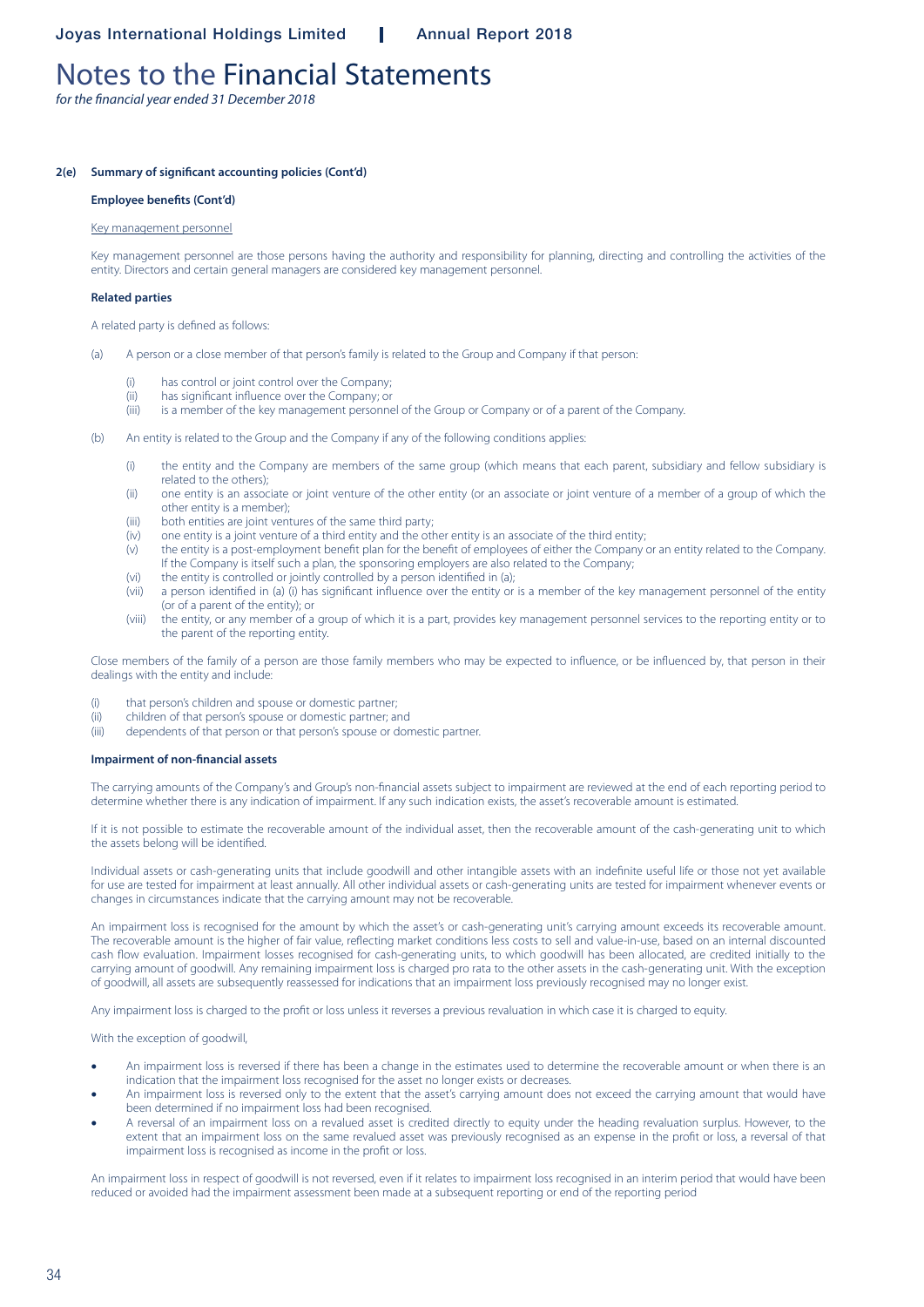# Notes to the Financial Statements

*for the financial year ended 31 December 2018*

**2(e) Summary of significant accounting policies (Cont'd)**

**Employee benefits (Cont'd)**

Key management personnel

Key management personnel are those persons having the authority and responsibility for planning, directing and controlling the activities of the entity. Directors and certain general managers are considered key management personnel.

**Related parties**

A related party is defined as follows:

(a) A person or a close member of that person's family is related to the Group and Company if that person:

- (i) has control or joint control over the Company;
- (ii) has significant influence over the Company; or
- (iii) is a member of the key management personnel of the Group or Company or of a parent of the Company.

(b) An entity is related to the Group and the Company if any of the following conditions applies:

- (i) the entity and the Company are members of the same group (which means that each parent, subsidiary and fellow subsidiary is related to the others);
- (ii) one entity is an associate or joint venture of the other entity (or an associate or joint venture of a member of a group of which the other entity is a member);
- (iii) both entities are joint ventures of the same third party;
- (iv) one entity is a joint venture of a third entity and the other entity is an associate of the third entity;
- (v) the entity is a post-employment benefit plan for the benefit of employees of either the Company or an entity related to the Company. If the Company is itself such a plan, the sponsoring employers are also related to the Company;
- (vi) the entity is controlled or jointly controlled by a person identified in (a);
- (vii) a person identified in (a) (i) has significant influence over the entity or is a member of the key management personnel of the entity (or of a parent of the entity); or
- (viii) the entity, or any member of a group of which it is a part, provides key management personnel services to the reporting entity or to the parent of the reporting entity.

Close members of the family of a person are those family members who may be expected to influence, or be influenced by, that person in their dealings with the entity and include:

- (i) that person's children and spouse or domestic partner;
- (ii) children of that person's spouse or domestic partner; and
- (iii) dependents of that person or that person's spouse or domestic partner.

**Impairment of non-financial assets**

The carrying amounts of the Company's and Group's non-financial assets subject to impairment are reviewed at the end of each reporting period to determine whether there is any indication of impairment. If any such indication exists, the asset's recoverable amount is estimated.

If it is not possible to estimate the recoverable amount of the individual asset, then the recoverable amount of the cash-generating unit to which the assets belong will be identified.

Individual assets or cash-generating units that include goodwill and other intangible assets with an indefinite useful life or those not yet available for use are tested for impairment at least annually. All other individual assets or cash-generating units are tested for impairment whenever events or changes in circumstances indicate that the carrying amount may not be recoverable.

An impairment loss is recognised for the amount by which the asset's or cash-generating unit's carrying amount exceeds its recoverable amount. The recoverable amount is the higher of fair value, reflecting market conditions less costs to sell and value-in-use, based on an internal discounted cash flow evaluation. Impairment losses recognised for cash-generating units, to which goodwill has been allocated, are credited initially to the carrying amount of goodwill. Any remaining impairment loss is charged pro rata to the other assets in the cash-generating unit. With the exception of goodwill, all assets are subsequently reassessed for indications that an impairment loss previously recognised may no longer exist.

Any impairment loss is charged to the profit or loss unless it reverses a previous revaluation in which case it is charged to equity.

With the exception of goodwill,

- An impairment loss is reversed if there has been a change in the estimates used to determine the recoverable amount or when there is an indication that the impairment loss recognised for the asset no longer exists or decreases.
- An impairment loss is reversed only to the extent that the asset's carrying amount does not exceed the carrying amount that would have been determined if no impairment loss had been recognised.
- A reversal of an impairment loss on a revalued asset is credited directly to equity under the heading revaluation surplus. However, to the extent that an impairment loss on the same revalued asset was previously recognised as an expense in the profit or loss, a reversal of that impairment loss is recognised as income in the profit or loss.

An impairment loss in respect of goodwill is not reversed, even if it relates to impairment loss recognised in an interim period that would have been reduced or avoided had the impairment assessment been made at a subsequent reporting or end of the reporting period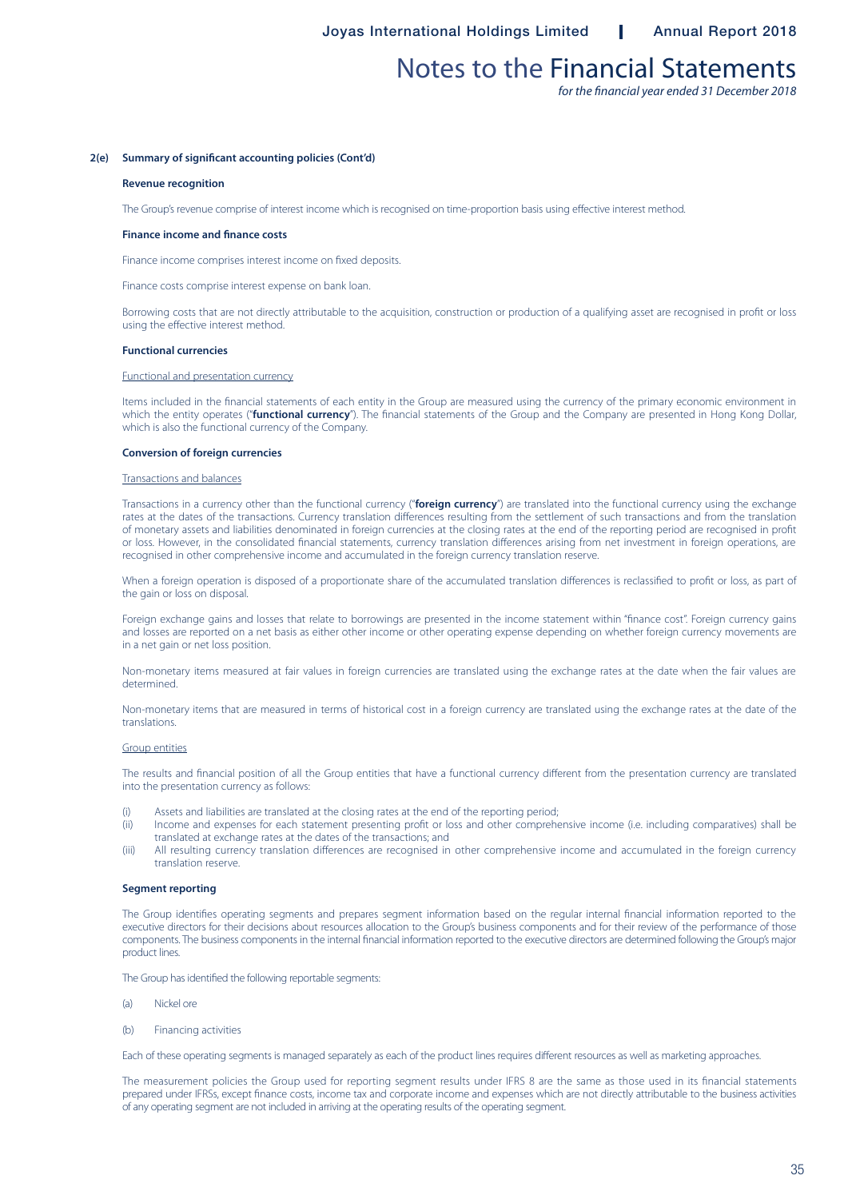## 2(e) Summary of significant accounting policies (Cont'd)

### Revenue recognition

The Group's revenue comprise of interest income which is recognised on time-proportion basis using effective interest method.

### Finance income and finance costs

Finance income comprises interest income on fixed deposits.

Finance costs comprise interest expense on bank loan.

Borrowing costs that are not directly attributable to the acquisition, construction or production of a qualifying asset are recognised in profit or loss using the effective interest method.

### Functional currencies

Functional and presentation currency

Items included in the financial statements of each entity in the Group are measured using the currency of the primary economic environment in which the entity operates ("**functional currency**"). The financial statements of the Group and the Company are presented in Hong Kong Dollar, which is also the functional currency of the Company.

### Conversion of foreign currencies

Transactions and balances

Transactions in a currency other than the functional currency ("**foreign currency**") are translated into the functional currency using the exchange rates at the dates of the transactions. Currency translation differences resulting from the settlement of such transactions and from the translation of monetary assets and liabilities denominated in foreign currencies at the closing rates at the end of the reporting period are recognised in profit or loss. However, in the consolidated financial statements, currency translation differences arising from net investment in foreign operations, are recognised in other comprehensive income and accumulated in the foreign currency translation reserve.

When a foreign operation is disposed of a proportionate share of the accumulated translation differences is reclassified to profit or loss, as part of the gain or loss on disposal.

Foreign exchange gains and losses that relate to borrowings are presented in the income statement within "finance cost". Foreign currency gains and losses are reported on a net basis as either other income or other operating expense depending on whether foreign currency movements are in a net gain or net loss position.

Non-monetary items measured at fair values in foreign currencies are translated using the exchange rates at the date when the fair values are determined.

Non-monetary items that are measured in terms of historical cost in a foreign currency are translated using the exchange rates at the date of the translations.

Group entities

The results and financial position of all the Group entities that have a functional currency different from the presentation currency are translated into the presentation currency as follows:

(i) Assets and liabilities are translated at the closing rates at the end of the reporting period;
(ii) Income and expenses for each statement presenting profit or loss and other comprehensive income (i.e. including comparatives) shall be translated at exchange rates at the dates of the transactions; and
(iii) All resulting currency translation differences are recognised in other comprehensive income and accumulated in the foreign currency translation reserve.

### Segment reporting

The Group identifies operating segments and prepares segment information based on the regular internal financial information reported to the executive directors for their decisions about resources allocation to the Group's business components and for their review of the performance of those components. The business components in the internal financial information reported to the executive directors are determined following the Group's major product lines.

The Group has identified the following reportable segments:

(a) Nickel ore

(b) Financing activities

Each of these operating segments is managed separately as each of the product lines requires different resources as well as marketing approaches.

The measurement policies the Group used for reporting segment results under IFRS 8 are the same as those used in its financial statements prepared under IFRSs, except finance costs, income tax and corporate income and expenses which are not directly attributable to the business activities of any operating segment are not included in arriving at the operating results of the operating segment.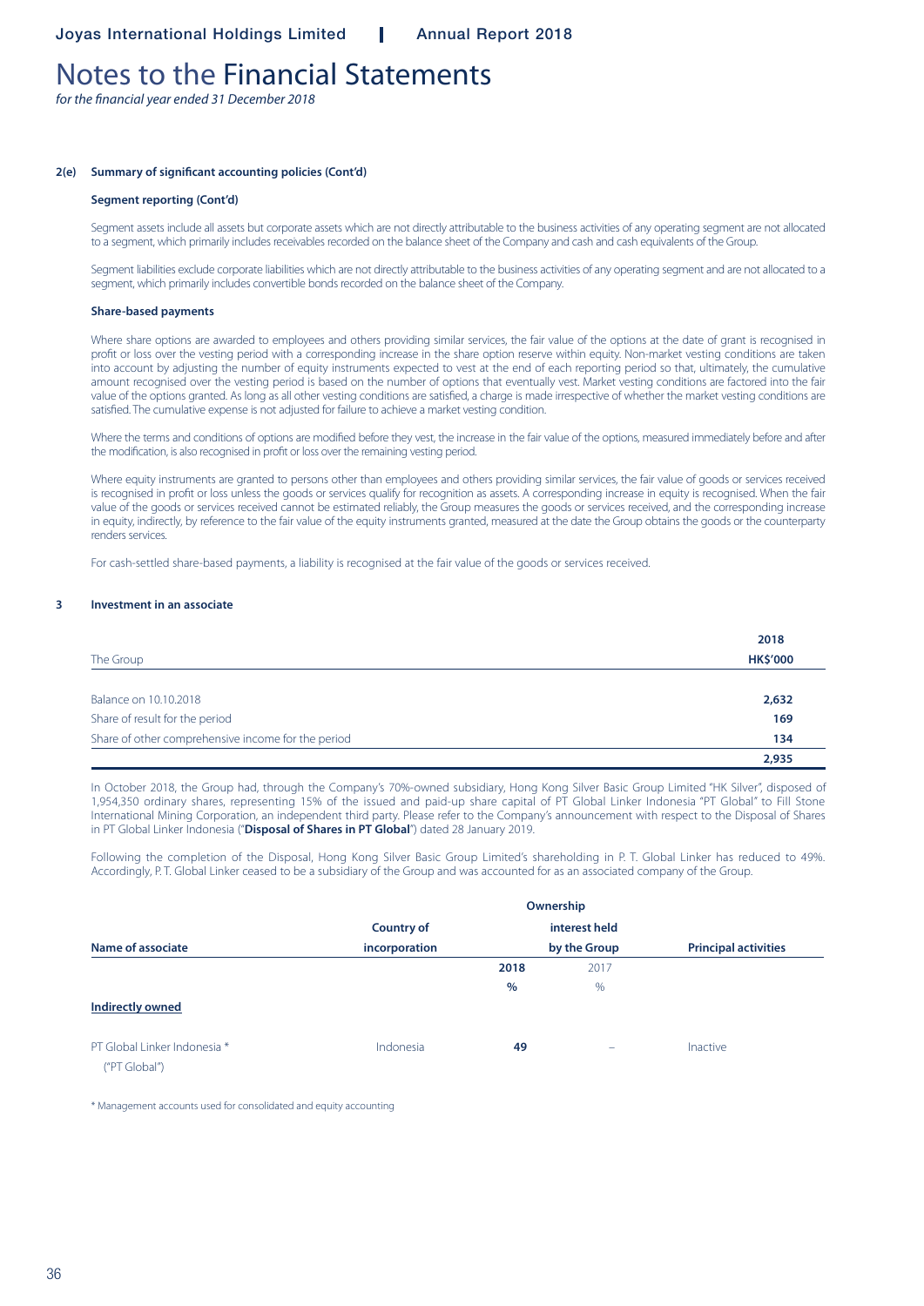# Notes to the Financial Statements

*for the financial year ended 31 December 2018*

**2(e) Summary of significant accounting policies (Cont'd)**

**Segment reporting (Cont'd)**

Segment assets include all assets but corporate assets which are not directly attributable to the business activities of any operating segment are not allocated to a segment, which primarily includes receivables recorded on the balance sheet of the Company and cash and cash equivalents of the Group.

Segment liabilities exclude corporate liabilities which are not directly attributable to the business activities of any operating segment and are not allocated to a segment, which primarily includes convertible bonds recorded on the balance sheet of the Company.

**Share-based payments**

Where share options are awarded to employees and others providing similar services, the fair value of the options at the date of grant is recognised in profit or loss over the vesting period with a corresponding increase in the share option reserve within equity. Non-market vesting conditions are taken into account by adjusting the number of equity instruments expected to vest at the end of each reporting period so that, ultimately, the cumulative amount recognised over the vesting period is based on the number of options that eventually vest. Market vesting conditions are factored into the fair value of the options granted. As long as all other vesting conditions are satisfied, a charge is made irrespective of whether the market vesting conditions are satisfied. The cumulative expense is not adjusted for failure to achieve a market vesting condition.

Where the terms and conditions of options are modified before they vest, the increase in the fair value of the options, measured immediately before and after the modification, is also recognised in profit or loss over the remaining vesting period.

Where equity instruments are granted to persons other than employees and others providing similar services, the fair value of goods or services received is recognised in profit or loss unless the goods or services qualify for recognition as assets. A corresponding increase in equity is recognised. When the fair value of the goods or services received cannot be estimated reliably, the Group measures the goods or services received, and the corresponding increase in equity, indirectly, by reference to the fair value of the equity instruments granted, measured at the date the Group obtains the goods or the counterparty renders services.

For cash-settled share-based payments, a liability is recognised at the fair value of the goods or services received.

**3 Investment in an associate**

| The Group | 2018 HK$'000 |
|---|---|
| Balance on 10.10.2018 | **2,632** |
| Share of result for the period | **169** |
| Share of other comprehensive income for the period | **134** |
| | **2,935** |

In October 2018, the Group had, through the Company's 70%-owned subsidiary, Hong Kong Silver Basic Group Limited "HK Silver", disposed of 1,954,350 ordinary shares, representing 15% of the issued and paid-up share capital of PT Global Linker Indonesia "PT Global" to Fill Stone International Mining Corporation, an independent third party. Please refer to the Company's announcement with respect to the Disposal of Shares in PT Global Linker Indonesia ("**Disposal of Shares in PT Global**") dated 28 January 2019.

Following the completion of the Disposal, Hong Kong Silver Basic Group Limited's shareholding in P. T. Global Linker has reduced to 49%. Accordingly, P. T. Global Linker ceased to be a subsidiary of the Group and was accounted for as an associated company of the Group.

| Name of associate | Country of incorporation | Ownership interest held by the Group | | Principal activities |
|---|---|---|---|---|
| | | **2018** | 2017 | |
| | | **%** | % | |
| **Indirectly owned** | | | | |
| PT Global Linker Indonesia * ("PT Global") | Indonesia | **49** | – | Inactive |

\* Management accounts used for consolidated and equity accounting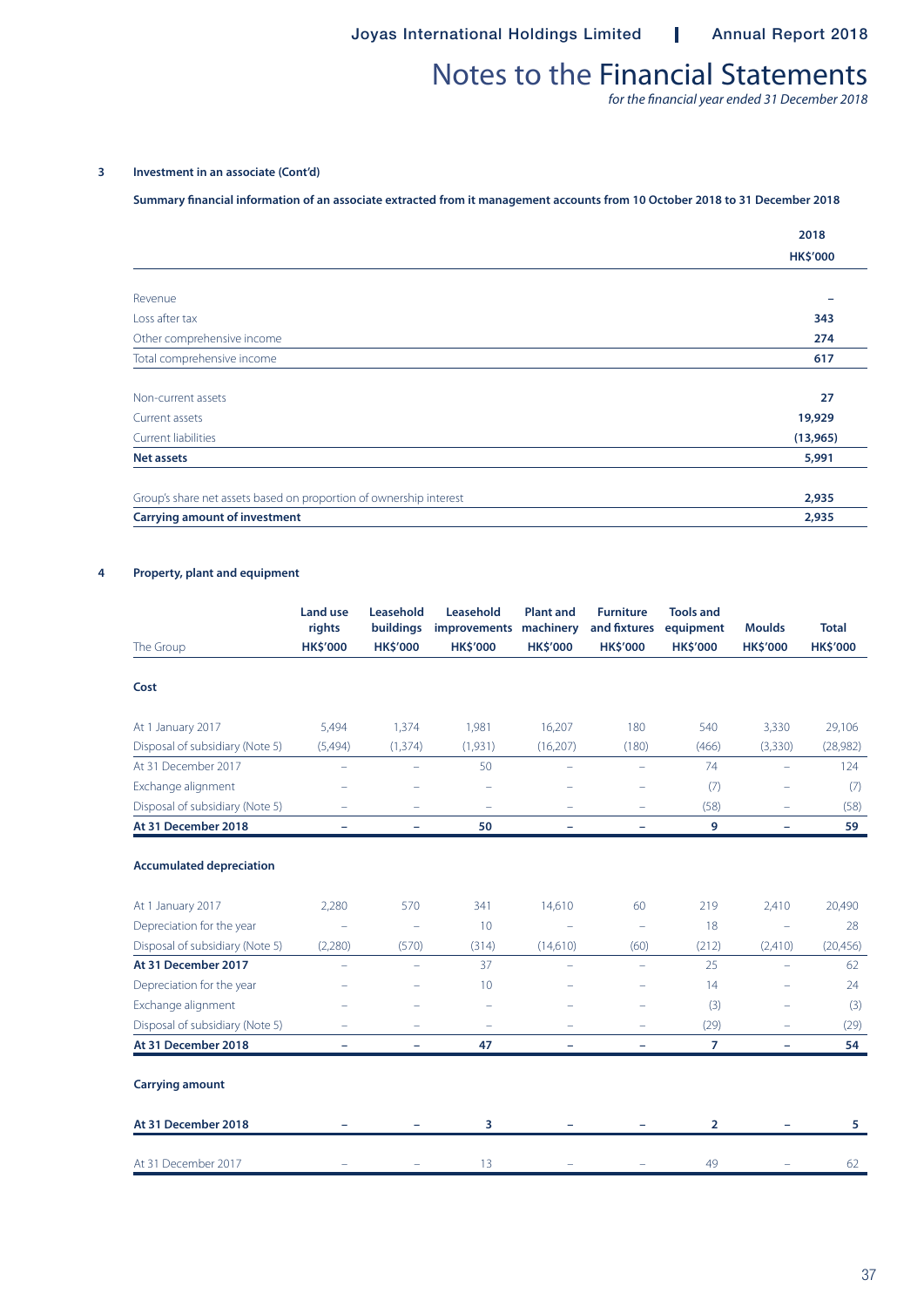# Notes to the Financial Statements

*for the financial year ended 31 December 2018*

**3 Investment in an associate (Cont'd)**

**Summary financial information of an associate extracted from it management accounts from 10 October 2018 to 31 December 2018**

| | 2018 HK$'000 |
|---|---|
| Revenue | – |
| Loss after tax | 343 |
| Other comprehensive income | 274 |
| Total comprehensive income | 617 |
| | |
| Non-current assets | 27 |
| Current assets | 19,929 |
| Current liabilities | (13,965) |
| **Net assets** | **5,991** |
| | |
| Group's share net assets based on proportion of ownership interest | 2,935 |
| **Carrying amount of investment** | **2,935** |

**4 Property, plant and equipment**

| The Group | Land use rights HK$'000 | Leasehold buildings HK$'000 | Leasehold improvements HK$'000 | Plant and machinery HK$'000 | Furniture and fixtures HK$'000 | Tools and equipment HK$'000 | Moulds HK$'000 | Total HK$'000 |
|---|---|---|---|---|---|---|---|---|
| **Cost** | | | | | | | | |
| At 1 January 2017 | 5,494 | 1,374 | 1,981 | 16,207 | 180 | 540 | 3,330 | 29,106 |
| Disposal of subsidiary (Note 5) | (5,494) | (1,374) | (1,931) | (16,207) | (180) | (466) | (3,330) | (28,982) |
| At 31 December 2017 | – | – | 50 | – | – | 74 | – | 124 |
| Exchange alignment | – | – | – | – | – | (7) | – | (7) |
| Disposal of subsidiary (Note 5) | – | – | – | – | – | (58) | – | (58) |
| **At 31 December 2018** | **–** | **–** | **50** | **–** | **–** | **9** | **–** | **59** |
| **Accumulated depreciation** | | | | | | | | |
| At 1 January 2017 | 2,280 | 570 | 341 | 14,610 | 60 | 219 | 2,410 | 20,490 |
| Depreciation for the year | – | – | 10 | – | – | 18 | – | 28 |
| Disposal of subsidiary (Note 5) | (2,280) | (570) | (314) | (14,610) | (60) | (212) | (2,410) | (20,456) |
| **At 31 December 2017** | **–** | **–** | **37** | **–** | **–** | **25** | **–** | **62** |
| Depreciation for the year | – | – | 10 | – | – | 14 | – | 24 |
| Exchange alignment | – | – | – | – | – | (3) | – | (3) |
| Disposal of subsidiary (Note 5) | – | – | – | – | – | (29) | – | (29) |
| **At 31 December 2018** | **–** | **–** | **47** | **–** | **–** | **7** | **–** | **54** |
| **Carrying amount** | | | | | | | | |
| **At 31 December 2018** | **–** | **–** | **3** | **–** | **–** | **2** | **–** | **5** |
| At 31 December 2017 | – | – | 13 | – | – | 49 | – | 62 |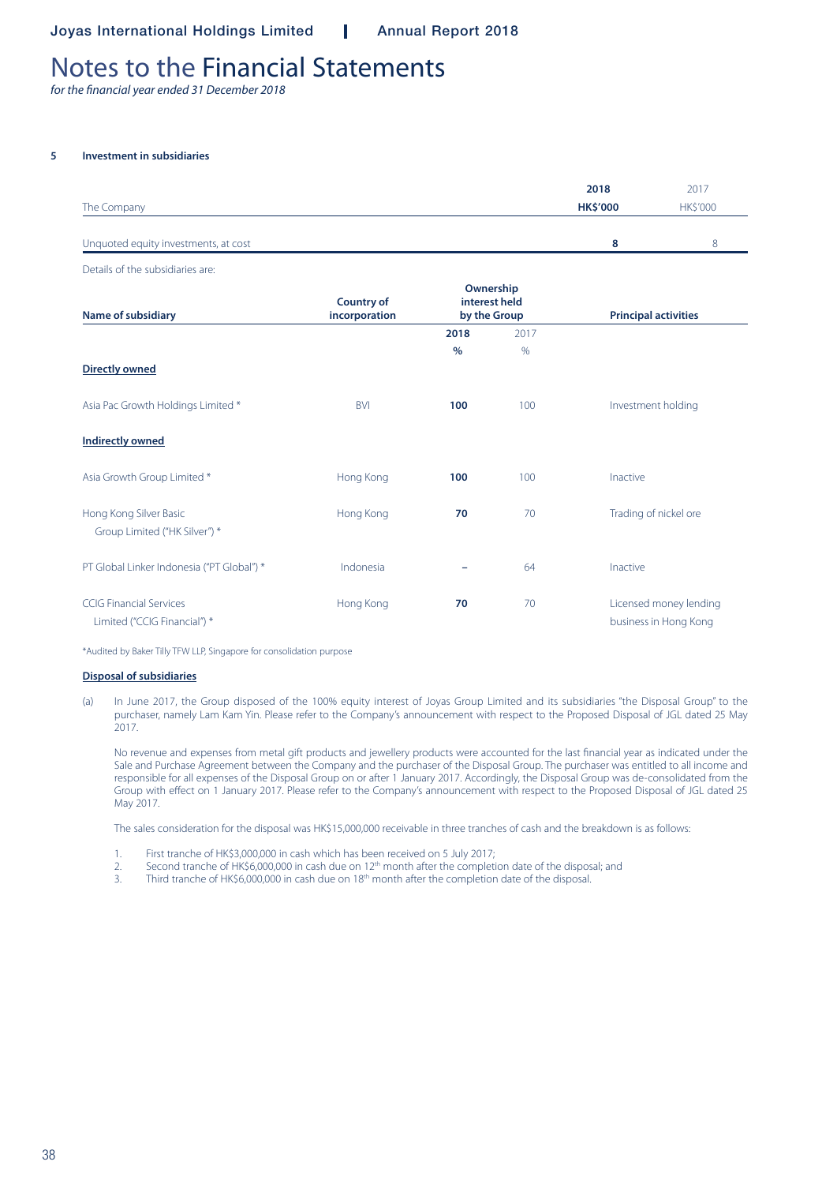# Notes to the Financial Statements

*for the financial year ended 31 December 2018*

**5 Investment in subsidiaries**

| The Company | 2018 HK$'000 | 2017 HK$'000 |
|---|---|---|
| Unquoted equity investments, at cost | **8** | 8 |

Details of the subsidiaries are:

| Name of subsidiary | Country of incorporation | Ownership interest held by the Group | | Principal activities |
|---|---|---|---|---|
| | | **2018** | 2017 | |
| | | **%** | % | |
| **Directly owned** | | | | |
| Asia Pac Growth Holdings Limited * | BVI | **100** | 100 | Investment holding |
| **Indirectly owned** | | | | |
| Asia Growth Group Limited * | Hong Kong | **100** | 100 | Inactive |
| Hong Kong Silver Basic Group Limited ("HK Silver") * | Hong Kong | **70** | 70 | Trading of nickel ore |
| PT Global Linker Indonesia ("PT Global") * | Indonesia | – | 64 | Inactive |
| CCIG Financial Services Limited ("CCIG Financial") * | Hong Kong | **70** | 70 | Licensed money lending business in Hong Kong |

*Audited by Baker Tilly TFW LLP, Singapore for consolidation purpose

**Disposal of subsidiaries**

(a) In June 2017, the Group disposed of the 100% equity interest of Joyas Group Limited and its subsidiaries "the Disposal Group" to the purchaser, namely Lam Kam Yin. Please refer to the Company's announcement with respect to the Proposed Disposal of JGL dated 25 May 2017.

No revenue and expenses from metal gift products and jewellery products were accounted for the last financial year as indicated under the Sale and Purchase Agreement between the Company and the purchaser of the Disposal Group. The purchaser was entitled to all income and responsible for all expenses of the Disposal Group on or after 1 January 2017. Accordingly, the Disposal Group was de-consolidated from the Group with effect on 1 January 2017. Please refer to the Company's announcement with respect to the Proposed Disposal of JGL dated 25 May 2017.

The sales consideration for the disposal was HK$15,000,000 receivable in three tranches of cash and the breakdown is as follows:

1. First tranche of HK$3,000,000 in cash which has been received on 5 July 2017;
2. Second tranche of HK$6,000,000 in cash due on 12th month after the completion date of the disposal; and
3. Third tranche of HK$6,000,000 in cash due on 18th month after the completion date of the disposal.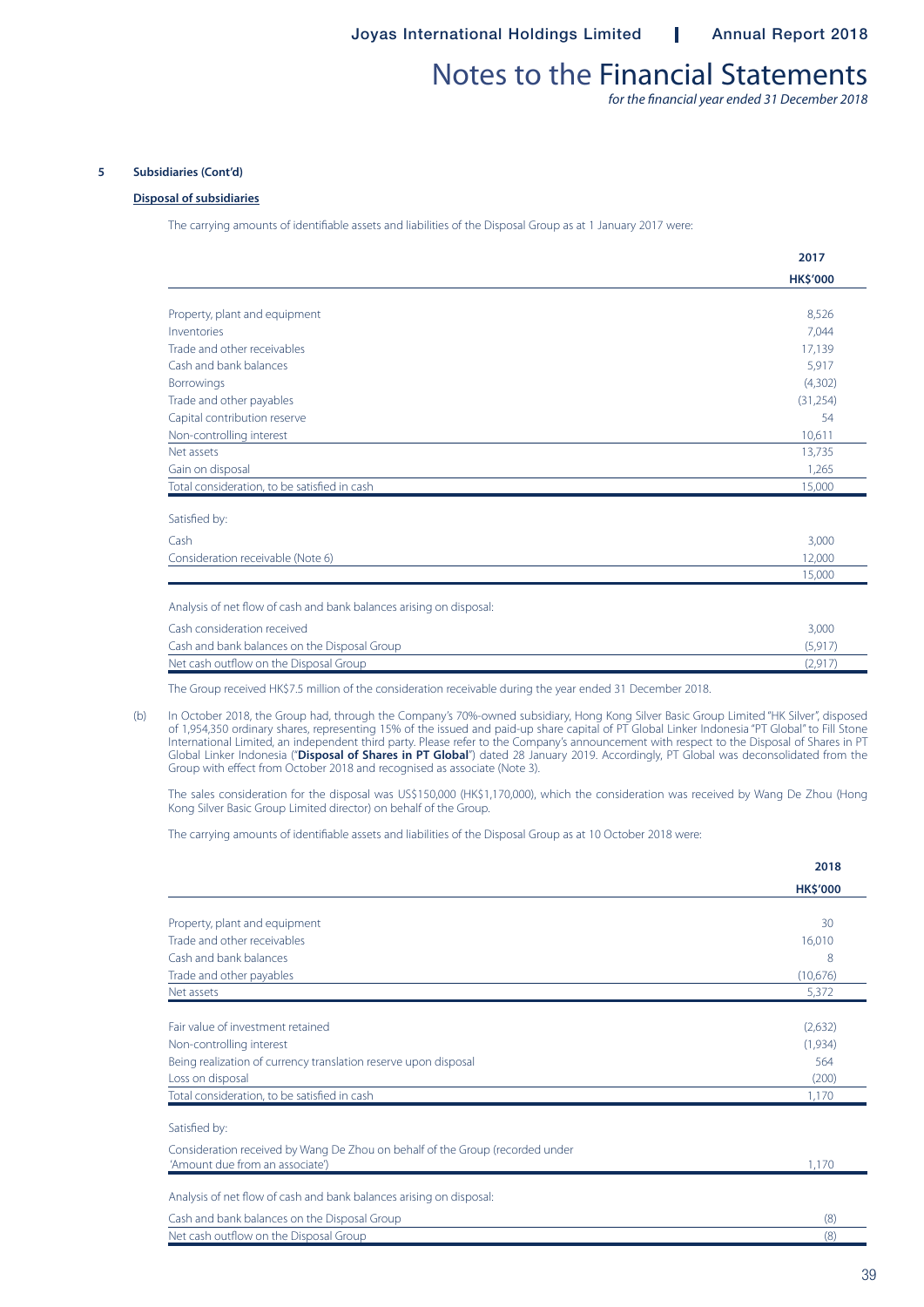## 5 Subsidiaries (Cont'd)

### Disposal of subsidiaries

The carrying amounts of identifiable assets and liabilities of the Disposal Group as at 1 January 2017 were:

| | 2017 |
|---|---|
| | HK$'000 |
| Property, plant and equipment | 8,526 |
| Inventories | 7,044 |
| Trade and other receivables | 17,139 |
| Cash and bank balances | 5,917 |
| Borrowings | (4,302) |
| Trade and other payables | (31,254) |
| Capital contribution reserve | 54 |
| Non-controlling interest | 10,611 |
| Net assets | 13,735 |
| Gain on disposal | 1,265 |
| Total consideration, to be satisfied in cash | 15,000 |
| Satisfied by: | |
| Cash | 3,000 |
| Consideration receivable (Note 6) | 12,000 |
| | 15,000 |
| Analysis of net flow of cash and bank balances arising on disposal: | |
| Cash consideration received | 3,000 |
| Cash and bank balances on the Disposal Group | (5,917) |
| Net cash outflow on the Disposal Group | (2,917) |

The Group received HK$7.5 million of the consideration receivable during the year ended 31 December 2018.

(b) In October 2018, the Group had, through the Company's 70%-owned subsidiary, Hong Kong Silver Basic Group Limited "HK Silver", disposed of 1,954,350 ordinary shares, representing 15% of the issued and paid-up share capital of PT Global Linker Indonesia "PT Global" to Fill Stone International Limited, an independent third party. Please refer to the Company's announcement with respect to the Disposal of Shares in PT Global Linker Indonesia ("**Disposal of Shares in PT Global**") dated 28 January 2019. Accordingly, PT Global was deconsolidated from the Group with effect from October 2018 and recognised as associate (Note 3).

The sales consideration for the disposal was US$150,000 (HK$1,170,000), which the consideration was received by Wang De Zhou (Hong Kong Silver Basic Group Limited director) on behalf of the Group.

The carrying amounts of identifiable assets and liabilities of the Disposal Group as at 10 October 2018 were:

| | 2018 |
|---|---|
| | HK$'000 |
| Property, plant and equipment | 30 |
| Trade and other receivables | 16,010 |
| Cash and bank balances | 8 |
| Trade and other payables | (10,676) |
| Net assets | 5,372 |
| Fair value of investment retained | (2,632) |
| Non-controlling interest | (1,934) |
| Being realization of currency translation reserve upon disposal | 564 |
| Loss on disposal | (200) |
| Total consideration, to be satisfied in cash | 1,170 |
| Satisfied by: | |
| Consideration received by Wang De Zhou on behalf of the Group (recorded under 'Amount due from an associate') | 1,170 |
| Analysis of net flow of cash and bank balances arising on disposal: | |
| Cash and bank balances on the Disposal Group | (8) |
| Net cash outflow on the Disposal Group | (8) |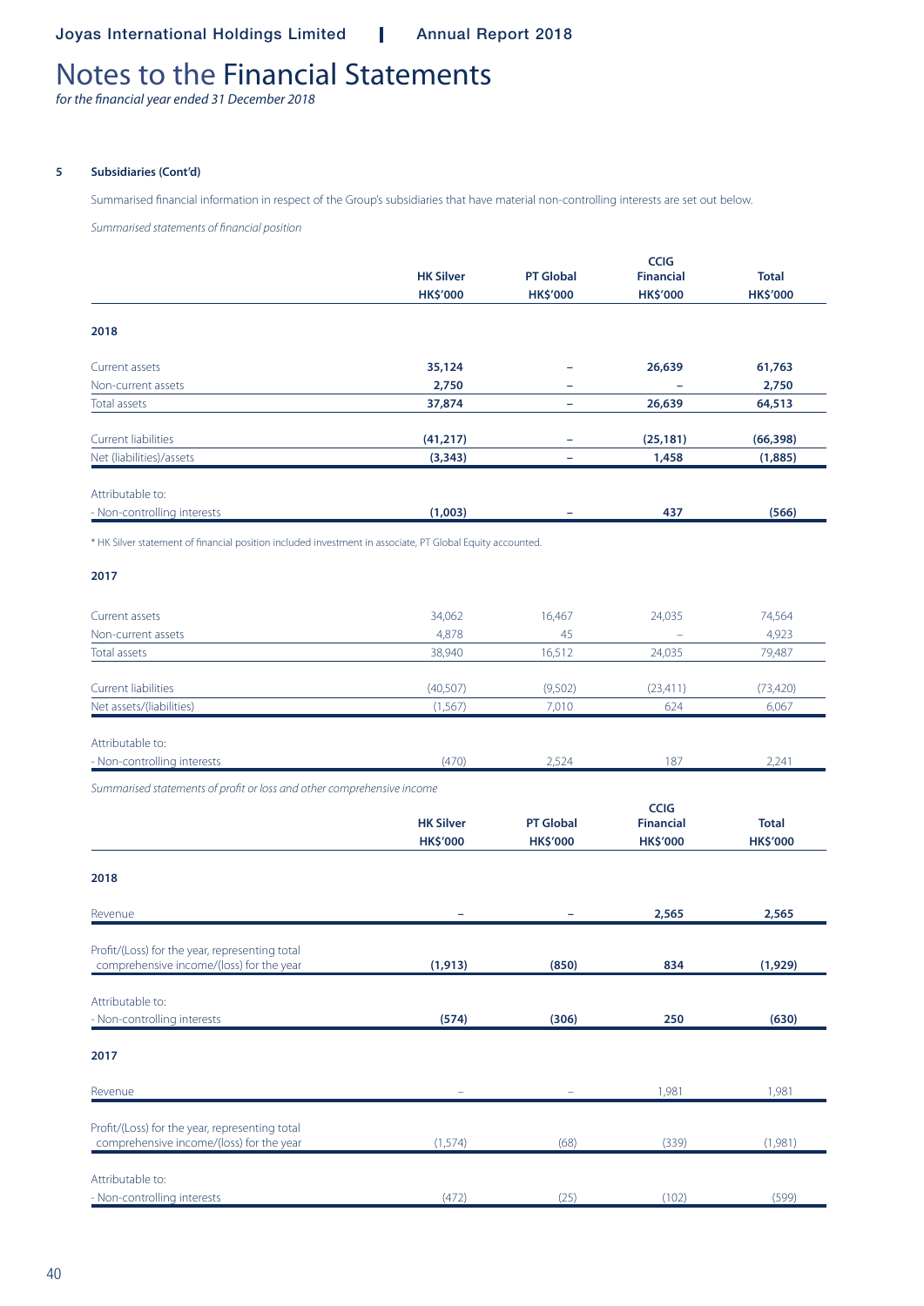# Notes to the Financial Statements

*for the financial year ended 31 December 2018*

### 5 Subsidiaries (Cont'd)

Summarised financial information in respect of the Group's subsidiaries that have material non-controlling interests are set out below.

*Summarised statements of financial position*

| | HK Silver HK$'000 | PT Global HK$'000 | CCIG Financial HK$'000 | Total HK$'000 |
|---|---|---|---|---|
| **2018** | | | | |
| Current assets | **35,124** | **–** | **26,639** | **61,763** |
| Non-current assets | **2,750** | **–** | **–** | **2,750** |
| Total assets | **37,874** | **–** | **26,639** | **64,513** |
| Current liabilities | **(41,217)** | **–** | **(25,181)** | **(66,398)** |
| Net (liabilities)/assets | **(3,343)** | **–** | **1,458** | **(1,885)** |
| Attributable to: | | | | |
| - Non-controlling interests | **(1,003)** | **–** | **437** | **(566)** |

\* HK Silver statement of financial position included investment in associate, PT Global Equity accounted.

| | HK Silver HK$'000 | PT Global HK$'000 | CCIG Financial HK$'000 | Total HK$'000 |
|---|---|---|---|---|
| **2017** | | | | |
| Current assets | 34,062 | 16,467 | 24,035 | 74,564 |
| Non-current assets | 4,878 | 45 | – | 4,923 |
| Total assets | 38,940 | 16,512 | 24,035 | 79,487 |
| Current liabilities | (40,507) | (9,502) | (23,411) | (73,420) |
| Net assets/(liabilities) | (1,567) | 7,010 | 624 | 6,067 |
| Attributable to: | | | | |
| - Non-controlling interests | (470) | 2,524 | 187 | 2,241 |

*Summarised statements of profit or loss and other comprehensive income*

| | HK Silver HK$'000 | PT Global HK$'000 | CCIG Financial HK$'000 | Total HK$'000 |
|---|---|---|---|---|
| **2018** | | | | |
| Revenue | **–** | **–** | **2,565** | **2,565** |
| Profit/(Loss) for the year, representing total comprehensive income/(loss) for the year | **(1,913)** | **(850)** | **834** | **(1,929)** |
| Attributable to: | | | | |
| - Non-controlling interests | **(574)** | **(306)** | **250** | **(630)** |
| **2017** | | | | |
| Revenue | – | – | 1,981 | 1,981 |
| Profit/(Loss) for the year, representing total comprehensive income/(loss) for the year | (1,574) | (68) | (339) | (1,981) |
| Attributable to: | | | | |
| - Non-controlling interests | (472) | (25) | (102) | (599) |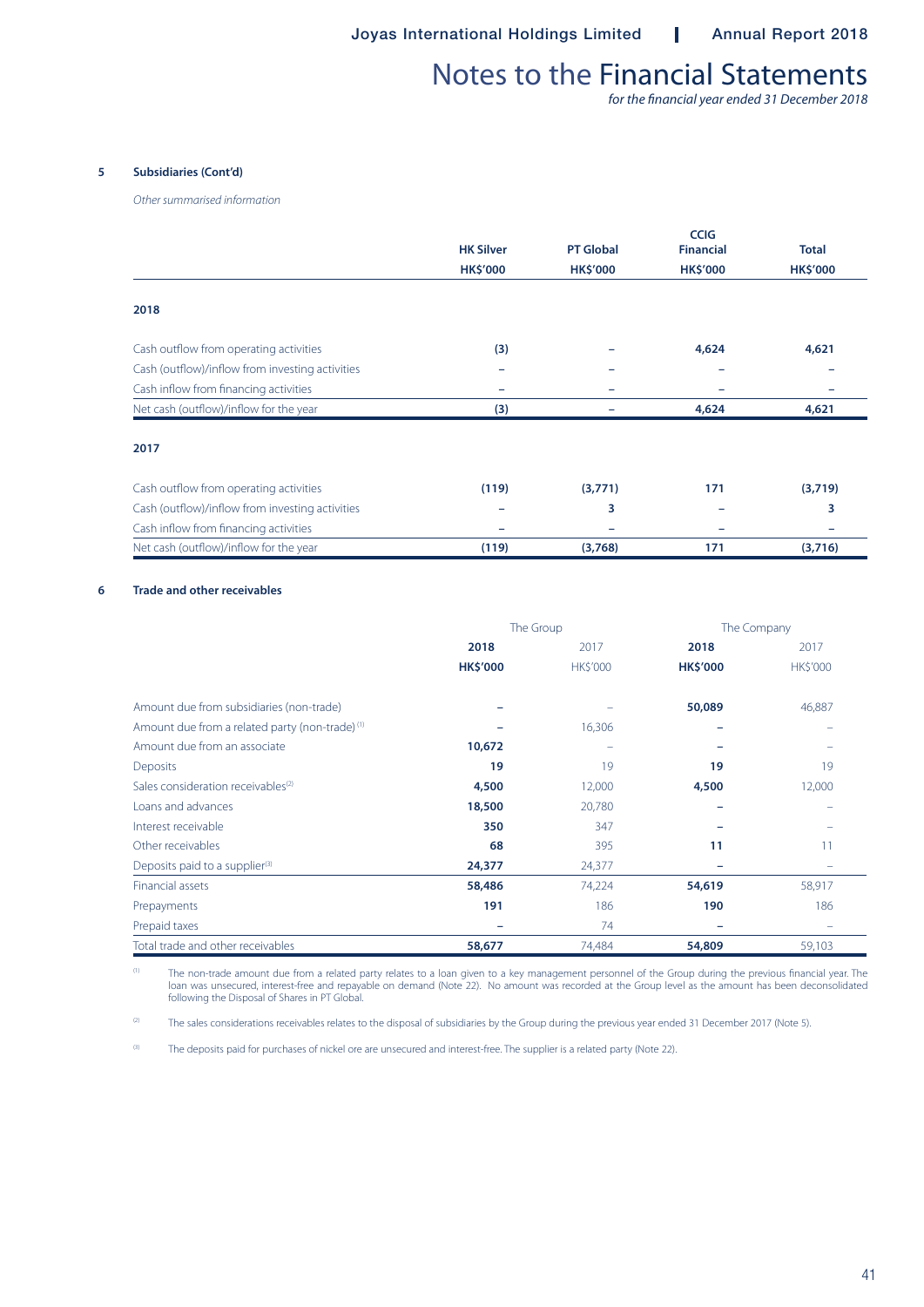### 5 Subsidiaries (Cont'd)

*Other summarised information*

| | HK Silver HK$'000 | PT Global HK$'000 | CCIG Financial HK$'000 | Total HK$'000 |
|---|---|---|---|---|
| **2018** | | | | |
| Cash outflow from operating activities | **(3)** | **–** | **4,624** | **4,621** |
| Cash (outflow)/inflow from investing activities | **–** | **–** | **–** | **–** |
| Cash inflow from financing activities | **–** | **–** | **–** | **–** |
| Net cash (outflow)/inflow for the year | **(3)** | **–** | **4,624** | **4,621** |
| **2017** | | | | |
| Cash outflow from operating activities | **(119)** | **(3,771)** | **171** | **(3,719)** |
| Cash (outflow)/inflow from investing activities | **–** | **3** | **–** | **3** |
| Cash inflow from financing activities | **–** | **–** | **–** | **–** |
| Net cash (outflow)/inflow for the year | **(119)** | **(3,768)** | **171** | **(3,716)** |

### 6 Trade and other receivables

| | The Group | | The Company | |
|---|---|---|---|---|
| | **2018** | 2017 | **2018** | 2017 |
| | **HK$'000** | HK$'000 | **HK$'000** | HK$'000 |
| Amount due from subsidiaries (non-trade) | **–** | – | **50,089** | 46,887 |
| Amount due from a related party (non-trade) [1] | **–** | 16,306 | **–** | – |
| Amount due from an associate | **10,672** | – | **–** | – |
| Deposits | **19** | 19 | **19** | 19 |
| Sales consideration receivables[2] | **4,500** | 12,000 | **4,500** | 12,000 |
| Loans and advances | **18,500** | 20,780 | **–** | – |
| Interest receivable | **350** | 347 | **–** | – |
| Other receivables | **68** | 395 | **11** | 11 |
| Deposits paid to a supplier[3] | **24,377** | 24,377 | **–** | – |
| Financial assets | **58,486** | 74,224 | **54,619** | 58,917 |
| Prepayments | **191** | 186 | **190** | 186 |
| Prepaid taxes | **–** | 74 | **–** | – |
| Total trade and other receivables | **58,677** | 74,484 | **54,809** | 59,103 |

[1] The non-trade amount due from a related party relates to a loan given to a key management personnel of the Group during the previous financial year. The loan was unsecured, interest-free and repayable on demand (Note 22). No amount was recorded at the Group level as the amount has been deconsolidated following the Disposal of Shares in PT Global.

[2] The sales considerations receivables relates to the disposal of subsidiaries by the Group during the previous year ended 31 December 2017 (Note 5).

[3] The deposits paid for purchases of nickel ore are unsecured and interest-free. The supplier is a related party (Note 22).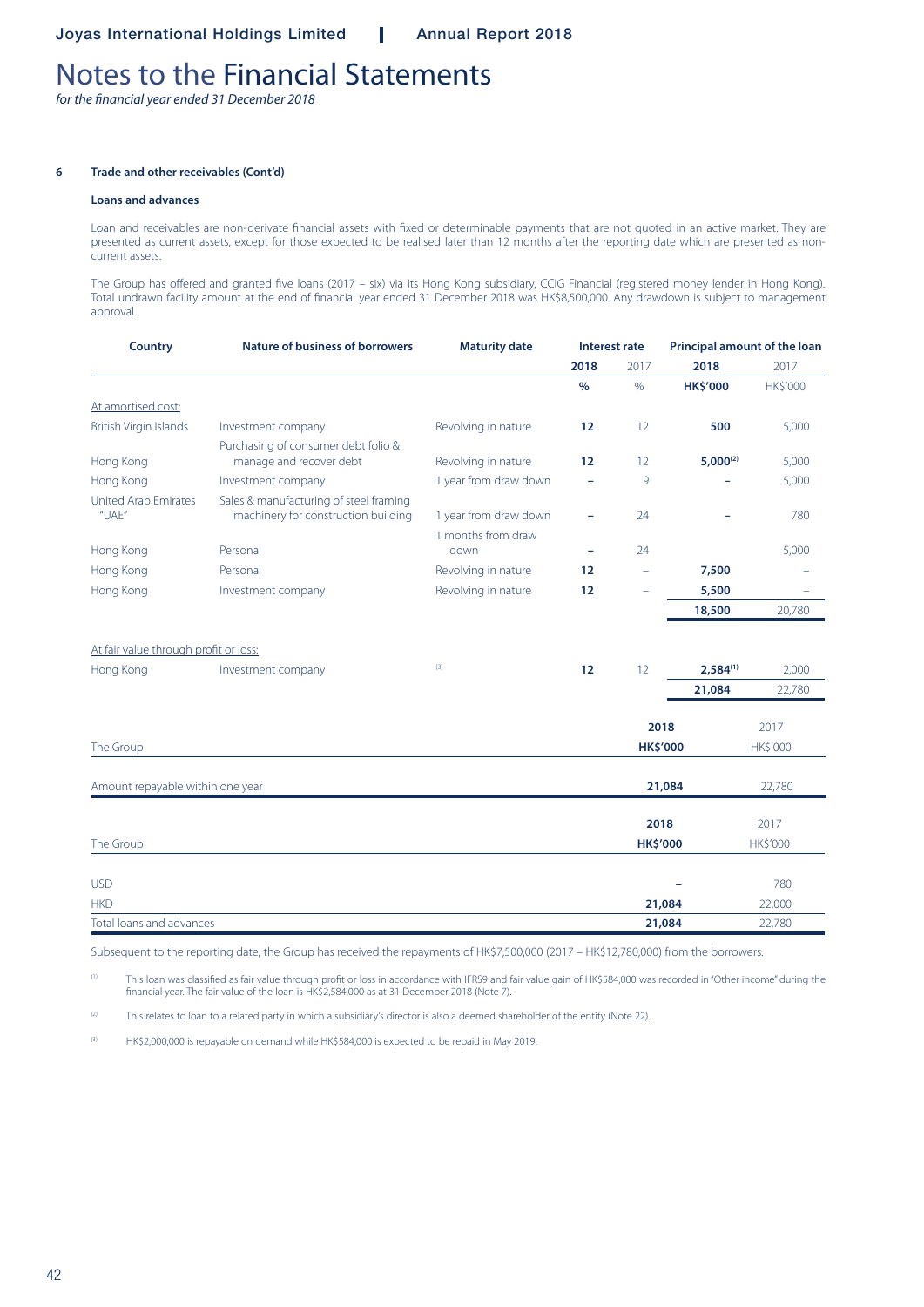# Notes to the Financial Statements

*for the financial year ended 31 December 2018*

## 6 Trade and other receivables (Cont'd)

### Loans and advances

Loan and receivables are non-derivate financial assets with fixed or determinable payments that are not quoted in an active market. They are presented as current assets, except for those expected to be realised later than 12 months after the reporting date which are presented as non-current assets.

The Group has offered and granted five loans (2017 – six) via its Hong Kong subsidiary, CCIG Financial (registered money lender in Hong Kong). Total undrawn facility amount at the end of financial year ended 31 December 2018 was HK$8,500,000. Any drawdown is subject to management approval.

| Country | Nature of business of borrowers | Maturity date | Interest rate | | Principal amount of the loan | |
|---|---|---|---|---|---|---|
| | | | 2018 | 2017 | 2018 | 2017 |
| | | | % | % | HK$'000 | HK$'000 |
| At amortised cost: | | | | | | |
| British Virgin Islands | Investment company | Revolving in nature | 12 | 12 | 500 | 5,000 |
| Hong Kong | Purchasing of consumer debt folio & manage and recover debt | Revolving in nature | 12 | 12 | 5,000[2] | 5,000 |
| Hong Kong | Investment company | 1 year from draw down | – | 9 | – | 5,000 |
| United Arab Emirates "UAE" | Sales & manufacturing of steel framing machinery for construction building | 1 year from draw down | – | 24 | – | 780 |
| Hong Kong | Personal | 1 months from draw down | – | 24 | | 5,000 |
| Hong Kong | Personal | Revolving in nature | 12 | – | 7,500 | – |
| Hong Kong | Investment company | Revolving in nature | 12 | – | 5,500 | – |
| | | | | | 18,500 | 20,780 |
| At fair value through profit or loss: | | | | | | |
| Hong Kong | Investment company | [3] | 12 | 12 | 2,584[1] | 2,000 |
| | | | | | 21,084 | 22,780 |

| The Group | 2018 HK$'000 | 2017 HK$'000 |
|---|---|---|
| Amount repayable within one year | 21,084 | 22,780 |

| The Group | 2018 HK$'000 | 2017 HK$'000 |
|---|---|---|
| USD | – | 780 |
| HKD | 21,084 | 22,000 |
| Total loans and advances | 21,084 | 22,780 |

Subsequent to the reporting date, the Group has received the repayments of HK$7,500,000 (2017 – HK$12,780,000) from the borrowers.

[1] This loan was classified as fair value through profit or loss in accordance with IFRS9 and fair value gain of HK$584,000 was recorded in "Other income" during the financial year. The fair value of the loan is HK$2,584,000 as at 31 December 2018 (Note 7).

[2] This relates to loan to a related party in which a subsidiary's director is also a deemed shareholder of the entity (Note 22).

[3] HK$2,000,000 is repayable on demand while HK$584,000 is expected to be repaid in May 2019.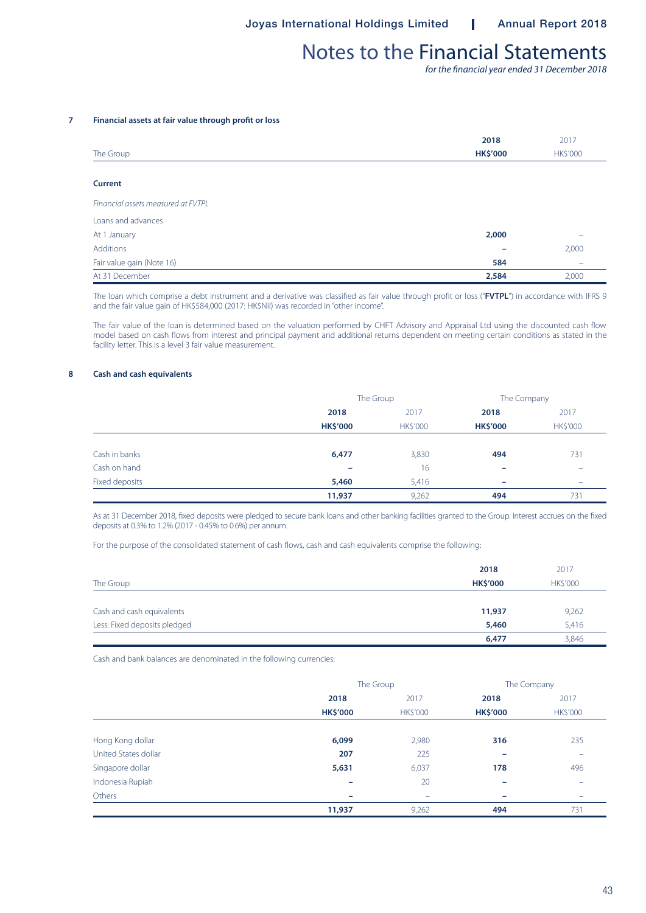## Notes to the Financial Statements

*for the financial year ended 31 December 2018*

### 7 Financial assets at fair value through profit or loss

| The Group | 2018 HK$'000 | 2017 HK$'000 |
|---|---|---|
| **Current** | | |
| *Financial assets measured at FVTPL* | | |
| Loans and advances | | |
| At 1 January | **2,000** | – |
| Additions | **–** | 2,000 |
| Fair value gain (Note 16) | **584** | – |
| At 31 December | **2,584** | 2,000 |

The loan which comprise a debt instrument and a derivative was classified as fair value through profit or loss ("**FVTPL**") in accordance with IFRS 9 and the fair value gain of HK$584,000 (2017: HK$Nil) was recorded in "other income".

The fair value of the loan is determined based on the valuation performed by CHFT Advisory and Appraisal Ltd using the discounted cash flow model based on cash flows from interest and principal payment and additional returns dependent on meeting certain conditions as stated in the facility letter. This is a level 3 fair value measurement.

### 8 Cash and cash equivalents

| | The Group | | The Company | |
|---|---|---|---|---|
| | **2018 HK$'000** | 2017 HK$'000 | **2018 HK$'000** | 2017 HK$'000 |
| Cash in banks | **6,477** | 3,830 | **494** | 731 |
| Cash on hand | **–** | 16 | **–** | – |
| Fixed deposits | **5,460** | 5,416 | **–** | – |
| | **11,937** | 9,262 | **494** | 731 |

As at 31 December 2018, fixed deposits were pledged to secure bank loans and other banking facilities granted to the Group. Interest accrues on the fixed deposits at 0.3% to 1.2% (2017 - 0.45% to 0.6%) per annum.

For the purpose of the consolidated statement of cash flows, cash and cash equivalents comprise the following:

| The Group | 2018 HK$'000 | 2017 HK$'000 |
|---|---|---|
| Cash and cash equivalents | **11,937** | 9,262 |
| Less: Fixed deposits pledged | **5,460** | 5,416 |
| | **6,477** | 3,846 |

Cash and bank balances are denominated in the following currencies:

| | The Group | | The Company | |
|---|---|---|---|---|
| | **2018 HK$'000** | 2017 HK$'000 | **2018 HK$'000** | 2017 HK$'000 |
| Hong Kong dollar | **6,099** | 2,980 | **316** | 235 |
| United States dollar | **207** | 225 | **–** | – |
| Singapore dollar | **5,631** | 6,037 | **178** | 496 |
| Indonesia Rupiah | **–** | 20 | **–** | – |
| Others | **–** | – | **–** | – |
| | **11,937** | 9,262 | **494** | 731 |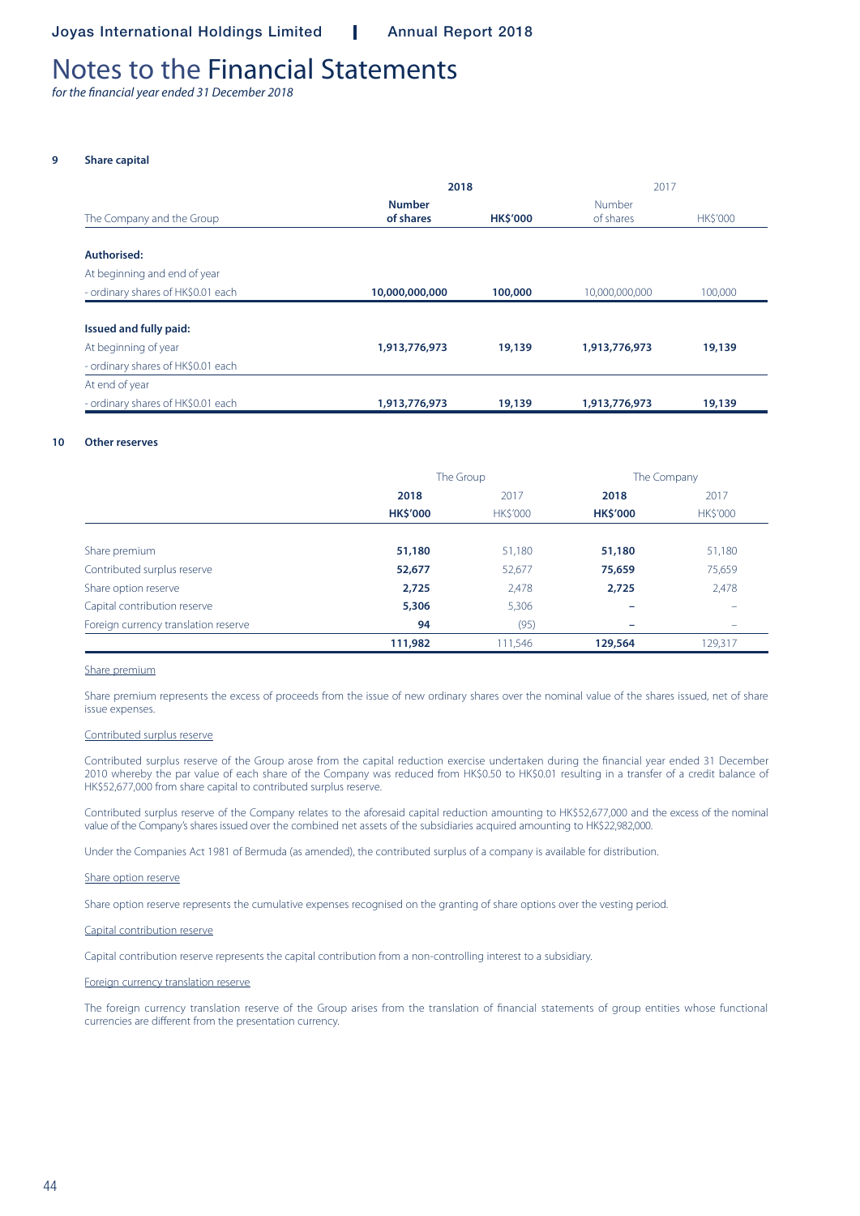# Notes to the Financial Statements

*for the financial year ended 31 December 2018*

## 9 Share capital

| The Company and the Group | 2018 | | 2017 | |
|---|---|---|---|---|
| | **Number of shares** | **HK$'000** | Number of shares | HK$'000 |
| **Authorised:** | | | | |
| At beginning and end of year | | | | |
| - ordinary shares of HK$0.01 each | **10,000,000,000** | **100,000** | 10,000,000,000 | 100,000 |
| **Issued and fully paid:** | | | | |
| At beginning of year | **1,913,776,973** | **19,139** | **1,913,776,973** | **19,139** |
| - ordinary shares of HK$0.01 each | | | | |
| At end of year | | | | |
| - ordinary shares of HK$0.01 each | **1,913,776,973** | **19,139** | **1,913,776,973** | **19,139** |

## 10 Other reserves

| | The Group | | The Company | |
|---|---|---|---|---|
| | **2018** | 2017 | **2018** | 2017 |
| | **HK$'000** | HK$'000 | **HK$'000** | HK$'000 |
| Share premium | **51,180** | 51,180 | **51,180** | 51,180 |
| Contributed surplus reserve | **52,677** | 52,677 | **75,659** | 75,659 |
| Share option reserve | **2,725** | 2,478 | **2,725** | 2,478 |
| Capital contribution reserve | **5,306** | 5,306 | **–** | – |
| Foreign currency translation reserve | **94** | (95) | **–** | – |
| | **111,982** | 111,546 | **129,564** | 129,317 |

Share premium

Share premium represents the excess of proceeds from the issue of new ordinary shares over the nominal value of the shares issued, net of share issue expenses.

Contributed surplus reserve

Contributed surplus reserve of the Group arose from the capital reduction exercise undertaken during the financial year ended 31 December 2010 whereby the par value of each share of the Company was reduced from HK$0.50 to HK$0.01 resulting in a transfer of a credit balance of HK$52,677,000 from share capital to contributed surplus reserve.

Contributed surplus reserve of the Company relates to the aforesaid capital reduction amounting to HK$52,677,000 and the excess of the nominal value of the Company's shares issued over the combined net assets of the subsidiaries acquired amounting to HK$22,982,000.

Under the Companies Act 1981 of Bermuda (as amended), the contributed surplus of a company is available for distribution.

Share option reserve

Share option reserve represents the cumulative expenses recognised on the granting of share options over the vesting period.

Capital contribution reserve

Capital contribution reserve represents the capital contribution from a non-controlling interest to a subsidiary.

Foreign currency translation reserve

The foreign currency translation reserve of the Group arises from the translation of financial statements of group entities whose functional currencies are different from the presentation currency.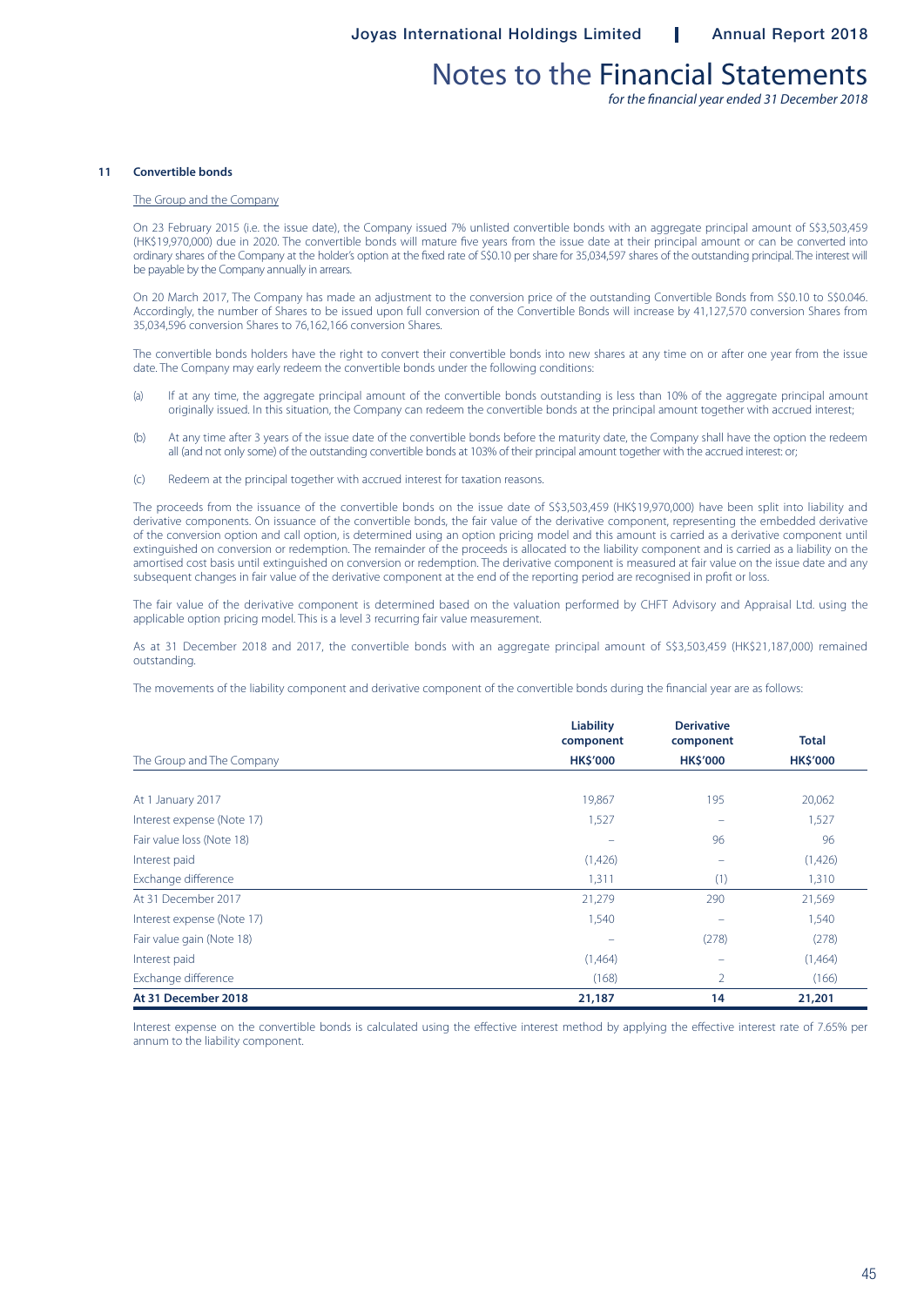## 11 Convertible bonds

The Group and the Company

On 23 February 2015 (i.e. the issue date), the Company issued 7% unlisted convertible bonds with an aggregate principal amount of S$3,503,459 (HK$19,970,000) due in 2020. The convertible bonds will mature five years from the issue date at their principal amount or can be converted into ordinary shares of the Company at the holder's option at the fixed rate of S$0.10 per share for 35,034,597 shares of the outstanding principal. The interest will be payable by the Company annually in arrears.

On 20 March 2017, The Company has made an adjustment to the conversion price of the outstanding Convertible Bonds from S$0.10 to S$0.046. Accordingly, the number of Shares to be issued upon full conversion of the Convertible Bonds will increase by 41,127,570 conversion Shares from 35,034,596 conversion Shares to 76,162,166 conversion Shares.

The convertible bonds holders have the right to convert their convertible bonds into new shares at any time on or after one year from the issue date. The Company may early redeem the convertible bonds under the following conditions:

(a) If at any time, the aggregate principal amount of the convertible bonds outstanding is less than 10% of the aggregate principal amount originally issued. In this situation, the Company can redeem the convertible bonds at the principal amount together with accrued interest;

(b) At any time after 3 years of the issue date of the convertible bonds before the maturity date, the Company shall have the option the redeem all (and not only some) of the outstanding convertible bonds at 103% of their principal amount together with the accrued interest: or;

(c) Redeem at the principal together with accrued interest for taxation reasons.

The proceeds from the issuance of the convertible bonds on the issue date of S$3,503,459 (HK$19,970,000) have been split into liability and derivative components. On issuance of the convertible bonds, the fair value of the derivative component, representing the embedded derivative of the conversion option and call option, is determined using an option pricing model and this amount is carried as a derivative component until extinguished on conversion or redemption. The remainder of the proceeds is allocated to the liability component and is carried as a liability on the amortised cost basis until extinguished on conversion or redemption. The derivative component is measured at fair value on the issue date and any subsequent changes in fair value of the derivative component at the end of the reporting period are recognised in profit or loss.

The fair value of the derivative component is determined based on the valuation performed by CHFT Advisory and Appraisal Ltd. using the applicable option pricing model. This is a level 3 recurring fair value measurement.

As at 31 December 2018 and 2017, the convertible bonds with an aggregate principal amount of S$3,503,459 (HK$21,187,000) remained outstanding.

The movements of the liability component and derivative component of the convertible bonds during the financial year are as follows:

| The Group and The Company | Liability component HK$'000 | Derivative component HK$'000 | Total HK$'000 |
|---|---|---|---|
| At 1 January 2017 | 19,867 | 195 | 20,062 |
| Interest expense (Note 17) | 1,527 | – | 1,527 |
| Fair value loss (Note 18) | – | 96 | 96 |
| Interest paid | (1,426) | – | (1,426) |
| Exchange difference | 1,311 | (1) | 1,310 |
| At 31 December 2017 | 21,279 | 290 | 21,569 |
| Interest expense (Note 17) | 1,540 | – | 1,540 |
| Fair value gain (Note 18) | – | (278) | (278) |
| Interest paid | (1,464) | – | (1,464) |
| Exchange difference | (168) | 2 | (166) |
| **At 31 December 2018** | **21,187** | **14** | **21,201** |

Interest expense on the convertible bonds is calculated using the effective interest method by applying the effective interest rate of 7.65% per annum to the liability component.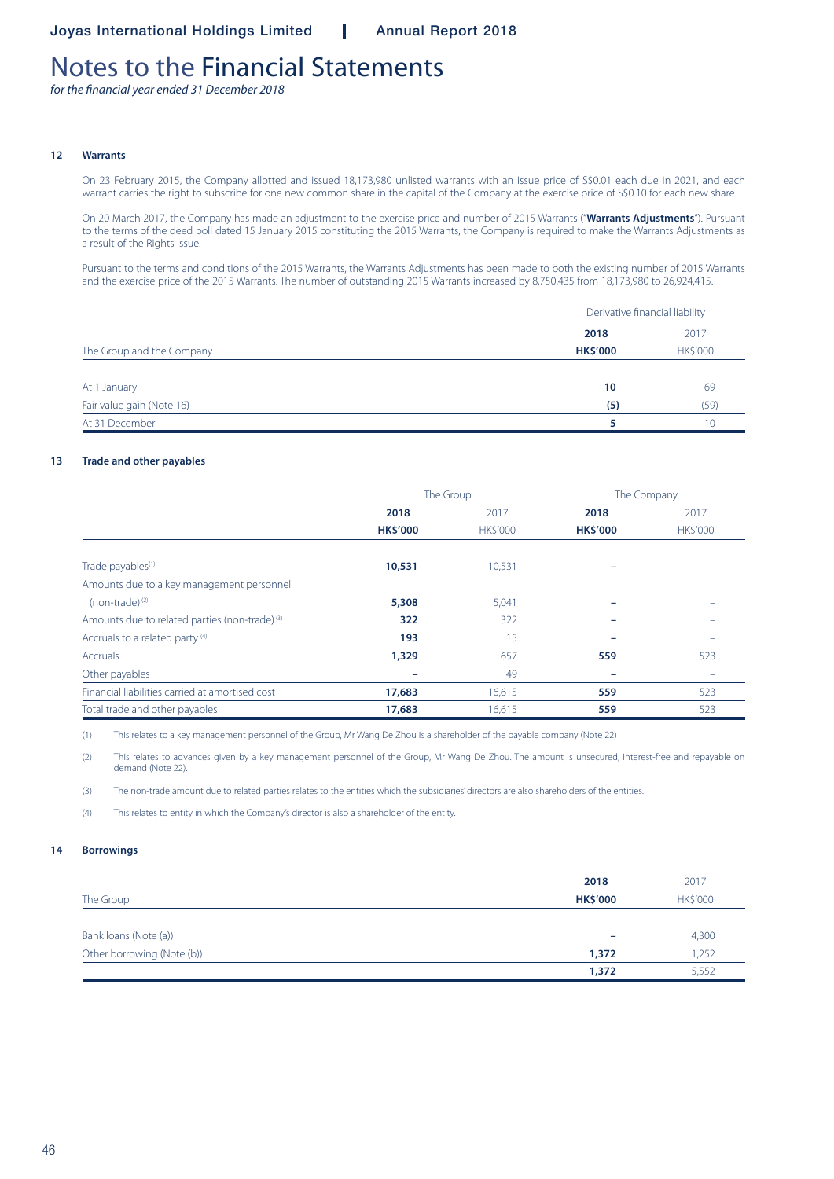# Notes to the Financial Statements

*for the financial year ended 31 December 2018*

### 12 Warrants

On 23 February 2015, the Company allotted and issued 18,173,980 unlisted warrants with an issue price of S$0.01 each due in 2021, and each warrant carries the right to subscribe for one new common share in the capital of the Company at the exercise price of S$0.10 for each new share.

On 20 March 2017, the Company has made an adjustment to the exercise price and number of 2015 Warrants ("**Warrants Adjustments**"). Pursuant to the terms of the deed poll dated 15 January 2015 constituting the 2015 Warrants, the Company is required to make the Warrants Adjustments as a result of the Rights Issue.

Pursuant to the terms and conditions of the 2015 Warrants, the Warrants Adjustments has been made to both the existing number of 2015 Warrants and the exercise price of the 2015 Warrants. The number of outstanding 2015 Warrants increased by 8,750,435 from 18,173,980 to 26,924,415.

| | Derivative financial liability | |
|---|---|---|
| | **2018** | 2017 |
| The Group and the Company | **HK$'000** | HK$'000 |
| At 1 January | **10** | 69 |
| Fair value gain (Note 16) | **(5)** | (59) |
| At 31 December | **5** | 10 |

### 13 Trade and other payables

| | The Group | | The Company | |
|---|---|---|---|---|
| | **2018** | 2017 | **2018** | 2017 |
| | **HK$'000** | HK$'000 | **HK$'000** | HK$'000 |
| Trade payables[1] | **10,531** | 10,531 | **–** | – |
| Amounts due to a key management personnel (non-trade) [2] | **5,308** | 5,041 | **–** | – |
| Amounts due to related parties (non-trade) [3] | **322** | 322 | **–** | – |
| Accruals to a related party [4] | **193** | 15 | **–** | – |
| Accruals | **1,329** | 657 | **559** | 523 |
| Other payables | **–** | 49 | **–** | – |
| Financial liabilities carried at amortised cost | **17,683** | 16,615 | **559** | 523 |
| Total trade and other payables | **17,683** | 16,615 | **559** | 523 |

(1) This relates to a key management personnel of the Group, Mr Wang De Zhou is a shareholder of the payable company (Note 22)

(2) This relates to advances given by a key management personnel of the Group, Mr Wang De Zhou. The amount is unsecured, interest-free and repayable on demand (Note 22).

(3) The non-trade amount due to related parties relates to the entities which the subsidiaries' directors are also shareholders of the entities.

(4) This relates to entity in which the Company's director is also a shareholder of the entity.

### 14 Borrowings

| The Group | **2018** **HK$'000** | 2017 HK$'000 |
|---|---|---|
| Bank loans (Note (a)) | **–** | 4,300 |
| Other borrowing (Note (b)) | **1,372** | 1,252 |
| | **1,372** | 5,552 |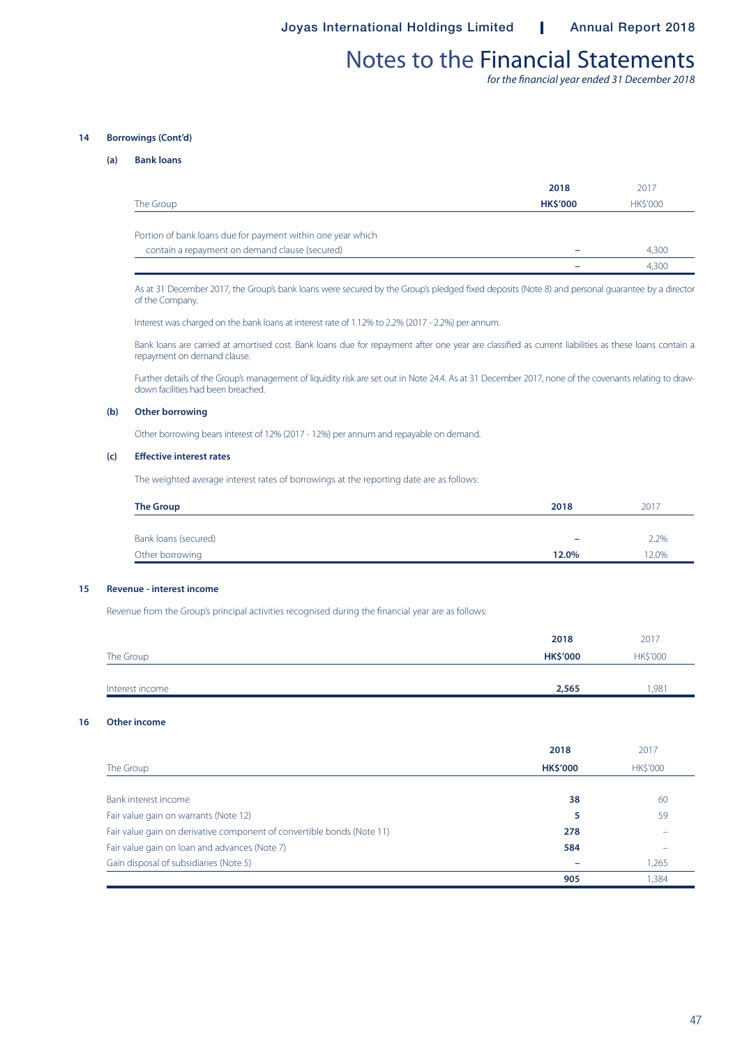# Notes to the Financial Statements

*for the financial year ended 31 December 2018*

## 14 Borrowings (Cont'd)

### (a) Bank loans

| The Group | 2018 HK$'000 | 2017 HK$'000 |
|---|---|---|
| Portion of bank loans due for payment within one year which contain a repayment on demand clause (secured) | – | 4,300 |
| | – | 4,300 |

As at 31 December 2017, the Group's bank loans were secured by the Group's pledged fixed deposits (Note 8) and personal guarantee by a director of the Company.

Interest was charged on the bank loans at interest rate of 1.12% to 2.2% (2017 - 2.2%) per annum.

Bank loans are carried at amortised cost. Bank loans due for repayment after one year are classified as current liabilities as these loans contain a repayment on demand clause.

Further details of the Group's management of liquidity risk are set out in Note 24.4. As at 31 December 2017, none of the covenants relating to draw-down facilities had been breached.

### (b) Other borrowing

Other borrowing bears interest of 12% (2017 - 12%) per annum and repayable on demand.

### (c) Effective interest rates

The weighted average interest rates of borrowings at the reporting date are as follows:

| The Group | 2018 | 2017 |
|---|---|---|
| Bank loans (secured) | – | 2.2% |
| Other borrowing | 12.0% | 12.0% |

## 15 Revenue - interest income

Revenue from the Group's principal activities recognised during the financial year are as follows:

| The Group | 2018 HK$'000 | 2017 HK$'000 |
|---|---|---|
| Interest income | 2,565 | 1,981 |

## 16 Other income

| The Group | 2018 HK$'000 | 2017 HK$'000 |
|---|---|---|
| Bank interest income | 38 | 60 |
| Fair value gain on warrants (Note 12) | 5 | 59 |
| Fair value gain on derivative component of convertible bonds (Note 11) | 278 | – |
| Fair value gain on loan and advances (Note 7) | 584 | – |
| Gain disposal of subsidiaries (Note 5) | – | 1,265 |
| | 905 | 1,384 |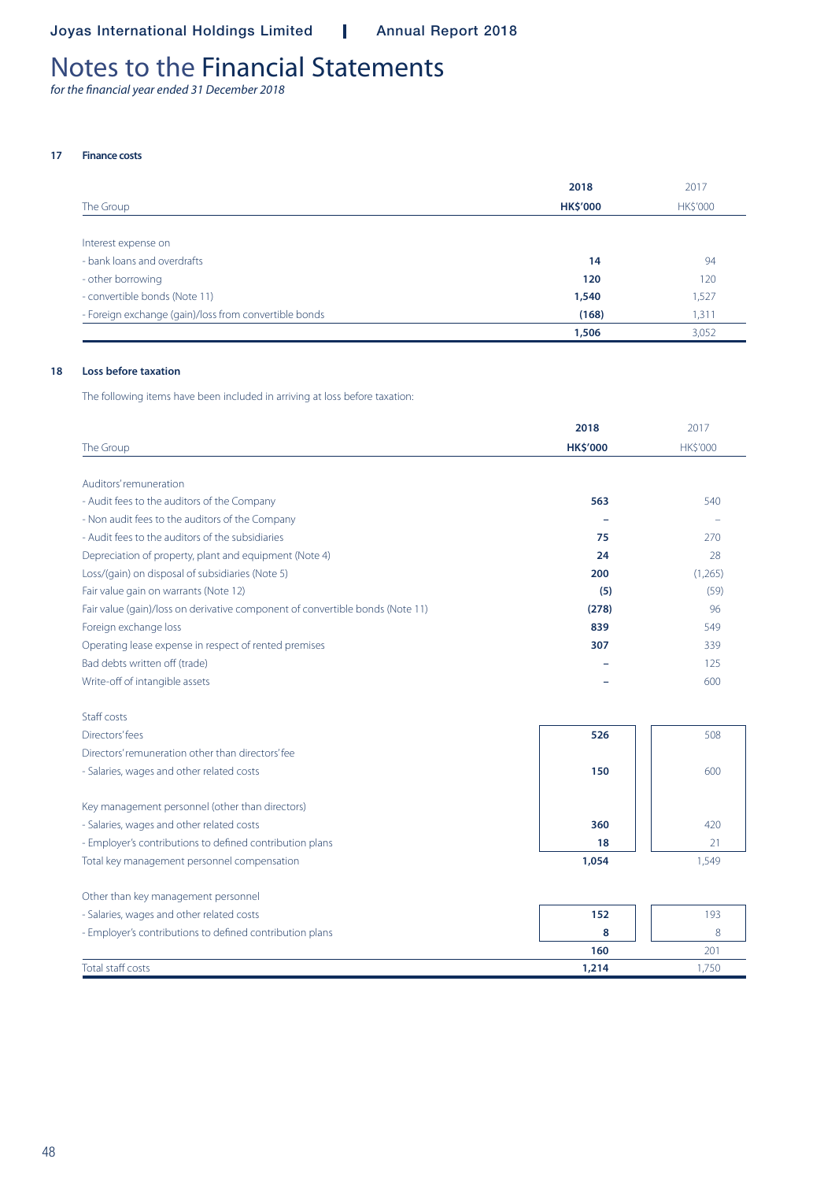# Notes to the Financial Statements

*for the financial year ended 31 December 2018*

### 17 Finance costs

| The Group | 2018 HK$'000 | 2017 HK$'000 |
|---|---|---|
| Interest expense on | | |
| - bank loans and overdrafts | **14** | 94 |
| - other borrowing | **120** | 120 |
| - convertible bonds (Note 11) | **1,540** | 1,527 |
| - Foreign exchange (gain)/loss from convertible bonds | **(168)** | 1,311 |
| | **1,506** | 3,052 |

### 18 Loss before taxation

The following items have been included in arriving at loss before taxation:

| The Group | 2018 HK$'000 | 2017 HK$'000 |
|---|---|---|
| Auditors' remuneration | | |
| - Audit fees to the auditors of the Company | **563** | 540 |
| - Non audit fees to the auditors of the Company | **–** | – |
| - Audit fees to the auditors of the subsidiaries | **75** | 270 |
| Depreciation of property, plant and equipment (Note 4) | **24** | 28 |
| Loss/(gain) on disposal of subsidiaries (Note 5) | **200** | (1,265) |
| Fair value gain on warrants (Note 12) | **(5)** | (59) |
| Fair value (gain)/loss on derivative component of convertible bonds (Note 11) | **(278)** | 96 |
| Foreign exchange loss | **839** | 549 |
| Operating lease expense in respect of rented premises | **307** | 339 |
| Bad debts written off (trade) | **–** | 125 |
| Write-off of intangible assets | **–** | 600 |
| | | |
| Staff costs | | |
| Directors' fees | **526** | 508 |
| Directors' remuneration other than directors' fee | | |
| - Salaries, wages and other related costs | **150** | 600 |
| | | |
| Key management personnel (other than directors) | | |
| - Salaries, wages and other related costs | **360** | 420 |
| - Employer's contributions to defined contribution plans | **18** | 21 |
| Total key management personnel compensation | **1,054** | 1,549 |
| | | |
| Other than key management personnel | | |
| - Salaries, wages and other related costs | **152** | 193 |
| - Employer's contributions to defined contribution plans | **8** | 8 |
| | **160** | 201 |
| Total staff costs | **1,214** | 1,750 |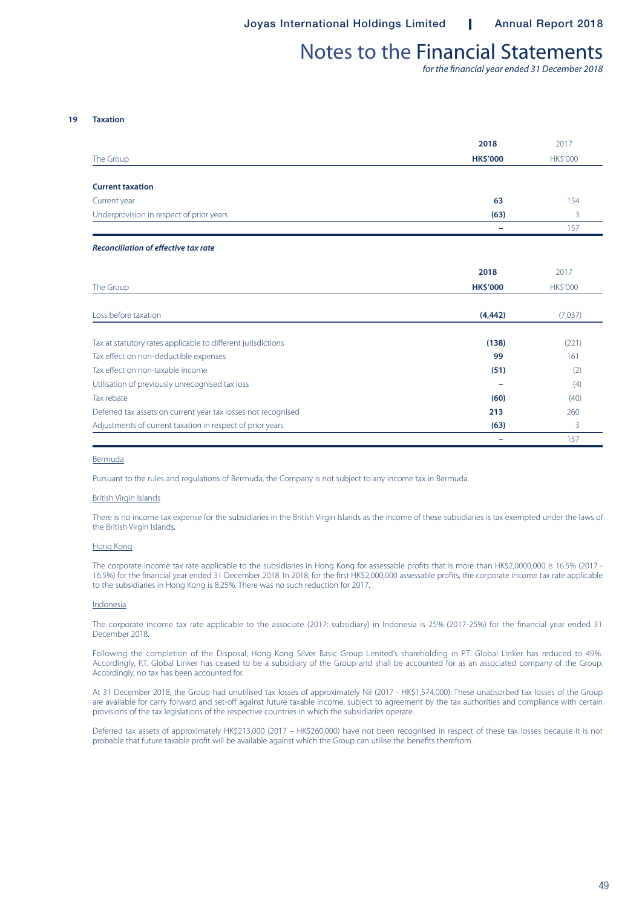# Notes to the Financial Statements

*for the financial year ended 31 December 2018*

## 19 Taxation

| The Group | 2018<br>HK$'000 | 2017<br>HK$'000 |
|---|---|---|
| **Current taxation** | | |
| Current year | **63** | 154 |
| Underprovision in respect of prior years | **(63)** | 3 |
| | **–** | 157 |

***Reconciliation of effective tax rate***

| The Group | 2018<br>HK$'000 | 2017<br>HK$'000 |
|---|---|---|
| Loss before taxation | **(4,442)** | (7,037) |
| Tax at statutory rates applicable to different jurisdictions | **(138)** | (221) |
| Tax effect on non-deductible expenses | **99** | 161 |
| Tax effect on non-taxable income | **(51)** | (2) |
| Utilisation of previously unrecognised tax loss | **–** | (4) |
| Tax rebate | **(60)** | (40) |
| Deferred tax assets on current year tax losses not recognised | **213** | 260 |
| Adjustments of current taxation in respect of prior years | **(63)** | 3 |
| | **–** | 157 |

Bermuda

Pursuant to the rules and regulations of Bermuda, the Company is not subject to any income tax in Bermuda.

British Virgin Islands

There is no income tax expense for the subsidiaries in the British Virgin Islands as the income of these subsidiaries is tax exempted under the laws of the British Virgin Islands.

Hong Kong

The corporate income tax rate applicable to the subsidiaries in Hong Kong for assessable profits that is more than HK$2,0000,000 is 16.5% (2017 - 16.5%) for the financial year ended 31 December 2018. In 2018, for the first HK$2,000,000 assessable profits, the corporate income tax rate applicable to the subsidiaries in Hong Kong is 8.25%. There was no such reduction for 2017.

Indonesia

The corporate income tax rate applicable to the associate (2017: subsidiary) in Indonesia is 25% (2017-25%) for the financial year ended 31 December 2018.

Following the completion of the Disposal, Hong Kong Silver Basic Group Limited's shareholding in P.T. Global Linker has reduced to 49%. Accordingly, P.T. Global Linker has ceased to be a subsidiary of the Group and shall be accounted for as an associated company of the Group. Accordingly, no tax has been accounted for.

At 31 December 2018, the Group had unutilised tax losses of approximately Nil (2017 - HK$1,574,000). These unabsorbed tax losses of the Group are available for carry forward and set-off against future taxable income, subject to agreement by the tax authorities and compliance with certain provisions of the tax legislations of the respective countries in which the subsidiaries operate.

Deferred tax assets of approximately HK$213,000 (2017 – HK$260,000) have not been recognised in respect of these tax losses because it is not probable that future taxable profit will be available against which the Group can utilise the benefits therefrom.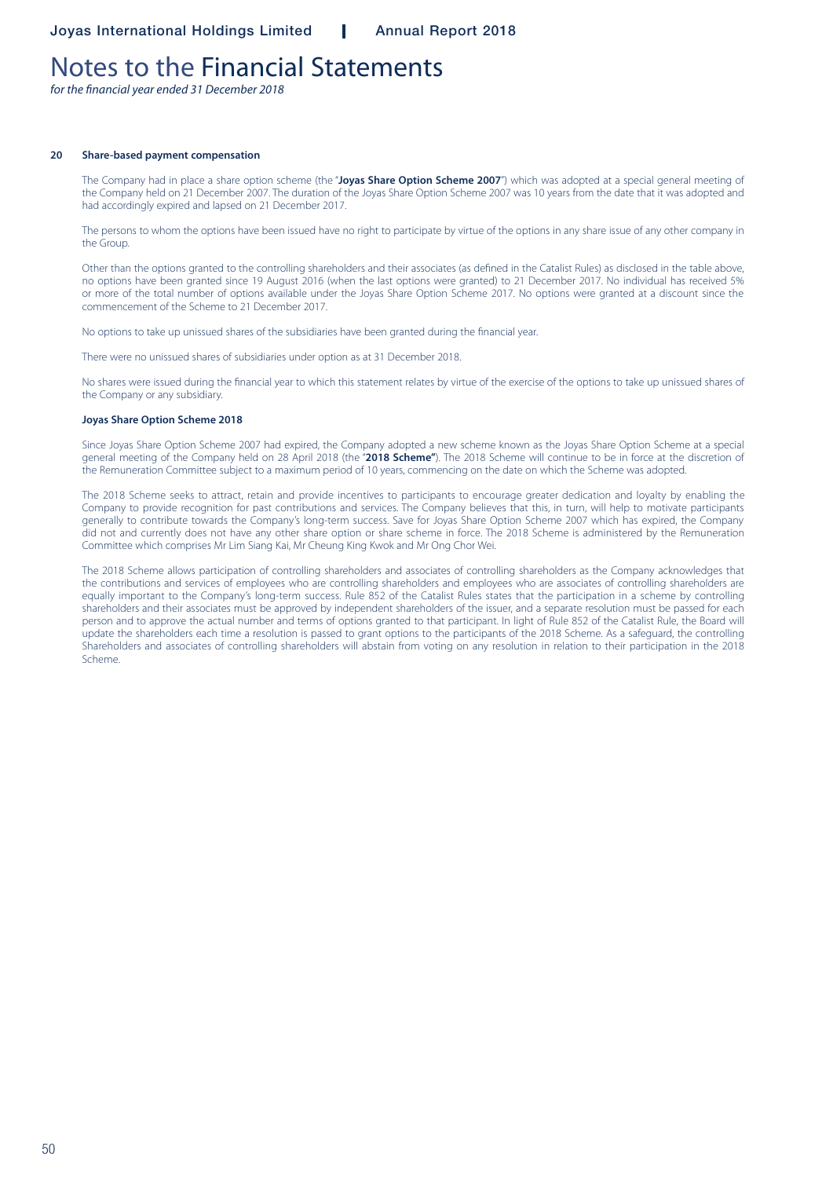# Notes to the Financial Statements

*for the financial year ended 31 December 2018*

**20 Share-based payment compensation**

The Company had in place a share option scheme (the "**Joyas Share Option Scheme 2007**") which was adopted at a special general meeting of the Company held on 21 December 2007. The duration of the Joyas Share Option Scheme 2007 was 10 years from the date that it was adopted and had accordingly expired and lapsed on 21 December 2017.

The persons to whom the options have been issued have no right to participate by virtue of the options in any share issue of any other company in the Group.

Other than the options granted to the controlling shareholders and their associates (as defined in the Catalist Rules) as disclosed in the table above, no options have been granted since 19 August 2016 (when the last options were granted) to 21 December 2017. No individual has received 5% or more of the total number of options available under the Joyas Share Option Scheme 2017. No options were granted at a discount since the commencement of the Scheme to 21 December 2017.

No options to take up unissued shares of the subsidiaries have been granted during the financial year.

There were no unissued shares of subsidiaries under option as at 31 December 2018.

No shares were issued during the financial year to which this statement relates by virtue of the exercise of the options to take up unissued shares of the Company or any subsidiary.

**Joyas Share Option Scheme 2018**

Since Joyas Share Option Scheme 2007 had expired, the Company adopted a new scheme known as the Joyas Share Option Scheme at a special general meeting of the Company held on 28 April 2018 (the "**2018 Scheme"**). The 2018 Scheme will continue to be in force at the discretion of the Remuneration Committee subject to a maximum period of 10 years, commencing on the date on which the Scheme was adopted.

The 2018 Scheme seeks to attract, retain and provide incentives to participants to encourage greater dedication and loyalty by enabling the Company to provide recognition for past contributions and services. The Company believes that this, in turn, will help to motivate participants generally to contribute towards the Company's long-term success. Save for Joyas Share Option Scheme 2007 which has expired, the Company did not and currently does not have any other share option or share scheme in force. The 2018 Scheme is administered by the Remuneration Committee which comprises Mr Lim Siang Kai, Mr Cheung King Kwok and Mr Ong Chor Wei.

The 2018 Scheme allows participation of controlling shareholders and associates of controlling shareholders as the Company acknowledges that the contributions and services of employees who are controlling shareholders and employees who are associates of controlling shareholders are equally important to the Company's long-term success. Rule 852 of the Catalist Rules states that the participation in a scheme by controlling shareholders and their associates must be approved by independent shareholders of the issuer, and a separate resolution must be passed for each person and to approve the actual number and terms of options granted to that participant. In light of Rule 852 of the Catalist Rule, the Board will update the shareholders each time a resolution is passed to grant options to the participants of the 2018 Scheme. As a safeguard, the controlling Shareholders and associates of controlling shareholders will abstain from voting on any resolution in relation to their participation in the 2018 Scheme.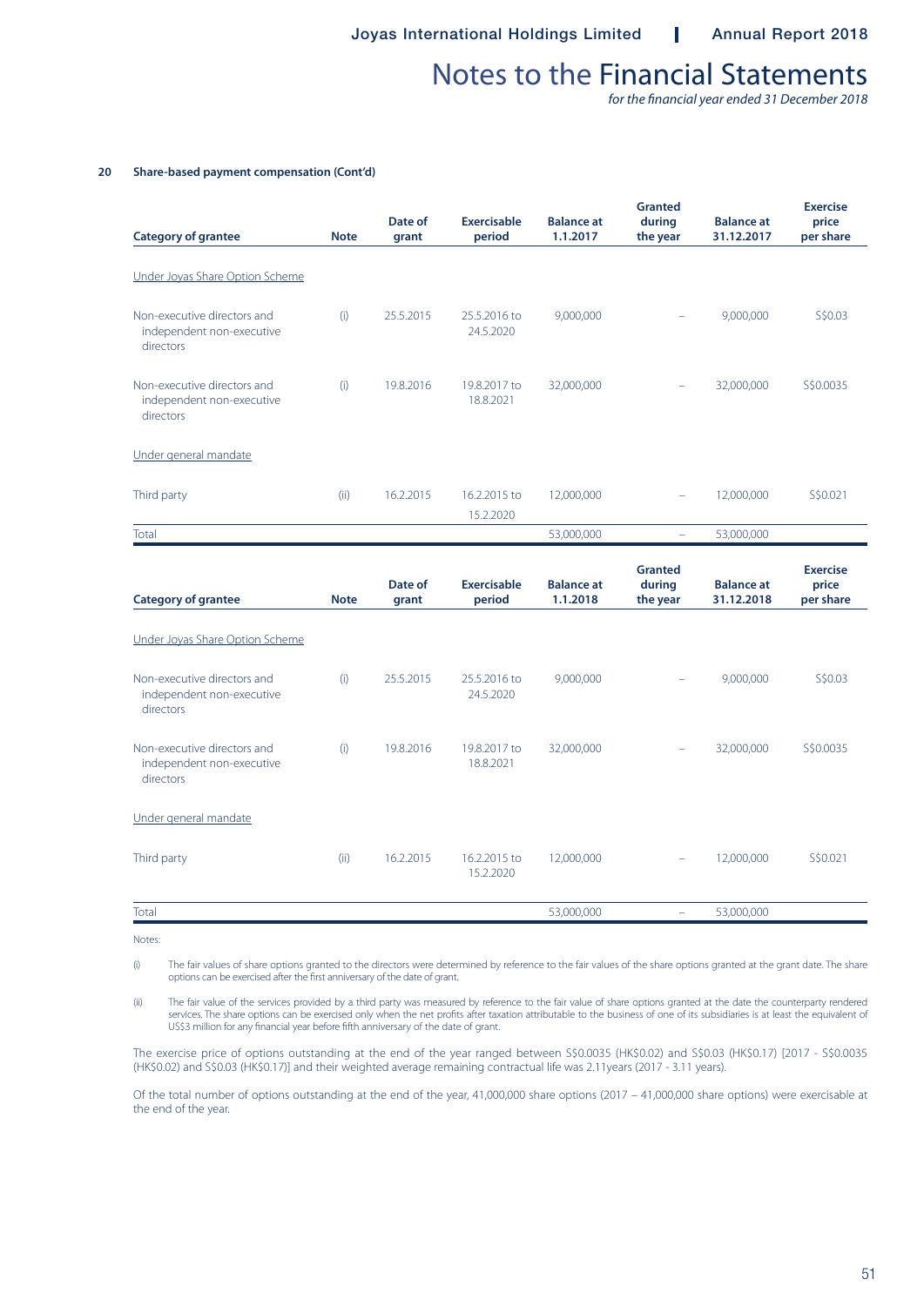# Notes to the Financial Statements

*for the financial year ended 31 December 2018*

**20 Share-based payment compensation (Cont'd)**

| Category of grantee | Note | Date of grant | Exercisable period | Balance at 1.1.2017 | Granted during the year | Balance at 31.12.2017 | Exercise price per share |
|---|---|---|---|---|---|---|---|
| Under Joyas Share Option Scheme | | | | | | | |
| Non-executive directors and independent non-executive directors | (i) | 25.5.2015 | 25.5.2016 to 24.5.2020 | 9,000,000 | – | 9,000,000 | S$0.03 |
| Non-executive directors and independent non-executive directors | (i) | 19.8.2016 | 19.8.2017 to 18.8.2021 | 32,000,000 | – | 32,000,000 | S$0.0035 |
| Under general mandate | | | | | | | |
| Third party | (ii) | 16.2.2015 | 16.2.2015 to 15.2.2020 | 12,000,000 | – | 12,000,000 | S$0.021 |
| Total | | | | 53,000,000 | – | 53,000,000 | |

| Category of grantee | Note | Date of grant | Exercisable period | Balance at 1.1.2018 | Granted during the year | Balance at 31.12.2018 | Exercise price per share |
|---|---|---|---|---|---|---|---|
| Under Joyas Share Option Scheme | | | | | | | |
| Non-executive directors and independent non-executive directors | (i) | 25.5.2015 | 25.5.2016 to 24.5.2020 | 9,000,000 | – | 9,000,000 | S$0.03 |
| Non-executive directors and independent non-executive directors | (i) | 19.8.2016 | 19.8.2017 to 18.8.2021 | 32,000,000 | – | 32,000,000 | S$0.0035 |
| Under general mandate | | | | | | | |
| Third party | (ii) | 16.2.2015 | 16.2.2015 to 15.2.2020 | 12,000,000 | – | 12,000,000 | S$0.021 |
| Total | | | | 53,000,000 | – | 53,000,000 | |

Notes:

(i) The fair values of share options granted to the directors were determined by reference to the fair values of the share options granted at the grant date. The share options can be exercised after the first anniversary of the date of grant.

(ii) The fair value of the services provided by a third party was measured by reference to the fair value of share options granted at the date the counterparty rendered services. The share options can be exercised only when the net profits after taxation attributable to the business of one of its subsidiaries is at least the equivalent of US$3 million for any financial year before fifth anniversary of the date of grant.

The exercise price of options outstanding at the end of the year ranged between S$0.0035 (HK$0.02) and S$0.03 (HK$0.17) [2017 - S$0.0035 (HK$0.02) and S$0.03 (HK$0.17)] and their weighted average remaining contractual life was 2.11years (2017 - 3.11 years).

Of the total number of options outstanding at the end of the year, 41,000,000 share options (2017 – 41,000,000 share options) were exercisable at the end of the year.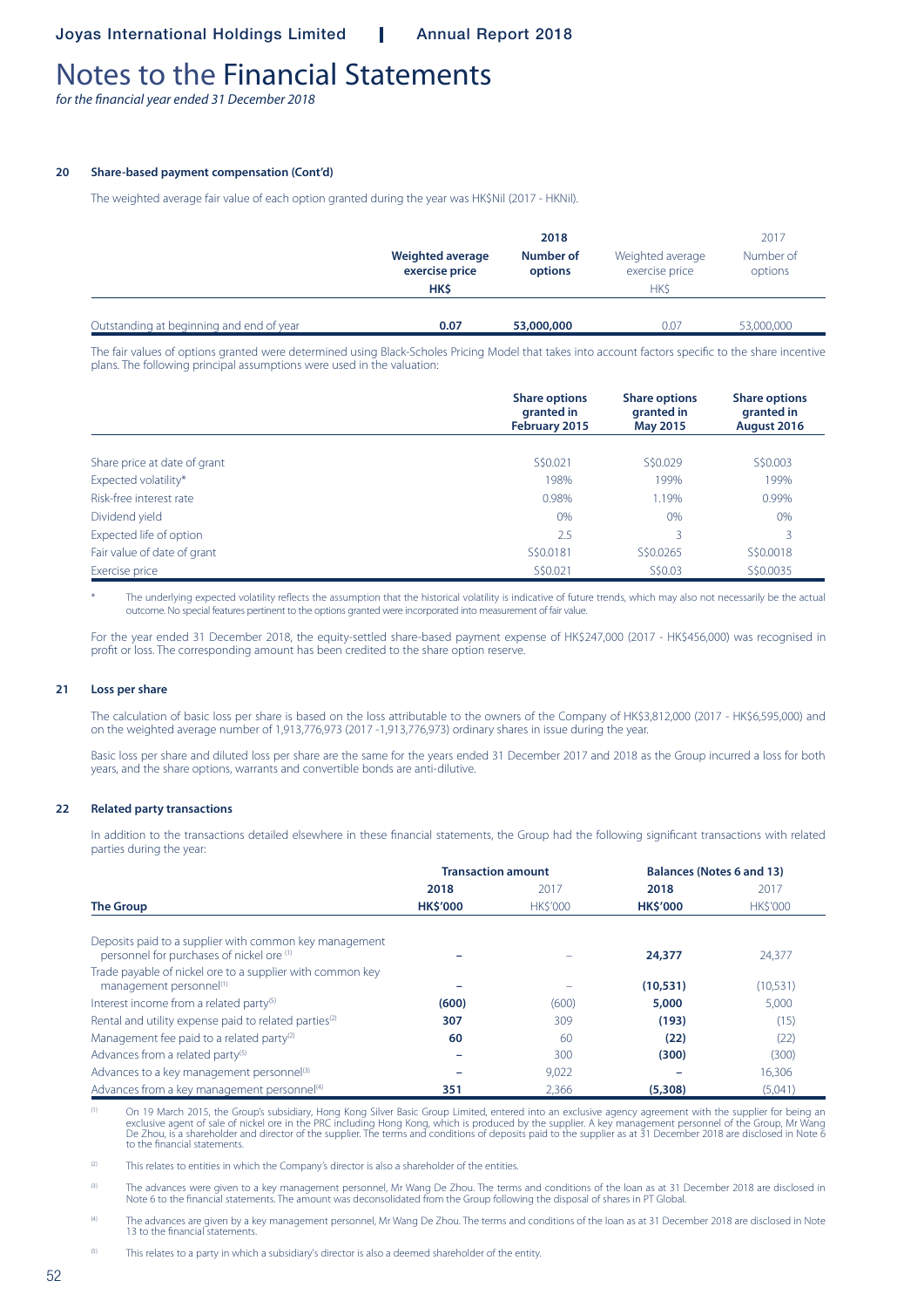# Notes to the Financial Statements

*for the financial year ended 31 December 2018*

### 20 Share-based payment compensation (Cont'd)

The weighted average fair value of each option granted during the year was HK$Nil (2017 - HKNil).

| | 2018 | | 2017 | |
|---|---|---|---|---|
| | **Weighted average exercise price** | **Number of options** | Weighted average exercise price | Number of options |
| | **HK$** | | HK$ | |
| Outstanding at beginning and end of year | **0.07** | **53,000,000** | 0.07 | 53,000,000 |

The fair values of options granted were determined using Black-Scholes Pricing Model that takes into account factors specific to the share incentive plans. The following principal assumptions were used in the valuation:

| | **Share options granted in February 2015** | **Share options granted in May 2015** | **Share options granted in August 2016** |
|---|---|---|---|
| Share price at date of grant | S$0.021 | S$0.029 | S$0.003 |
| Expected volatility* | 198% | 199% | 199% |
| Risk-free interest rate | 0.98% | 1.19% | 0.99% |
| Dividend yield | 0% | 0% | 0% |
| Expected life of option | 2.5 | 3 | 3 |
| Fair value of date of grant | S$0.0181 | S$0.0265 | S$0.0018 |
| Exercise price | S$0.021 | S$0.03 | S$0.0035 |

\* The underlying expected volatility reflects the assumption that the historical volatility is indicative of future trends, which may also not necessarily be the actual outcome. No special features pertinent to the options granted were incorporated into measurement of fair value.

For the year ended 31 December 2018, the equity-settled share-based payment expense of HK$247,000 (2017 - HK$456,000) was recognised in profit or loss. The corresponding amount has been credited to the share option reserve.

### 21 Loss per share

The calculation of basic loss per share is based on the loss attributable to the owners of the Company of HK$3,812,000 (2017 - HK$6,595,000) and on the weighted average number of 1,913,776,973 (2017 -1,913,776,973) ordinary shares in issue during the year.

Basic loss per share and diluted loss per share are the same for the years ended 31 December 2017 and 2018 as the Group incurred a loss for both years, and the share options, warrants and convertible bonds are anti-dilutive.

### 22 Related party transactions

In addition to the transactions detailed elsewhere in these financial statements, the Group had the following significant transactions with related parties during the year:

| | Transaction amount | | Balances (Notes 6 and 13) | |
|---|---|---|---|---|
| | **2018** | 2017 | **2018** | 2017 |
| **The Group** | **HK$'000** | HK$'000 | **HK$'000** | HK$'000 |
| Deposits paid to a supplier with common key management personnel for purchases of nickel ore [(1)] | **–** | – | **24,377** | 24,377 |
| Trade payable of nickel ore to a supplier with common key management personnel[(1)] | **–** | – | **(10,531)** | (10,531) |
| Interest income from a related party[(5)] | **(600)** | (600) | **5,000** | 5,000 |
| Rental and utility expense paid to related parties[(2)] | **307** | 309 | **(193)** | (15) |
| Management fee paid to a related party[(2)] | **60** | 60 | **(22)** | (22) |
| Advances from a related party[(5)] | **–** | 300 | **(300)** | (300) |
| Advances to a key management personnel[(3)] | **–** | 9,022 | **–** | 16,306 |
| Advances from a key management personnel[(4)] | **351** | 2,366 | **(5,308)** | (5,041) |

(1) On 19 March 2015, the Group's subsidiary, Hong Kong Silver Basic Group Limited, entered into an exclusive agency agreement with the supplier for being an exclusive agent of sale of nickel ore in the PRC including Hong Kong, which is produced by the supplier. A key management personnel of the Group, Mr Wang De Zhou, is a shareholder and director of the supplier. The terms and conditions of deposits paid to the supplier as at 31 December 2018 are disclosed in Note 6 to the financial statements.

(2) This relates to entities in which the Company's director is also a shareholder of the entities.

(3) The advances were given to a key management personnel, Mr Wang De Zhou. The terms and conditions of the loan as at 31 December 2018 are disclosed in Note 6 to the financial statements. The amount was deconsolidated from the Group following the disposal of shares in PT Global.

(4) The advances are given by a key management personnel, Mr Wang De Zhou. The terms and conditions of the loan as at 31 December 2018 are disclosed in Note 13 to the financial statements.

(5) This relates to a party in which a subsidiary's director is also a deemed shareholder of the entity.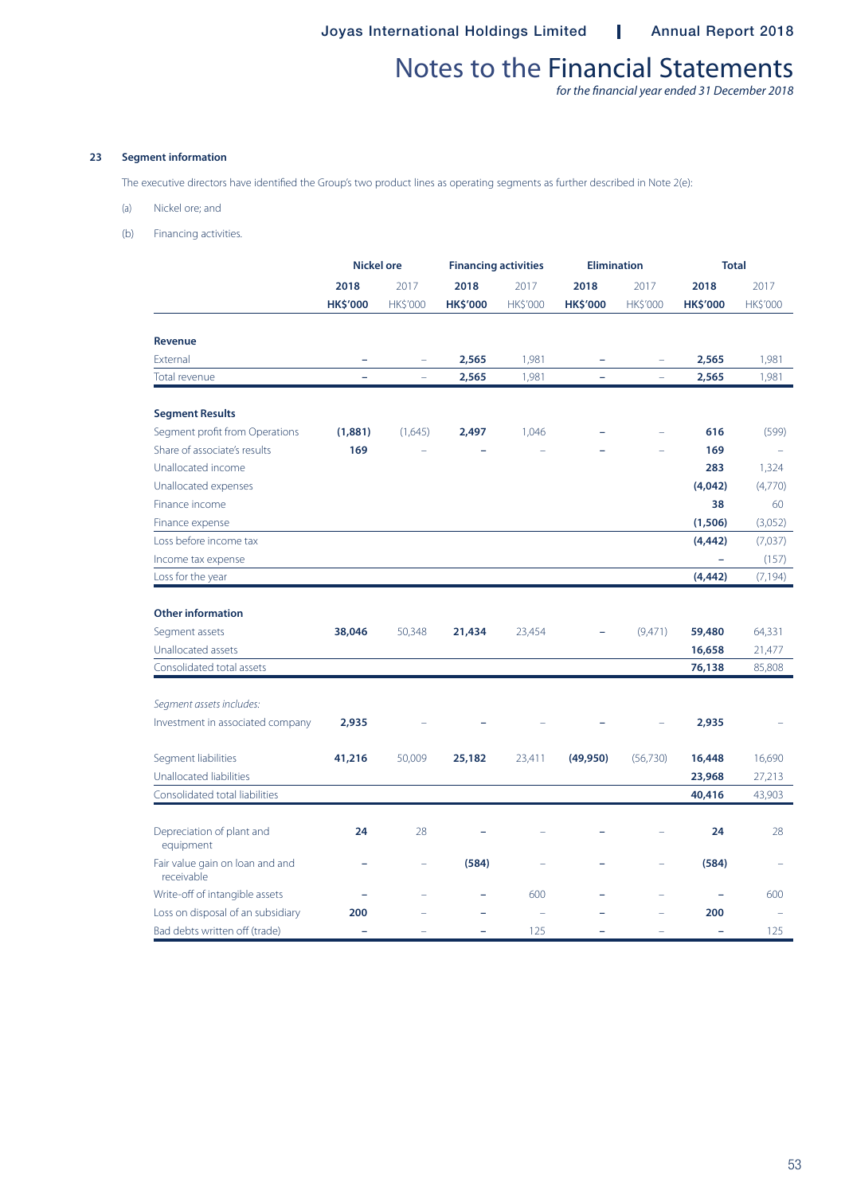## 23 Segment information

The executive directors have identified the Group's two product lines as operating segments as further described in Note 2(e):

(a) Nickel ore; and

(b) Financing activities.

| | Nickel ore | | Financing activities | | Elimination | | Total | |
|---|---|---|---|---|---|---|---|---|
| | **2018** | 2017 | **2018** | 2017 | **2018** | 2017 | **2018** | 2017 |
| | **HK$'000** | HK$'000 | **HK$'000** | HK$'000 | **HK$'000** | HK$'000 | **HK$'000** | HK$'000 |
| **Revenue** | | | | | | | | |
| External | **–** | – | **2,565** | 1,981 | **–** | – | **2,565** | 1,981 |
| Total revenue | **–** | – | **2,565** | 1,981 | **–** | – | **2,565** | 1,981 |
| **Segment Results** | | | | | | | | |
| Segment profit from Operations | **(1,881)** | (1,645) | **2,497** | 1,046 | **–** | – | **616** | (599) |
| Share of associate's results | **169** | – | **–** | – | **–** | – | **169** | – |
| Unallocated income | | | | | | | **283** | 1,324 |
| Unallocated expenses | | | | | | | **(4,042)** | (4,770) |
| Finance income | | | | | | | **38** | 60 |
| Finance expense | | | | | | | **(1,506)** | (3,052) |
| Loss before income tax | | | | | | | **(4,442)** | (7,037) |
| Income tax expense | | | | | | | **–** | (157) |
| Loss for the year | | | | | | | **(4,442)** | (7,194) |
| **Other information** | | | | | | | | |
| Segment assets | **38,046** | 50,348 | **21,434** | 23,454 | **–** | (9,471) | **59,480** | 64,331 |
| Unallocated assets | | | | | | | **16,658** | 21,477 |
| Consolidated total assets | | | | | | | **76,138** | 85,808 |
| *Segment assets includes:* | | | | | | | | |
| Investment in associated company | **2,935** | – | **–** | – | **–** | – | **2,935** | – |
| Segment liabilities | **41,216** | 50,009 | **25,182** | 23,411 | **(49,950)** | (56,730) | **16,448** | 16,690 |
| Unallocated liabilities | | | | | | | **23,968** | 27,213 |
| Consolidated total liabilities | | | | | | | **40,416** | 43,903 |
| Depreciation of plant and equipment | **24** | 28 | **–** | – | **–** | – | **24** | 28 |
| Fair value gain on loan and and receivable | **–** | – | **(584)** | – | **–** | – | **(584)** | – |
| Write-off of intangible assets | **–** | – | **–** | 600 | **–** | – | **–** | 600 |
| Loss on disposal of an subsidiary | **200** | – | **–** | – | **–** | – | **200** | – |
| Bad debts written off (trade) | **–** | – | **–** | 125 | **–** | – | **–** | 125 |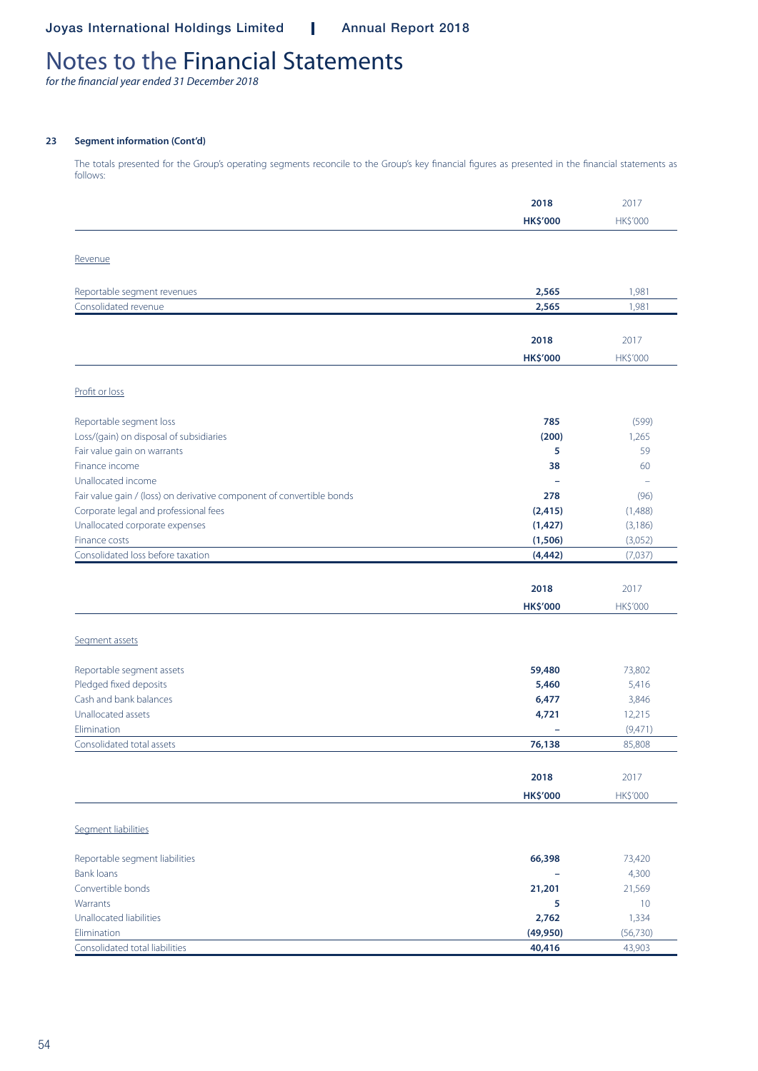# Notes to the Financial Statements

*for the financial year ended 31 December 2018*

### 23 Segment information (Cont'd)

The totals presented for the Group's operating segments reconcile to the Group's key financial figures as presented in the financial statements as follows:

| | **2018** | 2017 |
|---|---|---|
| | **HK$'000** | HK$'000 |
| Revenue | | |
| Reportable segment revenues | **2,565** | 1,981 |
| Consolidated revenue | **2,565** | 1,981 |

| | **2018** | 2017 |
|---|---|---|
| | **HK$'000** | HK$'000 |
| Profit or loss | | |
| Reportable segment loss | **785** | (599) |
| Loss/(gain) on disposal of subsidiaries | **(200)** | 1,265 |
| Fair value gain on warrants | **5** | 59 |
| Finance income | **38** | 60 |
| Unallocated income | **–** | – |
| Fair value gain / (loss) on derivative component of convertible bonds | **278** | (96) |
| Corporate legal and professional fees | **(2,415)** | (1,488) |
| Unallocated corporate expenses | **(1,427)** | (3,186) |
| Finance costs | **(1,506)** | (3,052) |
| Consolidated loss before taxation | **(4,442)** | (7,037) |

| | **2018** | 2017 |
|---|---|---|
| | **HK$'000** | HK$'000 |
| Segment assets | | |
| Reportable segment assets | **59,480** | 73,802 |
| Pledged fixed deposits | **5,460** | 5,416 |
| Cash and bank balances | **6,477** | 3,846 |
| Unallocated assets | **4,721** | 12,215 |
| Elimination | **–** | (9,471) |
| Consolidated total assets | **76,138** | 85,808 |

| | **2018** | 2017 |
|---|---|---|
| | **HK$'000** | HK$'000 |
| Segment liabilities | | |
| Reportable segment liabilities | **66,398** | 73,420 |
| Bank loans | **–** | 4,300 |
| Convertible bonds | **21,201** | 21,569 |
| Warrants | **5** | 10 |
| Unallocated liabilities | **2,762** | 1,334 |
| Elimination | **(49,950)** | (56,730) |
| Consolidated total liabilities | **40,416** | 43,903 |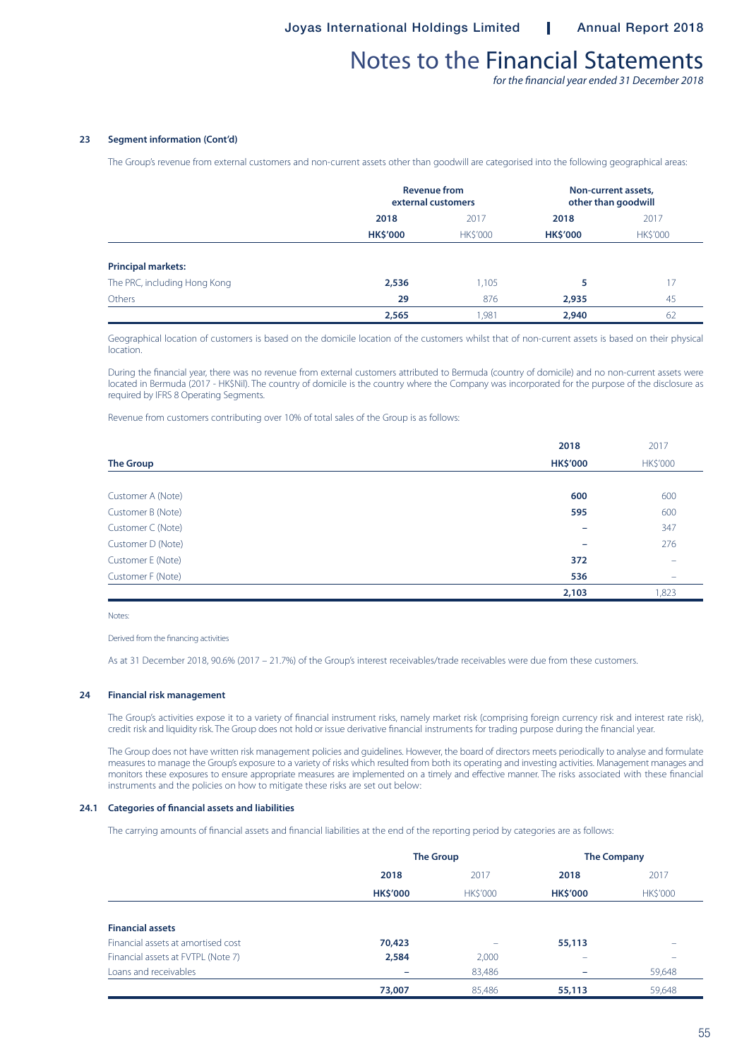## 23 Segment information (Cont'd)

The Group's revenue from external customers and non-current assets other than goodwill are categorised into the following geographical areas:

| | Revenue from external customers | | Non-current assets, other than goodwill | |
|---|---|---|---|---|
| | 2018 | 2017 | 2018 | 2017 |
| | HK$'000 | HK$'000 | HK$'000 | HK$'000 |
| **Principal markets:** | | | | |
| The PRC, including Hong Kong | **2,536** | 1,105 | **5** | 17 |
| Others | **29** | 876 | **2,935** | 45 |
| | **2,565** | 1,981 | **2,940** | 62 |

Geographical location of customers is based on the domicile location of the customers whilst that of non-current assets is based on their physical location.

During the financial year, there was no revenue from external customers attributed to Bermuda (country of domicile) and no non-current assets were located in Bermuda (2017 - HK$Nil). The country of domicile is the country where the Company was incorporated for the purpose of the disclosure as required by IFRS 8 Operating Segments.

Revenue from customers contributing over 10% of total sales of the Group is as follows:

| The Group | 2018 HK$'000 | 2017 HK$'000 |
|---|---|---|
| Customer A (Note) | **600** | 600 |
| Customer B (Note) | **595** | 600 |
| Customer C (Note) | **–** | 347 |
| Customer D (Note) | **–** | 276 |
| Customer E (Note) | **372** | – |
| Customer F (Note) | **536** | – |
| | **2,103** | 1,823 |

Notes:

Derived from the financing activities

As at 31 December 2018, 90.6% (2017 – 21.7%) of the Group's interest receivables/trade receivables were due from these customers.

## 24 Financial risk management

The Group's activities expose it to a variety of financial instrument risks, namely market risk (comprising foreign currency risk and interest rate risk), credit risk and liquidity risk. The Group does not hold or issue derivative financial instruments for trading purpose during the financial year.

The Group does not have written risk management policies and guidelines. However, the board of directors meets periodically to analyse and formulate measures to manage the Group's exposure to a variety of risks which resulted from both its operating and investing activities. Management manages and monitors these exposures to ensure appropriate measures are implemented on a timely and effective manner. The risks associated with these financial instruments and the policies on how to mitigate these risks are set out below:

### 24.1 Categories of financial assets and liabilities

The carrying amounts of financial assets and financial liabilities at the end of the reporting period by categories are as follows:

| | The Group | | The Company | |
|---|---|---|---|---|
| | 2018 | 2017 | 2018 | 2017 |
| | HK$'000 | HK$'000 | HK$'000 | HK$'000 |
| **Financial assets** | | | | |
| Financial assets at amortised cost | **70,423** | – | **55,113** | – |
| Financial assets at FVTPL (Note 7) | **2,584** | 2,000 | **–** | – |
| Loans and receivables | **–** | 83,486 | **–** | 59,648 |
| | **73,007** | 85,486 | **55,113** | 59,648 |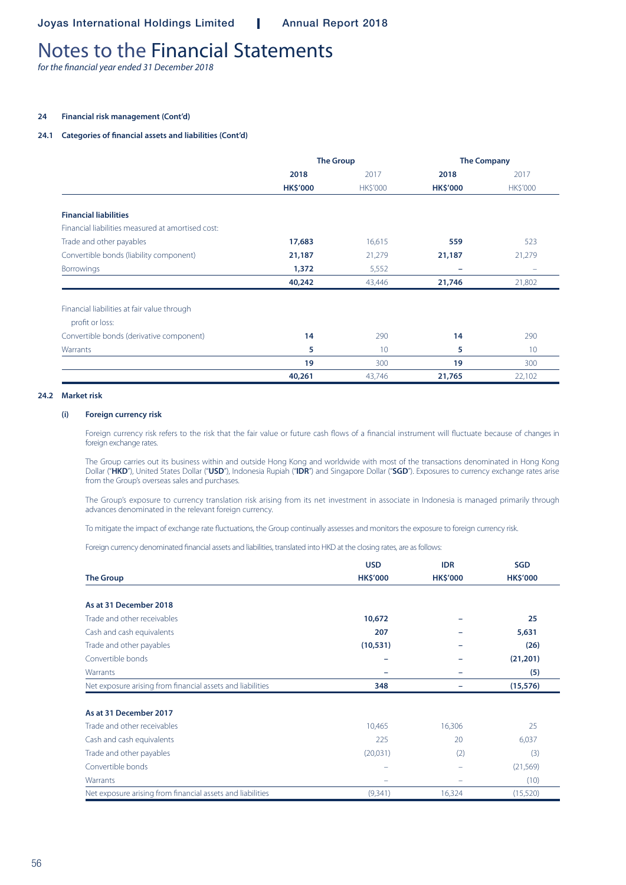# Notes to the Financial Statements

*for the financial year ended 31 December 2018*

**24 Financial risk management (Cont'd)**

**24.1 Categories of financial assets and liabilities (Cont'd)**

| | The Group | | The Company | |
|---|---|---|---|---|
| | **2018** | 2017 | **2018** | 2017 |
| | **HK$'000** | HK$'000 | **HK$'000** | HK$'000 |
| **Financial liabilities** | | | | |
| Financial liabilities measured at amortised cost: | | | | |
| Trade and other payables | **17,683** | 16,615 | **559** | 523 |
| Convertible bonds (liability component) | **21,187** | 21,279 | **21,187** | 21,279 |
| Borrowings | **1,372** | 5,552 | **–** | – |
| | **40,242** | 43,446 | **21,746** | 21,802 |
| Financial liabilities at fair value through profit or loss: | | | | |
| Convertible bonds (derivative component) | **14** | 290 | **14** | 290 |
| Warrants | **5** | 10 | **5** | 10 |
| | **19** | 300 | **19** | 300 |
| | **40,261** | 43,746 | **21,765** | 22,102 |

**24.2 Market risk**

**(i) Foreign currency risk**

Foreign currency risk refers to the risk that the fair value or future cash flows of a financial instrument will fluctuate because of changes in foreign exchange rates.

The Group carries out its business within and outside Hong Kong and worldwide with most of the transactions denominated in Hong Kong Dollar ("**HKD**"), United States Dollar ("**USD**"), Indonesia Rupiah ("**IDR**") and Singapore Dollar ("**SGD**"). Exposures to currency exchange rates arise from the Group's overseas sales and purchases.

The Group's exposure to currency translation risk arising from its net investment in associate in Indonesia is managed primarily through advances denominated in the relevant foreign currency.

To mitigate the impact of exchange rate fluctuations, the Group continually assesses and monitors the exposure to foreign currency risk.

Foreign currency denominated financial assets and liabilities, translated into HKD at the closing rates, are as follows:

| The Group | USD HK$'000 | IDR HK$'000 | SGD HK$'000 |
|---|---|---|---|
| **As at 31 December 2018** | | | |
| Trade and other receivables | **10,672** | **–** | **25** |
| Cash and cash equivalents | **207** | **–** | **5,631** |
| Trade and other payables | **(10,531)** | **–** | **(26)** |
| Convertible bonds | **–** | **–** | **(21,201)** |
| Warrants | **–** | **–** | **(5)** |
| Net exposure arising from financial assets and liabilities | **348** | **–** | **(15,576)** |
| **As at 31 December 2017** | | | |
| Trade and other receivables | 10,465 | 16,306 | 25 |
| Cash and cash equivalents | 225 | 20 | 6,037 |
| Trade and other payables | (20,031) | (2) | (3) |
| Convertible bonds | – | – | (21,569) |
| Warrants | – | – | (10) |
| Net exposure arising from financial assets and liabilities | (9,341) | 16,324 | (15,520) |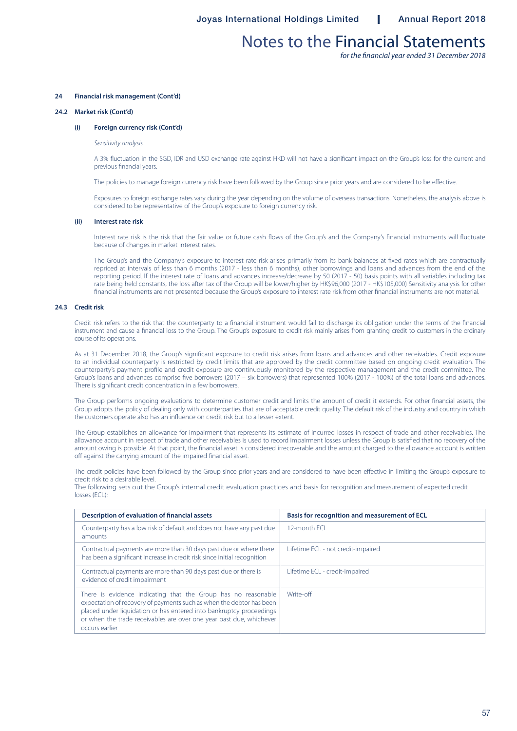### 24 Financial risk management (Cont'd)

#### 24.2 Market risk (Cont'd)

##### (i) Foreign currency risk (Cont'd)

*Sensitivity analysis*

A 3% fluctuation in the SGD, IDR and USD exchange rate against HKD will not have a significant impact on the Group's loss for the current and previous financial years.

The policies to manage foreign currency risk have been followed by the Group since prior years and are considered to be effective.

Exposures to foreign exchange rates vary during the year depending on the volume of overseas transactions. Nonetheless, the analysis above is considered to be representative of the Group's exposure to foreign currency risk.

##### (ii) Interest rate risk

Interest rate risk is the risk that the fair value or future cash flows of the Group's and the Company's financial instruments will fluctuate because of changes in market interest rates.

The Group's and the Company's exposure to interest rate risk arises primarily from its bank balances at fixed rates which are contractually repriced at intervals of less than 6 months (2017 - less than 6 months), other borrowings and loans and advances from the end of the reporting period. If the interest rate of loans and advances increase/decrease by 50 (2017 - 50) basis points with all variables including tax rate being held constants, the loss after tax of the Group will be lower/higher by HK$96,000 (2017 - HK$105,000) Sensitivity analysis for other financial instruments are not presented because the Group's exposure to interest rate risk from other financial instruments are not material.

#### 24.3 Credit risk

Credit risk refers to the risk that the counterparty to a financial instrument would fail to discharge its obligation under the terms of the financial instrument and cause a financial loss to the Group. The Group's exposure to credit risk mainly arises from granting credit to customers in the ordinary course of its operations.

As at 31 December 2018, the Group's significant exposure to credit risk arises from loans and advances and other receivables. Credit exposure to an individual counterparty is restricted by credit limits that are approved by the credit committee based on ongoing credit evaluation. The counterparty's payment profile and credit exposure are continuously monitored by the respective management and the credit committee. The Group's loans and advances comprise five borrowers (2017 – six borrowers) that represented 100% (2017 - 100%) of the total loans and advances. There is significant credit concentration in a few borrowers.

The Group performs ongoing evaluations to determine customer credit and limits the amount of credit it extends. For other financial assets, the Group adopts the policy of dealing only with counterparties that are of acceptable credit quality. The default risk of the industry and country in which the customers operate also has an influence on credit risk but to a lesser extent.

The Group establishes an allowance for impairment that represents its estimate of incurred losses in respect of trade and other receivables. The allowance account in respect of trade and other receivables is used to record impairment losses unless the Group is satisfied that no recovery of the amount owing is possible. At that point, the financial asset is considered irrecoverable and the amount charged to the allowance account is written off against the carrying amount of the impaired financial asset.

The credit policies have been followed by the Group since prior years and are considered to have been effective in limiting the Group's exposure to credit risk to a desirable level.

The following sets out the Group's internal credit evaluation practices and basis for recognition and measurement of expected credit losses (ECL):

| Description of evaluation of financial assets | Basis for recognition and measurement of ECL |
|---|---|
| Counterparty has a low risk of default and does not have any past due amounts | 12-month ECL |
| Contractual payments are more than 30 days past due or where there has been a significant increase in credit risk since initial recognition | Lifetime ECL - not credit-impaired |
| Contractual payments are more than 90 days past due or there is evidence of credit impairment | Lifetime ECL - credit-impaired |
| There is evidence indicating that the Group has no reasonable expectation of recovery of payments such as when the debtor has been placed under liquidation or has entered into bankruptcy proceedings or when the trade receivables are over one year past due, whichever occurs earlier | Write-off |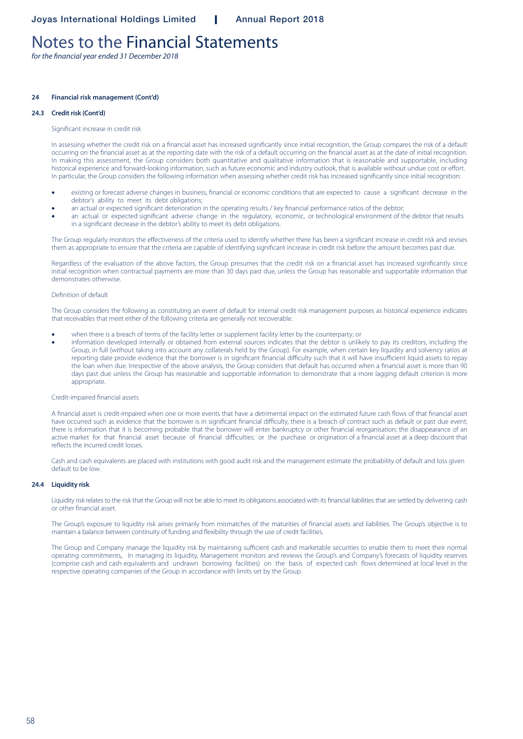# Notes to the Financial Statements

*for the financial year ended 31 December 2018*

**24 Financial risk management (Cont'd)**

**24.3 Credit risk (Cont'd)**

Significant increase in credit risk

In assessing whether the credit risk on a financial asset has increased significantly since initial recognition, the Group compares the risk of a default occurring on the financial asset as at the reporting date with the risk of a default occurring on the financial asset as at the date of initial recognition. In making this assessment, the Group considers both quantitative and qualitative information that is reasonable and supportable, including historical experience and forward-looking information, such as future economic and industry outlook, that is available without undue cost or effort. In particular, the Group considers the following information when assessing whether credit risk has increased significantly since initial recognition:

- existing or forecast adverse changes in business, financial or economic conditions that are expected to cause a significant decrease in the debtor's ability to meet its debt obligations;
- an actual or expected significant deterioration in the operating results / key financial performance ratios of the debtor;
- an actual or expected significant adverse change in the regulatory, economic, or technological environment of the debtor that results in a significant decrease in the debtor's ability to meet its debt obligations.

The Group regularly monitors the effectiveness of the criteria used to identify whether there has been a significant increase in credit risk and revises them as appropriate to ensure that the criteria are capable of identifying significant increase in credit risk before the amount becomes past due.

Regardless of the evaluation of the above factors, the Group presumes that the credit risk on a financial asset has increased significantly since initial recognition when contractual payments are more than 30 days past due, unless the Group has reasonable and supportable information that demonstrates otherwise.

Definition of default

The Group considers the following as constituting an event of default for internal credit risk management purposes as historical experience indicates that receivables that meet either of the following criteria are generally not recoverable.

- when there is a breach of terms of the facility letter or supplement facility letter by the counterparty; or
- information developed internally or obtained from external sources indicates that the debtor is unlikely to pay its creditors, including the Group, in full (without taking into account any collaterals held by the Group). For example, when certain key liquidity and solvency ratios at reporting date provide evidence that the borrower is in significant financial difficulty such that it will have insufficient liquid assets to repay the loan when due. Irrespective of the above analysis, the Group considers that default has occurred when a financial asset is more than 90 days past due unless the Group has reasonable and supportable information to demonstrate that a more lagging default criterion is more appropriate.

Credit-impaired financial assets

A financial asset is credit-impaired when one or more events that have a detrimental impact on the estimated future cash flows of that financial asset have occurred such as evidence that the borrower is in significant financial difficulty, there is a breach of contract such as default or past due event; there is information that it is becoming probable that the borrower will enter bankruptcy or other financial reorganisation; the disappearance of an active market for that financial asset because of financial difficulties; or the purchase or origination of a financial asset at a deep discount that reflects the incurred credit losses.

Cash and cash equivalents are placed with institutions with good audit risk and the management estimate the probability of default and loss given default to be low.

**24.4 Liquidity risk**

Liquidity risk relates to the risk that the Group will not be able to meet its obligations associated with its financial liabilities that are settled by delivering cash or other financial asset.

The Group's exposure to liquidity risk arises primarily from mismatches of the maturities of financial assets and liabilities. The Group's objective is to maintain a balance between continuity of funding and flexibility through the use of credit facilities.

The Group and Company manage the liquidity risk by maintaining sufficient cash and marketable securities to enable them to meet their normal operating commitments,. In managing its liquidity, Management monitors and reviews the Group's and Company's forecasts of liquidity reserves (comprise cash and cash equivalents and undrawn borrowing facilities) on the basis of expected cash flows determined at local level in the respective operating companies of the Group in accordance with limits set by the Group.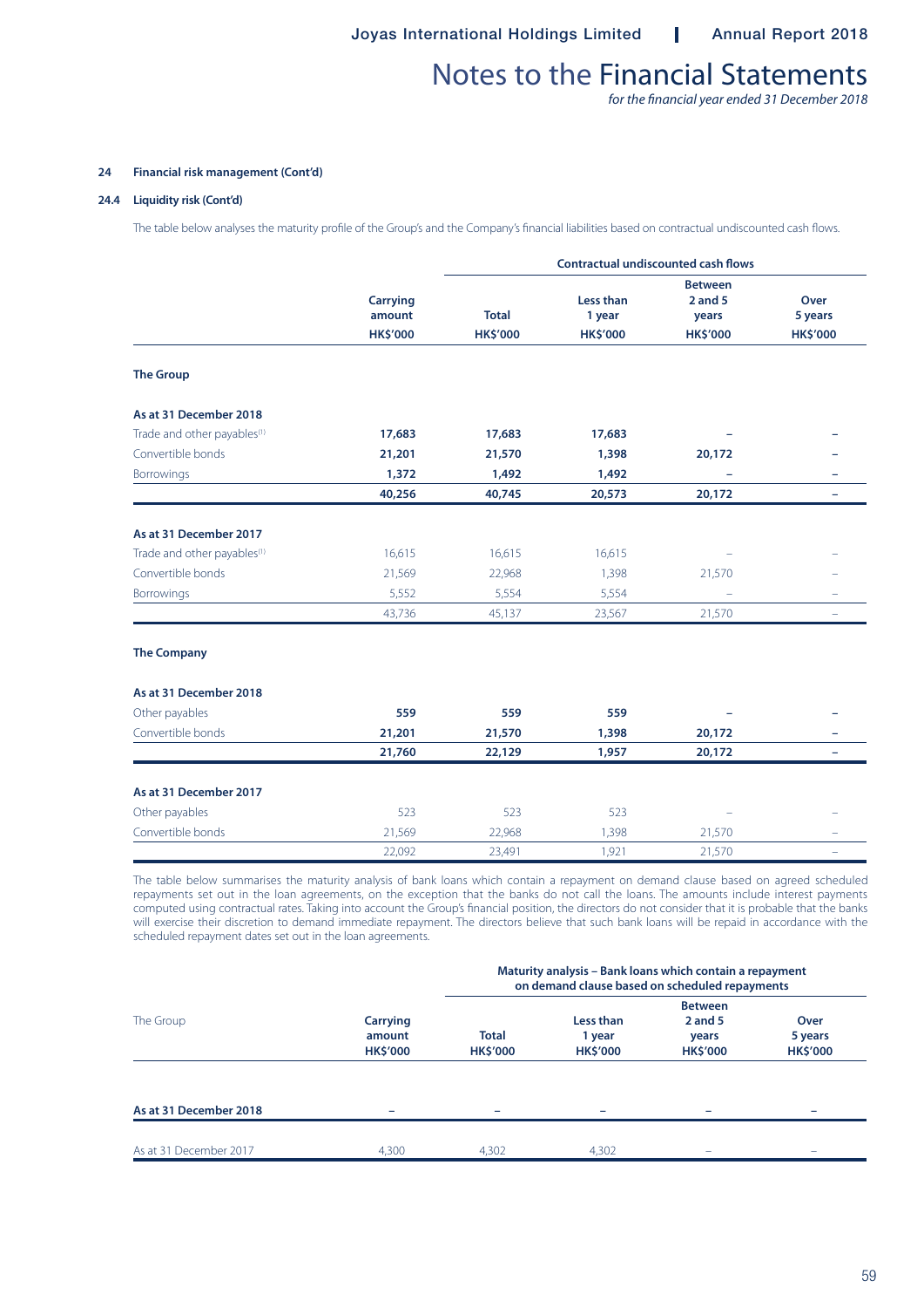### 24 Financial risk management (Cont'd)

#### 24.4 Liquidity risk (Cont'd)

The table below analyses the maturity profile of the Group's and the Company's financial liabilities based on contractual undiscounted cash flows.

| | Carrying amount | Contractual undiscounted cash flows | | | |
|---|---|---|---|---|---|
| | | Total | Less than 1 year | Between 2 and 5 years | Over 5 years |
| | HK$'000 | HK$'000 | HK$'000 | HK$'000 | HK$'000 |
| **The Group** | | | | | |
| **As at 31 December 2018** | | | | | |
| Trade and other payables[(1)] | **17,683** | **17,683** | **17,683** | **–** | **–** |
| Convertible bonds | **21,201** | **21,570** | **1,398** | **20,172** | **–** |
| Borrowings | **1,372** | **1,492** | **1,492** | **–** | **–** |
| | **40,256** | **40,745** | **20,573** | **20,172** | **–** |
| **As at 31 December 2017** | | | | | |
| Trade and other payables[(1)] | 16,615 | 16,615 | 16,615 | – | – |
| Convertible bonds | 21,569 | 22,968 | 1,398 | 21,570 | – |
| Borrowings | 5,552 | 5,554 | 5,554 | – | – |
| | 43,736 | 45,137 | 23,567 | 21,570 | – |
| **The Company** | | | | | |
| **As at 31 December 2018** | | | | | |
| Other payables | **559** | **559** | **559** | **–** | **–** |
| Convertible bonds | **21,201** | **21,570** | **1,398** | **20,172** | **–** |
| | **21,760** | **22,129** | **1,957** | **20,172** | **–** |
| **As at 31 December 2017** | | | | | |
| Other payables | 523 | 523 | 523 | – | – |
| Convertible bonds | 21,569 | 22,968 | 1,398 | 21,570 | – |
| | 22,092 | 23,491 | 1,921 | 21,570 | – |

The table below summarises the maturity analysis of bank loans which contain a repayment on demand clause based on agreed scheduled repayments set out in the loan agreements, on the exception that the banks do not call the loans. The amounts include interest payments computed using contractual rates. Taking into account the Group's financial position, the directors do not consider that it is probable that the banks will exercise their discretion to demand immediate repayment. The directors believe that such bank loans will be repaid in accordance with the scheduled repayment dates set out in the loan agreements.

| The Group | Carrying amount | Maturity analysis – Bank loans which contain a repayment on demand clause based on scheduled repayments | | | |
|---|---|---|---|---|---|
| | | Total | Less than 1 year | Between 2 and 5 years | Over 5 years |
| | HK$'000 | HK$'000 | HK$'000 | HK$'000 | HK$'000 |
| **As at 31 December 2018** | **–** | **–** | **–** | **–** | **–** |
| As at 31 December 2017 | 4,300 | 4,302 | 4,302 | – | – |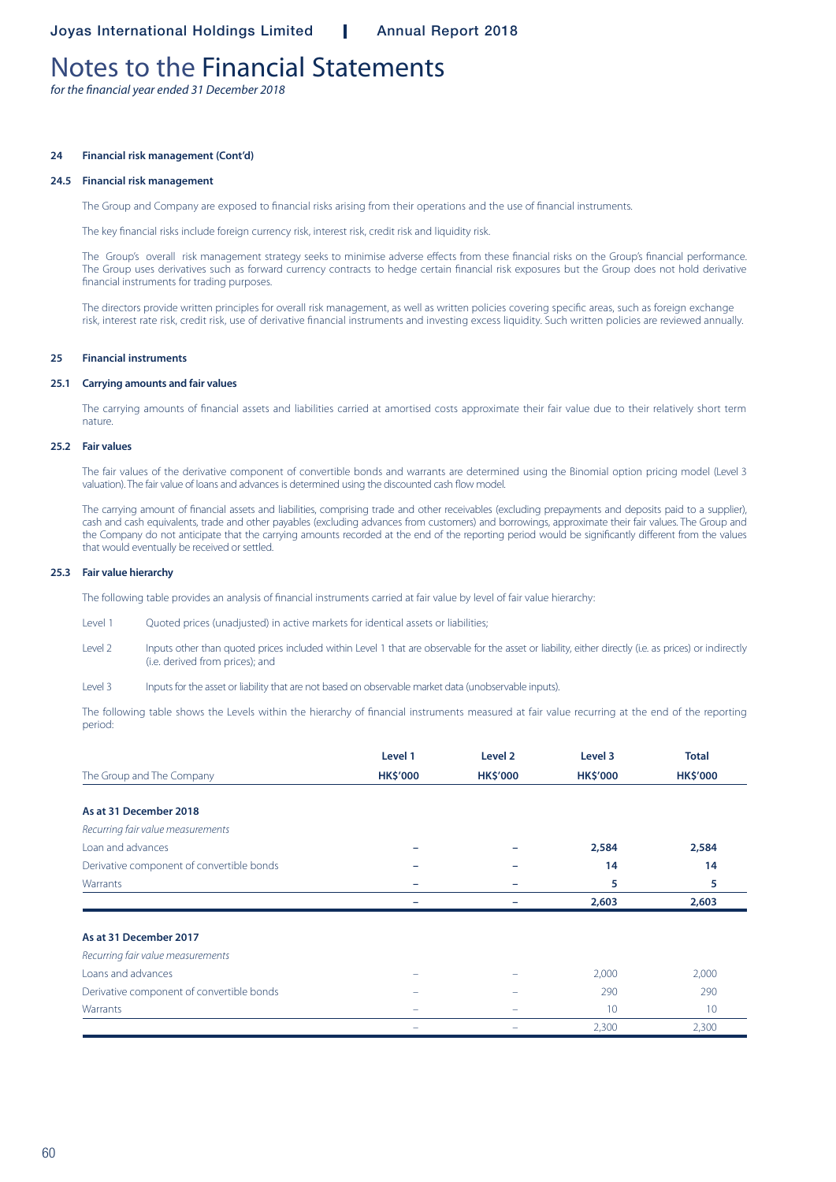# Notes to the Financial Statements

*for the financial year ended 31 December 2018*

**24 Financial risk management (Cont'd)**

**24.5 Financial risk management**

The Group and Company are exposed to financial risks arising from their operations and the use of financial instruments.

The key financial risks include foreign currency risk, interest risk, credit risk and liquidity risk.

The Group's overall risk management strategy seeks to minimise adverse effects from these financial risks on the Group's financial performance. The Group uses derivatives such as forward currency contracts to hedge certain financial risk exposures but the Group does not hold derivative financial instruments for trading purposes.

The directors provide written principles for overall risk management, as well as written policies covering specific areas, such as foreign exchange risk, interest rate risk, credit risk, use of derivative financial instruments and investing excess liquidity. Such written policies are reviewed annually.

**25 Financial instruments**

**25.1 Carrying amounts and fair values**

The carrying amounts of financial assets and liabilities carried at amortised costs approximate their fair value due to their relatively short term nature.

**25.2 Fair values**

The fair values of the derivative component of convertible bonds and warrants are determined using the Binomial option pricing model (Level 3 valuation). The fair value of loans and advances is determined using the discounted cash flow model.

The carrying amount of financial assets and liabilities, comprising trade and other receivables (excluding prepayments and deposits paid to a supplier), cash and cash equivalents, trade and other payables (excluding advances from customers) and borrowings, approximate their fair values. The Group and the Company do not anticipate that the carrying amounts recorded at the end of the reporting period would be significantly different from the values that would eventually be received or settled.

**25.3 Fair value hierarchy**

The following table provides an analysis of financial instruments carried at fair value by level of fair value hierarchy:

Level 1 Quoted prices (unadjusted) in active markets for identical assets or liabilities;

Level 2 Inputs other than quoted prices included within Level 1 that are observable for the asset or liability, either directly (i.e. as prices) or indirectly (i.e. derived from prices); and

Level 3 Inputs for the asset or liability that are not based on observable market data (unobservable inputs).

The following table shows the Levels within the hierarchy of financial instruments measured at fair value recurring at the end of the reporting period:

| The Group and The Company | Level 1 HK$'000 | Level 2 HK$'000 | Level 3 HK$'000 | Total HK$'000 |
|---|---|---|---|---|
| **As at 31 December 2018** | | | | |
| *Recurring fair value measurements* | | | | |
| Loan and advances | – | – | **2,584** | **2,584** |
| Derivative component of convertible bonds | – | – | **14** | **14** |
| Warrants | – | – | **5** | **5** |
| | – | – | **2,603** | **2,603** |
| **As at 31 December 2017** | | | | |
| *Recurring fair value measurements* | | | | |
| Loans and advances | – | – | 2,000 | 2,000 |
| Derivative component of convertible bonds | – | – | 290 | 290 |
| Warrants | – | – | 10 | 10 |
| | – | – | 2,300 | 2,300 |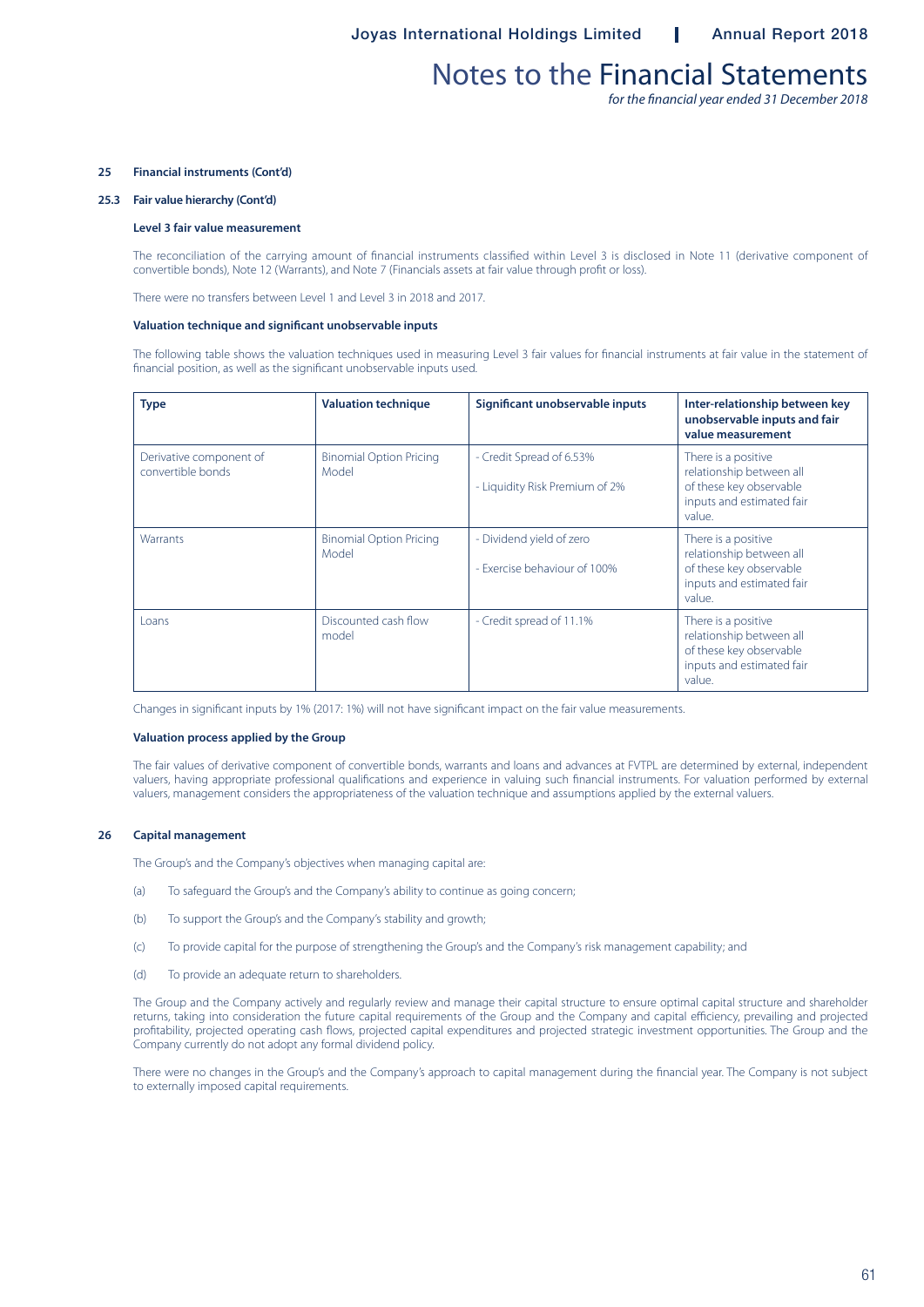## 25 Financial instruments (Cont'd)

### 25.3 Fair value hierarchy (Cont'd)

**Level 3 fair value measurement**

The reconciliation of the carrying amount of financial instruments classified within Level 3 is disclosed in Note 11 (derivative component of convertible bonds), Note 12 (Warrants), and Note 7 (Financials assets at fair value through profit or loss).

There were no transfers between Level 1 and Level 3 in 2018 and 2017.

**Valuation technique and significant unobservable inputs**

The following table shows the valuation techniques used in measuring Level 3 fair values for financial instruments at fair value in the statement of financial position, as well as the significant unobservable inputs used.

| Type | Valuation technique | Significant unobservable inputs | Inter-relationship between key unobservable inputs and fair value measurement |
|---|---|---|---|
| Derivative component of convertible bonds | Binomial Option Pricing Model | - Credit Spread of 6.53%<br>- Liquidity Risk Premium of 2% | There is a positive relationship between all of these key observable inputs and estimated fair value. |
| Warrants | Binomial Option Pricing Model | - Dividend yield of zero<br>- Exercise behaviour of 100% | There is a positive relationship between all of these key observable inputs and estimated fair value. |
| Loans | Discounted cash flow model | - Credit spread of 11.1% | There is a positive relationship between all of these key observable inputs and estimated fair value. |

Changes in significant inputs by 1% (2017: 1%) will not have significant impact on the fair value measurements.

**Valuation process applied by the Group**

The fair values of derivative component of convertible bonds, warrants and loans and advances at FVTPL are determined by external, independent valuers, having appropriate professional qualifications and experience in valuing such financial instruments. For valuation performed by external valuers, management considers the appropriateness of the valuation technique and assumptions applied by the external valuers.

## 26 Capital management

The Group's and the Company's objectives when managing capital are:

(a) To safeguard the Group's and the Company's ability to continue as going concern;

(b) To support the Group's and the Company's stability and growth;

(c) To provide capital for the purpose of strengthening the Group's and the Company's risk management capability; and

(d) To provide an adequate return to shareholders.

The Group and the Company actively and regularly review and manage their capital structure to ensure optimal capital structure and shareholder returns, taking into consideration the future capital requirements of the Group and the Company and capital efficiency, prevailing and projected profitability, projected operating cash flows, projected capital expenditures and projected strategic investment opportunities. The Group and the Company currently do not adopt any formal dividend policy.

There were no changes in the Group's and the Company's approach to capital management during the financial year. The Company is not subject to externally imposed capital requirements.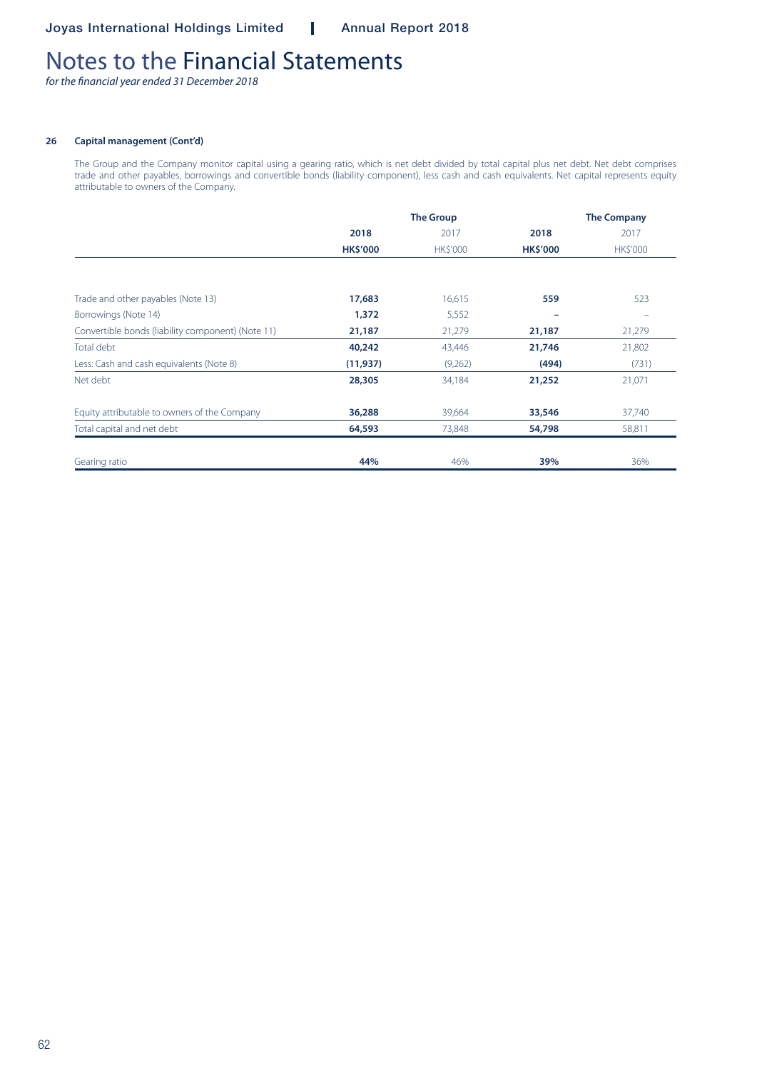# Notes to the Financial Statements

*for the financial year ended 31 December 2018*

### 26 Capital management (Cont'd)

The Group and the Company monitor capital using a gearing ratio, which is net debt divided by total capital plus net debt. Net debt comprises trade and other payables, borrowings and convertible bonds (liability component), less cash and cash equivalents. Net capital represents equity attributable to owners of the Company.

| | The Group | | The Company | |
|---|---|---|---|---|
| | **2018** | 2017 | **2018** | 2017 |
| | **HK$'000** | HK$'000 | **HK$'000** | HK$'000 |
| Trade and other payables (Note 13) | **17,683** | 16,615 | **559** | 523 |
| Borrowings (Note 14) | **1,372** | 5,552 | **–** | – |
| Convertible bonds (liability component) (Note 11) | **21,187** | 21,279 | **21,187** | 21,279 |
| Total debt | **40,242** | 43,446 | **21,746** | 21,802 |
| Less: Cash and cash equivalents (Note 8) | **(11,937)** | (9,262) | **(494)** | (731) |
| Net debt | **28,305** | 34,184 | **21,252** | 21,071 |
| Equity attributable to owners of the Company | **36,288** | 39,664 | **33,546** | 37,740 |
| Total capital and net debt | **64,593** | 73,848 | **54,798** | 58,811 |
| Gearing ratio | **44%** | 46% | **39%** | 36% |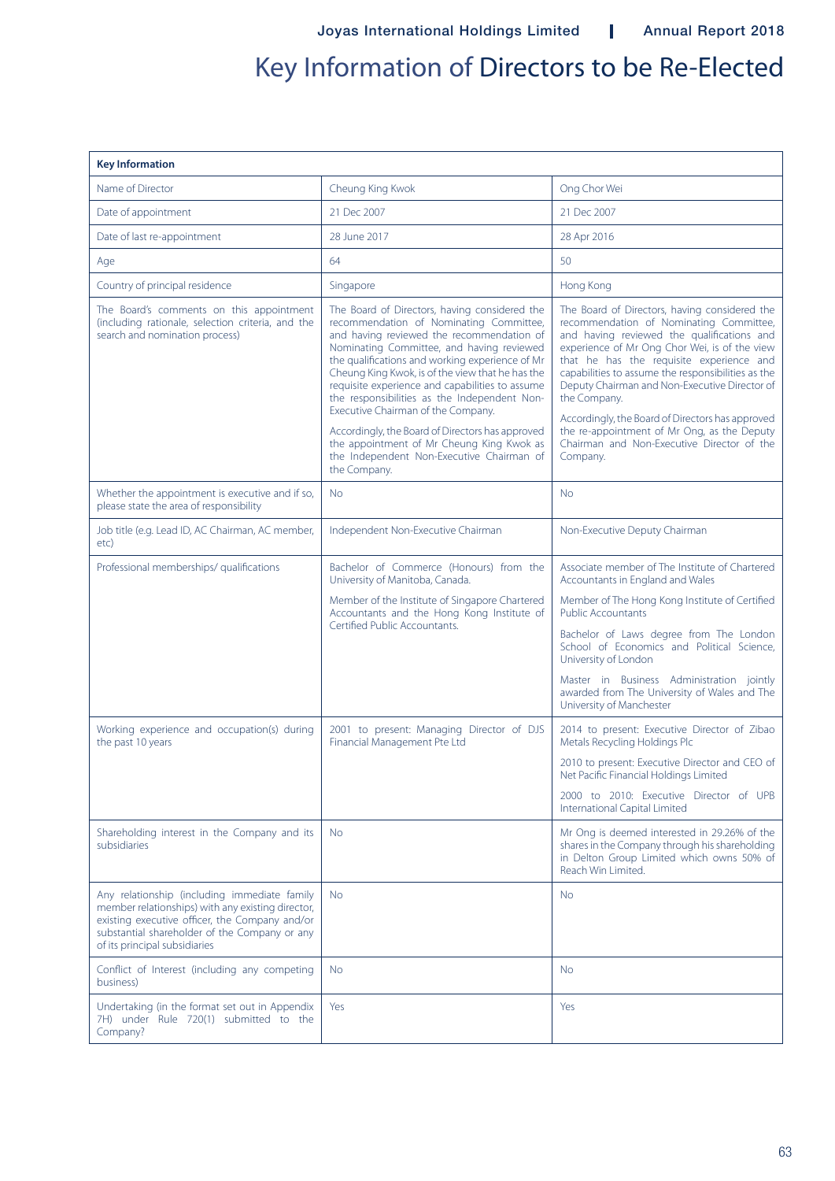# Key Information of Directors to be Re-Elected

| Key Information | | |
|---|---|---|
| Name of Director | Cheung King Kwok | Ong Chor Wei |
| Date of appointment | 21 Dec 2007 | 21 Dec 2007 |
| Date of last re-appointment | 28 June 2017 | 28 Apr 2016 |
| Age | 64 | 50 |
| Country of principal residence | Singapore | Hong Kong |
| The Board's comments on this appointment (including rationale, selection criteria, and the search and nomination process) | The Board of Directors, having considered the recommendation of Nominating Committee, and having reviewed the recommendation of Nominating Committee, and having reviewed the qualifications and working experience of Mr Cheung King Kwok, is of the view that he has the requisite experience and capabilities to assume the responsibilities as the Independent Non-Executive Chairman of the Company.<br><br>Accordingly, the Board of Directors has approved the appointment of Mr Cheung King Kwok as the Independent Non-Executive Chairman of the Company. | The Board of Directors, having considered the recommendation of Nominating Committee, and having reviewed the qualifications and experience of Mr Ong Chor Wei, is of the view that he has the requisite experience and capabilities to assume the responsibilities as the Deputy Chairman and Non-Executive Director of the Company.<br><br>Accordingly, the Board of Directors has approved the re-appointment of Mr Ong, as the Deputy Chairman and Non-Executive Director of the Company. |
| Whether the appointment is executive and if so, please state the area of responsibility | No | No |
| Job title (e.g. Lead ID, AC Chairman, AC member, etc) | Independent Non-Executive Chairman | Non-Executive Deputy Chairman |
| Professional memberships/ qualifications | Bachelor of Commerce (Honours) from the University of Manitoba, Canada.<br><br>Member of the Institute of Singapore Chartered Accountants and the Hong Kong Institute of Certified Public Accountants. | Associate member of The Institute of Chartered Accountants in England and Wales<br><br>Member of The Hong Kong Institute of Certified Public Accountants<br><br>Bachelor of Laws degree from The London School of Economics and Political Science, University of London<br><br>Master in Business Administration jointly awarded from The University of Wales and The University of Manchester |
| Working experience and occupation(s) during the past 10 years | 2001 to present: Managing Director of DJS Financial Management Pte Ltd | 2014 to present: Executive Director of Zibao Metals Recycling Holdings Plc<br><br>2010 to present: Executive Director and CEO of Net Pacific Financial Holdings Limited<br><br>2000 to 2010: Executive Director of UPB International Capital Limited |
| Shareholding interest in the Company and its subsidiaries | No | Mr Ong is deemed interested in 29.26% of the shares in the Company through his shareholding in Delton Group Limited which owns 50% of Reach Win Limited. |
| Any relationship (including immediate family member relationships) with any existing director, existing executive officer, the Company and/or substantial shareholder of the Company or any of its principal subsidiaries | No | No |
| Conflict of Interest (including any competing business) | No | No |
| Undertaking (in the format set out in Appendix 7H) under Rule 720(1) submitted to the Company? | Yes | Yes |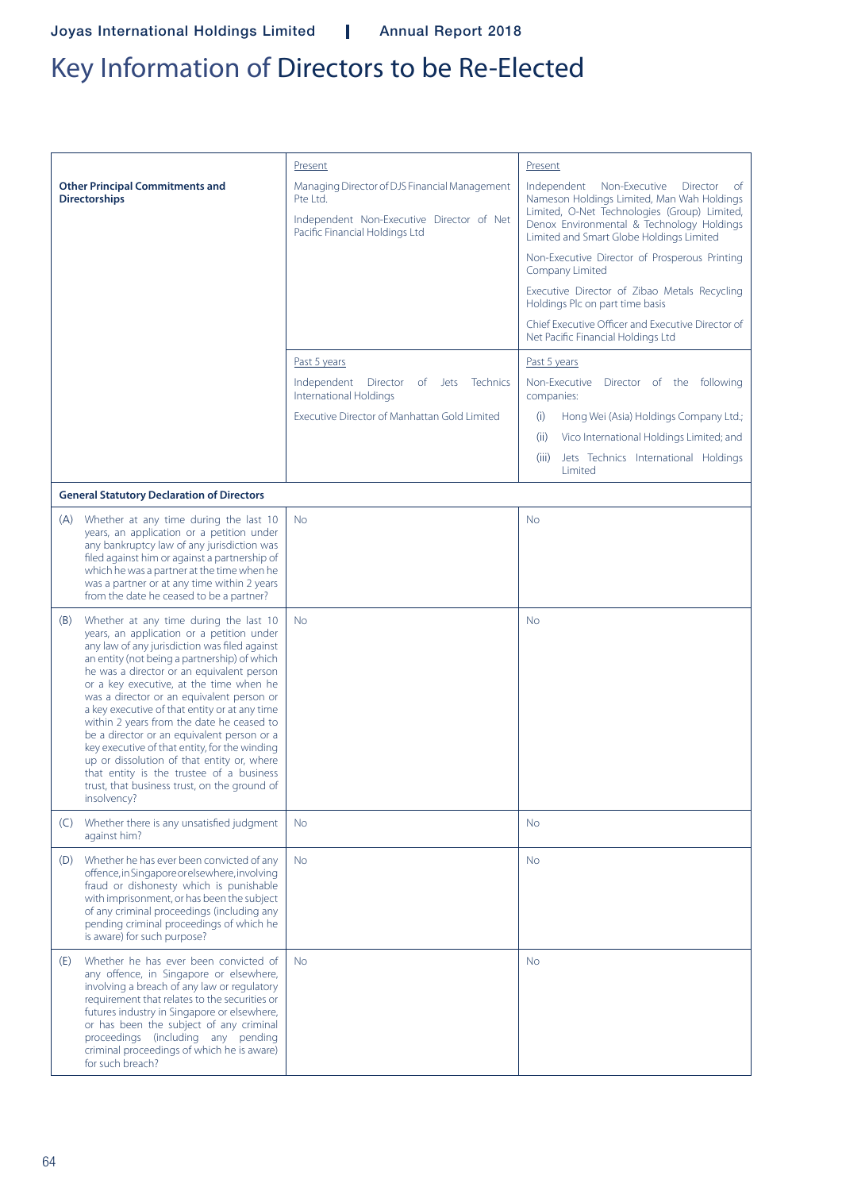# Key Information of Directors to be Re-Elected

| | | |
|---|---|---|
| **Other Principal Commitments and Directorships** | Present<br><br>Managing Director of DJS Financial Management Pte Ltd.<br><br>Independent Non-Executive Director of Net Pacific Financial Holdings Ltd | Present<br><br>Independent Non-Executive Director of Nameson Holdings Limited, Man Wah Holdings Limited, O-Net Technologies (Group) Limited, Denox Environmental & Technology Holdings Limited and Smart Globe Holdings Limited<br><br>Non-Executive Director of Prosperous Printing Company Limited<br><br>Executive Director of Zibao Metals Recycling Holdings Plc on part time basis<br><br>Chief Executive Officer and Executive Director of Net Pacific Financial Holdings Ltd |
| | Past 5 years<br><br>Independent Director of Jets Technics International Holdings<br><br>Executive Director of Manhattan Gold Limited | Past 5 years<br><br>Non-Executive Director of the following companies:<br>(i) Hong Wei (Asia) Holdings Company Ltd.;<br>(ii) Vico International Holdings Limited; and<br>(iii) Jets Technics International Holdings Limited |
| **General Statutory Declaration of Directors** | | |
| (A) Whether at any time during the last 10 years, an application or a petition under any bankruptcy law of any jurisdiction was filed against him or against a partnership of which he was a partner at the time when he was a partner or at any time within 2 years from the date he ceased to be a partner? | No | No |
| (B) Whether at any time during the last 10 years, an application or a petition under any law of any jurisdiction was filed against an entity (not being a partnership) of which he was a director or an equivalent person or a key executive, at the time when he was a director or an equivalent person or a key executive of that entity or at any time within 2 years from the date he ceased to be a director or an equivalent person or a key executive of that entity, for the winding up or dissolution of that entity or, where that entity is the trustee of a business trust, that business trust, on the ground of insolvency? | No | No |
| (C) Whether there is any unsatisfied judgment against him? | No | No |
| (D) Whether he has ever been convicted of any offence, in Singapore or elsewhere, involving fraud or dishonesty which is punishable with imprisonment, or has been the subject of any criminal proceedings (including any pending criminal proceedings of which he is aware) for such purpose? | No | No |
| (E) Whether he has ever been convicted of any offence, in Singapore or elsewhere, involving a breach of any law or regulatory requirement that relates to the securities or futures industry in Singapore or elsewhere, or has been the subject of any criminal proceedings (including any pending criminal proceedings of which he is aware) for such breach? | No | No |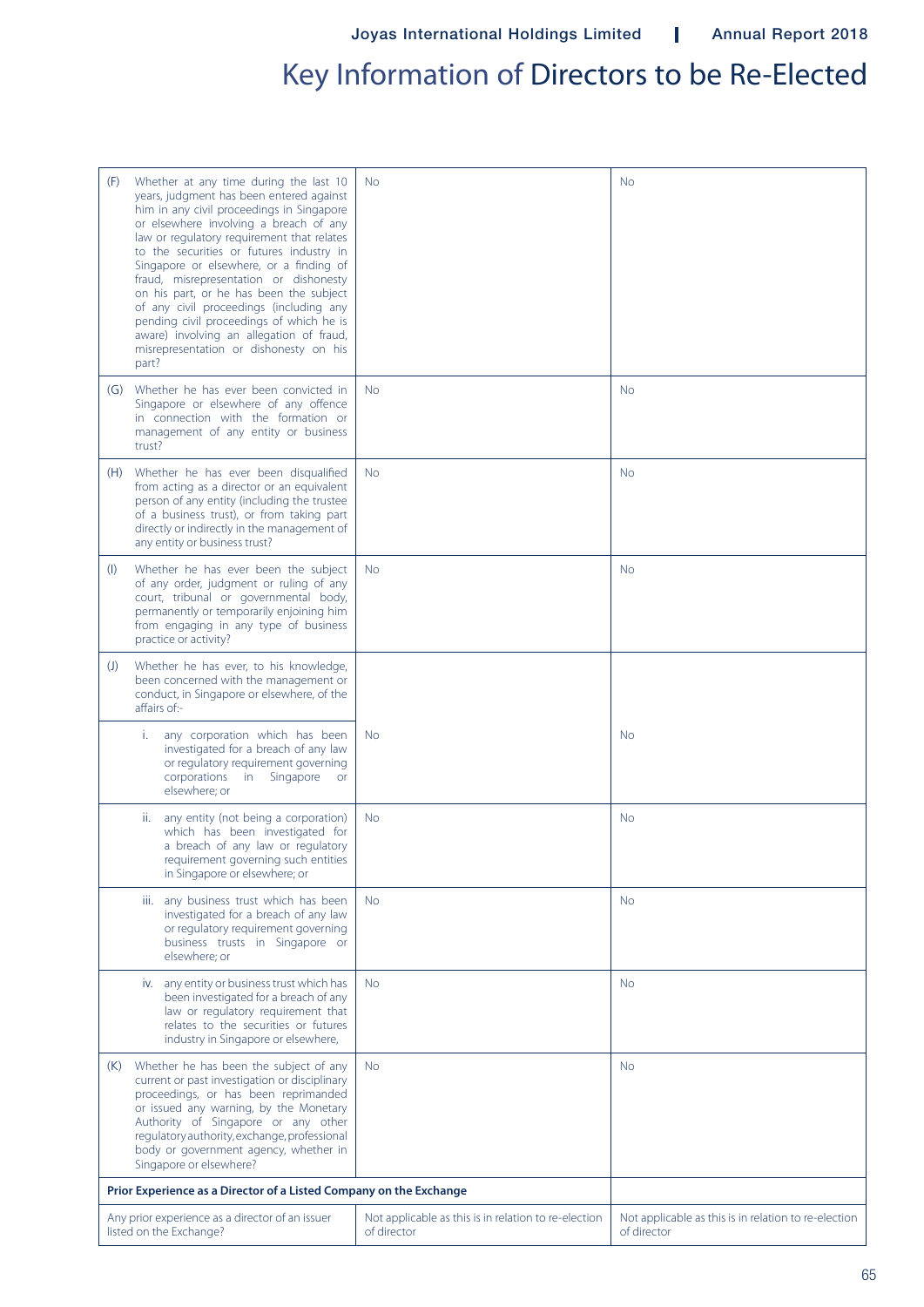# Key Information of Directors to be Re-Elected

| | | |
|---|---|---|
| (F) Whether at any time during the last 10 years, judgment has been entered against him in any civil proceedings in Singapore or elsewhere involving a breach of any law or regulatory requirement that relates to the securities or futures industry in Singapore or elsewhere, or a finding of fraud, misrepresentation or dishonesty on his part, or he has been the subject of any civil proceedings (including any pending civil proceedings of which he is aware) involving an allegation of fraud, misrepresentation or dishonesty on his part? | No | No |
| (G) Whether he has ever been convicted in Singapore or elsewhere of any offence in connection with the formation or management of any entity or business trust? | No | No |
| (H) Whether he has ever been disqualified from acting as a director or an equivalent person of any entity (including the trustee of a business trust), or from taking part directly or indirectly in the management of any entity or business trust? | No | No |
| (I) Whether he has ever been the subject of any order, judgment or ruling of any court, tribunal or governmental body, permanently or temporarily enjoining him from engaging in any type of business practice or activity? | No | No |
| (J) Whether he has ever, to his knowledge, been concerned with the management or conduct, in Singapore or elsewhere, of the affairs of:- | | |
| i. any corporation which has been investigated for a breach of any law or regulatory requirement governing corporations in Singapore or elsewhere; or | No | No |
| ii. any entity (not being a corporation) which has been investigated for a breach of any law or regulatory requirement governing such entities in Singapore or elsewhere; or | No | No |
| iii. any business trust which has been investigated for a breach of any law or regulatory requirement governing business trusts in Singapore or elsewhere; or | No | No |
| iv. any entity or business trust which has been investigated for a breach of any law or regulatory requirement that relates to the securities or futures industry in Singapore or elsewhere, | No | No |
| (K) Whether he has been the subject of any current or past investigation or disciplinary proceedings, or has been reprimanded or issued any warning, by the Monetary Authority of Singapore or any other regulatory authority, exchange, professional body or government agency, whether in Singapore or elsewhere? | No | No |
| **Prior Experience as a Director of a Listed Company on the Exchange** | | |
| Any prior experience as a director of an issuer listed on the Exchange? | Not applicable as this is in relation to re-election of director | Not applicable as this is in relation to re-election of director |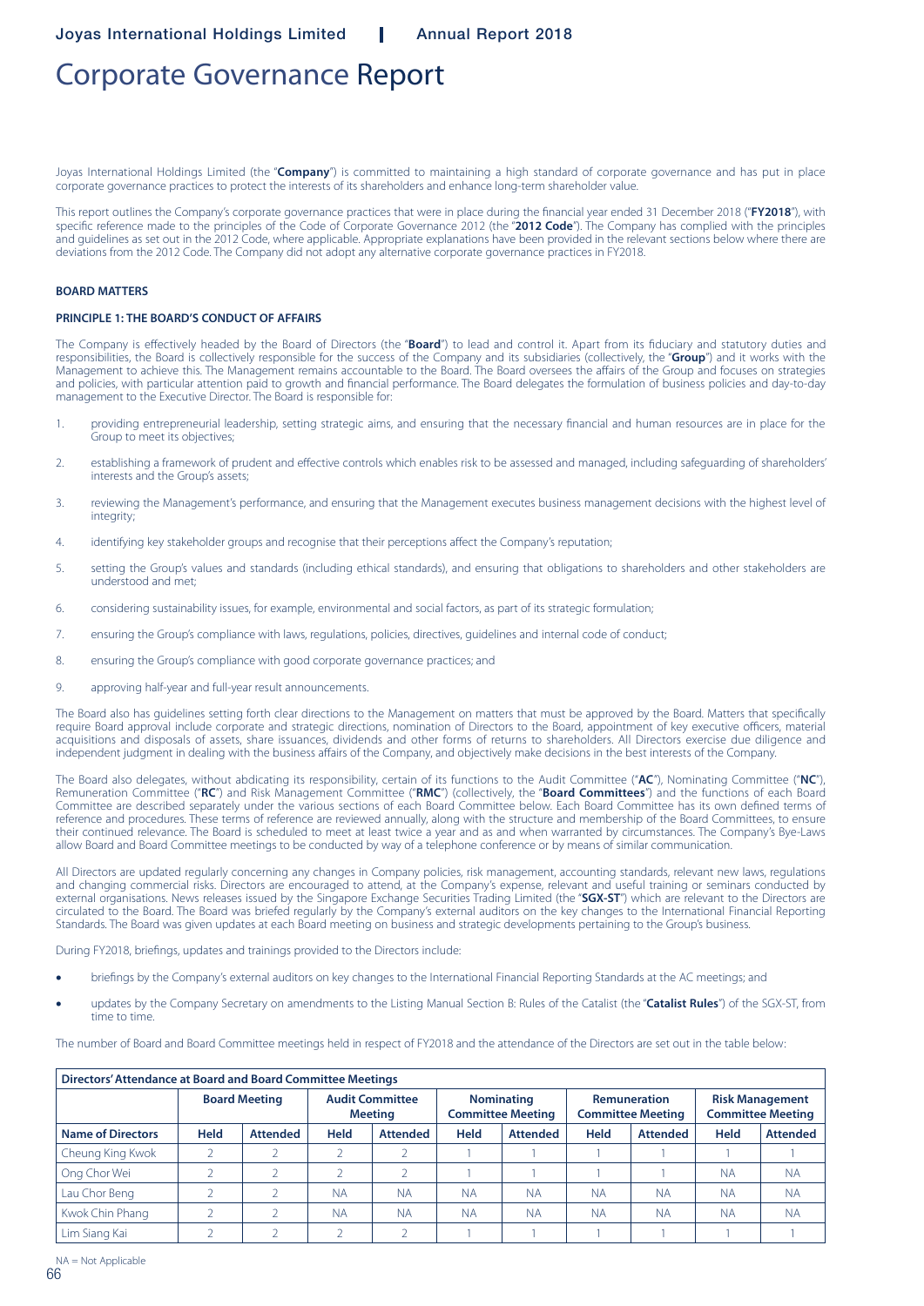# Corporate Governance Report

Joyas International Holdings Limited (the "**Company**") is committed to maintaining a high standard of corporate governance and has put in place corporate governance practices to protect the interests of its shareholders and enhance long-term shareholder value.

This report outlines the Company's corporate governance practices that were in place during the financial year ended 31 December 2018 ("**FY2018**"), with specific reference made to the principles of the Code of Corporate Governance 2012 (the "**2012 Code**"). The Company has complied with the principles and guidelines as set out in the 2012 Code, where applicable. Appropriate explanations have been provided in the relevant sections below where there are deviations from the 2012 Code. The Company did not adopt any alternative corporate governance practices in FY2018.

**BOARD MATTERS**

**PRINCIPLE 1: THE BOARD'S CONDUCT OF AFFAIRS**

The Company is effectively headed by the Board of Directors (the "**Board**") to lead and control it. Apart from its fiduciary and statutory duties and responsibilities, the Board is collectively responsible for the success of the Company and its subsidiaries (collectively, the "**Group**") and it works with the Management to achieve this. The Management remains accountable to the Board. The Board oversees the affairs of the Group and focuses on strategies and policies, with particular attention paid to growth and financial performance. The Board delegates the formulation of business policies and day-to-day management to the Executive Director. The Board is responsible for:

1. providing entrepreneurial leadership, setting strategic aims, and ensuring that the necessary financial and human resources are in place for the Group to meet its objectives;
2. establishing a framework of prudent and effective controls which enables risk to be assessed and managed, including safeguarding of shareholders' interests and the Group's assets;
3. reviewing the Management's performance, and ensuring that the Management executes business management decisions with the highest level of integrity;
4. identifying key stakeholder groups and recognise that their perceptions affect the Company's reputation;
5. setting the Group's values and standards (including ethical standards), and ensuring that obligations to shareholders and other stakeholders are understood and met;
6. considering sustainability issues, for example, environmental and social factors, as part of its strategic formulation;
7. ensuring the Group's compliance with laws, regulations, policies, directives, guidelines and internal code of conduct;
8. ensuring the Group's compliance with good corporate governance practices; and
9. approving half-year and full-year result announcements.

The Board also has guidelines setting forth clear directions to the Management on matters that must be approved by the Board. Matters that specifically require Board approval include corporate and strategic directions, nomination of Directors to the Board, appointment of key executive officers, material acquisitions and disposals of assets, share issuances, dividends and other forms of returns to shareholders. All Directors exercise due diligence and independent judgment in dealing with the business affairs of the Company, and objectively make decisions in the best interests of the Company.

The Board also delegates, without abdicating its responsibility, certain of its functions to the Audit Committee ("**AC**"), Nominating Committee ("**NC**"), Remuneration Committee ("**RC**") and Risk Management Committee ("**RMC**") (collectively, the "**Board Committees**") and the functions of each Board Committee are described separately under the various sections of each Board Committee below. Each Board Committee has its own defined terms of reference and procedures. These terms of reference are reviewed annually, along with the structure and membership of the Board Committees, to ensure their continued relevance. The Board is scheduled to meet at least twice a year and as and when warranted by circumstances. The Company's Bye-Laws allow Board and Board Committee meetings to be conducted by way of a telephone conference or by means of similar communication.

All Directors are updated regularly concerning any changes in Company policies, risk management, accounting standards, relevant new laws, regulations and changing commercial risks. Directors are encouraged to attend, at the Company's expense, relevant and useful training or seminars conducted by external organisations. News releases issued by the Singapore Exchange Securities Trading Limited (the "**SGX-ST**") which are relevant to the Directors are circulated to the Board. The Board was briefed regularly by the Company's external auditors on the key changes to the International Financial Reporting Standards. The Board was given updates at each Board meeting on business and strategic developments pertaining to the Group's business.

During FY2018, briefings, updates and trainings provided to the Directors include:

- briefings by the Company's external auditors on key changes to the International Financial Reporting Standards at the AC meetings; and
- updates by the Company Secretary on amendments to the Listing Manual Section B: Rules of the Catalist (the "**Catalist Rules**") of the SGX-ST, from time to time.

The number of Board and Board Committee meetings held in respect of FY2018 and the attendance of the Directors are set out in the table below:

| Directors' Attendance at Board and Board Committee Meetings | | | | | | | | | | |
|---|---|---|---|---|---|---|---|---|---|---|
| | Board Meeting | | Audit Committee Meeting | | Nominating Committee Meeting | | Remuneration Committee Meeting | | Risk Management Committee Meeting | |
| **Name of Directors** | **Held** | **Attended** | **Held** | **Attended** | **Held** | **Attended** | **Held** | **Attended** | **Held** | **Attended** |
| Cheung King Kwok | 2 | 2 | 2 | 2 | 1 | 1 | 1 | 1 | 1 | 1 |
| Ong Chor Wei | 2 | 2 | 2 | 2 | 1 | 1 | 1 | 1 | NA | NA |
| Lau Chor Beng | 2 | 2 | NA | NA | NA | NA | NA | NA | NA | NA |
| Kwok Chin Phang | 2 | 2 | NA | NA | NA | NA | NA | NA | NA | NA |
| Lim Siang Kai | 2 | 2 | 2 | 2 | 1 | 1 | 1 | 1 | 1 | 1 |

NA = Not Applicable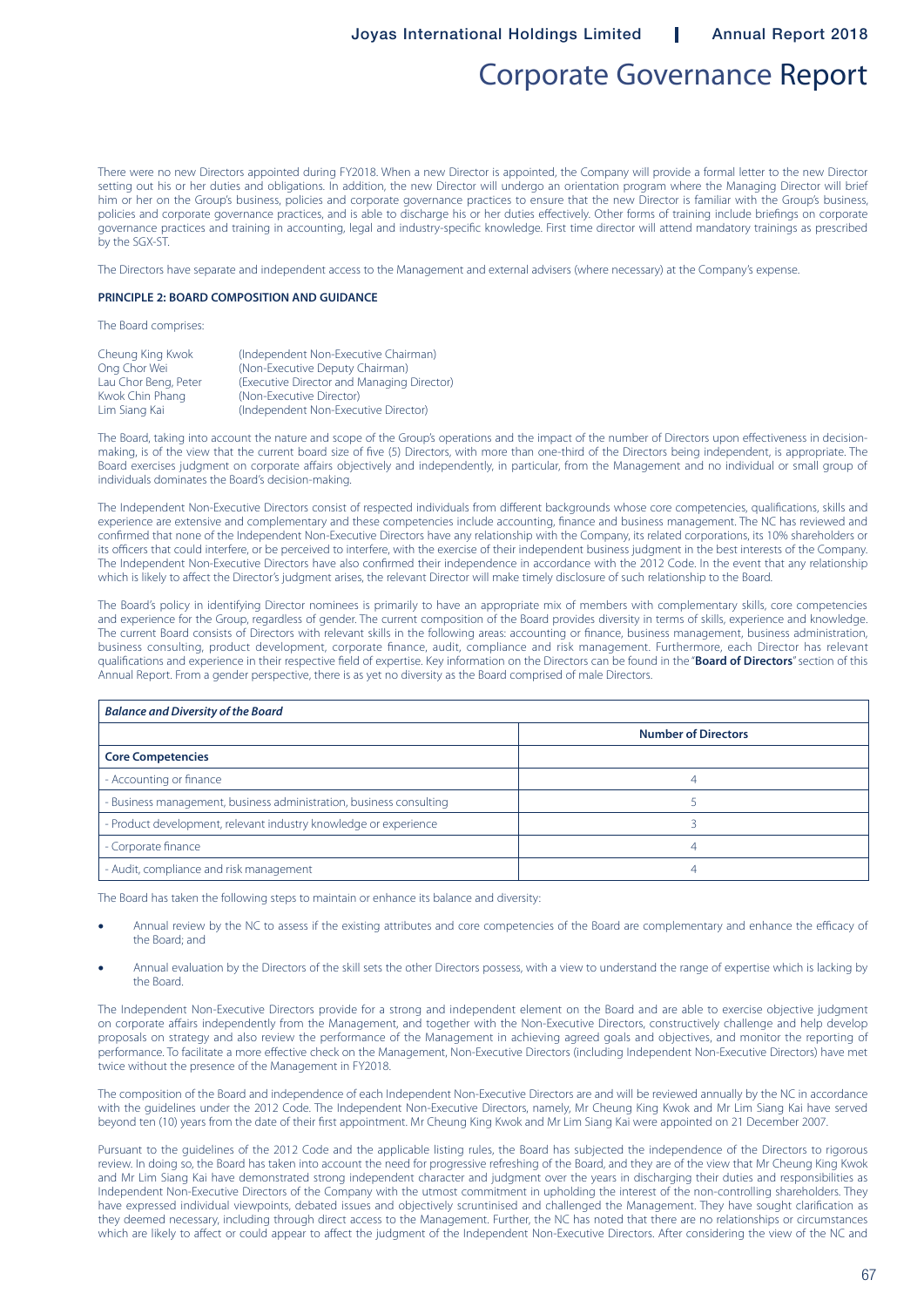There were no new Directors appointed during FY2018. When a new Director is appointed, the Company will provide a formal letter to the new Director setting out his or her duties and obligations. In addition, the new Director will undergo an orientation program where the Managing Director will brief him or her on the Group's business, policies and corporate governance practices to ensure that the new Director is familiar with the Group's business, policies and corporate governance practices, and is able to discharge his or her duties effectively. Other forms of training include briefings on corporate governance practices and training in accounting, legal and industry-specific knowledge. First time director will attend mandatory trainings as prescribed by the SGX-ST.

The Directors have separate and independent access to the Management and external advisers (where necessary) at the Company's expense.

**PRINCIPLE 2: BOARD COMPOSITION AND GUIDANCE**

The Board comprises:

| | |
|---|---|
| Cheung King Kwok | (Independent Non-Executive Chairman) |
| Ong Chor Wei | (Non-Executive Deputy Chairman) |
| Lau Chor Beng, Peter | (Executive Director and Managing Director) |
| Kwok Chin Phang | (Non-Executive Director) |
| Lim Siang Kai | (Independent Non-Executive Director) |

The Board, taking into account the nature and scope of the Group's operations and the impact of the number of Directors upon effectiveness in decision-making, is of the view that the current board size of five (5) Directors, with more than one-third of the Directors being independent, is appropriate. The Board exercises judgment on corporate affairs objectively and independently, in particular, from the Management and no individual or small group of individuals dominates the Board's decision-making.

The Independent Non-Executive Directors consist of respected individuals from different backgrounds whose core competencies, qualifications, skills and experience are extensive and complementary and these competencies include accounting, finance and business management. The NC has reviewed and confirmed that none of the Independent Non-Executive Directors have any relationship with the Company, its related corporations, its 10% shareholders or its officers that could interfere, or be perceived to interfere, with the exercise of their independent business judgment in the best interests of the Company. The Independent Non-Executive Directors have also confirmed their independence in accordance with the 2012 Code. In the event that any relationship which is likely to affect the Director's judgment arises, the relevant Director will make timely disclosure of such relationship to the Board.

The Board's policy in identifying Director nominees is primarily to have an appropriate mix of members with complementary skills, core competencies and experience for the Group, regardless of gender. The current composition of the Board provides diversity in terms of skills, experience and knowledge. The current Board consists of Directors with relevant skills in the following areas: accounting or finance, business management, business administration, business consulting, product development, corporate finance, audit, compliance and risk management. Furthermore, each Director has relevant qualifications and experience in their respective field of expertise. Key information on the Directors can be found in the "**Board of Directors**" section of this Annual Report. From a gender perspective, there is as yet no diversity as the Board comprised of male Directors.

| ***Balance and Diversity of the Board*** | |
|---|---|
| | **Number of Directors** |
| **Core Competencies** | |
| - Accounting or finance | 4 |
| - Business management, business administration, business consulting | 5 |
| - Product development, relevant industry knowledge or experience | 3 |
| - Corporate finance | 4 |
| - Audit, compliance and risk management | 4 |

The Board has taken the following steps to maintain or enhance its balance and diversity:

- Annual review by the NC to assess if the existing attributes and core competencies of the Board are complementary and enhance the efficacy of the Board; and
- Annual evaluation by the Directors of the skill sets the other Directors possess, with a view to understand the range of expertise which is lacking by the Board.

The Independent Non-Executive Directors provide for a strong and independent element on the Board and are able to exercise objective judgment on corporate affairs independently from the Management, and together with the Non-Executive Directors, constructively challenge and help develop proposals on strategy and also review the performance of the Management in achieving agreed goals and objectives, and monitor the reporting of performance. To facilitate a more effective check on the Management, Non-Executive Directors (including Independent Non-Executive Directors) have met twice without the presence of the Management in FY2018.

The composition of the Board and independence of each Independent Non-Executive Directors are and will be reviewed annually by the NC in accordance with the guidelines under the 2012 Code. The Independent Non-Executive Directors, namely, Mr Cheung King Kwok and Mr Lim Siang Kai have served beyond ten (10) years from the date of their first appointment. Mr Cheung King Kwok and Mr Lim Siang Kai were appointed on 21 December 2007.

Pursuant to the guidelines of the 2012 Code and the applicable listing rules, the Board has subjected the independence of the Directors to rigorous review. In doing so, the Board has taken into account the need for progressive refreshing of the Board, and they are of the view that Mr Cheung King Kwok and Mr Lim Siang Kai have demonstrated strong independent character and judgment over the years in discharging their duties and responsibilities as Independent Non-Executive Directors of the Company with the utmost commitment in upholding the interest of the non-controlling shareholders. They have expressed individual viewpoints, debated issues and objectively scrutinised and challenged the Management. They have sought clarification as they deemed necessary, including through direct access to the Management. Further, the NC has noted that there are no relationships or circumstances which are likely to affect or could appear to affect the judgment of the Independent Non-Executive Directors. After considering the view of the NC and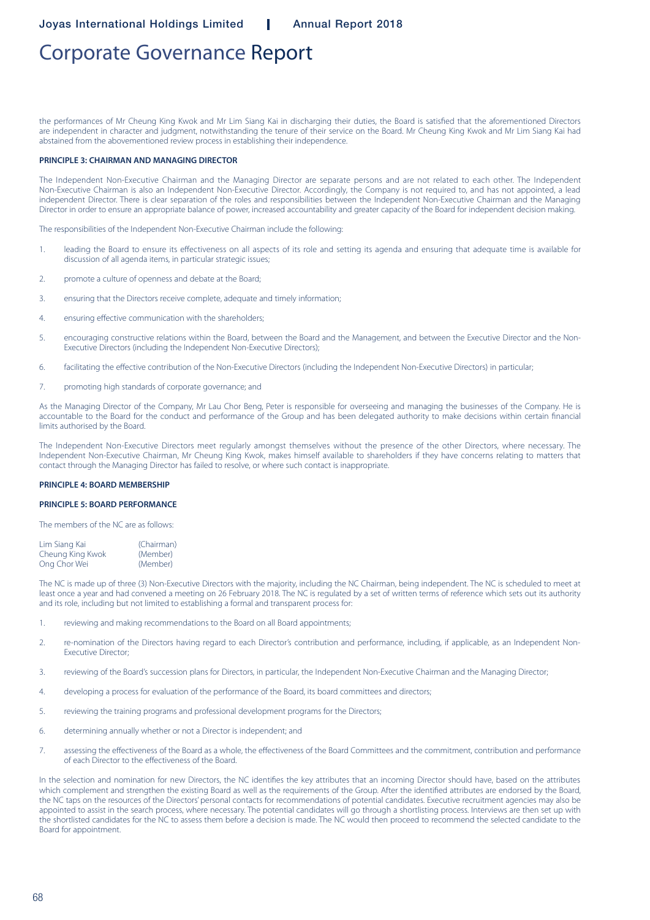# Corporate Governance Report

the performances of Mr Cheung King Kwok and Mr Lim Siang Kai in discharging their duties, the Board is satisfied that the aforementioned Directors are independent in character and judgment, notwithstanding the tenure of their service on the Board. Mr Cheung King Kwok and Mr Lim Siang Kai had abstained from the abovementioned review process in establishing their independence.

**PRINCIPLE 3: CHAIRMAN AND MANAGING DIRECTOR**

The Independent Non-Executive Chairman and the Managing Director are separate persons and are not related to each other. The Independent Non-Executive Chairman is also an Independent Non-Executive Director. Accordingly, the Company is not required to, and has not appointed, a lead independent Director. There is clear separation of the roles and responsibilities between the Independent Non-Executive Chairman and the Managing Director in order to ensure an appropriate balance of power, increased accountability and greater capacity of the Board for independent decision making.

The responsibilities of the Independent Non-Executive Chairman include the following:

1. leading the Board to ensure its effectiveness on all aspects of its role and setting its agenda and ensuring that adequate time is available for discussion of all agenda items, in particular strategic issues;
2. promote a culture of openness and debate at the Board;
3. ensuring that the Directors receive complete, adequate and timely information;
4. ensuring effective communication with the shareholders;
5. encouraging constructive relations within the Board, between the Board and the Management, and between the Executive Director and the Non-Executive Directors (including the Independent Non-Executive Directors);
6. facilitating the effective contribution of the Non-Executive Directors (including the Independent Non-Executive Directors) in particular;
7. promoting high standards of corporate governance; and

As the Managing Director of the Company, Mr Lau Chor Beng, Peter is responsible for overseeing and managing the businesses of the Company. He is accountable to the Board for the conduct and performance of the Group and has been delegated authority to make decisions within certain financial limits authorised by the Board.

The Independent Non-Executive Directors meet regularly amongst themselves without the presence of the other Directors, where necessary. The Independent Non-Executive Chairman, Mr Cheung King Kwok, makes himself available to shareholders if they have concerns relating to matters that contact through the Managing Director has failed to resolve, or where such contact is inappropriate.

**PRINCIPLE 4: BOARD MEMBERSHIP**

**PRINCIPLE 5: BOARD PERFORMANCE**

The members of the NC are as follows:

| | |
|---|---|
| Lim Siang Kai | (Chairman) |
| Cheung King Kwok | (Member) |
| Ong Chor Wei | (Member) |

The NC is made up of three (3) Non-Executive Directors with the majority, including the NC Chairman, being independent. The NC is scheduled to meet at least once a year and had convened a meeting on 26 February 2018. The NC is regulated by a set of written terms of reference which sets out its authority and its role, including but not limited to establishing a formal and transparent process for:

1. reviewing and making recommendations to the Board on all Board appointments;
2. re-nomination of the Directors having regard to each Director's contribution and performance, including, if applicable, as an Independent Non-Executive Director;
3. reviewing of the Board's succession plans for Directors, in particular, the Independent Non-Executive Chairman and the Managing Director;
4. developing a process for evaluation of the performance of the Board, its board committees and directors;
5. reviewing the training programs and professional development programs for the Directors;
6. determining annually whether or not a Director is independent; and
7. assessing the effectiveness of the Board as a whole, the effectiveness of the Board Committees and the commitment, contribution and performance of each Director to the effectiveness of the Board.

In the selection and nomination for new Directors, the NC identifies the key attributes that an incoming Director should have, based on the attributes which complement and strengthen the existing Board as well as the requirements of the Group. After the identified attributes are endorsed by the Board, the NC taps on the resources of the Directors' personal contacts for recommendations of potential candidates. Executive recruitment agencies may also be appointed to assist in the search process, where necessary. The potential candidates will go through a shortlisting process. Interviews are then set up with the shortlisted candidates for the NC to assess them before a decision is made. The NC would then proceed to recommend the selected candidate to the Board for appointment.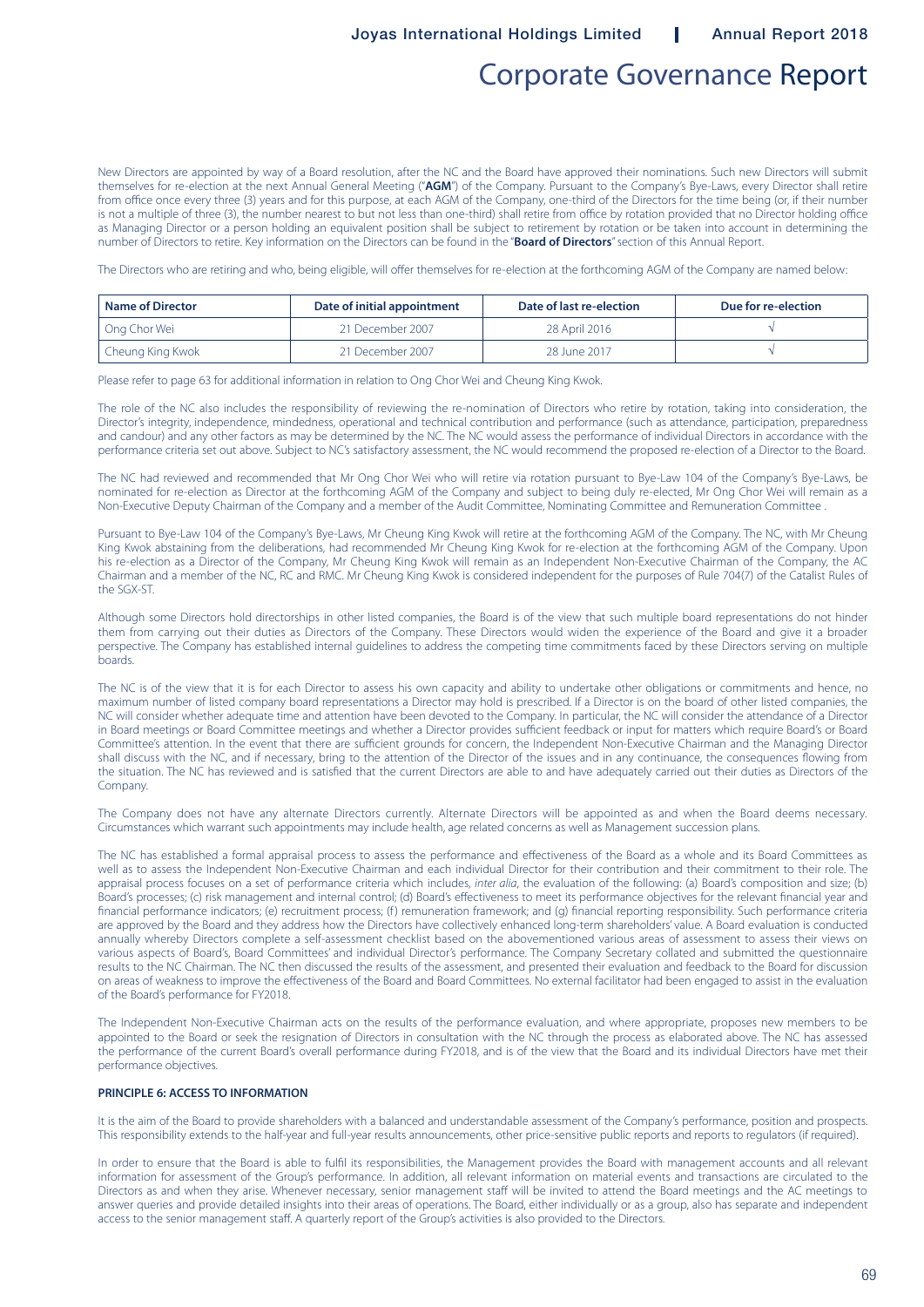# Corporate Governance Report

New Directors are appointed by way of a Board resolution, after the NC and the Board have approved their nominations. Such new Directors will submit themselves for re-election at the next Annual General Meeting ("**AGM**") of the Company. Pursuant to the Company's Bye-Laws, every Director shall retire from office once every three (3) years and for this purpose, at each AGM of the Company, one-third of the Directors for the time being (or, if their number is not a multiple of three (3), the number nearest to but not less than one-third) shall retire from office by rotation provided that no Director holding office as Managing Director or a person holding an equivalent position shall be subject to retirement by rotation or be taken into account in determining the number of Directors to retire. Key information on the Directors can be found in the "**Board of Directors**" section of this Annual Report.

The Directors who are retiring and who, being eligible, will offer themselves for re-election at the forthcoming AGM of the Company are named below:

| Name of Director | Date of initial appointment | Date of last re-election | Due for re-election |
|---|---|---|---|
| Ong Chor Wei | 21 December 2007 | 28 April 2016 | √ |
| Cheung King Kwok | 21 December 2007 | 28 June 2017 | √ |

Please refer to page 63 for additional information in relation to Ong Chor Wei and Cheung King Kwok.

The role of the NC also includes the responsibility of reviewing the re-nomination of Directors who retire by rotation, taking into consideration, the Director's integrity, independence, mindedness, operational and technical contribution and performance (such as attendance, participation, preparedness and candour) and any other factors as may be determined by the NC. The NC would assess the performance of individual Directors in accordance with the performance criteria set out above. Subject to NC's satisfactory assessment, the NC would recommend the proposed re-election of a Director to the Board.

The NC had reviewed and recommended that Mr Ong Chor Wei who will retire via rotation pursuant to Bye-Law 104 of the Company's Bye-Laws, be nominated for re-election as Director at the forthcoming AGM of the Company and subject to being duly re-elected, Mr Ong Chor Wei will remain as a Non-Executive Deputy Chairman of the Company and a member of the Audit Committee, Nominating Committee and Remuneration Committee .

Pursuant to Bye-Law 104 of the Company's Bye-Laws, Mr Cheung King Kwok will retire at the forthcoming AGM of the Company. The NC, with Mr Cheung King Kwok abstaining from the deliberations, had recommended Mr Cheung King Kwok for re-election at the forthcoming AGM of the Company. Upon his re-election as a Director of the Company, Mr Cheung King Kwok will remain as an Independent Non-Executive Chairman of the Company, the AC Chairman and a member of the NC, RC and RMC. Mr Cheung King Kwok is considered independent for the purposes of Rule 704(7) of the Catalist Rules of the SGX-ST.

Although some Directors hold directorships in other listed companies, the Board is of the view that such multiple board representations do not hinder them from carrying out their duties as Directors of the Company. These Directors would widen the experience of the Board and give it a broader perspective. The Company has established internal guidelines to address the competing time commitments faced by these Directors serving on multiple boards.

The NC is of the view that it is for each Director to assess his own capacity and ability to undertake other obligations or commitments and hence, no maximum number of listed company board representations a Director may hold is prescribed. If a Director is on the board of other listed companies, the NC will consider whether adequate time and attention have been devoted to the Company. In particular, the NC will consider the attendance of a Director in Board meetings or Board Committee meetings and whether a Director provides sufficient feedback or input for matters which require Board's or Board Committee's attention. In the event that there are sufficient grounds for concern, the Independent Non-Executive Chairman and the Managing Director shall discuss with the NC, and if necessary, bring to the attention of the Director of the issues and in any continuance, the consequences flowing from the situation. The NC has reviewed and is satisfied that the current Directors are able to and have adequately carried out their duties as Directors of the Company.

The Company does not have any alternate Directors currently. Alternate Directors will be appointed as and when the Board deems necessary. Circumstances which warrant such appointments may include health, age related concerns as well as Management succession plans.

The NC has established a formal appraisal process to assess the performance and effectiveness of the Board as a whole and its Board Committees as well as to assess the Independent Non-Executive Chairman and each individual Director for their contribution and their commitment to their role. The appraisal process focuses on a set of performance criteria which includes, *inter alia*, the evaluation of the following: (a) Board's composition and size; (b) Board's processes; (c) risk management and internal control; (d) Board's effectiveness to meet its performance objectives for the relevant financial year and financial performance indicators; (e) recruitment process; (f) remuneration framework; and (g) financial reporting responsibility. Such performance criteria are approved by the Board and they address how the Directors have collectively enhanced long-term shareholders' value. A Board evaluation is conducted annually whereby Directors complete a self-assessment checklist based on the abovementioned various areas of assessment to assess their views on various aspects of Board's, Board Committees' and individual Director's performance. The Company Secretary collated and submitted the questionnaire results to the NC Chairman. The NC then discussed the results of the assessment, and presented their evaluation and feedback to the Board for discussion on areas of weakness to improve the effectiveness of the Board and Board Committees. No external facilitator had been engaged to assist in the evaluation of the Board's performance for FY2018.

The Independent Non-Executive Chairman acts on the results of the performance evaluation, and where appropriate, proposes new members to be appointed to the Board or seek the resignation of Directors in consultation with the NC through the process as elaborated above. The NC has assessed the performance of the current Board's overall performance during FY2018, and is of the view that the Board and its individual Directors have met their performance objectives.

**PRINCIPLE 6: ACCESS TO INFORMATION**

It is the aim of the Board to provide shareholders with a balanced and understandable assessment of the Company's performance, position and prospects. This responsibility extends to the half-year and full-year results announcements, other price-sensitive public reports and reports to regulators (if required).

In order to ensure that the Board is able to fulfil its responsibilities, the Management provides the Board with management accounts and all relevant information for assessment of the Group's performance. In addition, all relevant information on material events and transactions are circulated to the Directors as and when they arise. Whenever necessary, senior management staff will be invited to attend the Board meetings and the AC meetings to answer queries and provide detailed insights into their areas of operations. The Board, either individually or as a group, also has separate and independent access to the senior management staff. A quarterly report of the Group's activities is also provided to the Directors.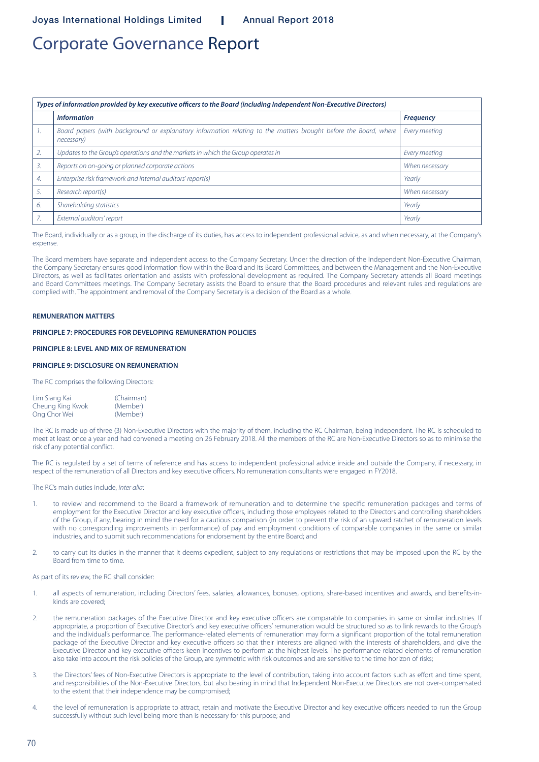# Corporate Governance Report

| | *Types of information provided by key executive officers to the Board (including Independent Non-Executive Directors)* | |
|---|---|---|
| | ***Information*** | ***Frequency*** |
| *1.* | *Board papers (with background or explanatory information relating to the matters brought before the Board, where necessary)* | *Every meeting* |
| *2.* | *Updates to the Group's operations and the markets in which the Group operates in* | *Every meeting* |
| *3.* | *Reports on on-going or planned corporate actions* | *When necessary* |
| *4.* | *Enterprise risk framework and internal auditors' report(s)* | *Yearly* |
| *5.* | *Research report(s)* | *When necessary* |
| *6.* | *Shareholding statistics* | *Yearly* |
| *7.* | *External auditors' report* | *Yearly* |

The Board, individually or as a group, in the discharge of its duties, has access to independent professional advice, as and when necessary, at the Company's expense.

The Board members have separate and independent access to the Company Secretary. Under the direction of the Independent Non-Executive Chairman, the Company Secretary ensures good information flow within the Board and its Board Committees, and between the Management and the Non-Executive Directors, as well as facilitates orientation and assists with professional development as required. The Company Secretary attends all Board meetings and Board Committees meetings. The Company Secretary assists the Board to ensure that the Board procedures and relevant rules and regulations are complied with. The appointment and removal of the Company Secretary is a decision of the Board as a whole.

**REMUNERATION MATTERS**

**PRINCIPLE 7: PROCEDURES FOR DEVELOPING REMUNERATION POLICIES**

**PRINCIPLE 8: LEVEL AND MIX OF REMUNERATION**

**PRINCIPLE 9: DISCLOSURE ON REMUNERATION**

The RC comprises the following Directors:

| | |
|---|---|
| Lim Siang Kai | (Chairman) |
| Cheung King Kwok | (Member) |
| Ong Chor Wei | (Member) |

The RC is made up of three (3) Non-Executive Directors with the majority of them, including the RC Chairman, being independent. The RC is scheduled to meet at least once a year and had convened a meeting on 26 February 2018. All the members of the RC are Non-Executive Directors so as to minimise the risk of any potential conflict.

The RC is regulated by a set of terms of reference and has access to independent professional advice inside and outside the Company, if necessary, in respect of the remuneration of all Directors and key executive officers. No remuneration consultants were engaged in FY2018.

The RC's main duties include, *inter alia*:

1. to review and recommend to the Board a framework of remuneration and to determine the specific remuneration packages and terms of employment for the Executive Director and key executive officers, including those employees related to the Directors and controlling shareholders of the Group, if any, bearing in mind the need for a cautious comparison (in order to prevent the risk of an upward ratchet of remuneration levels with no corresponding improvements in performance) of pay and employment conditions of comparable companies in the same or similar industries, and to submit such recommendations for endorsement by the entire Board; and

2. to carry out its duties in the manner that it deems expedient, subject to any regulations or restrictions that may be imposed upon the RC by the Board from time to time.

As part of its review, the RC shall consider:

1. all aspects of remuneration, including Directors' fees, salaries, allowances, bonuses, options, share-based incentives and awards, and benefits-in-kinds are covered;

2. the remuneration packages of the Executive Director and key executive officers are comparable to companies in same or similar industries. If appropriate, a proportion of Executive Director's and key executive officers' remuneration would be structured so as to link rewards to the Group's and the individual's performance. The performance-related elements of remuneration may form a significant proportion of the total remuneration package of the Executive Director and key executive officers so that their interests are aligned with the interests of shareholders, and give the Executive Director and key executive officers keen incentives to perform at the highest levels. The performance related elements of remuneration also take into account the risk policies of the Group, are symmetric with risk outcomes and are sensitive to the time horizon of risks;

3. the Directors' fees of Non-Executive Directors is appropriate to the level of contribution, taking into account factors such as effort and time spent, and responsibilities of the Non-Executive Directors, but also bearing in mind that Independent Non-Executive Directors are not over-compensated to the extent that their independence may be compromised;

4. the level of remuneration is appropriate to attract, retain and motivate the Executive Director and key executive officers needed to run the Group successfully without such level being more than is necessary for this purpose; and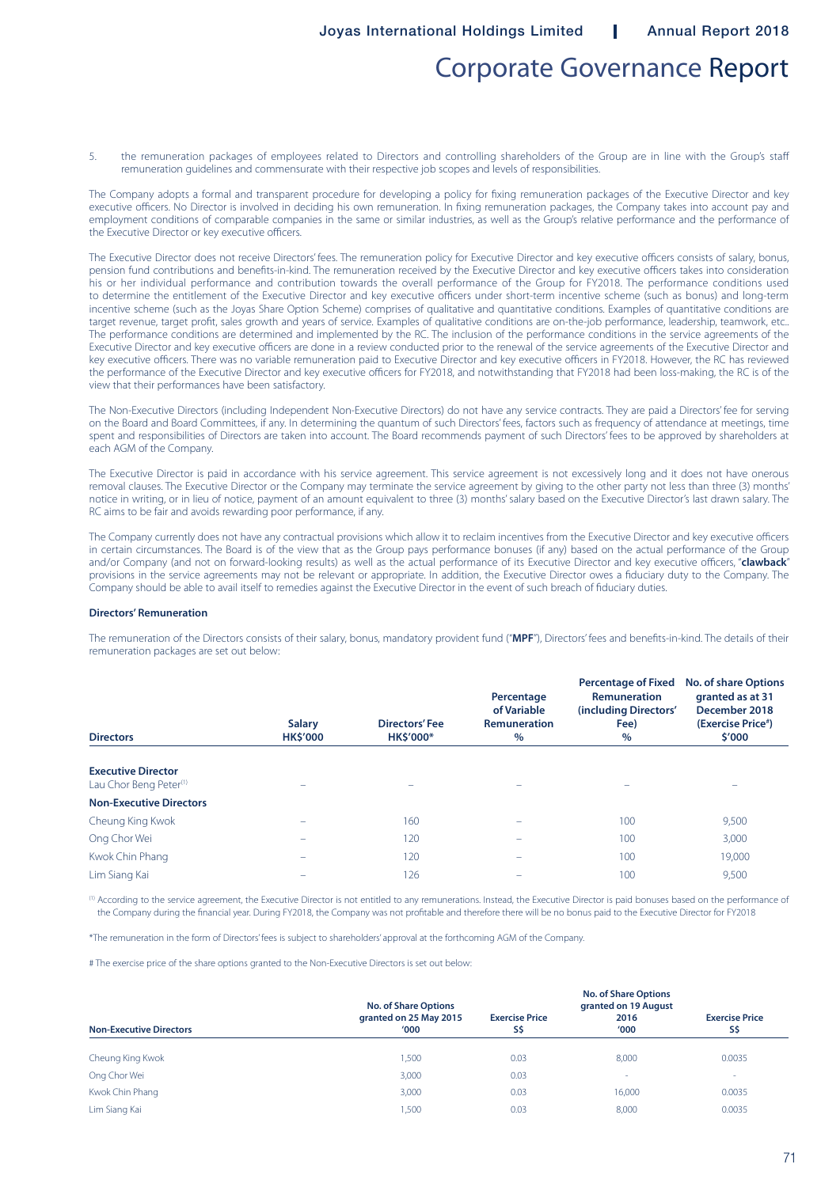5. the remuneration packages of employees related to Directors and controlling shareholders of the Group are in line with the Group's staff remuneration guidelines and commensurate with their respective job scopes and levels of responsibilities.

The Company adopts a formal and transparent procedure for developing a policy for fixing remuneration packages of the Executive Director and key executive officers. No Director is involved in deciding his own remuneration. In fixing remuneration packages, the Company takes into account pay and employment conditions of comparable companies in the same or similar industries, as well as the Group's relative performance and the performance of the Executive Director or key executive officers.

The Executive Director does not receive Directors' fees. The remuneration policy for Executive Director and key executive officers consists of salary, bonus, pension fund contributions and benefits-in-kind. The remuneration received by the Executive Director and key executive officers takes into consideration his or her individual performance and contribution towards the overall performance of the Group for FY2018. The performance conditions used to determine the entitlement of the Executive Director and key executive officers under short-term incentive scheme (such as bonus) and long-term incentive scheme (such as the Joyas Share Option Scheme) comprises of qualitative and quantitative conditions. Examples of quantitative conditions are target revenue, target profit, sales growth and years of service. Examples of qualitative conditions are on-the-job performance, leadership, teamwork, etc.. The performance conditions are determined and implemented by the RC. The inclusion of the performance conditions in the service agreements of the Executive Director and key executive officers are done in a review conducted prior to the renewal of the service agreements of the Executive Director and key executive officers. There was no variable remuneration paid to Executive Director and key executive officers in FY2018. However, the RC has reviewed the performance of the Executive Director and key executive officers for FY2018, and notwithstanding that FY2018 had been loss-making, the RC is of the view that their performances have been satisfactory.

The Non-Executive Directors (including Independent Non-Executive Directors) do not have any service contracts. They are paid a Directors' fee for serving on the Board and Board Committees, if any. In determining the quantum of such Directors' fees, factors such as frequency of attendance at meetings, time spent and responsibilities of Directors are taken into account. The Board recommends payment of such Directors' fees to be approved by shareholders at each AGM of the Company.

The Executive Director is paid in accordance with his service agreement. This service agreement is not excessively long and it does not have onerous removal clauses. The Executive Director or the Company may terminate the service agreement by giving to the other party not less than three (3) months' notice in writing, or in lieu of notice, payment of an amount equivalent to three (3) months' salary based on the Executive Director's last drawn salary. The RC aims to be fair and avoids rewarding poor performance, if any.

The Company currently does not have any contractual provisions which allow it to reclaim incentives from the Executive Director and key executive officers in certain circumstances. The Board is of the view that as the Group pays performance bonuses (if any) based on the actual performance of the Group and/or Company (and not on forward-looking results) as well as the actual performance of its Executive Director and key executive officers, "**clawback**" provisions in the service agreements may not be relevant or appropriate. In addition, the Executive Director owes a fiduciary duty to the Company. The Company should be able to avail itself to remedies against the Executive Director in the event of such breach of fiduciary duties.

**Directors' Remuneration**

The remuneration of the Directors consists of their salary, bonus, mandatory provident fund ("**MPF**"), Directors' fees and benefits-in-kind. The details of their remuneration packages are set out below:

| Directors | Salary HK$'000 | Directors' Fee HK$'000* | Percentage of Variable Remuneration % | Percentage of Fixed Remuneration (including Directors' Fee) % | No. of share Options granted as at 31 December 2018 (Exercise Price#) $'000 |
|---|---|---|---|---|---|
| **Executive Director** | | | | | |
| Lau Chor Beng Peter[1] | – | – | – | – | – |
| **Non-Executive Directors** | | | | | |
| Cheung King Kwok | – | 160 | – | 100 | 9,500 |
| Ong Chor Wei | – | 120 | – | 100 | 3,000 |
| Kwok Chin Phang | – | 120 | – | 100 | 19,000 |
| Lim Siang Kai | – | 126 | – | 100 | 9,500 |

[1] According to the service agreement, the Executive Director is not entitled to any remunerations. Instead, the Executive Director is paid bonuses based on the performance of the Company during the financial year. During FY2018, the Company was not profitable and therefore there will be no bonus paid to the Executive Director for FY2018

*The remuneration in the form of Directors' fees is subject to shareholders' approval at the forthcoming AGM of the Company.

# The exercise price of the share options granted to the Non-Executive Directors is set out below:

| Non-Executive Directors | No. of Share Options granted on 25 May 2015 '000 | Exercise Price S$ | No. of Share Options granted on 19 August 2016 '000 | Exercise Price S$ |
|---|---|---|---|---|
| Cheung King Kwok | 1,500 | 0.03 | 8,000 | 0.0035 |
| Ong Chor Wei | 3,000 | 0.03 | - | - |
| Kwok Chin Phang | 3,000 | 0.03 | 16,000 | 0.0035 |
| Lim Siang Kai | 1,500 | 0.03 | 8,000 | 0.0035 |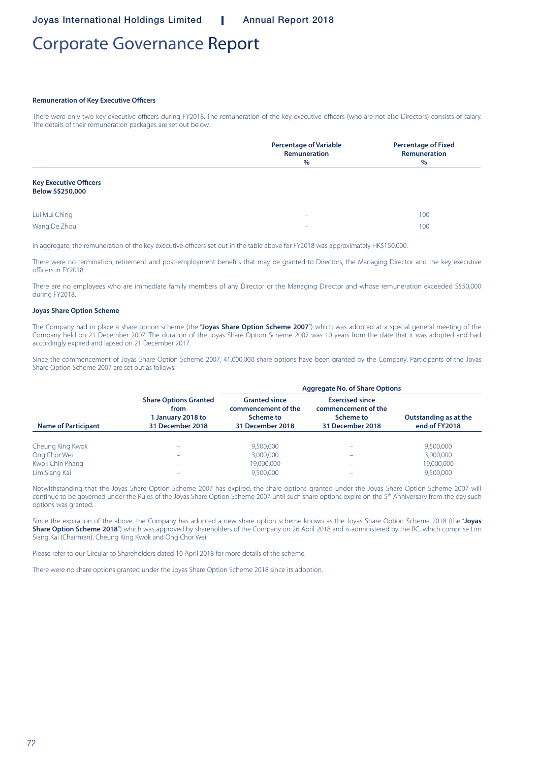# Corporate Governance Report

### Remuneration of Key Executive Officers

There were only two key executive officers during FY2018. The remuneration of the key executive officers (who are not also Directors) consists of salary. The details of their remuneration packages are set out below.

| | Percentage of Variable Remuneration % | Percentage of Fixed Remuneration % |
|---|---|---|
| **Key Executive Officers Below S$250,000** | | |
| Lui Mui Ching | – | 100 |
| Wang De Zhou | – | 100 |

In aggregate, the remuneration of the key executive officers set out in the table above for FY2018 was approximately HK$150,000.

There were no termination, retirement and post-employment benefits that may be granted to Directors, the Managing Director and the key executive officers in FY2018.

There are no employees who are immediate family members of any Director or the Managing Director and whose remuneration exceeded S$50,000 during FY2018.

### Joyas Share Option Scheme

The Company had in place a share option scheme (the "**Joyas Share Option Scheme 2007**") which was adopted at a special general meeting of the Company held on 21 December 2007. The duration of the Joyas Share Option Scheme 2007 was 10 years from the date that it was adopted and had accordingly expired and lapsed on 21 December 2017.

Since the commencement of Joyas Share Option Scheme 2007, 41,000,000 share options have been granted by the Company. Participants of the Joyas Share Option Scheme 2007 are set out as follows:

| | | Aggregate No. of Share Options | | |
|---|---|---|---|---|
| Name of Participant | Share Options Granted from 1 January 2018 to 31 December 2018 | Granted since commencement of the Scheme to 31 December 2018 | Exercised since commencement of the Scheme to 31 December 2018 | Outstanding as at the end of FY2018 |
| Cheung King Kwok | – | 9,500,000 | – | 9,500,000 |
| Ong Chor Wei | – | 3,000,000 | – | 3,000,000 |
| Kwok Chin Phang | – | 19,000,000 | – | 19,000,000 |
| Lim Siang Kai | – | 9,500,000 | – | 9,500,000 |

Notwithstanding that the Joyas Share Option Scheme 2007 has expired, the share options granted under the Joyas Share Option Scheme 2007 will continue to be governed under the Rules of the Joyas Share Option Scheme 2007 until such share options expire on the 5th Anniversary from the day such options was granted.

Since the expiration of the above, the Company has adopted a new share option scheme known as the Joyas Share Option Scheme 2018 (the "**Joyas Share Option Scheme 2018**") which was approved by shareholders of the Company on 26 April 2018 and is administered by the RC, which comprise Lim Siang Kai (Chairman), Cheung King Kwok and Ong Chor Wei.

Please refer to our Circular to Shareholders dated 10 April 2018 for more details of the scheme.

There were no share options granted under the Joyas Share Option Scheme 2018 since its adoption.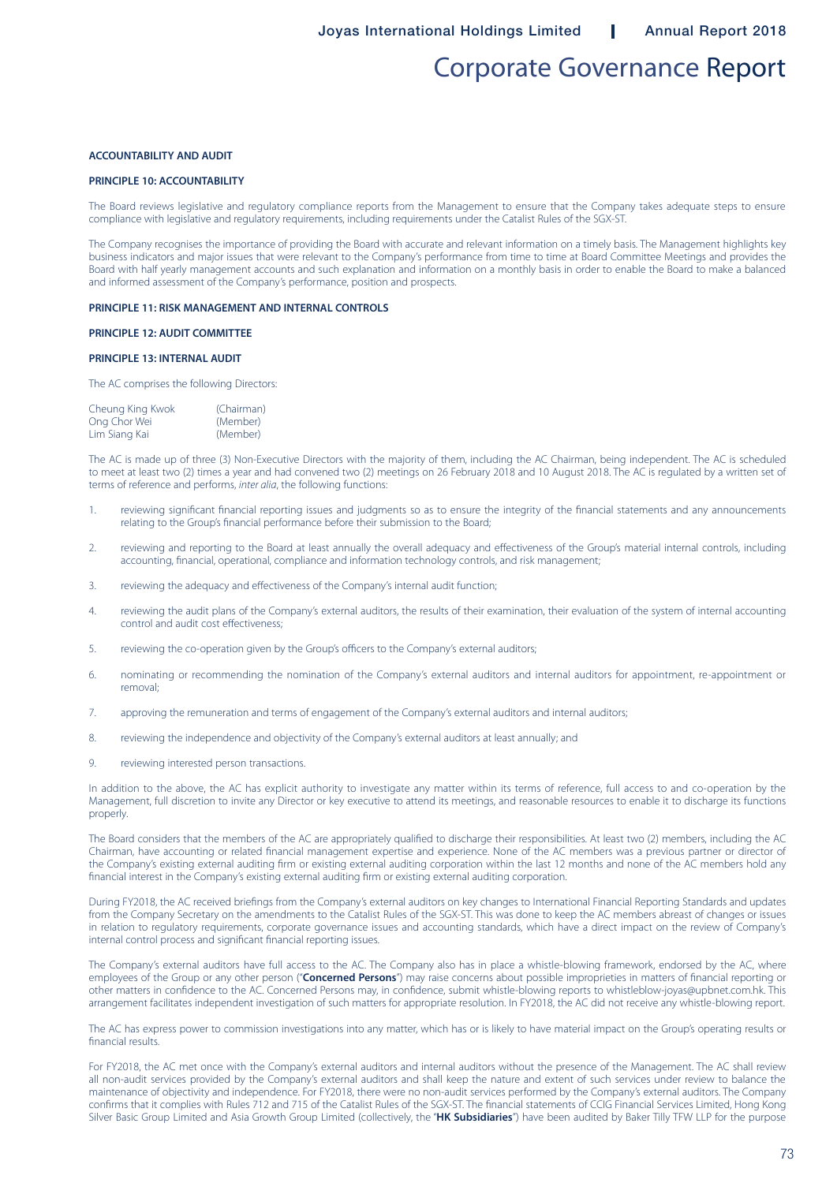# Corporate Governance Report

**ACCOUNTABILITY AND AUDIT**

**PRINCIPLE 10: ACCOUNTABILITY**

The Board reviews legislative and regulatory compliance reports from the Management to ensure that the Company takes adequate steps to ensure compliance with legislative and regulatory requirements, including requirements under the Catalist Rules of the SGX-ST.

The Company recognises the importance of providing the Board with accurate and relevant information on a timely basis. The Management highlights key business indicators and major issues that were relevant to the Company's performance from time to time at Board Committee Meetings and provides the Board with half yearly management accounts and such explanation and information on a monthly basis in order to enable the Board to make a balanced and informed assessment of the Company's performance, position and prospects.

**PRINCIPLE 11: RISK MANAGEMENT AND INTERNAL CONTROLS**

**PRINCIPLE 12: AUDIT COMMITTEE**

**PRINCIPLE 13: INTERNAL AUDIT**

The AC comprises the following Directors:

| | |
|---|---|
| Cheung King Kwok | (Chairman) |
| Ong Chor Wei | (Member) |
| Lim Siang Kai | (Member) |

The AC is made up of three (3) Non-Executive Directors with the majority of them, including the AC Chairman, being independent. The AC is scheduled to meet at least two (2) times a year and had convened two (2) meetings on 26 February 2018 and 10 August 2018. The AC is regulated by a written set of terms of reference and performs, *inter alia*, the following functions:

1. reviewing significant financial reporting issues and judgments so as to ensure the integrity of the financial statements and any announcements relating to the Group's financial performance before their submission to the Board;
2. reviewing and reporting to the Board at least annually the overall adequacy and effectiveness of the Group's material internal controls, including accounting, financial, operational, compliance and information technology controls, and risk management;
3. reviewing the adequacy and effectiveness of the Company's internal audit function;
4. reviewing the audit plans of the Company's external auditors, the results of their examination, their evaluation of the system of internal accounting control and audit cost effectiveness;
5. reviewing the co-operation given by the Group's officers to the Company's external auditors;
6. nominating or recommending the nomination of the Company's external auditors and internal auditors for appointment, re-appointment or removal;
7. approving the remuneration and terms of engagement of the Company's external auditors and internal auditors;
8. reviewing the independence and objectivity of the Company's external auditors at least annually; and
9. reviewing interested person transactions.

In addition to the above, the AC has explicit authority to investigate any matter within its terms of reference, full access to and co-operation by the Management, full discretion to invite any Director or key executive to attend its meetings, and reasonable resources to enable it to discharge its functions properly.

The Board considers that the members of the AC are appropriately qualified to discharge their responsibilities. At least two (2) members, including the AC Chairman, have accounting or related financial management expertise and experience. None of the AC members was a previous partner or director of the Company's existing external auditing firm or existing external auditing corporation within the last 12 months and none of the AC members hold any financial interest in the Company's existing external auditing firm or existing external auditing corporation.

During FY2018, the AC received briefings from the Company's external auditors on key changes to International Financial Reporting Standards and updates from the Company Secretary on the amendments to the Catalist Rules of the SGX-ST. This was done to keep the AC members abreast of changes or issues in relation to regulatory requirements, corporate governance issues and accounting standards, which have a direct impact on the review of Company's internal control process and significant financial reporting issues.

The Company's external auditors have full access to the AC. The Company also has in place a whistle-blowing framework, endorsed by the AC, where employees of the Group or any other person ("**Concerned Persons**") may raise concerns about possible improprieties in matters of financial reporting or other matters in confidence to the AC. Concerned Persons may, in confidence, submit whistle-blowing reports to whistleblow-joyas@upbnet.com.hk. This arrangement facilitates independent investigation of such matters for appropriate resolution. In FY2018, the AC did not receive any whistle-blowing report.

The AC has express power to commission investigations into any matter, which has or is likely to have material impact on the Group's operating results or financial results.

For FY2018, the AC met once with the Company's external auditors and internal auditors without the presence of the Management. The AC shall review all non-audit services provided by the Company's external auditors and shall keep the nature and extent of such services under review to balance the maintenance of objectivity and independence. For FY2018, there were no non-audit services performed by the Company's external auditors. The Company confirms that it complies with Rules 712 and 715 of the Catalist Rules of the SGX-ST. The financial statements of CCIG Financial Services Limited, Hong Kong Silver Basic Group Limited and Asia Growth Group Limited (collectively, the "**HK Subsidiaries**") have been audited by Baker Tilly TFW LLP for the purpose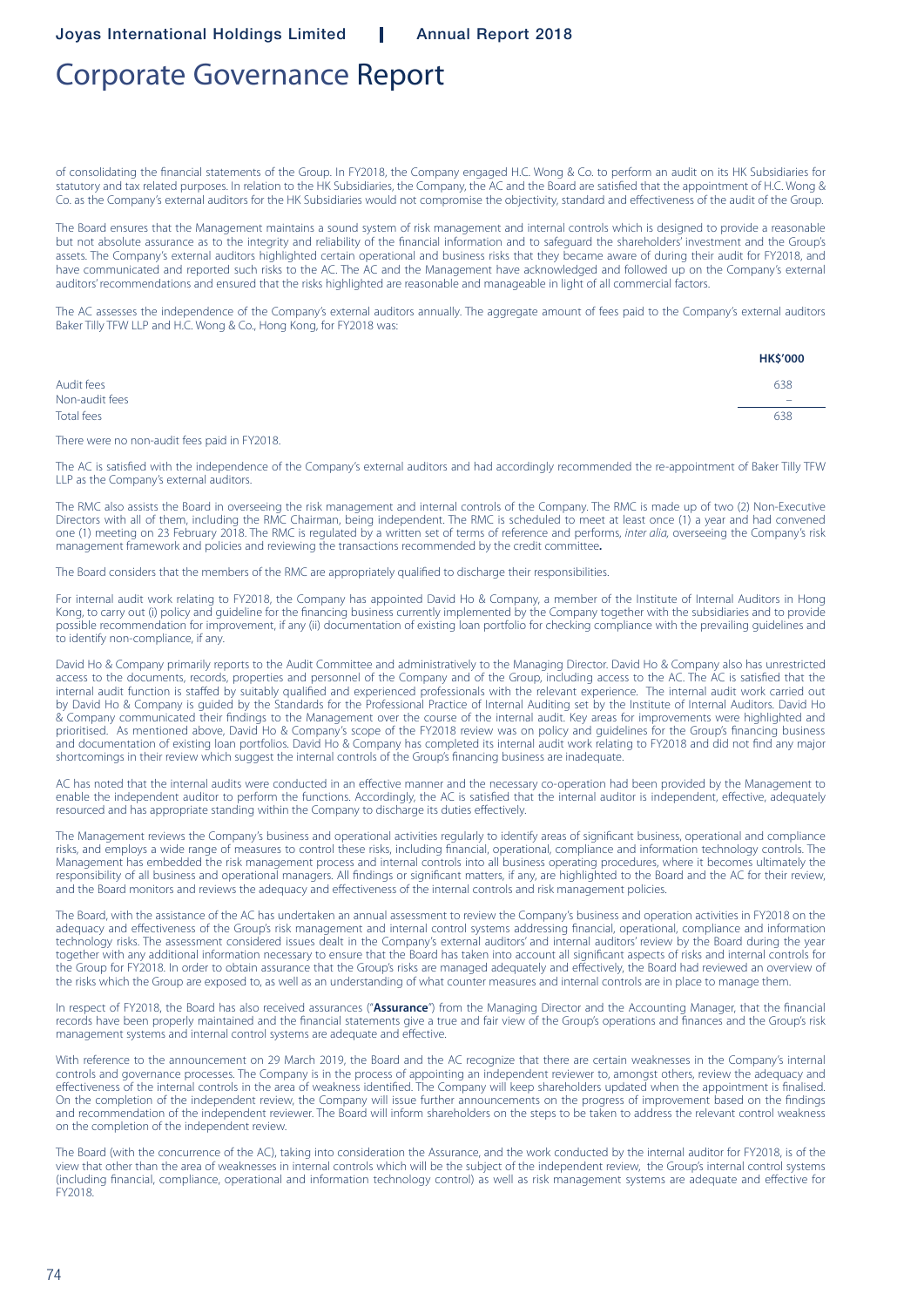of consolidating the financial statements of the Group. In FY2018, the Company engaged H.C. Wong & Co. to perform an audit on its HK Subsidiaries for statutory and tax related purposes. In relation to the HK Subsidiaries, the Company, the AC and the Board are satisfied that the appointment of H.C. Wong & Co. as the Company's external auditors for the HK Subsidiaries would not compromise the objectivity, standard and effectiveness of the audit of the Group.

The Board ensures that the Management maintains a sound system of risk management and internal controls which is designed to provide a reasonable but not absolute assurance as to the integrity and reliability of the financial information and to safeguard the shareholders' investment and the Group's assets. The Company's external auditors highlighted certain operational and business risks that they became aware of during their audit for FY2018, and have communicated and reported such risks to the AC. The AC and the Management have acknowledged and followed up on the Company's external auditors' recommendations and ensured that the risks highlighted are reasonable and manageable in light of all commercial factors.

The AC assesses the independence of the Company's external auditors annually. The aggregate amount of fees paid to the Company's external auditors Baker Tilly TFW LLP and H.C. Wong & Co., Hong Kong, for FY2018 was:

| | HK$'000 |
|---|---|
| Audit fees | 638 |
| Non-audit fees | – |
| Total fees | 638 |

There were no non-audit fees paid in FY2018.

The AC is satisfied with the independence of the Company's external auditors and had accordingly recommended the re-appointment of Baker Tilly TFW LLP as the Company's external auditors.

The RMC also assists the Board in overseeing the risk management and internal controls of the Company. The RMC is made up of two (2) Non-Executive Directors with all of them, including the RMC Chairman, being independent. The RMC is scheduled to meet at least once (1) a year and had convened one (1) meeting on 23 February 2018. The RMC is regulated by a written set of terms of reference and performs, *inter alia,* overseeing the Company's risk management framework and policies and reviewing the transactions recommended by the credit committee**.**

The Board considers that the members of the RMC are appropriately qualified to discharge their responsibilities.

For internal audit work relating to FY2018, the Company has appointed David Ho & Company, a member of the Institute of Internal Auditors in Hong Kong, to carry out (i) policy and guideline for the financing business currently implemented by the Company together with the subsidiaries and to provide possible recommendation for improvement, if any (ii) documentation of existing loan portfolio for checking compliance with the prevailing guidelines and to identify non-compliance, if any.

David Ho & Company primarily reports to the Audit Committee and administratively to the Managing Director. David Ho & Company also has unrestricted access to the documents, records, properties and personnel of the Company and of the Group, including access to the AC. The AC is satisfied that the internal audit function is staffed by suitably qualified and experienced professionals with the relevant experience. The internal audit work carried out by David Ho & Company is guided by the Standards for the Professional Practice of Internal Auditing set by the Institute of Internal Auditors. David Ho & Company communicated their findings to the Management over the course of the internal audit. Key areas for improvements were highlighted and prioritised. As mentioned above, David Ho & Company's scope of the FY2018 review was on policy and guidelines for the Group's financing business and documentation of existing loan portfolios. David Ho & Company has completed its internal audit work relating to FY2018 and did not find any major shortcomings in their review which suggest the internal controls of the Group's financing business are inadequate.

AC has noted that the internal audits were conducted in an effective manner and the necessary co-operation had been provided by the Management to enable the independent auditor to perform the functions. Accordingly, the AC is satisfied that the internal auditor is independent, effective, adequately resourced and has appropriate standing within the Company to discharge its duties effectively.

The Management reviews the Company's business and operational activities regularly to identify areas of significant business, operational and compliance risks, and employs a wide range of measures to control these risks, including financial, operational, compliance and information technology controls. The Management has embedded the risk management process and internal controls into all business operating procedures, where it becomes ultimately the responsibility of all business and operational managers. All findings or significant matters, if any, are highlighted to the Board and the AC for their review, and the Board monitors and reviews the adequacy and effectiveness of the internal controls and risk management policies.

The Board, with the assistance of the AC has undertaken an annual assessment to review the Company's business and operation activities in FY2018 on the adequacy and effectiveness of the Group's risk management and internal control systems addressing financial, operational, compliance and information technology risks. The assessment considered issues dealt in the Company's external auditors' and internal auditors' review by the Board during the year together with any additional information necessary to ensure that the Board has taken into account all significant aspects of risks and internal controls for the Group for FY2018. In order to obtain assurance that the Group's risks are managed adequately and effectively, the Board had reviewed an overview of the risks which the Group are exposed to, as well as an understanding of what counter measures and internal controls are in place to manage them.

In respect of FY2018, the Board has also received assurances ("**Assurance**") from the Managing Director and the Accounting Manager, that the financial records have been properly maintained and the financial statements give a true and fair view of the Group's operations and finances and the Group's risk management systems and internal control systems are adequate and effective.

With reference to the announcement on 29 March 2019, the Board and the AC recognize that there are certain weaknesses in the Company's internal controls and governance processes. The Company is in the process of appointing an independent reviewer to, amongst others, review the adequacy and effectiveness of the internal controls in the area of weakness identified. The Company will keep shareholders updated when the appointment is finalised. On the completion of the independent review, the Company will issue further announcements on the progress of improvement based on the findings and recommendation of the independent reviewer. The Board will inform shareholders on the steps to be taken to address the relevant control weakness on the completion of the independent review.

The Board (with the concurrence of the AC), taking into consideration the Assurance, and the work conducted by the internal auditor for FY2018, is of the view that other than the area of weaknesses in internal controls which will be the subject of the independent review, the Group's internal control systems (including financial, compliance, operational and information technology control) as well as risk management systems are adequate and effective for FY2018.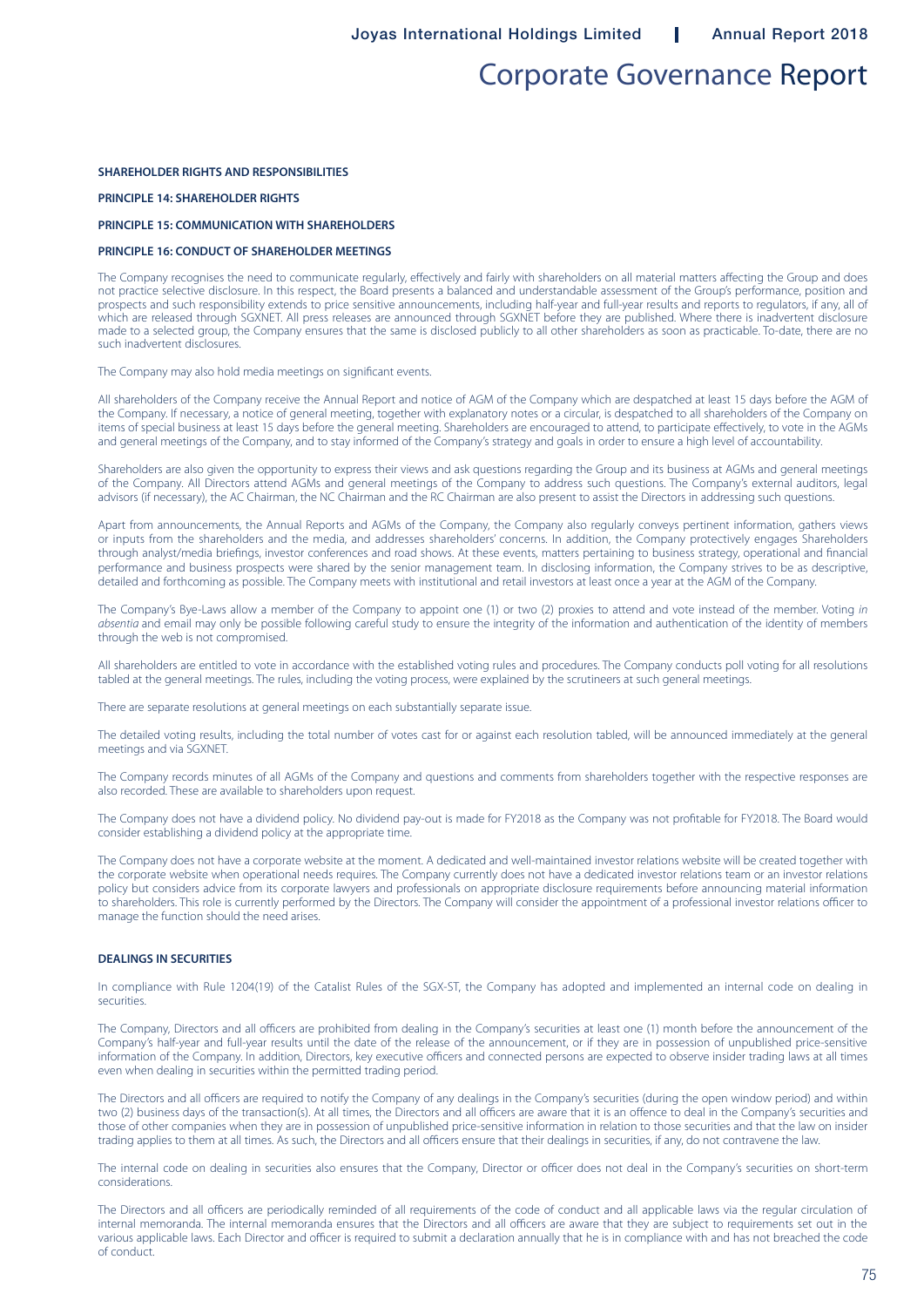**SHAREHOLDER RIGHTS AND RESPONSIBILITIES**

**PRINCIPLE 14: SHAREHOLDER RIGHTS**

**PRINCIPLE 15: COMMUNICATION WITH SHAREHOLDERS**

**PRINCIPLE 16: CONDUCT OF SHAREHOLDER MEETINGS**

The Company recognises the need to communicate regularly, effectively and fairly with shareholders on all material matters affecting the Group and does not practice selective disclosure. In this respect, the Board presents a balanced and understandable assessment of the Group's performance, position and prospects and such responsibility extends to price sensitive announcements, including half-year and full-year results and reports to regulators, if any, all of which are released through SGXNET. All press releases are announced through SGXNET before they are published. Where there is inadvertent disclosure made to a selected group, the Company ensures that the same is disclosed publicly to all other shareholders as soon as practicable. To-date, there are no such inadvertent disclosures.

The Company may also hold media meetings on significant events.

All shareholders of the Company receive the Annual Report and notice of AGM of the Company which are despatched at least 15 days before the AGM of the Company. If necessary, a notice of general meeting, together with explanatory notes or a circular, is despatched to all shareholders of the Company on items of special business at least 15 days before the general meeting. Shareholders are encouraged to attend, to participate effectively, to vote in the AGMs and general meetings of the Company, and to stay informed of the Company's strategy and goals in order to ensure a high level of accountability.

Shareholders are also given the opportunity to express their views and ask questions regarding the Group and its business at AGMs and general meetings of the Company. All Directors attend AGMs and general meetings of the Company to address such questions. The Company's external auditors, legal advisors (if necessary), the AC Chairman, the NC Chairman and the RC Chairman are also present to assist the Directors in addressing such questions.

Apart from announcements, the Annual Reports and AGMs of the Company, the Company also regularly conveys pertinent information, gathers views or inputs from the shareholders and the media, and addresses shareholders' concerns. In addition, the Company protectively engages Shareholders through analyst/media briefings, investor conferences and road shows. At these events, matters pertaining to business strategy, operational and financial performance and business prospects were shared by the senior management team. In disclosing information, the Company strives to be as descriptive, detailed and forthcoming as possible. The Company meets with institutional and retail investors at least once a year at the AGM of the Company.

The Company's Bye-Laws allow a member of the Company to appoint one (1) or two (2) proxies to attend and vote instead of the member. Voting *in absentia* and email may only be possible following careful study to ensure the integrity of the information and authentication of the identity of members through the web is not compromised.

All shareholders are entitled to vote in accordance with the established voting rules and procedures. The Company conducts poll voting for all resolutions tabled at the general meetings. The rules, including the voting process, were explained by the scrutineers at such general meetings.

There are separate resolutions at general meetings on each substantially separate issue.

The detailed voting results, including the total number of votes cast for or against each resolution tabled, will be announced immediately at the general meetings and via SGXNET.

The Company records minutes of all AGMs of the Company and questions and comments from shareholders together with the respective responses are also recorded. These are available to shareholders upon request.

The Company does not have a dividend policy. No dividend pay-out is made for FY2018 as the Company was not profitable for FY2018. The Board would consider establishing a dividend policy at the appropriate time.

The Company does not have a corporate website at the moment. A dedicated and well-maintained investor relations website will be created together with the corporate website when operational needs requires. The Company currently does not have a dedicated investor relations team or an investor relations policy but considers advice from its corporate lawyers and professionals on appropriate disclosure requirements before announcing material information to shareholders. This role is currently performed by the Directors. The Company will consider the appointment of a professional investor relations officer to manage the function should the need arises.

**DEALINGS IN SECURITIES**

In compliance with Rule 1204(19) of the Catalist Rules of the SGX-ST, the Company has adopted and implemented an internal code on dealing in securities.

The Company, Directors and all officers are prohibited from dealing in the Company's securities at least one (1) month before the announcement of the Company's half-year and full-year results until the date of the release of the announcement, or if they are in possession of unpublished price-sensitive information of the Company. In addition, Directors, key executive officers and connected persons are expected to observe insider trading laws at all times even when dealing in securities within the permitted trading period.

The Directors and all officers are required to notify the Company of any dealings in the Company's securities (during the open window period) and within two (2) business days of the transaction(s). At all times, the Directors and all officers are aware that it is an offence to deal in the Company's securities and those of other companies when they are in possession of unpublished price-sensitive information in relation to those securities and that the law on insider trading applies to them at all times. As such, the Directors and all officers ensure that their dealings in securities, if any, do not contravene the law.

The internal code on dealing in securities also ensures that the Company, Director or officer does not deal in the Company's securities on short-term considerations.

The Directors and all officers are periodically reminded of all requirements of the code of conduct and all applicable laws via the regular circulation of internal memoranda. The internal memoranda ensures that the Directors and all officers are aware that they are subject to requirements set out in the various applicable laws. Each Director and officer is required to submit a declaration annually that he is in compliance with and has not breached the code of conduct.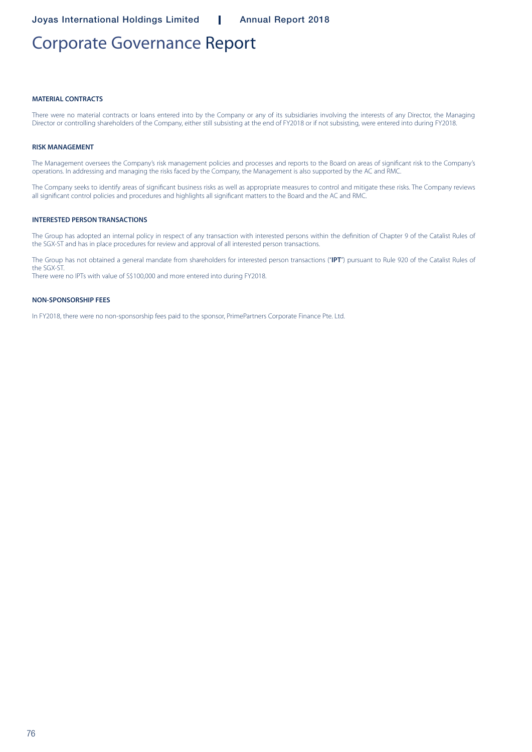# Corporate Governance Report

#### MATERIAL CONTRACTS

There were no material contracts or loans entered into by the Company or any of its subsidiaries involving the interests of any Director, the Managing Director or controlling shareholders of the Company, either still subsisting at the end of FY2018 or if not subsisting, were entered into during FY2018.

#### RISK MANAGEMENT

The Management oversees the Company's risk management policies and processes and reports to the Board on areas of significant risk to the Company's operations. In addressing and managing the risks faced by the Company, the Management is also supported by the AC and RMC.

The Company seeks to identify areas of significant business risks as well as appropriate measures to control and mitigate these risks. The Company reviews all significant control policies and procedures and highlights all significant matters to the Board and the AC and RMC.

#### INTERESTED PERSON TRANSACTIONS

The Group has adopted an internal policy in respect of any transaction with interested persons within the definition of Chapter 9 of the Catalist Rules of the SGX-ST and has in place procedures for review and approval of all interested person transactions.

The Group has not obtained a general mandate from shareholders for interested person transactions ("**IPT**") pursuant to Rule 920 of the Catalist Rules of the SGX-ST.
There were no IPTs with value of S$100,000 and more entered into during FY2018.

#### NON-SPONSORSHIP FEES

In FY2018, there were no non-sponsorship fees paid to the sponsor, PrimePartners Corporate Finance Pte. Ltd.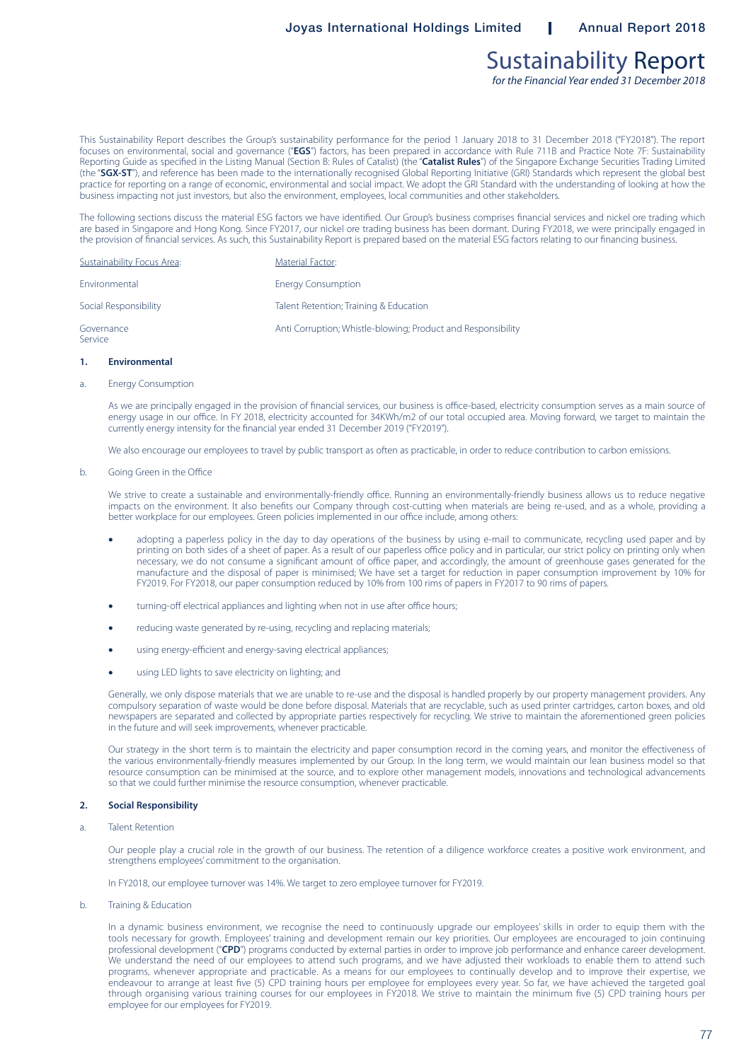# Sustainability Report

*for the Financial Year ended 31 December 2018*

This Sustainability Report describes the Group's sustainability performance for the period 1 January 2018 to 31 December 2018 ("FY2018"). The report focuses on environmental, social and governance ("**EGS**") factors, has been prepared in accordance with Rule 711B and Practice Note 7F: Sustainability Reporting Guide as specified in the Listing Manual (Section B: Rules of Catalist) (the "**Catalist Rules**") of the Singapore Exchange Securities Trading Limited (the "**SGX-ST**"), and reference has been made to the internationally recognised Global Reporting Initiative (GRI) Standards which represent the global best practice for reporting on a range of economic, environmental and social impact. We adopt the GRI Standard with the understanding of looking at how the business impacting not just investors, but also the environment, employees, local communities and other stakeholders.

The following sections discuss the material ESG factors we have identified. Our Group's business comprises financial services and nickel ore trading which are based in Singapore and Hong Kong. Since FY2017, our nickel ore trading business has been dormant. During FY2018, we were principally engaged in the provision of financial services. As such, this Sustainability Report is prepared based on the material ESG factors relating to our financing business.

| Sustainability Focus Area: | Material Factor: |
|---|---|
| Environmental | Energy Consumption |
| Social Responsibility | Talent Retention; Training & Education |
| Governance<br>Service | Anti Corruption; Whistle-blowing; Product and Responsibility |

## 1. Environmental

### a. Energy Consumption

As we are principally engaged in the provision of financial services, our business is office-based, electricity consumption serves as a main source of energy usage in our office. In FY 2018, electricity accounted for 34KWh/m2 of our total occupied area. Moving forward, we target to maintain the currently energy intensity for the financial year ended 31 December 2019 ("FY2019").

We also encourage our employees to travel by public transport as often as practicable, in order to reduce contribution to carbon emissions.

### b. Going Green in the Office

We strive to create a sustainable and environmentally-friendly office. Running an environmentally-friendly business allows us to reduce negative impacts on the environment. It also benefits our Company through cost-cutting when materials are being re-used, and as a whole, providing a better workplace for our employees. Green policies implemented in our office include, among others:

- adopting a paperless policy in the day to day operations of the business by using e-mail to communicate, recycling used paper and by printing on both sides of a sheet of paper. As a result of our paperless office policy and in particular, our strict policy on printing only when necessary, we do not consume a significant amount of office paper, and accordingly, the amount of greenhouse gases generated for the manufacture and the disposal of paper is minimised; We have set a target for reduction in paper consumption improvement by 10% for FY2019. For FY2018, our paper consumption reduced by 10% from 100 rims of papers in FY2017 to 90 rims of papers.
- turning-off electrical appliances and lighting when not in use after office hours;
- reducing waste generated by re-using, recycling and replacing materials;
- using energy-efficient and energy-saving electrical appliances;
- using LED lights to save electricity on lighting; and

Generally, we only dispose materials that we are unable to re-use and the disposal is handled properly by our property management providers. Any compulsory separation of waste would be done before disposal. Materials that are recyclable, such as used printer cartridges, carton boxes, and old newspapers are separated and collected by appropriate parties respectively for recycling. We strive to maintain the aforementioned green policies in the future and will seek improvements, whenever practicable.

Our strategy in the short term is to maintain the electricity and paper consumption record in the coming years, and monitor the effectiveness of the various environmentally-friendly measures implemented by our Group. In the long term, we would maintain our lean business model so that resource consumption can be minimised at the source, and to explore other management models, innovations and technological advancements so that we could further minimise the resource consumption, whenever practicable.

## 2. Social Responsibility

### a. Talent Retention

Our people play a crucial role in the growth of our business. The retention of a diligence workforce creates a positive work environment, and strengthens employees' commitment to the organisation.

In FY2018, our employee turnover was 14%. We target to zero employee turnover for FY2019.

### b. Training & Education

In a dynamic business environment, we recognise the need to continuously upgrade our employees' skills in order to equip them with the tools necessary for growth. Employees' training and development remain our key priorities. Our employees are encouraged to join continuing professional development ("**CPD**") programs conducted by external parties in order to improve job performance and enhance career development. We understand the need of our employees to attend such programs, and we have adjusted their workloads to enable them to attend such programs, whenever appropriate and practicable. As a means for our employees to continually develop and to improve their expertise, we endeavour to arrange at least five (5) CPD training hours per employee for employees every year. So far, we have achieved the targeted goal through organising various training courses for our employees in FY2018. We strive to maintain the minimum five (5) CPD training hours per employee for our employees for FY2019.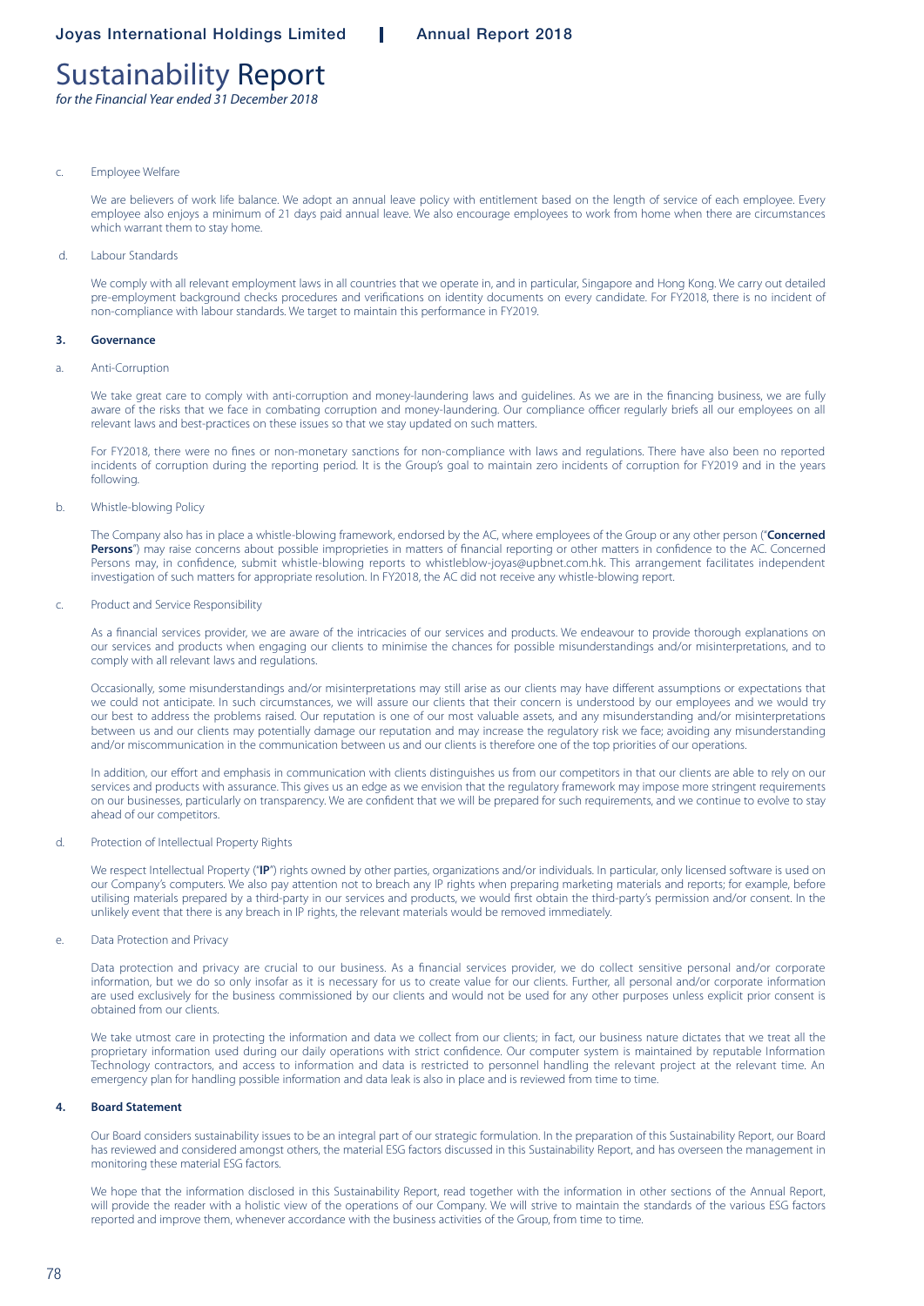# Sustainability Report

*for the Financial Year ended 31 December 2018*

c. Employee Welfare

We are believers of work life balance. We adopt an annual leave policy with entitlement based on the length of service of each employee. Every employee also enjoys a minimum of 21 days paid annual leave. We also encourage employees to work from home when there are circumstances which warrant them to stay home.

d. Labour Standards

We comply with all relevant employment laws in all countries that we operate in, and in particular, Singapore and Hong Kong. We carry out detailed pre-employment background checks procedures and verifications on identity documents on every candidate. For FY2018, there is no incident of non-compliance with labour standards. We target to maintain this performance in FY2019.

## 3. Governance

a. Anti-Corruption

We take great care to comply with anti-corruption and money-laundering laws and guidelines. As we are in the financing business, we are fully aware of the risks that we face in combating corruption and money-laundering. Our compliance officer regularly briefs all our employees on all relevant laws and best-practices on these issues so that we stay updated on such matters.

For FY2018, there were no fines or non-monetary sanctions for non-compliance with laws and regulations. There have also been no reported incidents of corruption during the reporting period. It is the Group's goal to maintain zero incidents of corruption for FY2019 and in the years following.

b. Whistle-blowing Policy

The Company also has in place a whistle-blowing framework, endorsed by the AC, where employees of the Group or any other person ("**Concerned Persons**") may raise concerns about possible improprieties in matters of financial reporting or other matters in confidence to the AC. Concerned Persons may, in confidence, submit whistle-blowing reports to whistleblow-joyas@upbnet.com.hk. This arrangement facilitates independent investigation of such matters for appropriate resolution. In FY2018, the AC did not receive any whistle-blowing report.

c. Product and Service Responsibility

As a financial services provider, we are aware of the intricacies of our services and products. We endeavour to provide thorough explanations on our services and products when engaging our clients to minimise the chances for possible misunderstandings and/or misinterpretations, and to comply with all relevant laws and regulations.

Occasionally, some misunderstandings and/or misinterpretations may still arise as our clients may have different assumptions or expectations that we could not anticipate. In such circumstances, we will assure our clients that their concern is understood by our employees and we would try our best to address the problems raised. Our reputation is one of our most valuable assets, and any misunderstanding and/or misinterpretations between us and our clients may potentially damage our reputation and may increase the regulatory risk we face; avoiding any misunderstanding and/or miscommunication in the communication between us and our clients is therefore one of the top priorities of our operations.

In addition, our effort and emphasis in communication with clients distinguishes us from our competitors in that our clients are able to rely on our services and products with assurance. This gives us an edge as we envision that the regulatory framework may impose more stringent requirements on our businesses, particularly on transparency. We are confident that we will be prepared for such requirements, and we continue to evolve to stay ahead of our competitors.

d. Protection of Intellectual Property Rights

We respect Intellectual Property ("**IP**") rights owned by other parties, organizations and/or individuals. In particular, only licensed software is used on our Company's computers. We also pay attention not to breach any IP rights when preparing marketing materials and reports; for example, before utilising materials prepared by a third-party in our services and products, we would first obtain the third-party's permission and/or consent. In the unlikely event that there is any breach in IP rights, the relevant materials would be removed immediately.

e. Data Protection and Privacy

Data protection and privacy are crucial to our business. As a financial services provider, we do collect sensitive personal and/or corporate information, but we do so only insofar as it is necessary for us to create value for our clients. Further, all personal and/or corporate information are used exclusively for the business commissioned by our clients and would not be used for any other purposes unless explicit prior consent is obtained from our clients.

We take utmost care in protecting the information and data we collect from our clients; in fact, our business nature dictates that we treat all the proprietary information used during our daily operations with strict confidence. Our computer system is maintained by reputable Information Technology contractors, and access to information and data is restricted to personnel handling the relevant project at the relevant time. An emergency plan for handling possible information and data leak is also in place and is reviewed from time to time.

## 4. Board Statement

Our Board considers sustainability issues to be an integral part of our strategic formulation. In the preparation of this Sustainability Report, our Board has reviewed and considered amongst others, the material ESG factors discussed in this Sustainability Report, and has overseen the management in monitoring these material ESG factors.

We hope that the information disclosed in this Sustainability Report, read together with the information in other sections of the Annual Report, will provide the reader with a holistic view of the operations of our Company. We will strive to maintain the standards of the various ESG factors reported and improve them, whenever accordance with the business activities of the Group, from time to time.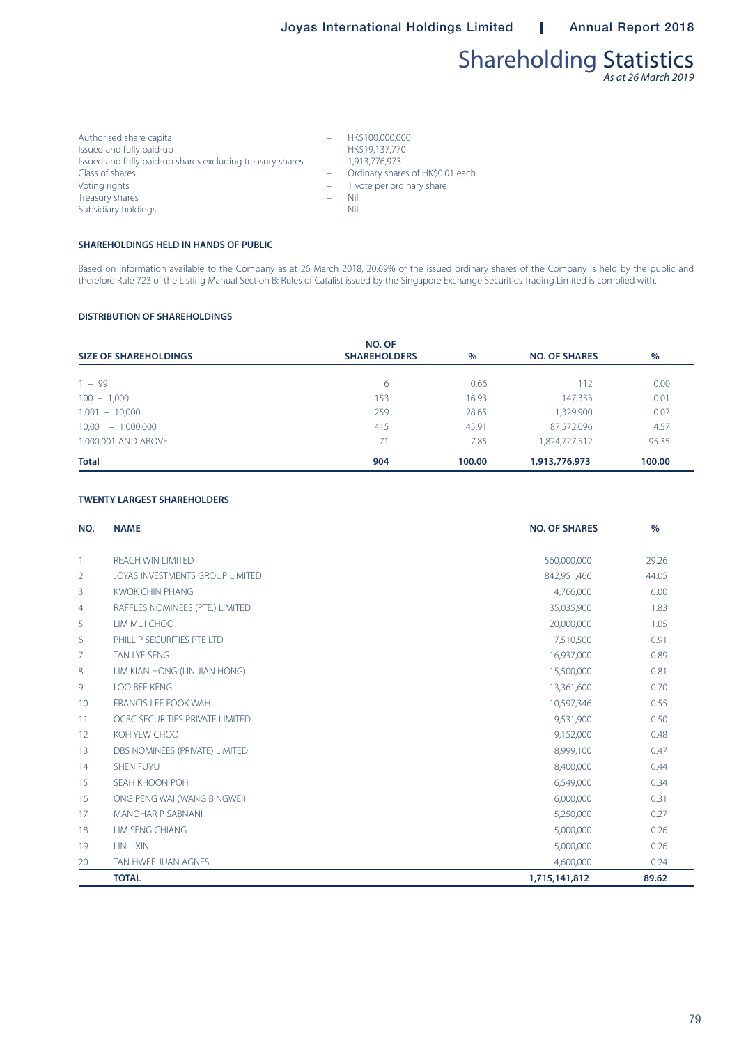# Shareholding Statistics

*As at 26 March 2019*

| | | |
|---|---|---|
| Authorised share capital | – | HK$100,000,000 |
| Issued and fully paid-up | – | HK$19,137,770 |
| Issued and fully paid-up shares excluding treasury shares | – | 1,913,776,973 |
| Class of shares | – | Ordinary shares of HK$0.01 each |
| Voting rights | – | 1 vote per ordinary share |
| Treasury shares | – | Nil |
| Subsidiary holdings | – | Nil |

### SHAREHOLDINGS HELD IN HANDS OF PUBLIC

Based on information available to the Company as at 26 March 2018, 20.69% of the issued ordinary shares of the Company is held by the public and therefore Rule 723 of the Listing Manual Section B: Rules of Catalist issued by the Singapore Exchange Securities Trading Limited is complied with.

### DISTRIBUTION OF SHAREHOLDINGS

| SIZE OF SHAREHOLDINGS | NO. OF SHAREHOLDERS | % | NO. OF SHARES | % |
|---|---|---|---|---|
| 1 – 99 | 6 | 0.66 | 112 | 0.00 |
| 100 – 1,000 | 153 | 16.93 | 147,353 | 0.01 |
| 1,001 – 10,000 | 259 | 28.65 | 1,329,900 | 0.07 |
| 10,001 – 1,000,000 | 415 | 45.91 | 87,572,096 | 4.57 |
| 1,000,001 AND ABOVE | 71 | 7.85 | 1,824,727,512 | 95.35 |
| **Total** | **904** | **100.00** | **1,913,776,973** | **100.00** |

### TWENTY LARGEST SHAREHOLDERS

| NO. | NAME | NO. OF SHARES | % |
|---|---|---|---|
| 1 | REACH WIN LIMITED | 560,000,000 | 29.26 |
| 2 | JOYAS INVESTMENTS GROUP LIMITED | 842,951,466 | 44.05 |
| 3 | KWOK CHIN PHANG | 114,766,000 | 6.00 |
| 4 | RAFFLES NOMINEES (PTE.) LIMITED | 35,035,900 | 1.83 |
| 5 | LIM MUI CHOO | 20,000,000 | 1.05 |
| 6 | PHILLIP SECURITIES PTE LTD | 17,510,500 | 0.91 |
| 7 | TAN LYE SENG | 16,937,000 | 0.89 |
| 8 | LIM KIAN HONG (LIN JIAN HONG) | 15,500,000 | 0.81 |
| 9 | LOO BEE KENG | 13,361,600 | 0.70 |
| 10 | FRANCIS LEE FOOK WAH | 10,597,346 | 0.55 |
| 11 | OCBC SECURITIES PRIVATE LIMITED | 9,531,900 | 0.50 |
| 12 | KOH YEW CHOO | 9,152,000 | 0.48 |
| 13 | DBS NOMINEES (PRIVATE) LIMITED | 8,999,100 | 0.47 |
| 14 | SHEN FUYU | 8,400,000 | 0.44 |
| 15 | SEAH KHOON POH | 6,549,000 | 0.34 |
| 16 | ONG PENG WAI (WANG BINGWEI) | 6,000,000 | 0.31 |
| 17 | MANOHAR P SABNANI | 5,250,000 | 0.27 |
| 18 | LIM SENG CHIANG | 5,000,000 | 0.26 |
| 19 | LIN LIXIN | 5,000,000 | 0.26 |
| 20 | TAN HWEE JUAN AGNES | 4,600,000 | 0.24 |
| | **TOTAL** | **1,715,141,812** | **89.62** |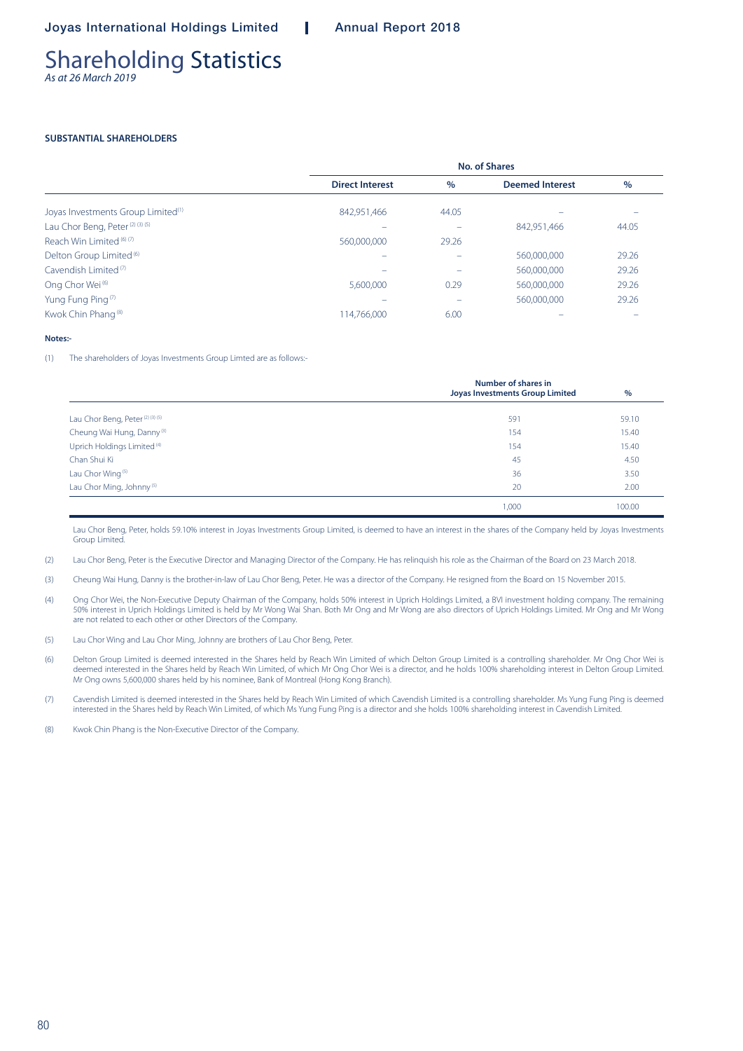# Shareholding Statistics

*As at 26 March 2019*

**SUBSTANTIAL SHAREHOLDERS**

| | No. of Shares | | | |
|---|---|---|---|---|
| | Direct Interest | % | Deemed Interest | % |
| Joyas Investments Group Limited[1] | 842,951,466 | 44.05 | – | – |
| Lau Chor Beng, Peter [2] [3] [5] | – | – | 842,951,466 | 44.05 |
| Reach Win Limited [6] [7] | 560,000,000 | 29.26 | | |
| Delton Group Limited [6] | – | – | 560,000,000 | 29.26 |
| Cavendish Limited [7] | – | – | 560,000,000 | 29.26 |
| Ong Chor Wei [6] | 5,600,000 | 0.29 | 560,000,000 | 29.26 |
| Yung Fung Ping [7] | – | – | 560,000,000 | 29.26 |
| Kwok Chin Phang [8] | 114,766,000 | 6.00 | – | – |

**Notes:-**

(1) The shareholders of Joyas Investments Group Limted are as follows:-

| | Number of shares in Joyas Investments Group Limited | % |
|---|---|---|
| Lau Chor Beng, Peter [2] [3] [5] | 591 | 59.10 |
| Cheung Wai Hung, Danny [3] | 154 | 15.40 |
| Uprich Holdings Limited [4] | 154 | 15.40 |
| Chan Shui Ki | 45 | 4.50 |
| Lau Chor Wing [5] | 36 | 3.50 |
| Lau Chor Ming, Johnny [5] | 20 | 2.00 |
| | 1,000 | 100.00 |

Lau Chor Beng, Peter, holds 59.10% interest in Joyas Investments Group Limited, is deemed to have an interest in the shares of the Company held by Joyas Investments Group Limited.

(2) Lau Chor Beng, Peter is the Executive Director and Managing Director of the Company. He has relinquish his role as the Chairman of the Board on 23 March 2018.

(3) Cheung Wai Hung, Danny is the brother-in-law of Lau Chor Beng, Peter. He was a director of the Company. He resigned from the Board on 15 November 2015.

(4) Ong Chor Wei, the Non-Executive Deputy Chairman of the Company, holds 50% interest in Uprich Holdings Limited, a BVI investment holding company. The remaining 50% interest in Uprich Holdings Limited is held by Mr Wong Wai Shan. Both Mr Ong and Mr Wong are also directors of Uprich Holdings Limited. Mr Ong and Mr Wong are not related to each other or other Directors of the Company.

(5) Lau Chor Wing and Lau Chor Ming, Johnny are brothers of Lau Chor Beng, Peter.

(6) Delton Group Limited is deemed interested in the Shares held by Reach Win Limited of which Delton Group Limited is a controlling shareholder. Mr Ong Chor Wei is deemed interested in the Shares held by Reach Win Limited, of which Mr Ong Chor Wei is a director, and he holds 100% shareholding interest in Delton Group Limited. Mr Ong owns 5,600,000 shares held by his nominee, Bank of Montreal (Hong Kong Branch).

(7) Cavendish Limited is deemed interested in the Shares held by Reach Win Limited of which Cavendish Limited is a controlling shareholder. Ms Yung Fung Ping is deemed interested in the Shares held by Reach Win Limited, of which Ms Yung Fung Ping is a director and she holds 100% shareholding interest in Cavendish Limited.

(8) Kwok Chin Phang is the Non-Executive Director of the Company.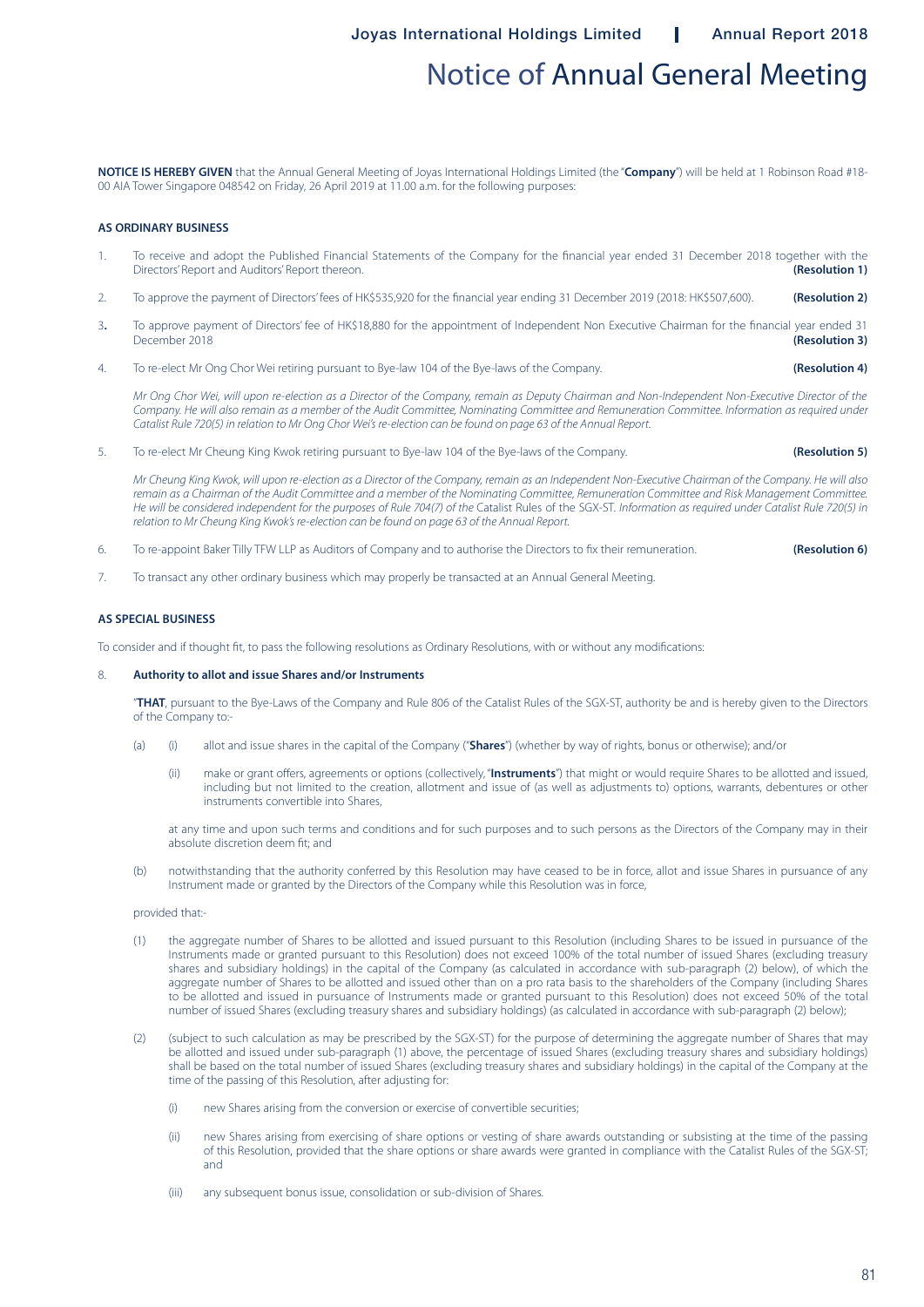# Notice of Annual General Meeting

**NOTICE IS HEREBY GIVEN** that the Annual General Meeting of Joyas International Holdings Limited (the "**Company**") will be held at 1 Robinson Road #18-00 AIA Tower Singapore 048542 on Friday, 26 April 2019 at 11.00 a.m. for the following purposes:

**AS ORDINARY BUSINESS**

1. To receive and adopt the Published Financial Statements of the Company for the financial year ended 31 December 2018 together with the Directors' Report and Auditors' Report thereon. **(Resolution 1)**

2. To approve the payment of Directors' fees of HK$535,920 for the financial year ending 31 December 2019 (2018: HK$507,600). **(Resolution 2)**

3. To approve payment of Directors' fee of HK$18,880 for the appointment of Independent Non Executive Chairman for the financial year ended 31 December 2018 **(Resolution 3)**

4. To re-elect Mr Ong Chor Wei retiring pursuant to Bye-law 104 of the Bye-laws of the Company. **(Resolution 4)**

   *Mr Ong Chor Wei, will upon re-election as a Director of the Company, remain as Deputy Chairman and Non-Independent Non-Executive Director of the Company. He will also remain as a member of the Audit Committee, Nominating Committee and Remuneration Committee. Information as required under Catalist Rule 720(5) in relation to Mr Ong Chor Wei's re-election can be found on page 63 of the Annual Report.*

5. To re-elect Mr Cheung King Kwok retiring pursuant to Bye-law 104 of the Bye-laws of the Company. **(Resolution 5)**

   *Mr Cheung King Kwok, will upon re-election as a Director of the Company, remain as an Independent Non-Executive Chairman of the Company. He will also remain as a Chairman of the Audit Committee and a member of the Nominating Committee, Remuneration Committee and Risk Management Committee. He will be considered independent for the purposes of Rule 704(7) of the* Catalist Rules of the SGX-ST. *Information as required under Catalist Rule 720(5) in relation to Mr Cheung King Kwok's re-election can be found on page 63 of the Annual Report.*

6. To re-appoint Baker Tilly TFW LLP as Auditors of Company and to authorise the Directors to fix their remuneration. **(Resolution 6)**

7. To transact any other ordinary business which may properly be transacted at an Annual General Meeting.

**AS SPECIAL BUSINESS**

To consider and if thought fit, to pass the following resolutions as Ordinary Resolutions, with or without any modifications:

8. **Authority to allot and issue Shares and/or Instruments**

   "**THAT**, pursuant to the Bye-Laws of the Company and Rule 806 of the Catalist Rules of the SGX-ST, authority be and is hereby given to the Directors of the Company to:-

   (a) (i) allot and issue shares in the capital of the Company ("**Shares**") (whether by way of rights, bonus or otherwise); and/or

   (ii) make or grant offers, agreements or options (collectively, "**Instruments**") that might or would require Shares to be allotted and issued, including but not limited to the creation, allotment and issue of (as well as adjustments to) options, warrants, debentures or other instruments convertible into Shares,

   at any time and upon such terms and conditions and for such purposes and to such persons as the Directors of the Company may in their absolute discretion deem fit; and

   (b) notwithstanding that the authority conferred by this Resolution may have ceased to be in force, allot and issue Shares in pursuance of any Instrument made or granted by the Directors of the Company while this Resolution was in force,

   provided that:-

   (1) the aggregate number of Shares to be allotted and issued pursuant to this Resolution (including Shares to be issued in pursuance of the Instruments made or granted pursuant to this Resolution) does not exceed 100% of the total number of issued Shares (excluding treasury shares and subsidiary holdings) in the capital of the Company (as calculated in accordance with sub-paragraph (2) below), of which the aggregate number of Shares to be allotted and issued other than on a pro rata basis to the shareholders of the Company (including Shares to be allotted and issued in pursuance of Instruments made or granted pursuant to this Resolution) does not exceed 50% of the total number of issued Shares (excluding treasury shares and subsidiary holdings) (as calculated in accordance with sub-paragraph (2) below);

   (2) (subject to such calculation as may be prescribed by the SGX-ST) for the purpose of determining the aggregate number of Shares that may be allotted and issued under sub-paragraph (1) above, the percentage of issued Shares (excluding treasury shares and subsidiary holdings) shall be based on the total number of issued Shares (excluding treasury shares and subsidiary holdings) in the capital of the Company at the time of the passing of this Resolution, after adjusting for:

   (i) new Shares arising from the conversion or exercise of convertible securities;

   (ii) new Shares arising from exercising of share options or vesting of share awards outstanding or subsisting at the time of the passing of this Resolution, provided that the share options or share awards were granted in compliance with the Catalist Rules of the SGX-ST; and

   (iii) any subsequent bonus issue, consolidation or sub-division of Shares.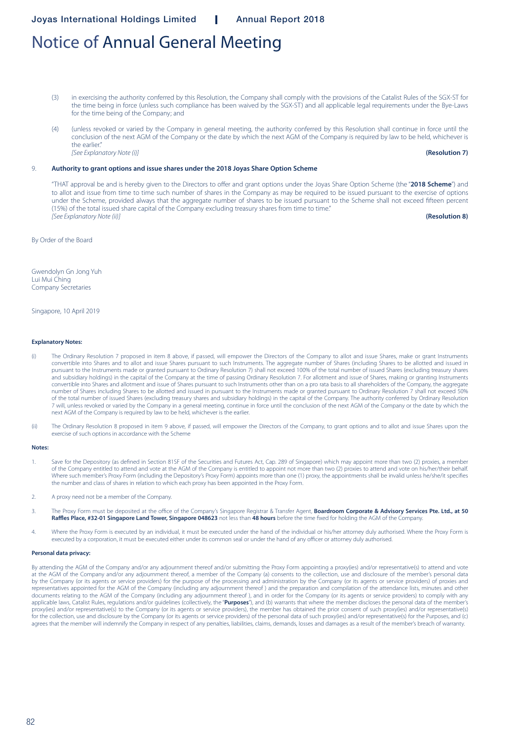# Notice of Annual General Meeting

(3) in exercising the authority conferred by this Resolution, the Company shall comply with the provisions of the Catalist Rules of the SGX-ST for the time being in force (unless such compliance has been waived by the SGX-ST) and all applicable legal requirements under the Bye-Laws for the time being of the Company; and

(4) (unless revoked or varied by the Company in general meeting, the authority conferred by this Resolution shall continue in force until the conclusion of the next AGM of the Company or the date by which the next AGM of the Company is required by law to be held, whichever is the earlier."
*[See Explanatory Note (i)]* **(Resolution 7)**

9. **Authority to grant options and issue shares under the 2018 Joyas Share Option Scheme**

"THAT approval be and is hereby given to the Directors to offer and grant options under the Joyas Share Option Scheme (the "**2018 Scheme**") and to allot and issue from time to time such number of shares in the Company as may be required to be issued pursuant to the exercise of options under the Scheme, provided always that the aggregate number of shares to be issued pursuant to the Scheme shall not exceed fifteen percent (15%) of the total issued share capital of the Company excluding treasury shares from time to time."
*[See Explanatory Note (ii)]* **(Resolution 8)**

By Order of the Board

Gwendolyn Gn Jong Yuh
Lui Mui Ching
Company Secretaries

Singapore, 10 April 2019

**Explanatory Notes:**

(i) The Ordinary Resolution 7 proposed in item 8 above, if passed, will empower the Directors of the Company to allot and issue Shares, make or grant Instruments convertible into Shares and to allot and issue Shares pursuant to such Instruments. The aggregate number of Shares (including Shares to be allotted and issued in pursuant to the Instruments made or granted pursuant to Ordinary Resolution 7) shall not exceed 100% of the total number of issued Shares (excluding treasury shares and subsidiary holdings) in the capital of the Company at the time of passing Ordinary Resolution 7. For allotment and issue of Shares, making or granting Instruments convertible into Shares and allotment and issue of Shares pursuant to such Instruments other than on a pro rata basis to all shareholders of the Company, the aggregate number of Shares including Shares to be allotted and issued in pursuant to the Instruments made or granted pursuant to Ordinary Resolution 7 shall not exceed 50% of the total number of issued Shares (excluding treasury shares and subsidiary holdings) in the capital of the Company. The authority conferred by Ordinary Resolution 7 will, unless revoked or varied by the Company in a general meeting, continue in force until the conclusion of the next AGM of the Company or the date by which the next AGM of the Company is required by law to be held, whichever is the earlier.

(ii) The Ordinary Resolution 8 proposed in item 9 above, if passed, will empower the Directors of the Company, to grant options and to allot and issue Shares upon the exercise of such options in accordance with the Scheme

**Notes:**

1. Save for the Depository (as defined in Section 81SF of the Securities and Futures Act, Cap. 289 of Singapore) which may appoint more than two (2) proxies, a member of the Company entitled to attend and vote at the AGM of the Company is entitled to appoint not more than two (2) proxies to attend and vote on his/her/their behalf. Where such member's Proxy Form (including the Depository's Proxy Form) appoints more than one (1) proxy, the appointments shall be invalid unless he/she/it specifies the number and class of shares in relation to which each proxy has been appointed in the Proxy Form.

2. A proxy need not be a member of the Company.

3. The Proxy Form must be deposited at the office of the Company's Singapore Registrar & Transfer Agent, **Boardroom Corporate & Advisory Services Pte. Ltd., at 50 Raffles Place, #32-01 Singapore Land Tower, Singapore 048623** not less than **48 hours** before the time fixed for holding the AGM of the Company.

4. Where the Proxy Form is executed by an individual, it must be executed under the hand of the individual or his/her attorney duly authorised. Where the Proxy Form is executed by a corporation, it must be executed either under its common seal or under the hand of any officer or attorney duly authorised.

**Personal data privacy:**

By attending the AGM of the Company and/or any adjournment thereof and/or submitting the Proxy Form appointing a proxy(ies) and/or representative(s) to attend and vote at the AGM of the Company and/or any adjournment thereof, a member of the Company (a) consents to the collection, use and disclosure of the member's personal data by the Company (or its agents or service providers) for the purpose of the processing and administration by the Company (or its agents or service providers) of proxies and representatives appointed for the AGM of the Company (including any adjournment thereof ) and the preparation and compilation of the attendance lists, minutes and other documents relating to the AGM of the Company (including any adjournment thereof ), and in order for the Company (or its agents or service providers) to comply with any applicable laws, Catalist Rules, regulations and/or guidelines (collectively, the "**Purposes**"), and (b) warrants that where the member discloses the personal data of the member's proxy(ies) and/or representative(s) to the Company (or its agents or service providers), the member has obtained the prior consent of such proxy(ies) and/or representative(s) for the collection, use and disclosure by the Company (or its agents or service providers) of the personal data of such proxy(ies) and/or representative(s) for the Purposes, and (c) agrees that the member will indemnify the Company in respect of any penalties, liabilities, claims, demands, losses and damages as a result of the member's breach of warranty.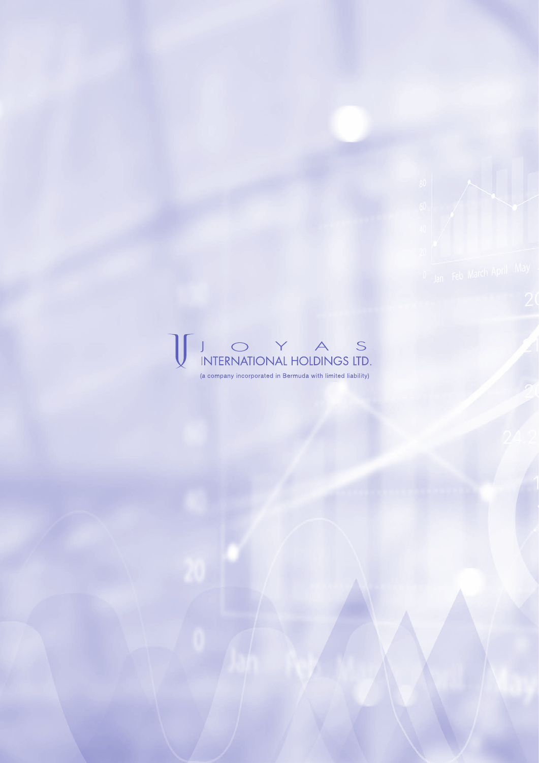JOYAS INTERNATIONAL HOLDINGS LTD.

(a company incorporated in Bermuda with limited liability)